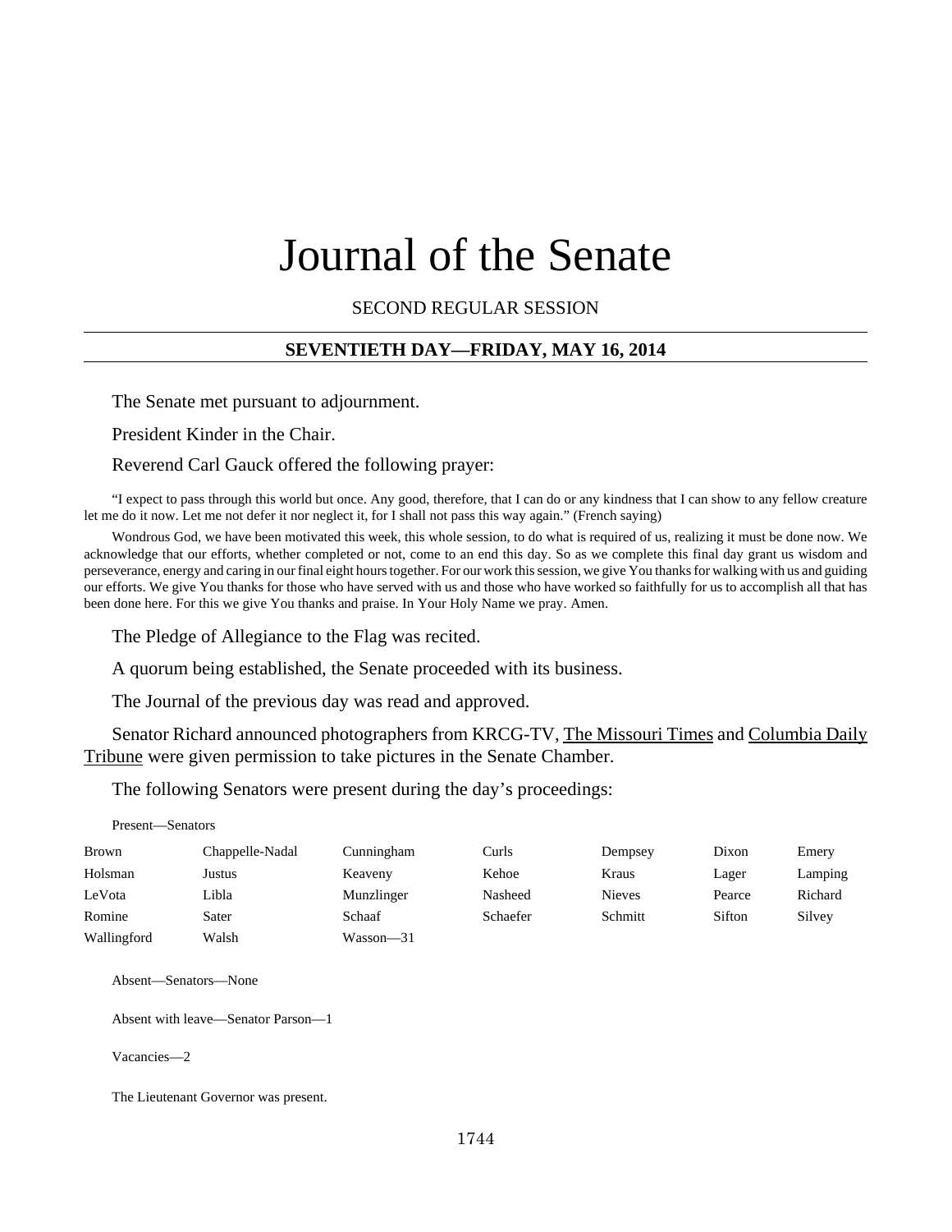# Journal of the Senate

SECOND REGULAR SESSION

**SEVENTIETH DAY—FRIDAY, MAY 16, 2014**

The Senate met pursuant to adjournment.

President Kinder in the Chair.

Reverend Carl Gauck offered the following prayer:

"I expect to pass through this world but once. Any good, therefore, that I can do or any kindness that I can show to any fellow creature let me do it now. Let me not defer it nor neglect it, for I shall not pass this way again." (French saying)

Wondrous God, we have been motivated this week, this whole session, to do what is required of us, realizing it must be done now. We acknowledge that our efforts, whether completed or not, come to an end this day. So as we complete this final day grant us wisdom and perseverance, energy and caring in our final eight hours together. For our work this session, we give You thanks for walking with us and guiding our efforts. We give You thanks for those who have served with us and those who have worked so faithfully for us to accomplish all that has been done here. For this we give You thanks and praise. In Your Holy Name we pray. Amen.

The Pledge of Allegiance to the Flag was recited.

A quorum being established, the Senate proceeded with its business.

The Journal of the previous day was read and approved.

Senator Richard announced photographers from KRCG-TV, The Missouri Times and Columbia Daily Tribune were given permission to take pictures in the Senate Chamber.

The following Senators were present during the day's proceedings:

Present—Senators

| | | | | | | |
|---|---|---|---|---|---|---|
| Brown | Chappelle-Nadal | Cunningham | Curls | Dempsey | Dixon | Emery |
| Holsman | Justus | Keaveny | Kehoe | Kraus | Lager | Lamping |
| LeVota | Libla | Munzlinger | Nasheed | Nieves | Pearce | Richard |
| Romine | Sater | Schaaf | Schaefer | Schmitt | Sifton | Silvey |
| Wallingford | Walsh | Wasson—31 | | | | |

Absent—Senators—None

Absent with leave—Senator Parson—1

Vacancies—2

The Lieutenant Governor was present.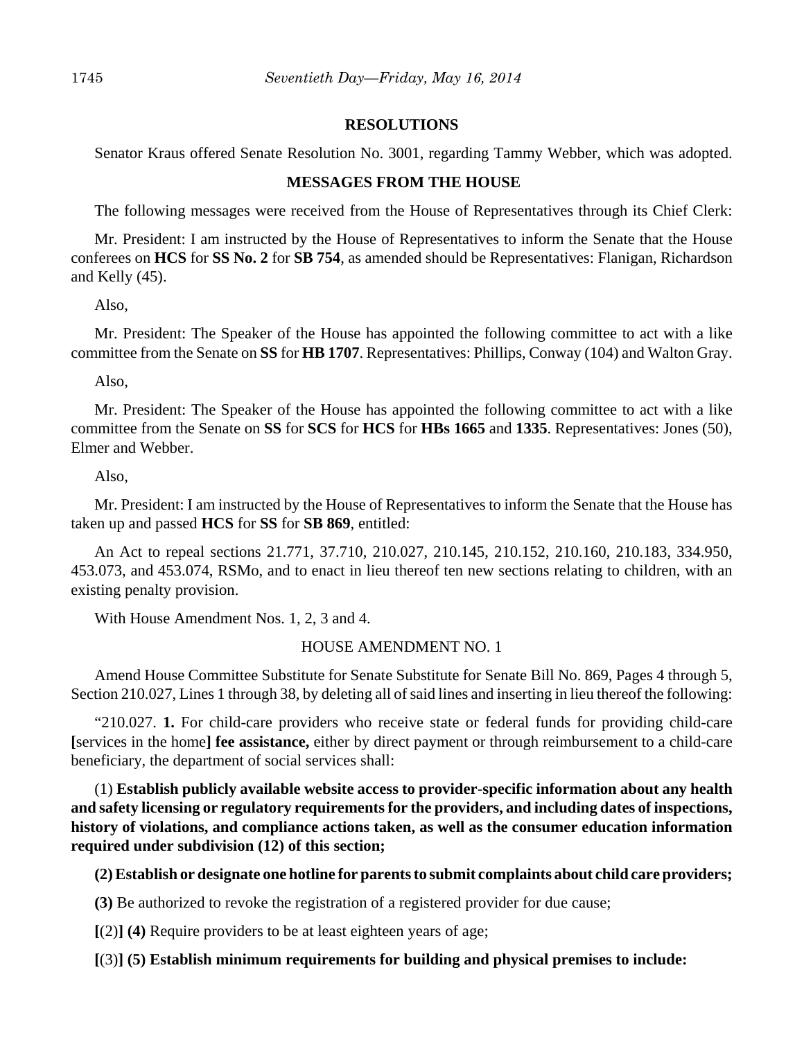## RESOLUTIONS

Senator Kraus offered Senate Resolution No. 3001, regarding Tammy Webber, which was adopted.

## MESSAGES FROM THE HOUSE

The following messages were received from the House of Representatives through its Chief Clerk:

Mr. President: I am instructed by the House of Representatives to inform the Senate that the House conferees on **HCS** for **SS No. 2** for **SB 754**, as amended should be Representatives: Flanigan, Richardson and Kelly (45).

Also,

Mr. President: The Speaker of the House has appointed the following committee to act with a like committee from the Senate on **SS** for **HB 1707**. Representatives: Phillips, Conway (104) and Walton Gray.

Also,

Mr. President: The Speaker of the House has appointed the following committee to act with a like committee from the Senate on **SS** for **SCS** for **HCS** for **HBs 1665** and **1335**. Representatives: Jones (50), Elmer and Webber.

Also,

Mr. President: I am instructed by the House of Representatives to inform the Senate that the House has taken up and passed **HCS** for **SS** for **SB 869**, entitled:

An Act to repeal sections 21.771, 37.710, 210.027, 210.145, 210.152, 210.160, 210.183, 334.950, 453.073, and 453.074, RSMo, and to enact in lieu thereof ten new sections relating to children, with an existing penalty provision.

With House Amendment Nos. 1, 2, 3 and 4.

HOUSE AMENDMENT NO. 1

Amend House Committee Substitute for Senate Substitute for Senate Bill No. 869, Pages 4 through 5, Section 210.027, Lines 1 through 38, by deleting all of said lines and inserting in lieu thereof the following:

"210.027. **1.** For child-care providers who receive state or federal funds for providing child-care **[**services in the home**] fee assistance,** either by direct payment or through reimbursement to a child-care beneficiary, the department of social services shall:

(1) **Establish publicly available website access to provider-specific information about any health and safety licensing or regulatory requirements for the providers, and including dates of inspections, history of violations, and compliance actions taken, as well as the consumer education information required under subdivision (12) of this section;**

**(2) Establish or designate one hotline for parents to submit complaints about child care providers;**

**(3)** Be authorized to revoke the registration of a registered provider for due cause;

**[**(2)**] (4)** Require providers to be at least eighteen years of age;

**[**(3)**] (5) Establish minimum requirements for building and physical premises to include:**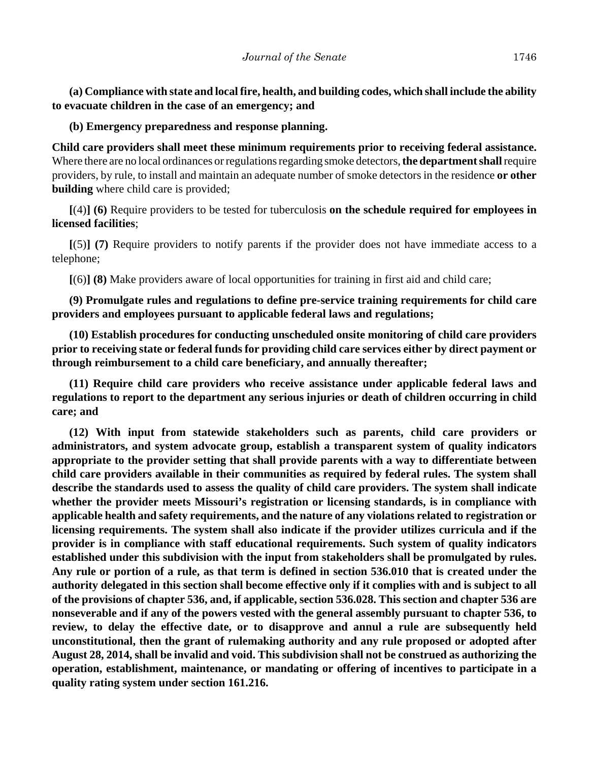**(a) Compliance with state and local fire, health, and building codes, which shall include the ability to evacuate children in the case of an emergency; and**

**(b) Emergency preparedness and response planning.**

**Child care providers shall meet these minimum requirements prior to receiving federal assistance.** Where there are no local ordinances or regulations regarding smoke detectors, **the department shall** require providers, by rule, to install and maintain an adequate number of smoke detectors in the residence **or other building** where child care is provided;

**[**(4)**] (6)** Require providers to be tested for tuberculosis **on the schedule required for employees in licensed facilities**;

**[**(5)**] (7)** Require providers to notify parents if the provider does not have immediate access to a telephone;

**[**(6)**] (8)** Make providers aware of local opportunities for training in first aid and child care;

**(9) Promulgate rules and regulations to define pre-service training requirements for child care providers and employees pursuant to applicable federal laws and regulations;**

**(10) Establish procedures for conducting unscheduled onsite monitoring of child care providers prior to receiving state or federal funds for providing child care services either by direct payment or through reimbursement to a child care beneficiary, and annually thereafter;**

**(11) Require child care providers who receive assistance under applicable federal laws and regulations to report to the department any serious injuries or death of children occurring in child care; and**

**(12) With input from statewide stakeholders such as parents, child care providers or administrators, and system advocate group, establish a transparent system of quality indicators appropriate to the provider setting that shall provide parents with a way to differentiate between child care providers available in their communities as required by federal rules. The system shall describe the standards used to assess the quality of child care providers. The system shall indicate whether the provider meets Missouri's registration or licensing standards, is in compliance with applicable health and safety requirements, and the nature of any violations related to registration or licensing requirements. The system shall also indicate if the provider utilizes curricula and if the provider is in compliance with staff educational requirements. Such system of quality indicators established under this subdivision with the input from stakeholders shall be promulgated by rules. Any rule or portion of a rule, as that term is defined in section 536.010 that is created under the authority delegated in this section shall become effective only if it complies with and is subject to all of the provisions of chapter 536, and, if applicable, section 536.028. This section and chapter 536 are nonseverable and if any of the powers vested with the general assembly pursuant to chapter 536, to review, to delay the effective date, or to disapprove and annul a rule are subsequently held unconstitutional, then the grant of rulemaking authority and any rule proposed or adopted after August 28, 2014, shall be invalid and void. This subdivision shall not be construed as authorizing the operation, establishment, maintenance, or mandating or offering of incentives to participate in a quality rating system under section 161.216.**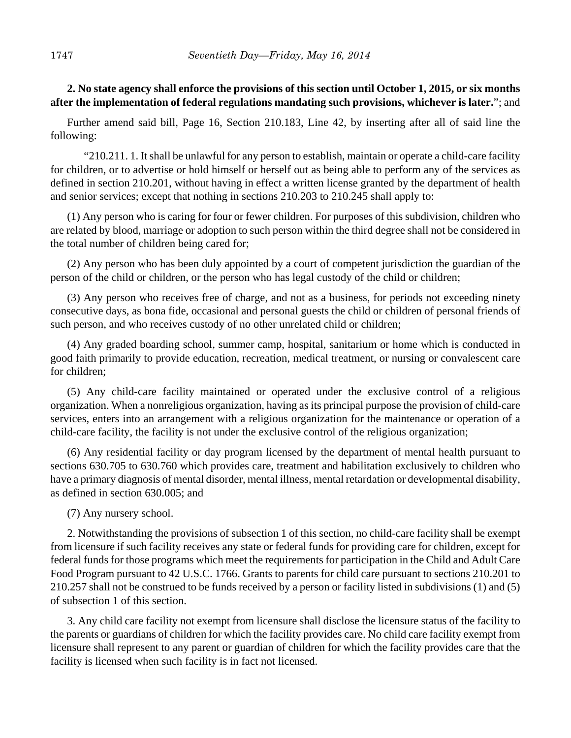**2. No state agency shall enforce the provisions of this section until October 1, 2015, or six months after the implementation of federal regulations mandating such provisions, whichever is later.**"; and

Further amend said bill, Page 16, Section 210.183, Line 42, by inserting after all of said line the following:

"210.211. 1. It shall be unlawful for any person to establish, maintain or operate a child-care facility for children, or to advertise or hold himself or herself out as being able to perform any of the services as defined in section 210.201, without having in effect a written license granted by the department of health and senior services; except that nothing in sections 210.203 to 210.245 shall apply to:

(1) Any person who is caring for four or fewer children. For purposes of this subdivision, children who are related by blood, marriage or adoption to such person within the third degree shall not be considered in the total number of children being cared for;

(2) Any person who has been duly appointed by a court of competent jurisdiction the guardian of the person of the child or children, or the person who has legal custody of the child or children;

(3) Any person who receives free of charge, and not as a business, for periods not exceeding ninety consecutive days, as bona fide, occasional and personal guests the child or children of personal friends of such person, and who receives custody of no other unrelated child or children;

(4) Any graded boarding school, summer camp, hospital, sanitarium or home which is conducted in good faith primarily to provide education, recreation, medical treatment, or nursing or convalescent care for children;

(5) Any child-care facility maintained or operated under the exclusive control of a religious organization. When a nonreligious organization, having as its principal purpose the provision of child-care services, enters into an arrangement with a religious organization for the maintenance or operation of a child-care facility, the facility is not under the exclusive control of the religious organization;

(6) Any residential facility or day program licensed by the department of mental health pursuant to sections 630.705 to 630.760 which provides care, treatment and habilitation exclusively to children who have a primary diagnosis of mental disorder, mental illness, mental retardation or developmental disability, as defined in section 630.005; and

(7) Any nursery school.

2. Notwithstanding the provisions of subsection 1 of this section, no child-care facility shall be exempt from licensure if such facility receives any state or federal funds for providing care for children, except for federal funds for those programs which meet the requirements for participation in the Child and Adult Care Food Program pursuant to 42 U.S.C. 1766. Grants to parents for child care pursuant to sections 210.201 to 210.257 shall not be construed to be funds received by a person or facility listed in subdivisions (1) and (5) of subsection 1 of this section.

3. Any child care facility not exempt from licensure shall disclose the licensure status of the facility to the parents or guardians of children for which the facility provides care. No child care facility exempt from licensure shall represent to any parent or guardian of children for which the facility provides care that the facility is licensed when such facility is in fact not licensed.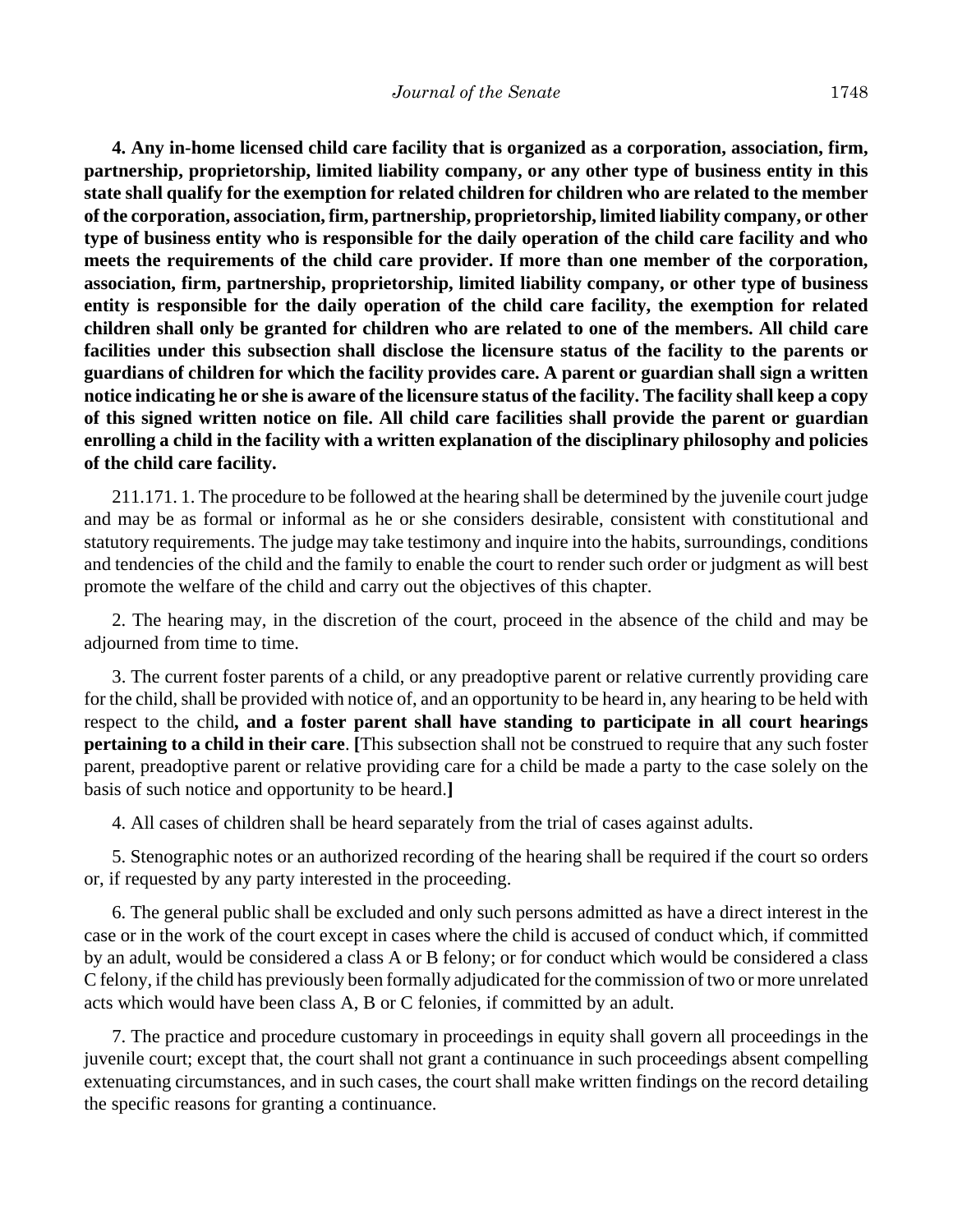**4. Any in-home licensed child care facility that is organized as a corporation, association, firm, partnership, proprietorship, limited liability company, or any other type of business entity in this state shall qualify for the exemption for related children for children who are related to the member of the corporation, association, firm, partnership, proprietorship, limited liability company, or other type of business entity who is responsible for the daily operation of the child care facility and who meets the requirements of the child care provider. If more than one member of the corporation, association, firm, partnership, proprietorship, limited liability company, or other type of business entity is responsible for the daily operation of the child care facility, the exemption for related children shall only be granted for children who are related to one of the members. All child care facilities under this subsection shall disclose the licensure status of the facility to the parents or guardians of children for which the facility provides care. A parent or guardian shall sign a written notice indicating he or she is aware of the licensure status of the facility. The facility shall keep a copy of this signed written notice on file. All child care facilities shall provide the parent or guardian enrolling a child in the facility with a written explanation of the disciplinary philosophy and policies of the child care facility.**

211.171. 1. The procedure to be followed at the hearing shall be determined by the juvenile court judge and may be as formal or informal as he or she considers desirable, consistent with constitutional and statutory requirements. The judge may take testimony and inquire into the habits, surroundings, conditions and tendencies of the child and the family to enable the court to render such order or judgment as will best promote the welfare of the child and carry out the objectives of this chapter.

2. The hearing may, in the discretion of the court, proceed in the absence of the child and may be adjourned from time to time.

3. The current foster parents of a child, or any preadoptive parent or relative currently providing care for the child, shall be provided with notice of, and an opportunity to be heard in, any hearing to be held with respect to the child**, and a foster parent shall have standing to participate in all court hearings pertaining to a child in their care**. **[**This subsection shall not be construed to require that any such foster parent, preadoptive parent or relative providing care for a child be made a party to the case solely on the basis of such notice and opportunity to be heard.**]**

4. All cases of children shall be heard separately from the trial of cases against adults.

5. Stenographic notes or an authorized recording of the hearing shall be required if the court so orders or, if requested by any party interested in the proceeding.

6. The general public shall be excluded and only such persons admitted as have a direct interest in the case or in the work of the court except in cases where the child is accused of conduct which, if committed by an adult, would be considered a class A or B felony; or for conduct which would be considered a class C felony, if the child has previously been formally adjudicated for the commission of two or more unrelated acts which would have been class A, B or C felonies, if committed by an adult.

7. The practice and procedure customary in proceedings in equity shall govern all proceedings in the juvenile court; except that, the court shall not grant a continuance in such proceedings absent compelling extenuating circumstances, and in such cases, the court shall make written findings on the record detailing the specific reasons for granting a continuance.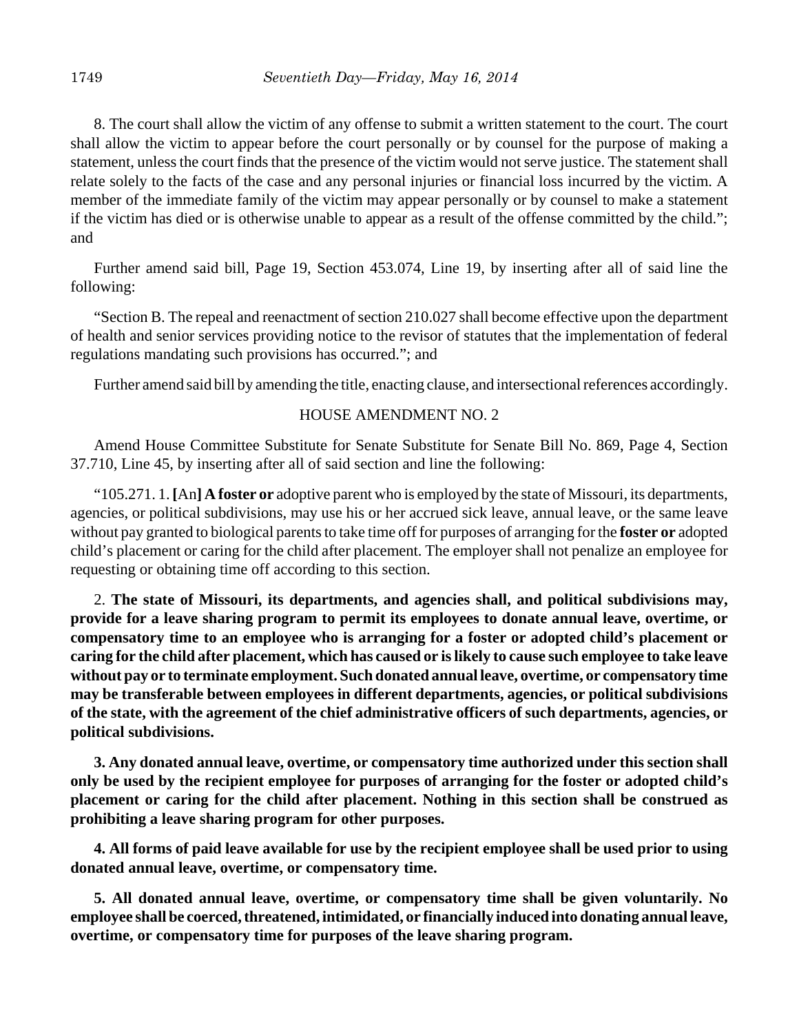8. The court shall allow the victim of any offense to submit a written statement to the court. The court shall allow the victim to appear before the court personally or by counsel for the purpose of making a statement, unless the court finds that the presence of the victim would not serve justice. The statement shall relate solely to the facts of the case and any personal injuries or financial loss incurred by the victim. A member of the immediate family of the victim may appear personally or by counsel to make a statement if the victim has died or is otherwise unable to appear as a result of the offense committed by the child."; and

Further amend said bill, Page 19, Section 453.074, Line 19, by inserting after all of said line the following:

"Section B. The repeal and reenactment of section 210.027 shall become effective upon the department of health and senior services providing notice to the revisor of statutes that the implementation of federal regulations mandating such provisions has occurred."; and

Further amend said bill by amending the title, enacting clause, and intersectional references accordingly.

HOUSE AMENDMENT NO. 2

Amend House Committee Substitute for Senate Substitute for Senate Bill No. 869, Page 4, Section 37.710, Line 45, by inserting after all of said section and line the following:

"105.271. 1. **[**An**] A foster or** adoptive parent who is employed by the state of Missouri, its departments, agencies, or political subdivisions, may use his or her accrued sick leave, annual leave, or the same leave without pay granted to biological parents to take time off for purposes of arranging for the **foster or** adopted child's placement or caring for the child after placement. The employer shall not penalize an employee for requesting or obtaining time off according to this section.

2. **The state of Missouri, its departments, and agencies shall, and political subdivisions may, provide for a leave sharing program to permit its employees to donate annual leave, overtime, or compensatory time to an employee who is arranging for a foster or adopted child's placement or caring for the child after placement, which has caused or is likely to cause such employee to take leave without pay or to terminate employment. Such donated annual leave, overtime, or compensatory time may be transferable between employees in different departments, agencies, or political subdivisions of the state, with the agreement of the chief administrative officers of such departments, agencies, or political subdivisions.**

**3. Any donated annual leave, overtime, or compensatory time authorized under this section shall only be used by the recipient employee for purposes of arranging for the foster or adopted child's placement or caring for the child after placement. Nothing in this section shall be construed as prohibiting a leave sharing program for other purposes.**

**4. All forms of paid leave available for use by the recipient employee shall be used prior to using donated annual leave, overtime, or compensatory time.**

**5. All donated annual leave, overtime, or compensatory time shall be given voluntarily. No employee shall be coerced, threatened, intimidated, or financially induced into donating annual leave, overtime, or compensatory time for purposes of the leave sharing program.**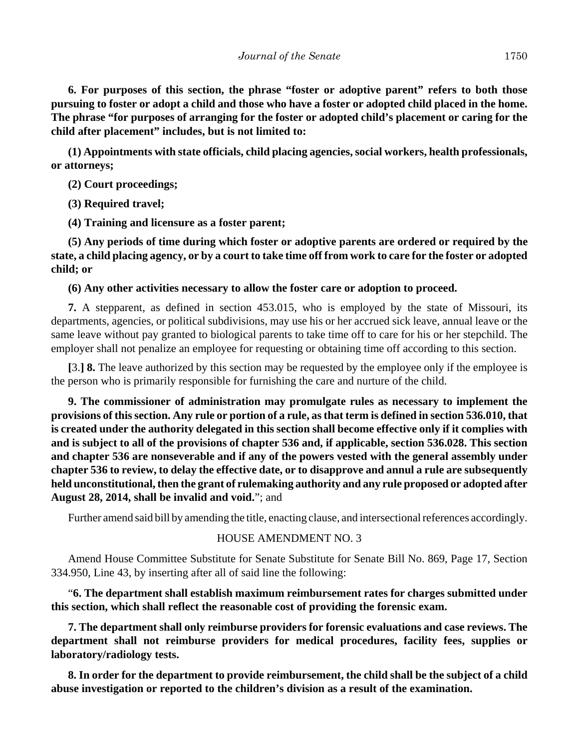**6. For purposes of this section, the phrase "foster or adoptive parent" refers to both those pursuing to foster or adopt a child and those who have a foster or adopted child placed in the home. The phrase "for purposes of arranging for the foster or adopted child's placement or caring for the child after placement" includes, but is not limited to:**

**(1) Appointments with state officials, child placing agencies, social workers, health professionals, or attorneys;**

**(2) Court proceedings;**

**(3) Required travel;**

**(4) Training and licensure as a foster parent;**

**(5) Any periods of time during which foster or adoptive parents are ordered or required by the state, a child placing agency, or by a court to take time off from work to care for the foster or adopted child; or**

**(6) Any other activities necessary to allow the foster care or adoption to proceed.**

**7.** A stepparent, as defined in section 453.015, who is employed by the state of Missouri, its departments, agencies, or political subdivisions, may use his or her accrued sick leave, annual leave or the same leave without pay granted to biological parents to take time off to care for his or her stepchild. The employer shall not penalize an employee for requesting or obtaining time off according to this section.

**[**3.**] 8.** The leave authorized by this section may be requested by the employee only if the employee is the person who is primarily responsible for furnishing the care and nurture of the child.

**9. The commissioner of administration may promulgate rules as necessary to implement the provisions of this section. Any rule or portion of a rule, as that term is defined in section 536.010, that is created under the authority delegated in this section shall become effective only if it complies with and is subject to all of the provisions of chapter 536 and, if applicable, section 536.028. This section and chapter 536 are nonseverable and if any of the powers vested with the general assembly under chapter 536 to review, to delay the effective date, or to disapprove and annul a rule are subsequently held unconstitutional, then the grant of rulemaking authority and any rule proposed or adopted after August 28, 2014, shall be invalid and void.**"; and

Further amend said bill by amending the title, enacting clause, and intersectional references accordingly.

HOUSE AMENDMENT NO. 3

Amend House Committee Substitute for Senate Substitute for Senate Bill No. 869, Page 17, Section 334.950, Line 43, by inserting after all of said line the following:

"**6. The department shall establish maximum reimbursement rates for charges submitted under this section, which shall reflect the reasonable cost of providing the forensic exam.**

**7. The department shall only reimburse providers for forensic evaluations and case reviews. The department shall not reimburse providers for medical procedures, facility fees, supplies or laboratory/radiology tests.**

**8. In order for the department to provide reimbursement, the child shall be the subject of a child abuse investigation or reported to the children's division as a result of the examination.**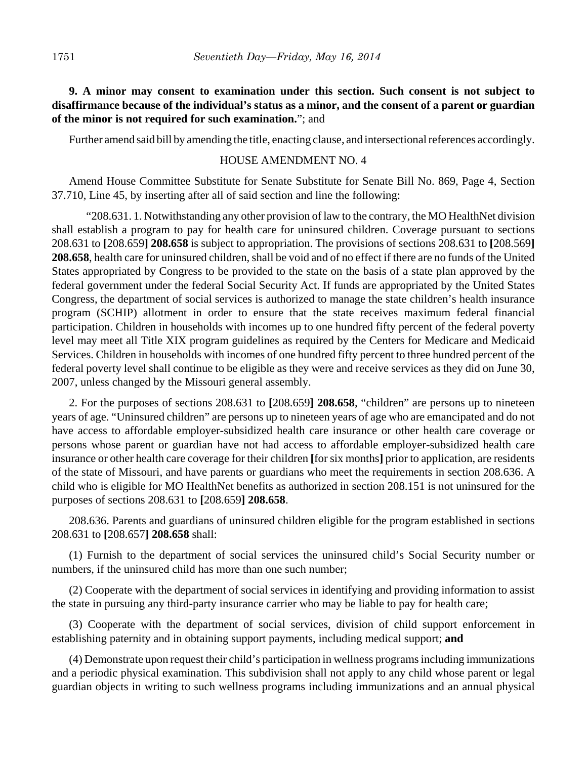**9. A minor may consent to examination under this section. Such consent is not subject to disaffirmance because of the individual's status as a minor, and the consent of a parent or guardian of the minor is not required for such examination.**"; and

Further amend said bill by amending the title, enacting clause, and intersectional references accordingly.

HOUSE AMENDMENT NO. 4

Amend House Committee Substitute for Senate Substitute for Senate Bill No. 869, Page 4, Section 37.710, Line 45, by inserting after all of said section and line the following:

"208.631. 1. Notwithstanding any other provision of law to the contrary, the MO HealthNet division shall establish a program to pay for health care for uninsured children. Coverage pursuant to sections 208.631 to **[**208.659**] 208.658** is subject to appropriation. The provisions of sections 208.631 to **[**208.569**] 208.658**, health care for uninsured children, shall be void and of no effect if there are no funds of the United States appropriated by Congress to be provided to the state on the basis of a state plan approved by the federal government under the federal Social Security Act. If funds are appropriated by the United States Congress, the department of social services is authorized to manage the state children's health insurance program (SCHIP) allotment in order to ensure that the state receives maximum federal financial participation. Children in households with incomes up to one hundred fifty percent of the federal poverty level may meet all Title XIX program guidelines as required by the Centers for Medicare and Medicaid Services. Children in households with incomes of one hundred fifty percent to three hundred percent of the federal poverty level shall continue to be eligible as they were and receive services as they did on June 30, 2007, unless changed by the Missouri general assembly.

2. For the purposes of sections 208.631 to **[**208.659**] 208.658**, "children" are persons up to nineteen years of age. "Uninsured children" are persons up to nineteen years of age who are emancipated and do not have access to affordable employer-subsidized health care insurance or other health care coverage or persons whose parent or guardian have not had access to affordable employer-subsidized health care insurance or other health care coverage for their children **[**for six months**]** prior to application, are residents of the state of Missouri, and have parents or guardians who meet the requirements in section 208.636. A child who is eligible for MO HealthNet benefits as authorized in section 208.151 is not uninsured for the purposes of sections 208.631 to **[**208.659**] 208.658**.

208.636. Parents and guardians of uninsured children eligible for the program established in sections 208.631 to **[**208.657**] 208.658** shall:

(1) Furnish to the department of social services the uninsured child's Social Security number or numbers, if the uninsured child has more than one such number;

(2) Cooperate with the department of social services in identifying and providing information to assist the state in pursuing any third-party insurance carrier who may be liable to pay for health care;

(3) Cooperate with the department of social services, division of child support enforcement in establishing paternity and in obtaining support payments, including medical support; **and**

(4) Demonstrate upon request their child's participation in wellness programs including immunizations and a periodic physical examination. This subdivision shall not apply to any child whose parent or legal guardian objects in writing to such wellness programs including immunizations and an annual physical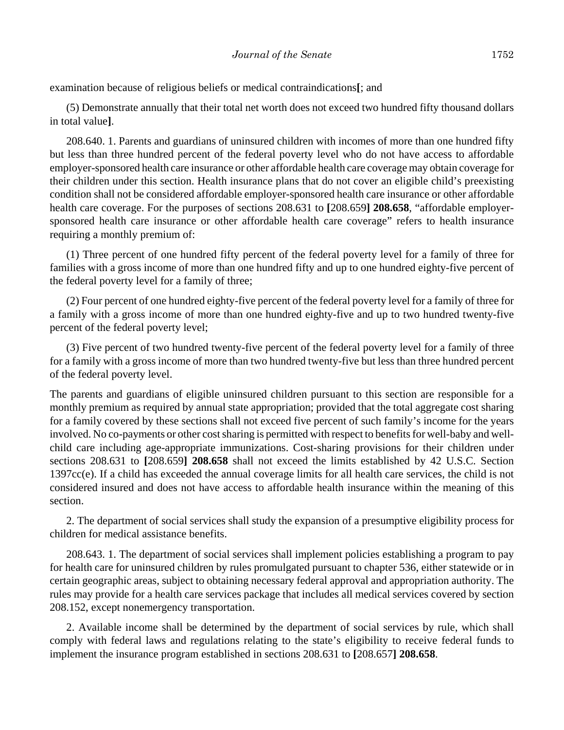examination because of religious beliefs or medical contraindications**[**; and

(5) Demonstrate annually that their total net worth does not exceed two hundred fifty thousand dollars in total value**]**.

208.640. 1. Parents and guardians of uninsured children with incomes of more than one hundred fifty but less than three hundred percent of the federal poverty level who do not have access to affordable employer-sponsored health care insurance or other affordable health care coverage may obtain coverage for their children under this section. Health insurance plans that do not cover an eligible child's preexisting condition shall not be considered affordable employer-sponsored health care insurance or other affordable health care coverage. For the purposes of sections 208.631 to **[**208.659**] 208.658**, "affordable employer-sponsored health care insurance or other affordable health care coverage" refers to health insurance requiring a monthly premium of:

(1) Three percent of one hundred fifty percent of the federal poverty level for a family of three for families with a gross income of more than one hundred fifty and up to one hundred eighty-five percent of the federal poverty level for a family of three;

(2) Four percent of one hundred eighty-five percent of the federal poverty level for a family of three for a family with a gross income of more than one hundred eighty-five and up to two hundred twenty-five percent of the federal poverty level;

(3) Five percent of two hundred twenty-five percent of the federal poverty level for a family of three for a family with a gross income of more than two hundred twenty-five but less than three hundred percent of the federal poverty level.

The parents and guardians of eligible uninsured children pursuant to this section are responsible for a monthly premium as required by annual state appropriation; provided that the total aggregate cost sharing for a family covered by these sections shall not exceed five percent of such family's income for the years involved. No co-payments or other cost sharing is permitted with respect to benefits for well-baby and well-child care including age-appropriate immunizations. Cost-sharing provisions for their children under sections 208.631 to **[**208.659**] 208.658** shall not exceed the limits established by 42 U.S.C. Section 1397cc(e). If a child has exceeded the annual coverage limits for all health care services, the child is not considered insured and does not have access to affordable health insurance within the meaning of this section.

2. The department of social services shall study the expansion of a presumptive eligibility process for children for medical assistance benefits.

208.643. 1. The department of social services shall implement policies establishing a program to pay for health care for uninsured children by rules promulgated pursuant to chapter 536, either statewide or in certain geographic areas, subject to obtaining necessary federal approval and appropriation authority. The rules may provide for a health care services package that includes all medical services covered by section 208.152, except nonemergency transportation.

2. Available income shall be determined by the department of social services by rule, which shall comply with federal laws and regulations relating to the state's eligibility to receive federal funds to implement the insurance program established in sections 208.631 to **[**208.657**] 208.658**.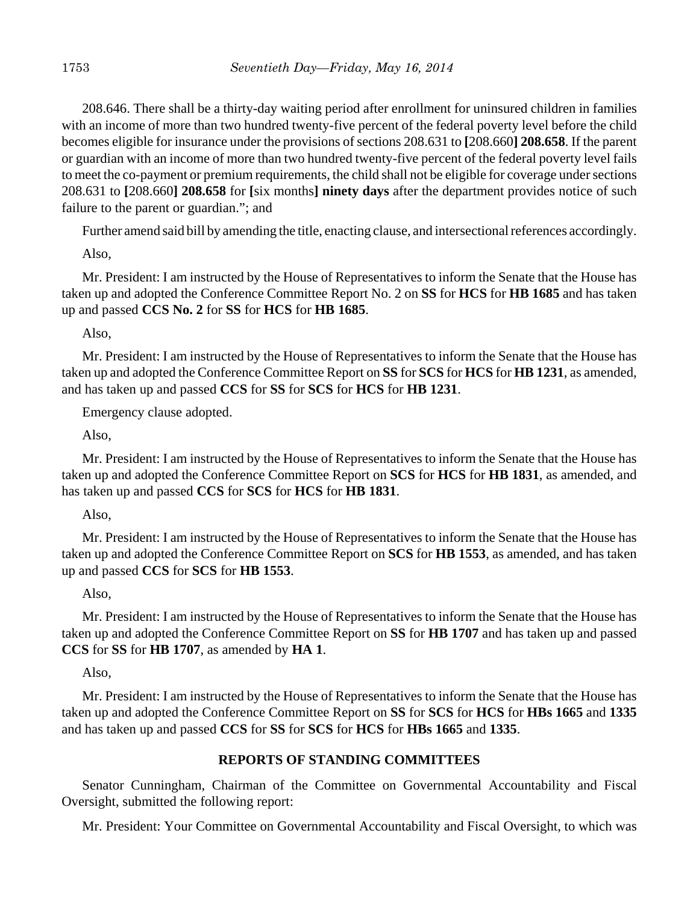208.646. There shall be a thirty-day waiting period after enrollment for uninsured children in families with an income of more than two hundred twenty-five percent of the federal poverty level before the child becomes eligible for insurance under the provisions of sections 208.631 to **[**208.660**] 208.658**. If the parent or guardian with an income of more than two hundred twenty-five percent of the federal poverty level fails to meet the co-payment or premium requirements, the child shall not be eligible for coverage under sections 208.631 to **[**208.660**] 208.658** for **[**six months**] ninety days** after the department provides notice of such failure to the parent or guardian."; and

Further amend said bill by amending the title, enacting clause, and intersectional references accordingly.

Also,

Mr. President: I am instructed by the House of Representatives to inform the Senate that the House has taken up and adopted the Conference Committee Report No. 2 on **SS** for **HCS** for **HB 1685** and has taken up and passed **CCS No. 2** for **SS** for **HCS** for **HB 1685**.

Also,

Mr. President: I am instructed by the House of Representatives to inform the Senate that the House has taken up and adopted the Conference Committee Report on **SS** for **SCS** for **HCS** for **HB 1231**, as amended, and has taken up and passed **CCS** for **SS** for **SCS** for **HCS** for **HB 1231**.

Emergency clause adopted.

Also,

Mr. President: I am instructed by the House of Representatives to inform the Senate that the House has taken up and adopted the Conference Committee Report on **SCS** for **HCS** for **HB 1831**, as amended, and has taken up and passed **CCS** for **SCS** for **HCS** for **HB 1831**.

Also,

Mr. President: I am instructed by the House of Representatives to inform the Senate that the House has taken up and adopted the Conference Committee Report on **SCS** for **HB 1553**, as amended, and has taken up and passed **CCS** for **SCS** for **HB 1553**.

Also,

Mr. President: I am instructed by the House of Representatives to inform the Senate that the House has taken up and adopted the Conference Committee Report on **SS** for **HB 1707** and has taken up and passed **CCS** for **SS** for **HB 1707**, as amended by **HA 1**.

Also,

Mr. President: I am instructed by the House of Representatives to inform the Senate that the House has taken up and adopted the Conference Committee Report on **SS** for **SCS** for **HCS** for **HBs 1665** and **1335** and has taken up and passed **CCS** for **SS** for **SCS** for **HCS** for **HBs 1665** and **1335**.

## REPORTS OF STANDING COMMITTEES

Senator Cunningham, Chairman of the Committee on Governmental Accountability and Fiscal Oversight, submitted the following report:

Mr. President: Your Committee on Governmental Accountability and Fiscal Oversight, to which was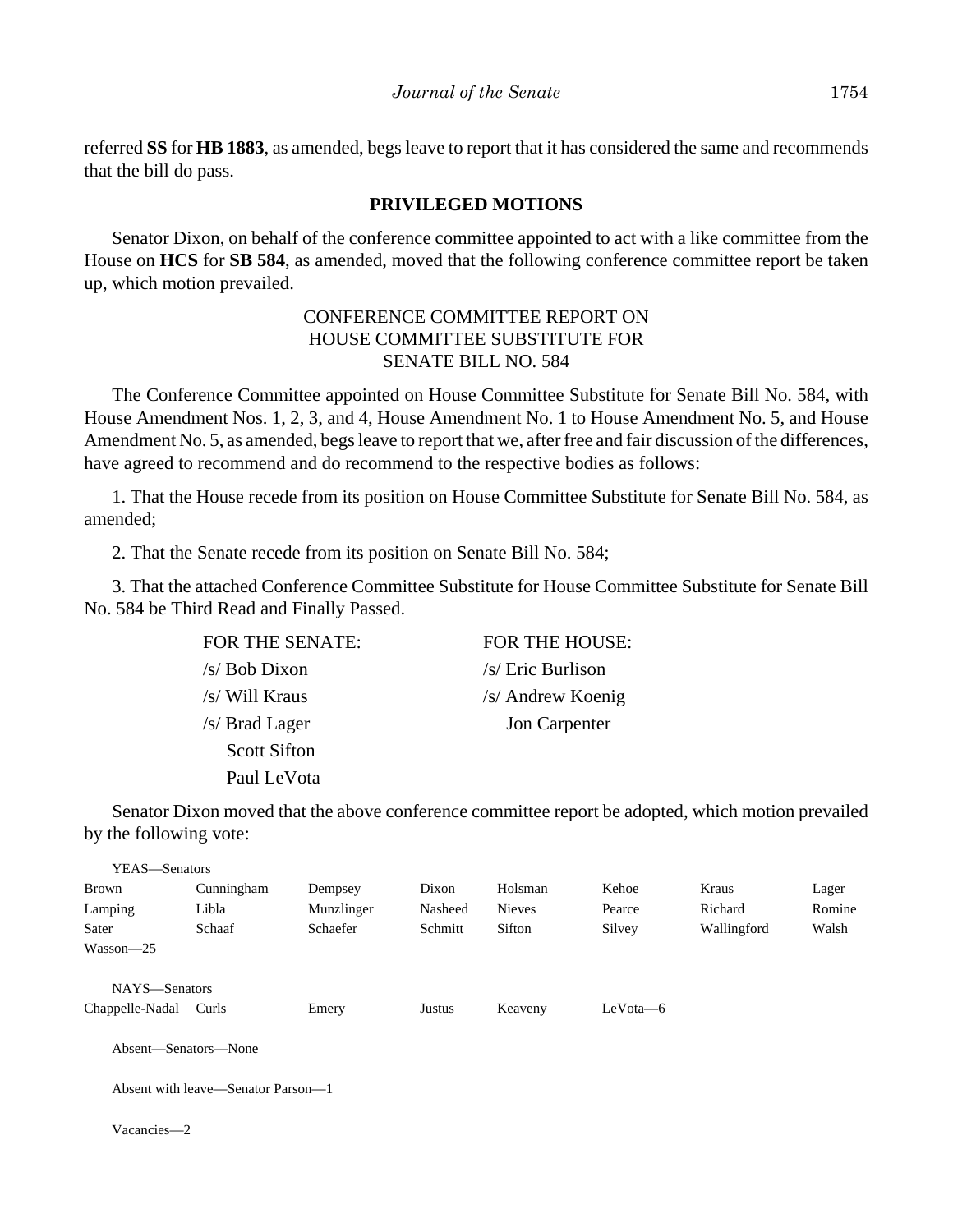referred **SS** for **HB 1883**, as amended, begs leave to report that it has considered the same and recommends that the bill do pass.

## PRIVILEGED MOTIONS

Senator Dixon, on behalf of the conference committee appointed to act with a like committee from the House on **HCS** for **SB 584**, as amended, moved that the following conference committee report be taken up, which motion prevailed.

CONFERENCE COMMITTEE REPORT ON
HOUSE COMMITTEE SUBSTITUTE FOR
SENATE BILL NO. 584

The Conference Committee appointed on House Committee Substitute for Senate Bill No. 584, with House Amendment Nos. 1, 2, 3, and 4, House Amendment No. 1 to House Amendment No. 5, and House Amendment No. 5, as amended, begs leave to report that we, after free and fair discussion of the differences, have agreed to recommend and do recommend to the respective bodies as follows:

1. That the House recede from its position on House Committee Substitute for Senate Bill No. 584, as amended;

2. That the Senate recede from its position on Senate Bill No. 584;

3. That the attached Conference Committee Substitute for House Committee Substitute for Senate Bill No. 584 be Third Read and Finally Passed.

| FOR THE SENATE: | FOR THE HOUSE: |
|---|---|
| /s/ Bob Dixon | /s/ Eric Burlison |
| /s/ Will Kraus | /s/ Andrew Koenig |
| /s/ Brad Lager | Jon Carpenter |
| Scott Sifton | |
| Paul LeVota | |

Senator Dixon moved that the above conference committee report be adopted, which motion prevailed by the following vote:

YEAS—Senators

| | | | | | | | |
|---|---|---|---|---|---|---|---|
| Brown | Cunningham | Dempsey | Dixon | Holsman | Kehoe | Kraus | Lager |
| Lamping | Libla | Munzlinger | Nasheed | Nieves | Pearce | Richard | Romine |
| Sater | Schaaf | Schaefer | Schmitt | Sifton | Silvey | Wallingford | Walsh |
| Wasson—25 | | | | | | | |

NAYS—Senators

| | | | | | |
|---|---|---|---|---|---|
| Chappelle-Nadal | Curls | Emery | Justus | Keaveny | LeVota—6 |

Absent—Senators—None

Absent with leave—Senator Parson—1

Vacancies—2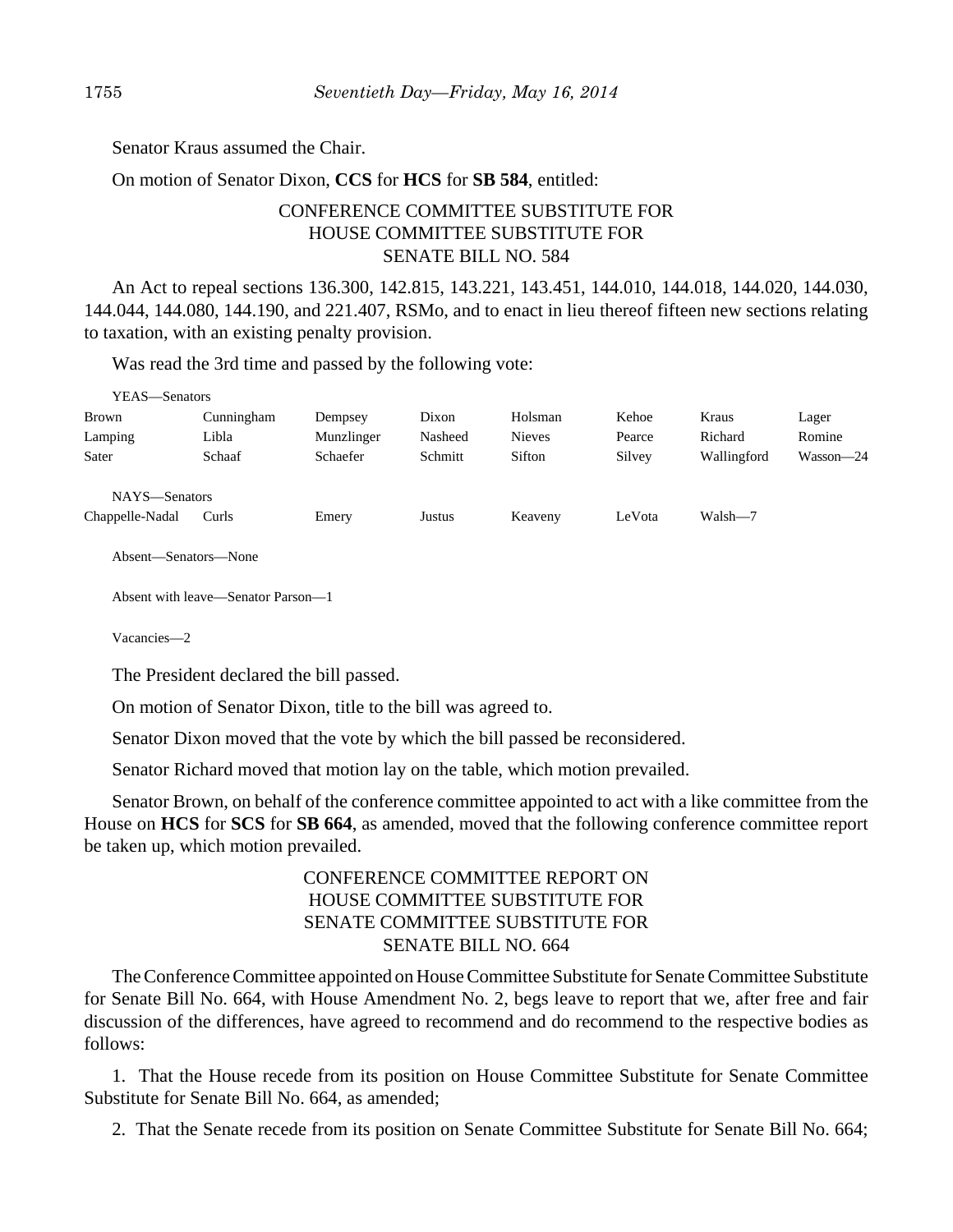Senator Kraus assumed the Chair.

On motion of Senator Dixon, **CCS** for **HCS** for **SB 584**, entitled:

CONFERENCE COMMITTEE SUBSTITUTE FOR
HOUSE COMMITTEE SUBSTITUTE FOR
SENATE BILL NO. 584

An Act to repeal sections 136.300, 142.815, 143.221, 143.451, 144.010, 144.018, 144.020, 144.030, 144.044, 144.080, 144.190, and 221.407, RSMo, and to enact in lieu thereof fifteen new sections relating to taxation, with an existing penalty provision.

Was read the 3rd time and passed by the following vote:

YEAS—Senators

| | | | | | | | |
|---|---|---|---|---|---|---|---|
| Brown | Cunningham | Dempsey | Dixon | Holsman | Kehoe | Kraus | Lager |
| Lamping | Libla | Munzlinger | Nasheed | Nieves | Pearce | Richard | Romine |
| Sater | Schaaf | Schaefer | Schmitt | Sifton | Silvey | Wallingford | Wasson—24 |

NAYS—Senators

| | | | | | | |
|---|---|---|---|---|---|---|
| Chappelle-Nadal | Curls | Emery | Justus | Keaveny | LeVota | Walsh—7 |

Absent—Senators—None

Absent with leave—Senator Parson—1

Vacancies—2

The President declared the bill passed.

On motion of Senator Dixon, title to the bill was agreed to.

Senator Dixon moved that the vote by which the bill passed be reconsidered.

Senator Richard moved that motion lay on the table, which motion prevailed.

Senator Brown, on behalf of the conference committee appointed to act with a like committee from the House on **HCS** for **SCS** for **SB 664**, as amended, moved that the following conference committee report be taken up, which motion prevailed.

CONFERENCE COMMITTEE REPORT ON
HOUSE COMMITTEE SUBSTITUTE FOR
SENATE COMMITTEE SUBSTITUTE FOR
SENATE BILL NO. 664

The Conference Committee appointed on House Committee Substitute for Senate Committee Substitute for Senate Bill No. 664, with House Amendment No. 2, begs leave to report that we, after free and fair discussion of the differences, have agreed to recommend and do recommend to the respective bodies as follows:

1. That the House recede from its position on House Committee Substitute for Senate Committee Substitute for Senate Bill No. 664, as amended;

2. That the Senate recede from its position on Senate Committee Substitute for Senate Bill No. 664;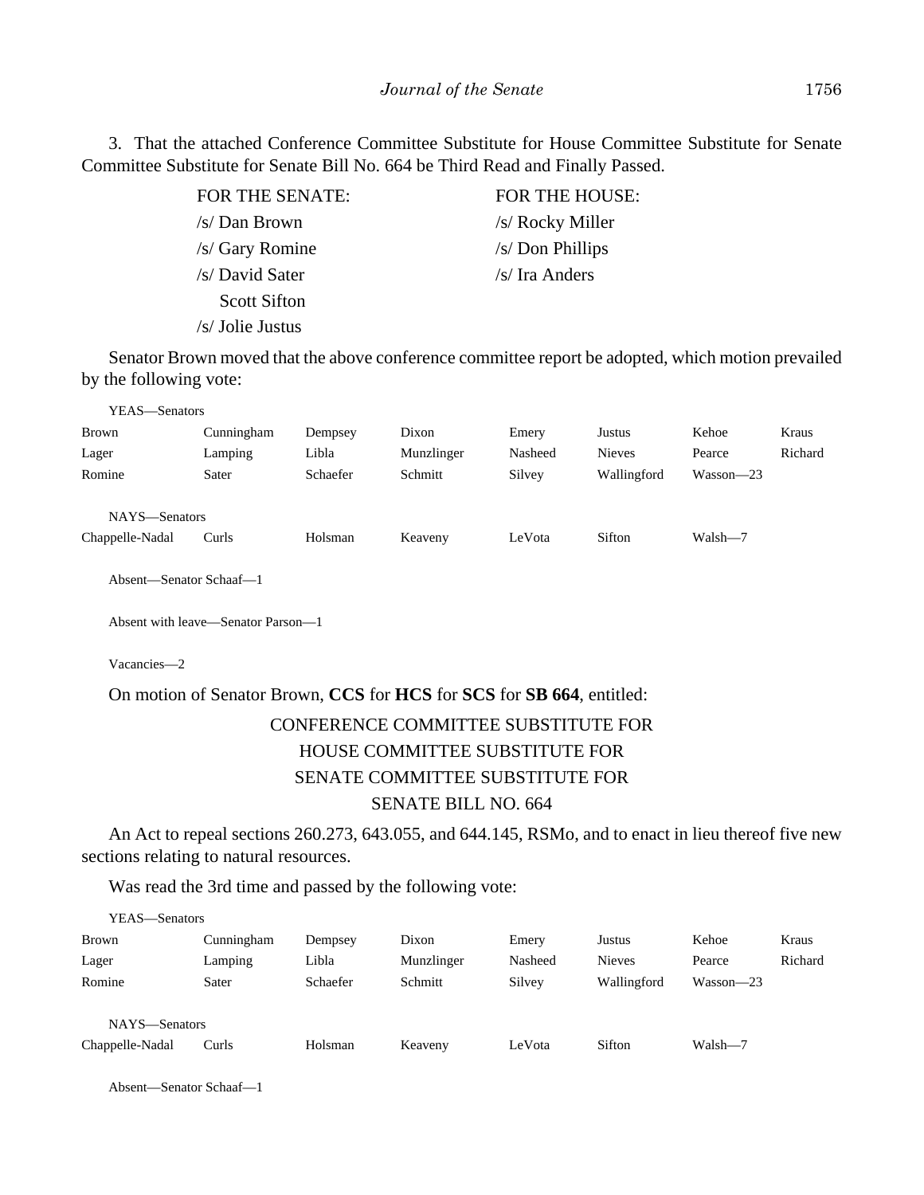3. That the attached Conference Committee Substitute for House Committee Substitute for Senate Committee Substitute for Senate Bill No. 664 be Third Read and Finally Passed.

| FOR THE SENATE: | FOR THE HOUSE: |
|---|---|
| /s/ Dan Brown | /s/ Rocky Miller |
| /s/ Gary Romine | /s/ Don Phillips |
| /s/ David Sater | /s/ Ira Anders |
| Scott Sifton | |
| /s/ Jolie Justus | |

Senator Brown moved that the above conference committee report be adopted, which motion prevailed by the following vote:

YEAS—Senators

| | | | | | | | |
|---|---|---|---|---|---|---|---|
| Brown | Cunningham | Dempsey | Dixon | Emery | Justus | Kehoe | Kraus |
| Lager | Lamping | Libla | Munzlinger | Nasheed | Nieves | Pearce | Richard |
| Romine | Sater | Schaefer | Schmitt | Silvey | Wallingford | Wasson—23 | |

NAYS—Senators

| | | | | | | |
|---|---|---|---|---|---|---|
| Chappelle-Nadal | Curls | Holsman | Keaveny | LeVota | Sifton | Walsh—7 |

Absent—Senator Schaaf—1

Absent with leave—Senator Parson—1

Vacancies—2

On motion of Senator Brown, **CCS** for **HCS** for **SCS** for **SB 664**, entitled:

CONFERENCE COMMITTEE SUBSTITUTE FOR
HOUSE COMMITTEE SUBSTITUTE FOR
SENATE COMMITTEE SUBSTITUTE FOR
SENATE BILL NO. 664

An Act to repeal sections 260.273, 643.055, and 644.145, RSMo, and to enact in lieu thereof five new sections relating to natural resources.

Was read the 3rd time and passed by the following vote:

YEAS—Senators

| | | | | | | | |
|---|---|---|---|---|---|---|---|
| Brown | Cunningham | Dempsey | Dixon | Emery | Justus | Kehoe | Kraus |
| Lager | Lamping | Libla | Munzlinger | Nasheed | Nieves | Pearce | Richard |
| Romine | Sater | Schaefer | Schmitt | Silvey | Wallingford | Wasson—23 | |

NAYS—Senators

| | | | | | | |
|---|---|---|---|---|---|---|
| Chappelle-Nadal | Curls | Holsman | Keaveny | LeVota | Sifton | Walsh—7 |

Absent—Senator Schaaf—1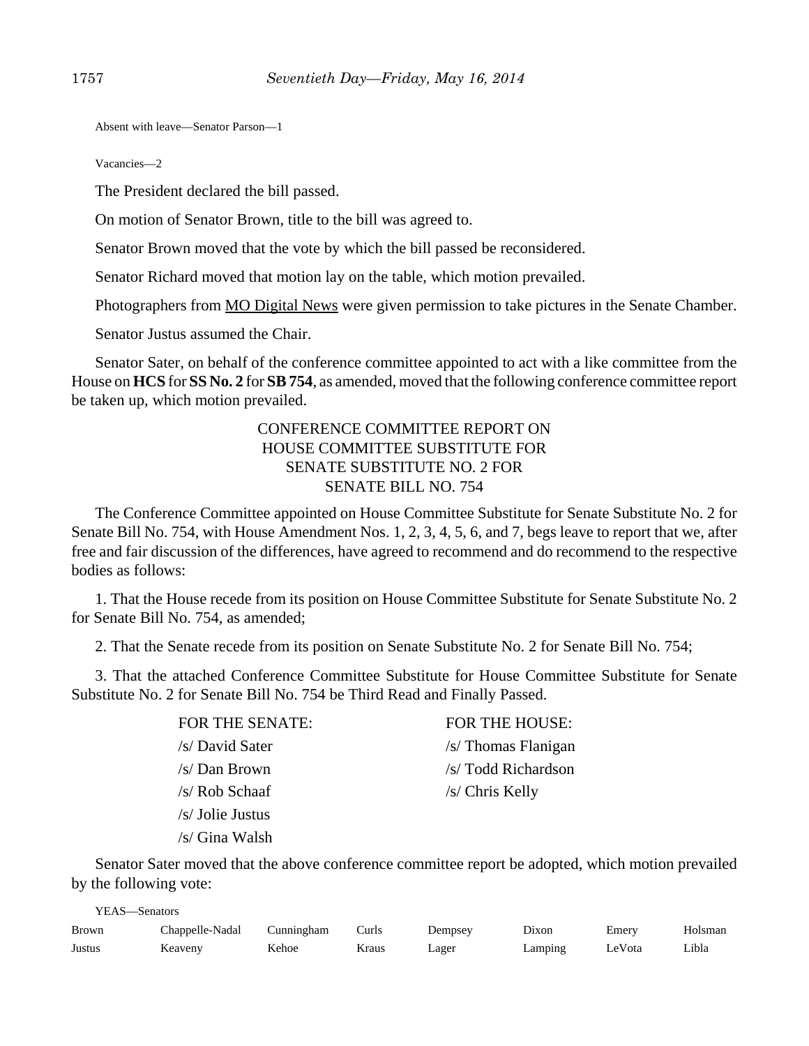Absent with leave—Senator Parson—1

Vacancies—2

The President declared the bill passed.

On motion of Senator Brown, title to the bill was agreed to.

Senator Brown moved that the vote by which the bill passed be reconsidered.

Senator Richard moved that motion lay on the table, which motion prevailed.

Photographers from MO Digital News were given permission to take pictures in the Senate Chamber.

Senator Justus assumed the Chair.

Senator Sater, on behalf of the conference committee appointed to act with a like committee from the House on **HCS** for **SS No. 2** for **SB 754**, as amended, moved that the following conference committee report be taken up, which motion prevailed.

CONFERENCE COMMITTEE REPORT ON
HOUSE COMMITTEE SUBSTITUTE FOR
SENATE SUBSTITUTE NO. 2 FOR
SENATE BILL NO. 754

The Conference Committee appointed on House Committee Substitute for Senate Substitute No. 2 for Senate Bill No. 754, with House Amendment Nos. 1, 2, 3, 4, 5, 6, and 7, begs leave to report that we, after free and fair discussion of the differences, have agreed to recommend and do recommend to the respective bodies as follows:

1. That the House recede from its position on House Committee Substitute for Senate Substitute No. 2 for Senate Bill No. 754, as amended;

2. That the Senate recede from its position on Senate Substitute No. 2 for Senate Bill No. 754;

3. That the attached Conference Committee Substitute for House Committee Substitute for Senate Substitute No. 2 for Senate Bill No. 754 be Third Read and Finally Passed.

| FOR THE SENATE: | FOR THE HOUSE: |
|---|---|
| /s/ David Sater | /s/ Thomas Flanigan |
| /s/ Dan Brown | /s/ Todd Richardson |
| /s/ Rob Schaaf | /s/ Chris Kelly |
| /s/ Jolie Justus | |
| /s/ Gina Walsh | |

Senator Sater moved that the above conference committee report be adopted, which motion prevailed by the following vote:

YEAS—Senators

| | | | | | | | |
|---|---|---|---|---|---|---|---|
| Brown | Chappelle-Nadal | Cunningham | Curls | Dempsey | Dixon | Emery | Holsman |
| Justus | Keaveny | Kehoe | Kraus | Lager | Lamping | LeVota | Libla |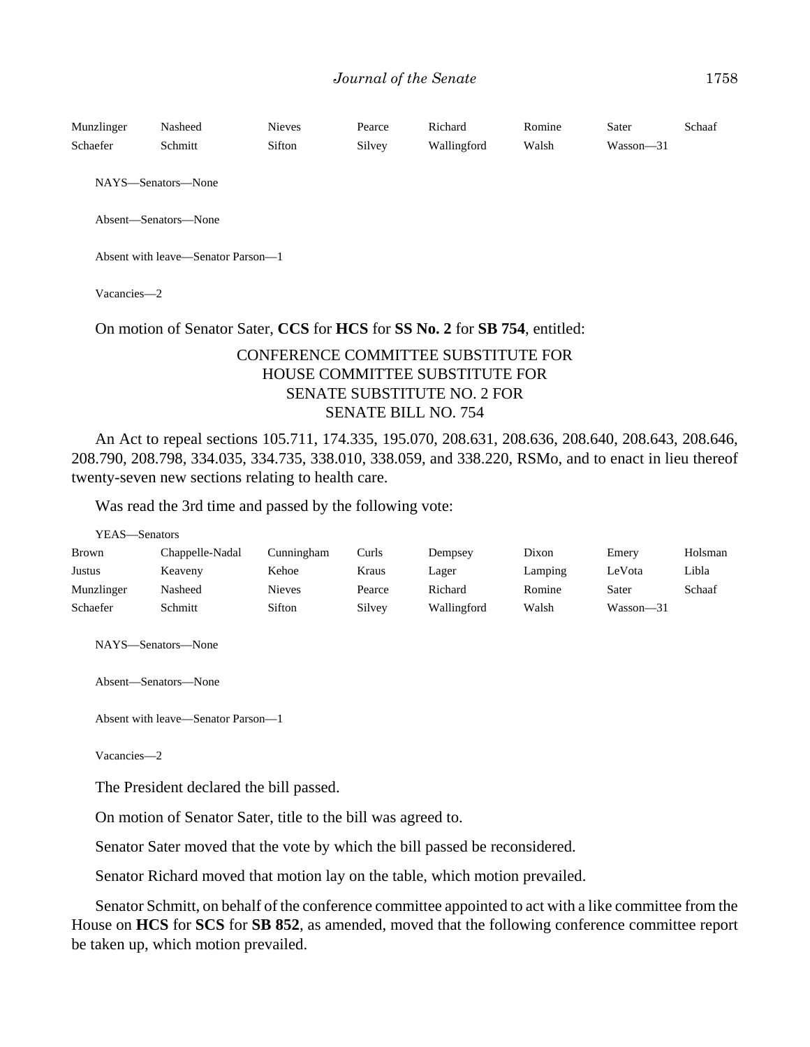| Munzlinger | Nasheed | Nieves | Pearce | Richard | Romine | Sater | Schaaf |
|---|---|---|---|---|---|---|---|
| Schaefer | Schmitt | Sifton | Silvey | Wallingford | Walsh | Wasson—31 | |

NAYS—Senators—None

Absent—Senators—None

Absent with leave—Senator Parson—1

Vacancies—2

On motion of Senator Sater, **CCS** for **HCS** for **SS No. 2** for **SB 754**, entitled:

CONFERENCE COMMITTEE SUBSTITUTE FOR
HOUSE COMMITTEE SUBSTITUTE FOR
SENATE SUBSTITUTE NO. 2 FOR
SENATE BILL NO. 754

An Act to repeal sections 105.711, 174.335, 195.070, 208.631, 208.636, 208.640, 208.643, 208.646, 208.790, 208.798, 334.035, 334.735, 338.010, 338.059, and 338.220, RSMo, and to enact in lieu thereof twenty-seven new sections relating to health care.

Was read the 3rd time and passed by the following vote:

YEAS—Senators

| Brown | Chappelle-Nadal | Cunningham | Curls | Dempsey | Dixon | Emery | Holsman |
|---|---|---|---|---|---|---|---|
| Justus | Keaveny | Kehoe | Kraus | Lager | Lamping | LeVota | Libla |
| Munzlinger | Nasheed | Nieves | Pearce | Richard | Romine | Sater | Schaaf |
| Schaefer | Schmitt | Sifton | Silvey | Wallingford | Walsh | Wasson—31 | |

NAYS—Senators—None

Absent—Senators—None

Absent with leave—Senator Parson—1

Vacancies—2

The President declared the bill passed.

On motion of Senator Sater, title to the bill was agreed to.

Senator Sater moved that the vote by which the bill passed be reconsidered.

Senator Richard moved that motion lay on the table, which motion prevailed.

Senator Schmitt, on behalf of the conference committee appointed to act with a like committee from the House on **HCS** for **SCS** for **SB 852**, as amended, moved that the following conference committee report be taken up, which motion prevailed.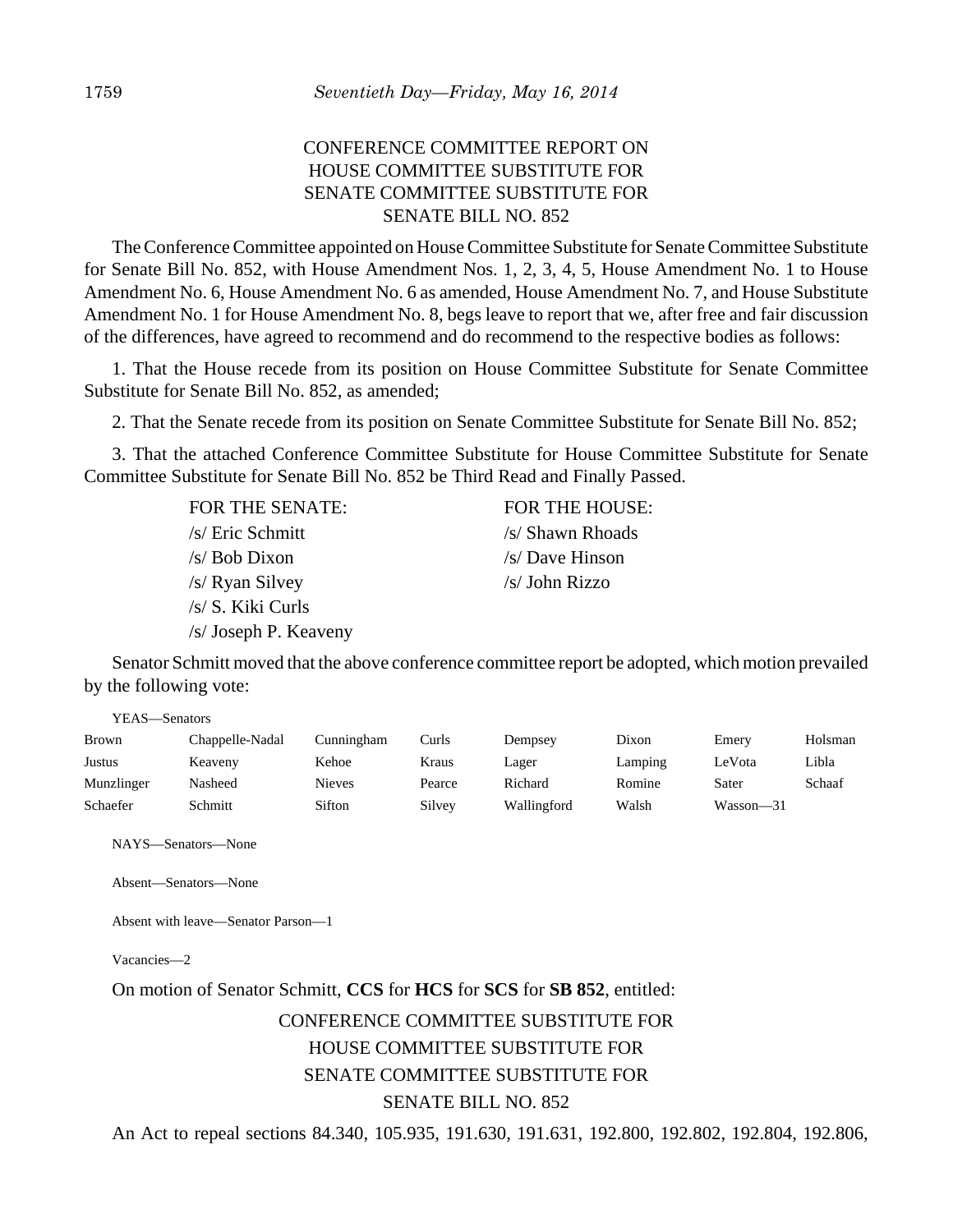CONFERENCE COMMITTEE REPORT ON
HOUSE COMMITTEE SUBSTITUTE FOR
SENATE COMMITTEE SUBSTITUTE FOR
SENATE BILL NO. 852

The Conference Committee appointed on House Committee Substitute for Senate Committee Substitute for Senate Bill No. 852, with House Amendment Nos. 1, 2, 3, 4, 5, House Amendment No. 1 to House Amendment No. 6, House Amendment No. 6 as amended, House Amendment No. 7, and House Substitute Amendment No. 1 for House Amendment No. 8, begs leave to report that we, after free and fair discussion of the differences, have agreed to recommend and do recommend to the respective bodies as follows:

1. That the House recede from its position on House Committee Substitute for Senate Committee Substitute for Senate Bill No. 852, as amended;

2. That the Senate recede from its position on Senate Committee Substitute for Senate Bill No. 852;

3. That the attached Conference Committee Substitute for House Committee Substitute for Senate Committee Substitute for Senate Bill No. 852 be Third Read and Finally Passed.

| FOR THE SENATE: | FOR THE HOUSE: |
|---|---|
| /s/ Eric Schmitt | /s/ Shawn Rhoads |
| /s/ Bob Dixon | /s/ Dave Hinson |
| /s/ Ryan Silvey | /s/ John Rizzo |
| /s/ S. Kiki Curls | |
| /s/ Joseph P. Keaveny | |

Senator Schmitt moved that the above conference committee report be adopted, which motion prevailed by the following vote:

YEAS—Senators

| | | | | | | | |
|---|---|---|---|---|---|---|---|
| Brown | Chappelle-Nadal | Cunningham | Curls | Dempsey | Dixon | Emery | Holsman |
| Justus | Keaveny | Kehoe | Kraus | Lager | Lamping | LeVota | Libla |
| Munzlinger | Nasheed | Nieves | Pearce | Richard | Romine | Sater | Schaaf |
| Schaefer | Schmitt | Sifton | Silvey | Wallingford | Walsh | Wasson—31 | |

NAYS—Senators—None

Absent—Senators—None

Absent with leave—Senator Parson—1

Vacancies—2

On motion of Senator Schmitt, **CCS** for **HCS** for **SCS** for **SB 852**, entitled:

CONFERENCE COMMITTEE SUBSTITUTE FOR
HOUSE COMMITTEE SUBSTITUTE FOR
SENATE COMMITTEE SUBSTITUTE FOR
SENATE BILL NO. 852

An Act to repeal sections 84.340, 105.935, 191.630, 191.631, 192.800, 192.802, 192.804, 192.806,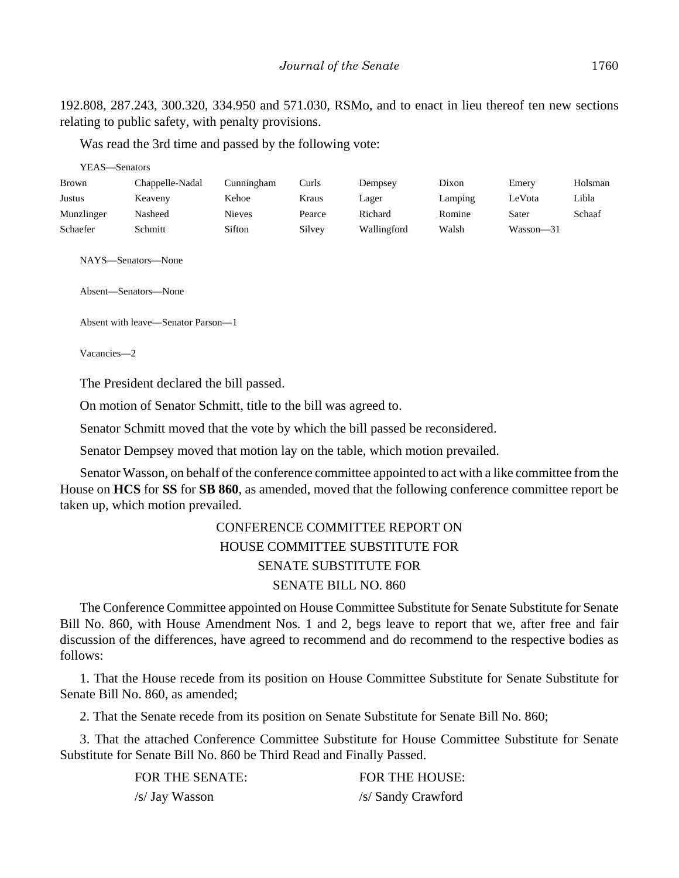192.808, 287.243, 300.320, 334.950 and 571.030, RSMo, and to enact in lieu thereof ten new sections relating to public safety, with penalty provisions.

Was read the 3rd time and passed by the following vote:

YEAS—Senators

| | | | | | | | |
|---|---|---|---|---|---|---|---|
| Brown | Chappelle-Nadal | Cunningham | Curls | Dempsey | Dixon | Emery | Holsman |
| Justus | Keaveny | Kehoe | Kraus | Lager | Lamping | LeVota | Libla |
| Munzlinger | Nasheed | Nieves | Pearce | Richard | Romine | Sater | Schaaf |
| Schaefer | Schmitt | Sifton | Silvey | Wallingford | Walsh | Wasson—31 | |

NAYS—Senators—None

Absent—Senators—None

Absent with leave—Senator Parson—1

Vacancies—2

The President declared the bill passed.

On motion of Senator Schmitt, title to the bill was agreed to.

Senator Schmitt moved that the vote by which the bill passed be reconsidered.

Senator Dempsey moved that motion lay on the table, which motion prevailed.

Senator Wasson, on behalf of the conference committee appointed to act with a like committee from the House on **HCS** for **SS** for **SB 860**, as amended, moved that the following conference committee report be taken up, which motion prevailed.

CONFERENCE COMMITTEE REPORT ON
HOUSE COMMITTEE SUBSTITUTE FOR
SENATE SUBSTITUTE FOR
SENATE BILL NO. 860

The Conference Committee appointed on House Committee Substitute for Senate Substitute for Senate Bill No. 860, with House Amendment Nos. 1 and 2, begs leave to report that we, after free and fair discussion of the differences, have agreed to recommend and do recommend to the respective bodies as follows:

1. That the House recede from its position on House Committee Substitute for Senate Substitute for Senate Bill No. 860, as amended;

2. That the Senate recede from its position on Senate Substitute for Senate Bill No. 860;

3. That the attached Conference Committee Substitute for House Committee Substitute for Senate Substitute for Senate Bill No. 860 be Third Read and Finally Passed.

| FOR THE SENATE: | FOR THE HOUSE: |
|---|---|
| /s/ Jay Wasson | /s/ Sandy Crawford |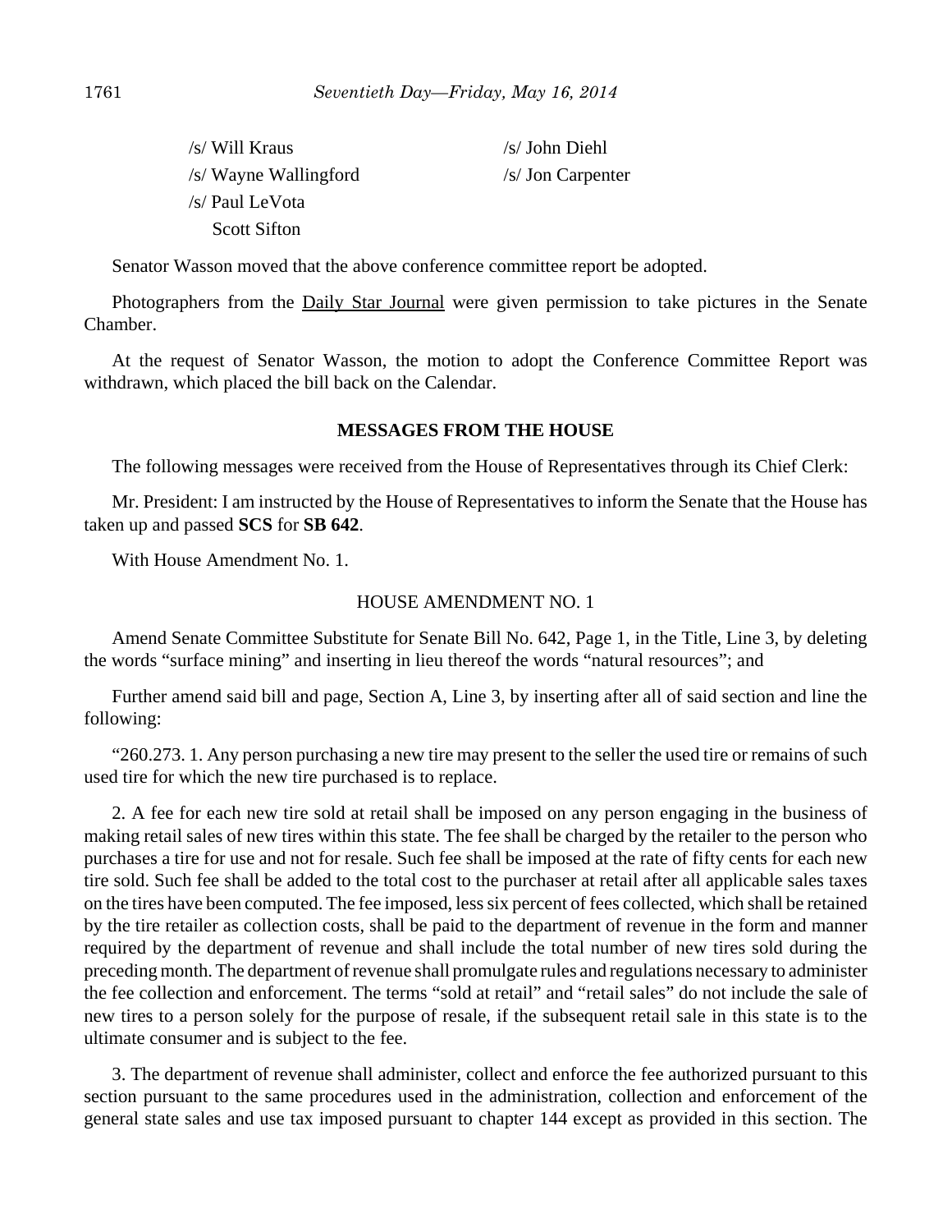/s/ Will Kraus /s/ John Diehl

/s/ Wayne Wallingford /s/ Jon Carpenter

/s/ Paul LeVota

Scott Sifton

Senator Wasson moved that the above conference committee report be adopted.

Photographers from the Daily Star Journal were given permission to take pictures in the Senate Chamber.

At the request of Senator Wasson, the motion to adopt the Conference Committee Report was withdrawn, which placed the bill back on the Calendar.

## MESSAGES FROM THE HOUSE

The following messages were received from the House of Representatives through its Chief Clerk:

Mr. President: I am instructed by the House of Representatives to inform the Senate that the House has taken up and passed **SCS** for **SB 642**.

With House Amendment No. 1.

HOUSE AMENDMENT NO. 1

Amend Senate Committee Substitute for Senate Bill No. 642, Page 1, in the Title, Line 3, by deleting the words "surface mining" and inserting in lieu thereof the words "natural resources"; and

Further amend said bill and page, Section A, Line 3, by inserting after all of said section and line the following:

"260.273. 1. Any person purchasing a new tire may present to the seller the used tire or remains of such used tire for which the new tire purchased is to replace.

2. A fee for each new tire sold at retail shall be imposed on any person engaging in the business of making retail sales of new tires within this state. The fee shall be charged by the retailer to the person who purchases a tire for use and not for resale. Such fee shall be imposed at the rate of fifty cents for each new tire sold. Such fee shall be added to the total cost to the purchaser at retail after all applicable sales taxes on the tires have been computed. The fee imposed, less six percent of fees collected, which shall be retained by the tire retailer as collection costs, shall be paid to the department of revenue in the form and manner required by the department of revenue and shall include the total number of new tires sold during the preceding month. The department of revenue shall promulgate rules and regulations necessary to administer the fee collection and enforcement. The terms "sold at retail" and "retail sales" do not include the sale of new tires to a person solely for the purpose of resale, if the subsequent retail sale in this state is to the ultimate consumer and is subject to the fee.

3. The department of revenue shall administer, collect and enforce the fee authorized pursuant to this section pursuant to the same procedures used in the administration, collection and enforcement of the general state sales and use tax imposed pursuant to chapter 144 except as provided in this section. The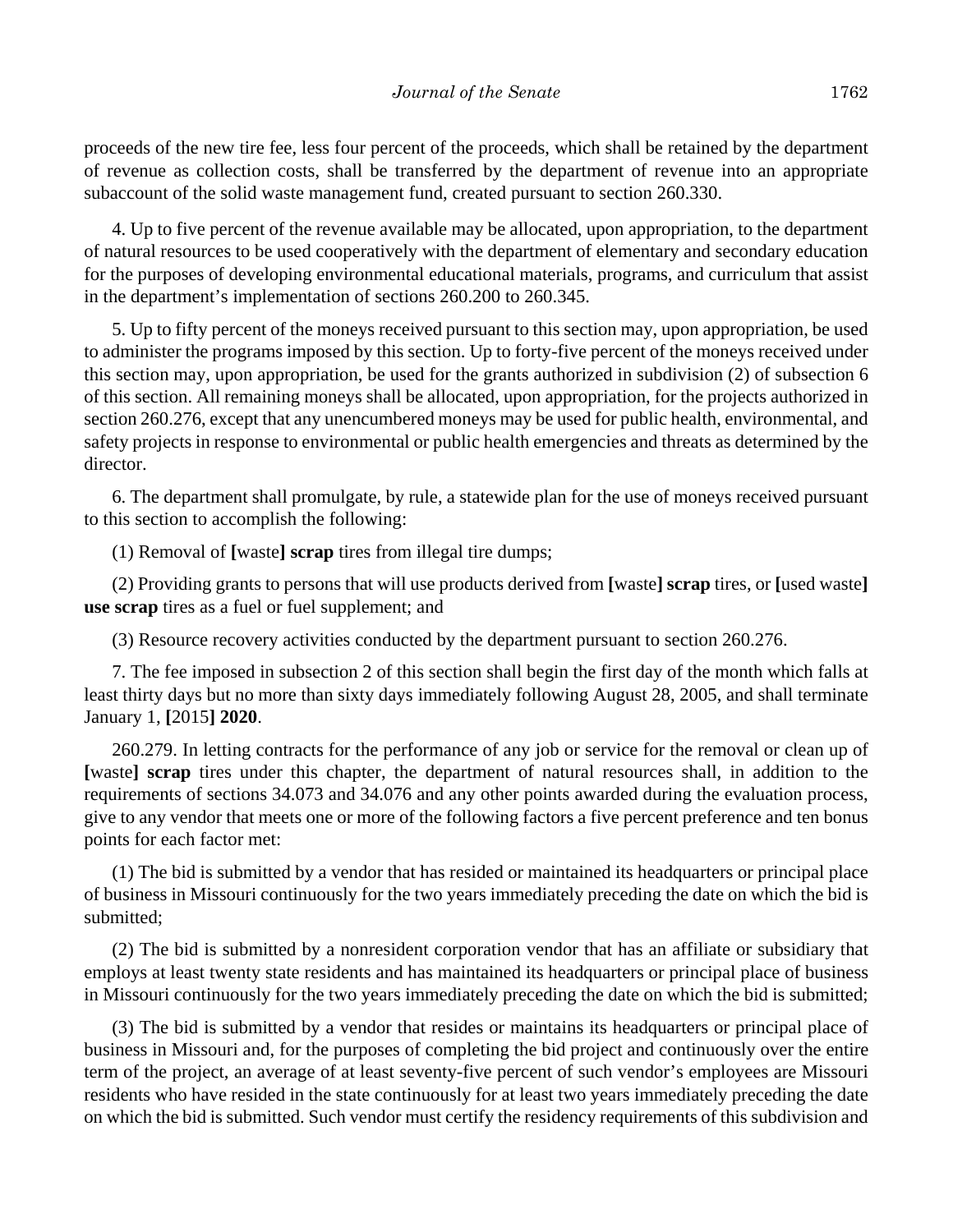proceeds of the new tire fee, less four percent of the proceeds, which shall be retained by the department of revenue as collection costs, shall be transferred by the department of revenue into an appropriate subaccount of the solid waste management fund, created pursuant to section 260.330.

4. Up to five percent of the revenue available may be allocated, upon appropriation, to the department of natural resources to be used cooperatively with the department of elementary and secondary education for the purposes of developing environmental educational materials, programs, and curriculum that assist in the department's implementation of sections 260.200 to 260.345.

5. Up to fifty percent of the moneys received pursuant to this section may, upon appropriation, be used to administer the programs imposed by this section. Up to forty-five percent of the moneys received under this section may, upon appropriation, be used for the grants authorized in subdivision (2) of subsection 6 of this section. All remaining moneys shall be allocated, upon appropriation, for the projects authorized in section 260.276, except that any unencumbered moneys may be used for public health, environmental, and safety projects in response to environmental or public health emergencies and threats as determined by the director.

6. The department shall promulgate, by rule, a statewide plan for the use of moneys received pursuant to this section to accomplish the following:

(1) Removal of **[**waste**] scrap** tires from illegal tire dumps;

(2) Providing grants to persons that will use products derived from **[**waste**] scrap** tires, or **[**used waste**] use scrap** tires as a fuel or fuel supplement; and

(3) Resource recovery activities conducted by the department pursuant to section 260.276.

7. The fee imposed in subsection 2 of this section shall begin the first day of the month which falls at least thirty days but no more than sixty days immediately following August 28, 2005, and shall terminate January 1, **[**2015**] 2020**.

260.279. In letting contracts for the performance of any job or service for the removal or clean up of **[**waste**] scrap** tires under this chapter, the department of natural resources shall, in addition to the requirements of sections 34.073 and 34.076 and any other points awarded during the evaluation process, give to any vendor that meets one or more of the following factors a five percent preference and ten bonus points for each factor met:

(1) The bid is submitted by a vendor that has resided or maintained its headquarters or principal place of business in Missouri continuously for the two years immediately preceding the date on which the bid is submitted;

(2) The bid is submitted by a nonresident corporation vendor that has an affiliate or subsidiary that employs at least twenty state residents and has maintained its headquarters or principal place of business in Missouri continuously for the two years immediately preceding the date on which the bid is submitted;

(3) The bid is submitted by a vendor that resides or maintains its headquarters or principal place of business in Missouri and, for the purposes of completing the bid project and continuously over the entire term of the project, an average of at least seventy-five percent of such vendor's employees are Missouri residents who have resided in the state continuously for at least two years immediately preceding the date on which the bid is submitted. Such vendor must certify the residency requirements of this subdivision and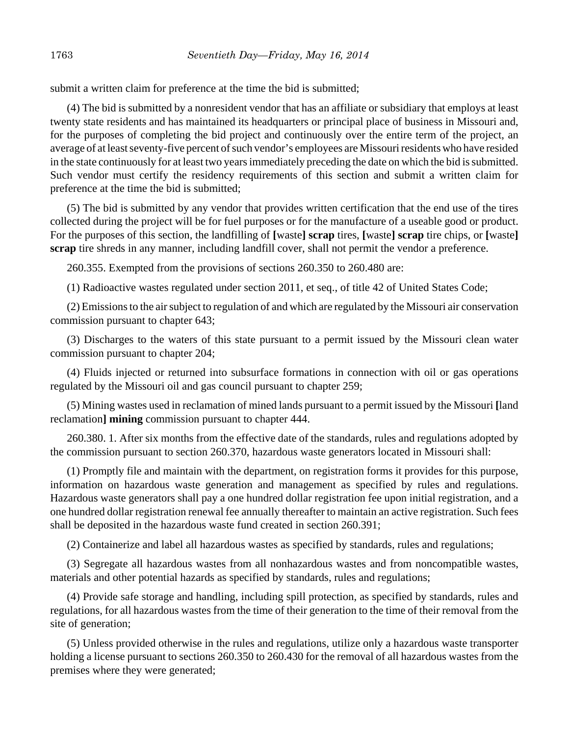submit a written claim for preference at the time the bid is submitted;

(4) The bid is submitted by a nonresident vendor that has an affiliate or subsidiary that employs at least twenty state residents and has maintained its headquarters or principal place of business in Missouri and, for the purposes of completing the bid project and continuously over the entire term of the project, an average of at least seventy-five percent of such vendor's employees are Missouri residents who have resided in the state continuously for at least two years immediately preceding the date on which the bid is submitted. Such vendor must certify the residency requirements of this section and submit a written claim for preference at the time the bid is submitted;

(5) The bid is submitted by any vendor that provides written certification that the end use of the tires collected during the project will be for fuel purposes or for the manufacture of a useable good or product. For the purposes of this section, the landfilling of **[**waste**] scrap** tires, **[**waste**] scrap** tire chips, or **[**waste**] scrap** tire shreds in any manner, including landfill cover, shall not permit the vendor a preference.

260.355. Exempted from the provisions of sections 260.350 to 260.480 are:

(1) Radioactive wastes regulated under section 2011, et seq., of title 42 of United States Code;

(2) Emissions to the air subject to regulation of and which are regulated by the Missouri air conservation commission pursuant to chapter 643;

(3) Discharges to the waters of this state pursuant to a permit issued by the Missouri clean water commission pursuant to chapter 204;

(4) Fluids injected or returned into subsurface formations in connection with oil or gas operations regulated by the Missouri oil and gas council pursuant to chapter 259;

(5) Mining wastes used in reclamation of mined lands pursuant to a permit issued by the Missouri **[**land reclamation**] mining** commission pursuant to chapter 444.

260.380. 1. After six months from the effective date of the standards, rules and regulations adopted by the commission pursuant to section 260.370, hazardous waste generators located in Missouri shall:

(1) Promptly file and maintain with the department, on registration forms it provides for this purpose, information on hazardous waste generation and management as specified by rules and regulations. Hazardous waste generators shall pay a one hundred dollar registration fee upon initial registration, and a one hundred dollar registration renewal fee annually thereafter to maintain an active registration. Such fees shall be deposited in the hazardous waste fund created in section 260.391;

(2) Containerize and label all hazardous wastes as specified by standards, rules and regulations;

(3) Segregate all hazardous wastes from all nonhazardous wastes and from noncompatible wastes, materials and other potential hazards as specified by standards, rules and regulations;

(4) Provide safe storage and handling, including spill protection, as specified by standards, rules and regulations, for all hazardous wastes from the time of their generation to the time of their removal from the site of generation;

(5) Unless provided otherwise in the rules and regulations, utilize only a hazardous waste transporter holding a license pursuant to sections 260.350 to 260.430 for the removal of all hazardous wastes from the premises where they were generated;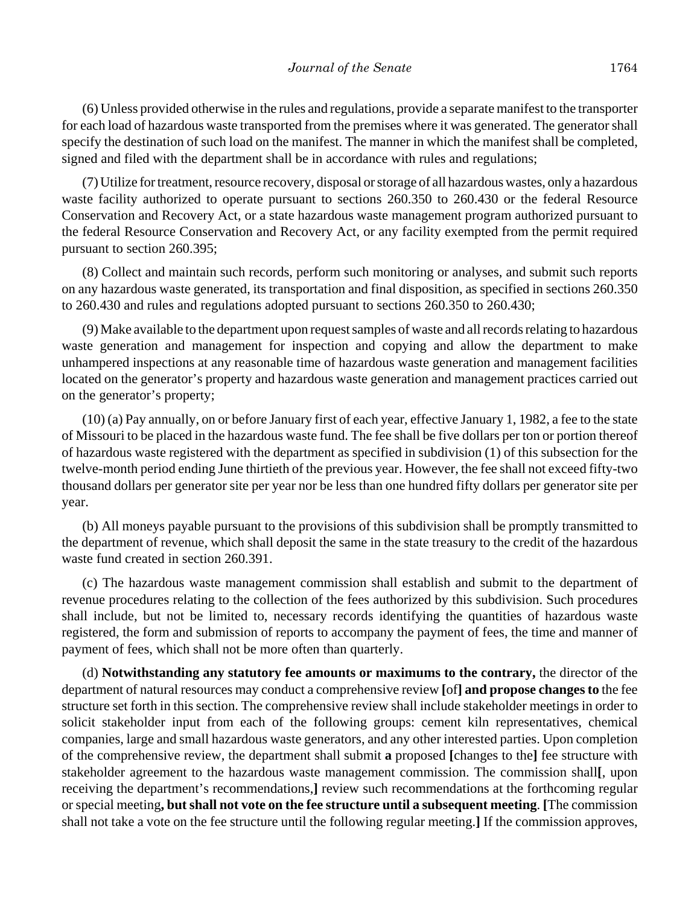(6) Unless provided otherwise in the rules and regulations, provide a separate manifest to the transporter for each load of hazardous waste transported from the premises where it was generated. The generator shall specify the destination of such load on the manifest. The manner in which the manifest shall be completed, signed and filed with the department shall be in accordance with rules and regulations;

(7) Utilize for treatment, resource recovery, disposal or storage of all hazardous wastes, only a hazardous waste facility authorized to operate pursuant to sections 260.350 to 260.430 or the federal Resource Conservation and Recovery Act, or a state hazardous waste management program authorized pursuant to the federal Resource Conservation and Recovery Act, or any facility exempted from the permit required pursuant to section 260.395;

(8) Collect and maintain such records, perform such monitoring or analyses, and submit such reports on any hazardous waste generated, its transportation and final disposition, as specified in sections 260.350 to 260.430 and rules and regulations adopted pursuant to sections 260.350 to 260.430;

(9) Make available to the department upon request samples of waste and all records relating to hazardous waste generation and management for inspection and copying and allow the department to make unhampered inspections at any reasonable time of hazardous waste generation and management facilities located on the generator's property and hazardous waste generation and management practices carried out on the generator's property;

(10) (a) Pay annually, on or before January first of each year, effective January 1, 1982, a fee to the state of Missouri to be placed in the hazardous waste fund. The fee shall be five dollars per ton or portion thereof of hazardous waste registered with the department as specified in subdivision (1) of this subsection for the twelve-month period ending June thirtieth of the previous year. However, the fee shall not exceed fifty-two thousand dollars per generator site per year nor be less than one hundred fifty dollars per generator site per year.

(b) All moneys payable pursuant to the provisions of this subdivision shall be promptly transmitted to the department of revenue, which shall deposit the same in the state treasury to the credit of the hazardous waste fund created in section 260.391.

(c) The hazardous waste management commission shall establish and submit to the department of revenue procedures relating to the collection of the fees authorized by this subdivision. Such procedures shall include, but not be limited to, necessary records identifying the quantities of hazardous waste registered, the form and submission of reports to accompany the payment of fees, the time and manner of payment of fees, which shall not be more often than quarterly.

(d) **Notwithstanding any statutory fee amounts or maximums to the contrary,** the director of the department of natural resources may conduct a comprehensive review **[**of**] and propose changes to** the fee structure set forth in this section. The comprehensive review shall include stakeholder meetings in order to solicit stakeholder input from each of the following groups: cement kiln representatives, chemical companies, large and small hazardous waste generators, and any other interested parties. Upon completion of the comprehensive review, the department shall submit **a** proposed **[**changes to the**]** fee structure with stakeholder agreement to the hazardous waste management commission. The commission shall**[**, upon receiving the department's recommendations,**]** review such recommendations at the forthcoming regular or special meeting**, but shall not vote on the fee structure until a subsequent meeting**. **[**The commission shall not take a vote on the fee structure until the following regular meeting.**]** If the commission approves,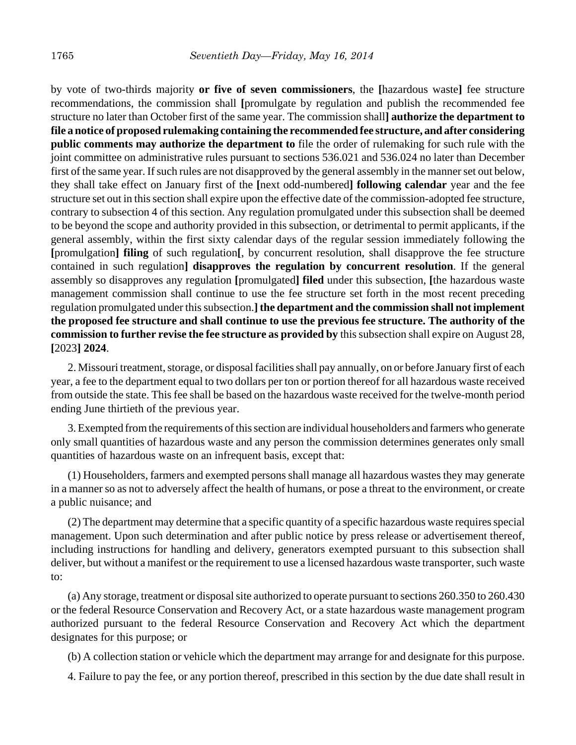by vote of two-thirds majority **or five of seven commissioners**, the **[**hazardous waste**]** fee structure recommendations, the commission shall **[**promulgate by regulation and publish the recommended fee structure no later than October first of the same year. The commission shall**] authorize the department to file a notice of proposed rulemaking containing the recommended fee structure, and after considering public comments may authorize the department to** file the order of rulemaking for such rule with the joint committee on administrative rules pursuant to sections 536.021 and 536.024 no later than December first of the same year. If such rules are not disapproved by the general assembly in the manner set out below, they shall take effect on January first of the **[**next odd-numbered**] following calendar** year and the fee structure set out in this section shall expire upon the effective date of the commission-adopted fee structure, contrary to subsection 4 of this section. Any regulation promulgated under this subsection shall be deemed to be beyond the scope and authority provided in this subsection, or detrimental to permit applicants, if the general assembly, within the first sixty calendar days of the regular session immediately following the **[**promulgation**] filing** of such regulation**[**, by concurrent resolution, shall disapprove the fee structure contained in such regulation**] disapproves the regulation by concurrent resolution**. If the general assembly so disapproves any regulation **[**promulgated**] filed** under this subsection, **[**the hazardous waste management commission shall continue to use the fee structure set forth in the most recent preceding regulation promulgated under this subsection.**] the department and the commission shall not implement the proposed fee structure and shall continue to use the previous fee structure. The authority of the commission to further revise the fee structure as provided by** this subsection shall expire on August 28, **[**2023**] 2024**.

2. Missouri treatment, storage, or disposal facilities shall pay annually, on or before January first of each year, a fee to the department equal to two dollars per ton or portion thereof for all hazardous waste received from outside the state. This fee shall be based on the hazardous waste received for the twelve-month period ending June thirtieth of the previous year.

3. Exempted from the requirements of this section are individual householders and farmers who generate only small quantities of hazardous waste and any person the commission determines generates only small quantities of hazardous waste on an infrequent basis, except that:

(1) Householders, farmers and exempted persons shall manage all hazardous wastes they may generate in a manner so as not to adversely affect the health of humans, or pose a threat to the environment, or create a public nuisance; and

(2) The department may determine that a specific quantity of a specific hazardous waste requires special management. Upon such determination and after public notice by press release or advertisement thereof, including instructions for handling and delivery, generators exempted pursuant to this subsection shall deliver, but without a manifest or the requirement to use a licensed hazardous waste transporter, such waste to:

(a) Any storage, treatment or disposal site authorized to operate pursuant to sections 260.350 to 260.430 or the federal Resource Conservation and Recovery Act, or a state hazardous waste management program authorized pursuant to the federal Resource Conservation and Recovery Act which the department designates for this purpose; or

(b) A collection station or vehicle which the department may arrange for and designate for this purpose.

4. Failure to pay the fee, or any portion thereof, prescribed in this section by the due date shall result in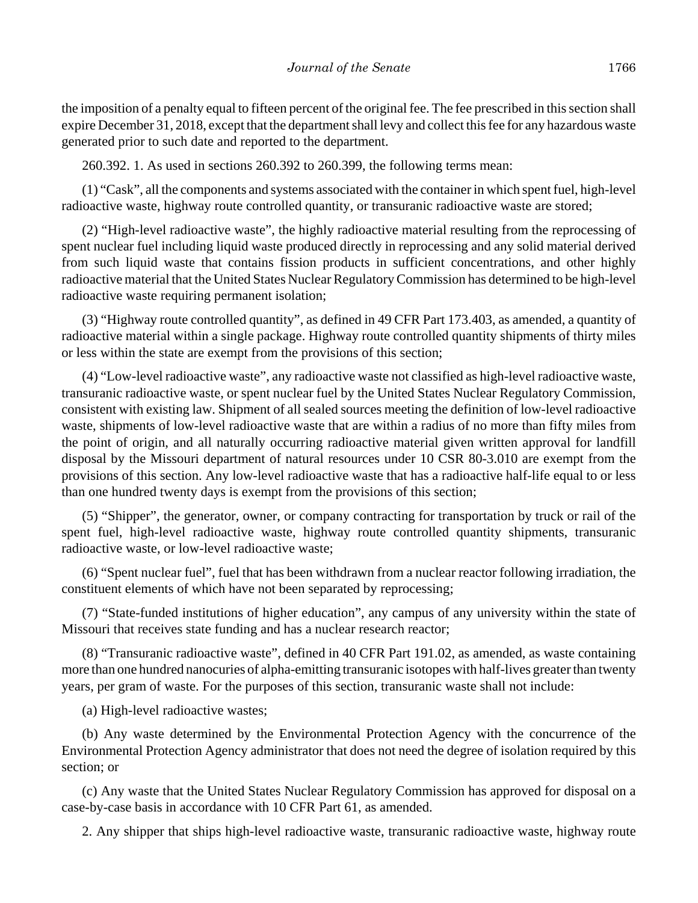the imposition of a penalty equal to fifteen percent of the original fee. The fee prescribed in this section shall expire December 31, 2018, except that the department shall levy and collect this fee for any hazardous waste generated prior to such date and reported to the department.

260.392. 1. As used in sections 260.392 to 260.399, the following terms mean:

(1) "Cask", all the components and systems associated with the container in which spent fuel, high-level radioactive waste, highway route controlled quantity, or transuranic radioactive waste are stored;

(2) "High-level radioactive waste", the highly radioactive material resulting from the reprocessing of spent nuclear fuel including liquid waste produced directly in reprocessing and any solid material derived from such liquid waste that contains fission products in sufficient concentrations, and other highly radioactive material that the United States Nuclear Regulatory Commission has determined to be high-level radioactive waste requiring permanent isolation;

(3) "Highway route controlled quantity", as defined in 49 CFR Part 173.403, as amended, a quantity of radioactive material within a single package. Highway route controlled quantity shipments of thirty miles or less within the state are exempt from the provisions of this section;

(4) "Low-level radioactive waste", any radioactive waste not classified as high-level radioactive waste, transuranic radioactive waste, or spent nuclear fuel by the United States Nuclear Regulatory Commission, consistent with existing law. Shipment of all sealed sources meeting the definition of low-level radioactive waste, shipments of low-level radioactive waste that are within a radius of no more than fifty miles from the point of origin, and all naturally occurring radioactive material given written approval for landfill disposal by the Missouri department of natural resources under 10 CSR 80-3.010 are exempt from the provisions of this section. Any low-level radioactive waste that has a radioactive half-life equal to or less than one hundred twenty days is exempt from the provisions of this section;

(5) "Shipper", the generator, owner, or company contracting for transportation by truck or rail of the spent fuel, high-level radioactive waste, highway route controlled quantity shipments, transuranic radioactive waste, or low-level radioactive waste;

(6) "Spent nuclear fuel", fuel that has been withdrawn from a nuclear reactor following irradiation, the constituent elements of which have not been separated by reprocessing;

(7) "State-funded institutions of higher education", any campus of any university within the state of Missouri that receives state funding and has a nuclear research reactor;

(8) "Transuranic radioactive waste", defined in 40 CFR Part 191.02, as amended, as waste containing more than one hundred nanocuries of alpha-emitting transuranic isotopes with half-lives greater than twenty years, per gram of waste. For the purposes of this section, transuranic waste shall not include:

(a) High-level radioactive wastes;

(b) Any waste determined by the Environmental Protection Agency with the concurrence of the Environmental Protection Agency administrator that does not need the degree of isolation required by this section; or

(c) Any waste that the United States Nuclear Regulatory Commission has approved for disposal on a case-by-case basis in accordance with 10 CFR Part 61, as amended.

2. Any shipper that ships high-level radioactive waste, transuranic radioactive waste, highway route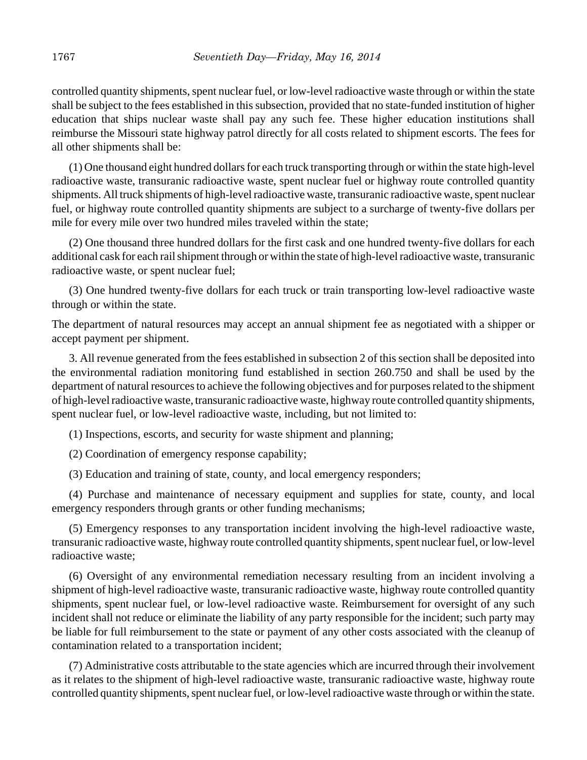controlled quantity shipments, spent nuclear fuel, or low-level radioactive waste through or within the state shall be subject to the fees established in this subsection, provided that no state-funded institution of higher education that ships nuclear waste shall pay any such fee. These higher education institutions shall reimburse the Missouri state highway patrol directly for all costs related to shipment escorts. The fees for all other shipments shall be:

(1) One thousand eight hundred dollars for each truck transporting through or within the state high-level radioactive waste, transuranic radioactive waste, spent nuclear fuel or highway route controlled quantity shipments. All truck shipments of high-level radioactive waste, transuranic radioactive waste, spent nuclear fuel, or highway route controlled quantity shipments are subject to a surcharge of twenty-five dollars per mile for every mile over two hundred miles traveled within the state;

(2) One thousand three hundred dollars for the first cask and one hundred twenty-five dollars for each additional cask for each rail shipment through or within the state of high-level radioactive waste, transuranic radioactive waste, or spent nuclear fuel;

(3) One hundred twenty-five dollars for each truck or train transporting low-level radioactive waste through or within the state.

The department of natural resources may accept an annual shipment fee as negotiated with a shipper or accept payment per shipment.

3. All revenue generated from the fees established in subsection 2 of this section shall be deposited into the environmental radiation monitoring fund established in section 260.750 and shall be used by the department of natural resources to achieve the following objectives and for purposes related to the shipment of high-level radioactive waste, transuranic radioactive waste, highway route controlled quantity shipments, spent nuclear fuel, or low-level radioactive waste, including, but not limited to:

(1) Inspections, escorts, and security for waste shipment and planning;

(2) Coordination of emergency response capability;

(3) Education and training of state, county, and local emergency responders;

(4) Purchase and maintenance of necessary equipment and supplies for state, county, and local emergency responders through grants or other funding mechanisms;

(5) Emergency responses to any transportation incident involving the high-level radioactive waste, transuranic radioactive waste, highway route controlled quantity shipments, spent nuclear fuel, or low-level radioactive waste;

(6) Oversight of any environmental remediation necessary resulting from an incident involving a shipment of high-level radioactive waste, transuranic radioactive waste, highway route controlled quantity shipments, spent nuclear fuel, or low-level radioactive waste. Reimbursement for oversight of any such incident shall not reduce or eliminate the liability of any party responsible for the incident; such party may be liable for full reimbursement to the state or payment of any other costs associated with the cleanup of contamination related to a transportation incident;

(7) Administrative costs attributable to the state agencies which are incurred through their involvement as it relates to the shipment of high-level radioactive waste, transuranic radioactive waste, highway route controlled quantity shipments, spent nuclear fuel, or low-level radioactive waste through or within the state.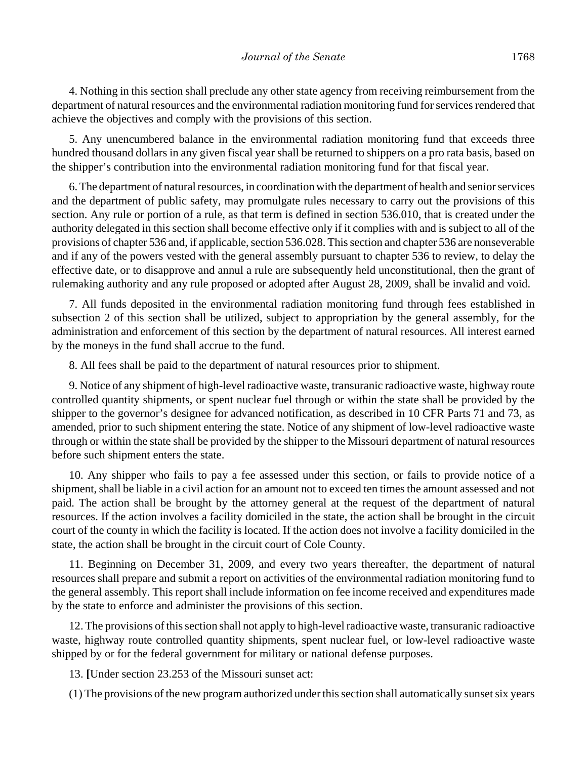4. Nothing in this section shall preclude any other state agency from receiving reimbursement from the department of natural resources and the environmental radiation monitoring fund for services rendered that achieve the objectives and comply with the provisions of this section.

5. Any unencumbered balance in the environmental radiation monitoring fund that exceeds three hundred thousand dollars in any given fiscal year shall be returned to shippers on a pro rata basis, based on the shipper's contribution into the environmental radiation monitoring fund for that fiscal year.

6. The department of natural resources, in coordination with the department of health and senior services and the department of public safety, may promulgate rules necessary to carry out the provisions of this section. Any rule or portion of a rule, as that term is defined in section 536.010, that is created under the authority delegated in this section shall become effective only if it complies with and is subject to all of the provisions of chapter 536 and, if applicable, section 536.028. This section and chapter 536 are nonseverable and if any of the powers vested with the general assembly pursuant to chapter 536 to review, to delay the effective date, or to disapprove and annul a rule are subsequently held unconstitutional, then the grant of rulemaking authority and any rule proposed or adopted after August 28, 2009, shall be invalid and void.

7. All funds deposited in the environmental radiation monitoring fund through fees established in subsection 2 of this section shall be utilized, subject to appropriation by the general assembly, for the administration and enforcement of this section by the department of natural resources. All interest earned by the moneys in the fund shall accrue to the fund.

8. All fees shall be paid to the department of natural resources prior to shipment.

9. Notice of any shipment of high-level radioactive waste, transuranic radioactive waste, highway route controlled quantity shipments, or spent nuclear fuel through or within the state shall be provided by the shipper to the governor's designee for advanced notification, as described in 10 CFR Parts 71 and 73, as amended, prior to such shipment entering the state. Notice of any shipment of low-level radioactive waste through or within the state shall be provided by the shipper to the Missouri department of natural resources before such shipment enters the state.

10. Any shipper who fails to pay a fee assessed under this section, or fails to provide notice of a shipment, shall be liable in a civil action for an amount not to exceed ten times the amount assessed and not paid. The action shall be brought by the attorney general at the request of the department of natural resources. If the action involves a facility domiciled in the state, the action shall be brought in the circuit court of the county in which the facility is located. If the action does not involve a facility domiciled in the state, the action shall be brought in the circuit court of Cole County.

11. Beginning on December 31, 2009, and every two years thereafter, the department of natural resources shall prepare and submit a report on activities of the environmental radiation monitoring fund to the general assembly. This report shall include information on fee income received and expenditures made by the state to enforce and administer the provisions of this section.

12. The provisions of this section shall not apply to high-level radioactive waste, transuranic radioactive waste, highway route controlled quantity shipments, spent nuclear fuel, or low-level radioactive waste shipped by or for the federal government for military or national defense purposes.

13. **[**Under section 23.253 of the Missouri sunset act:

(1) The provisions of the new program authorized under this section shall automatically sunset six years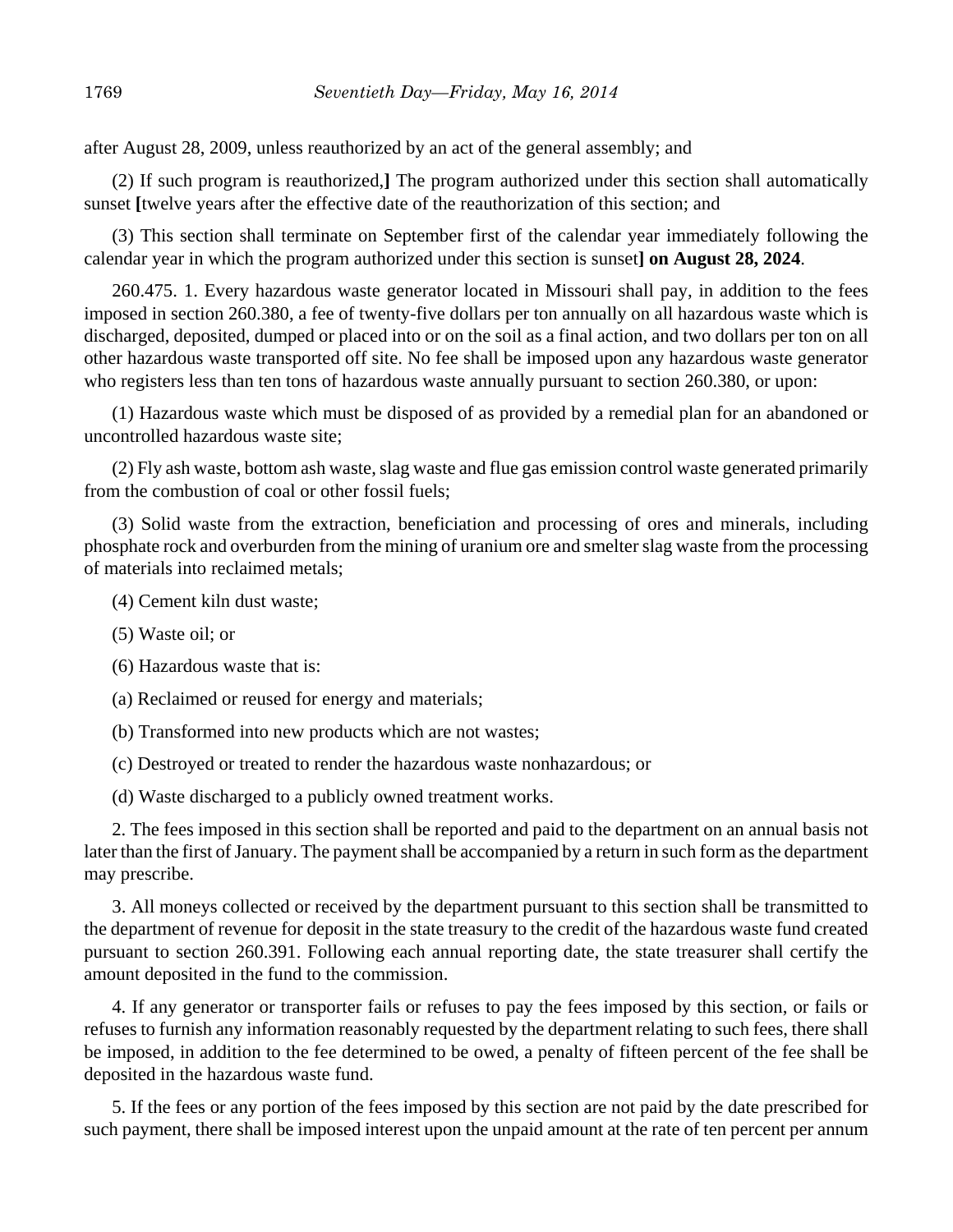after August 28, 2009, unless reauthorized by an act of the general assembly; and

(2) If such program is reauthorized,**]** The program authorized under this section shall automatically sunset **[**twelve years after the effective date of the reauthorization of this section; and

(3) This section shall terminate on September first of the calendar year immediately following the calendar year in which the program authorized under this section is sunset**] on August 28, 2024**.

260.475. 1. Every hazardous waste generator located in Missouri shall pay, in addition to the fees imposed in section 260.380, a fee of twenty-five dollars per ton annually on all hazardous waste which is discharged, deposited, dumped or placed into or on the soil as a final action, and two dollars per ton on all other hazardous waste transported off site. No fee shall be imposed upon any hazardous waste generator who registers less than ten tons of hazardous waste annually pursuant to section 260.380, or upon:

(1) Hazardous waste which must be disposed of as provided by a remedial plan for an abandoned or uncontrolled hazardous waste site;

(2) Fly ash waste, bottom ash waste, slag waste and flue gas emission control waste generated primarily from the combustion of coal or other fossil fuels;

(3) Solid waste from the extraction, beneficiation and processing of ores and minerals, including phosphate rock and overburden from the mining of uranium ore and smelter slag waste from the processing of materials into reclaimed metals;

(4) Cement kiln dust waste;

(5) Waste oil; or

(6) Hazardous waste that is:

(a) Reclaimed or reused for energy and materials;

(b) Transformed into new products which are not wastes;

(c) Destroyed or treated to render the hazardous waste nonhazardous; or

(d) Waste discharged to a publicly owned treatment works.

2. The fees imposed in this section shall be reported and paid to the department on an annual basis not later than the first of January. The payment shall be accompanied by a return in such form as the department may prescribe.

3. All moneys collected or received by the department pursuant to this section shall be transmitted to the department of revenue for deposit in the state treasury to the credit of the hazardous waste fund created pursuant to section 260.391. Following each annual reporting date, the state treasurer shall certify the amount deposited in the fund to the commission.

4. If any generator or transporter fails or refuses to pay the fees imposed by this section, or fails or refuses to furnish any information reasonably requested by the department relating to such fees, there shall be imposed, in addition to the fee determined to be owed, a penalty of fifteen percent of the fee shall be deposited in the hazardous waste fund.

5. If the fees or any portion of the fees imposed by this section are not paid by the date prescribed for such payment, there shall be imposed interest upon the unpaid amount at the rate of ten percent per annum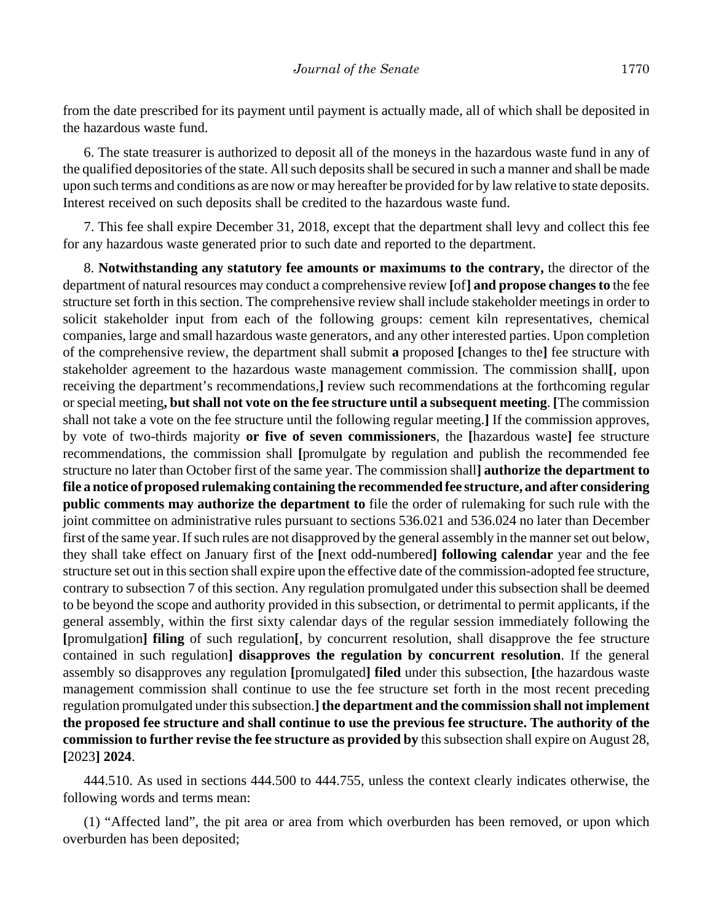from the date prescribed for its payment until payment is actually made, all of which shall be deposited in the hazardous waste fund.

6. The state treasurer is authorized to deposit all of the moneys in the hazardous waste fund in any of the qualified depositories of the state. All such deposits shall be secured in such a manner and shall be made upon such terms and conditions as are now or may hereafter be provided for by law relative to state deposits. Interest received on such deposits shall be credited to the hazardous waste fund.

7. This fee shall expire December 31, 2018, except that the department shall levy and collect this fee for any hazardous waste generated prior to such date and reported to the department.

8. **Notwithstanding any statutory fee amounts or maximums to the contrary,** the director of the department of natural resources may conduct a comprehensive review **[**of**] and propose changes to** the fee structure set forth in this section. The comprehensive review shall include stakeholder meetings in order to solicit stakeholder input from each of the following groups: cement kiln representatives, chemical companies, large and small hazardous waste generators, and any other interested parties. Upon completion of the comprehensive review, the department shall submit **a** proposed **[**changes to the**]** fee structure with stakeholder agreement to the hazardous waste management commission. The commission shall**[**, upon receiving the department's recommendations,**]** review such recommendations at the forthcoming regular or special meeting**, but shall not vote on the fee structure until a subsequent meeting**. **[**The commission shall not take a vote on the fee structure until the following regular meeting.**]** If the commission approves, by vote of two-thirds majority **or five of seven commissioners**, the **[**hazardous waste**]** fee structure recommendations, the commission shall **[**promulgate by regulation and publish the recommended fee structure no later than October first of the same year. The commission shall**] authorize the department to file a notice of proposed rulemaking containing the recommended fee structure, and after considering public comments may authorize the department to** file the order of rulemaking for such rule with the joint committee on administrative rules pursuant to sections 536.021 and 536.024 no later than December first of the same year. If such rules are not disapproved by the general assembly in the manner set out below, they shall take effect on January first of the **[**next odd-numbered**] following calendar** year and the fee structure set out in this section shall expire upon the effective date of the commission-adopted fee structure, contrary to subsection 7 of this section. Any regulation promulgated under this subsection shall be deemed to be beyond the scope and authority provided in this subsection, or detrimental to permit applicants, if the general assembly, within the first sixty calendar days of the regular session immediately following the **[**promulgation**] filing** of such regulation**[**, by concurrent resolution, shall disapprove the fee structure contained in such regulation**] disapproves the regulation by concurrent resolution**. If the general assembly so disapproves any regulation **[**promulgated**] filed** under this subsection, **[**the hazardous waste management commission shall continue to use the fee structure set forth in the most recent preceding regulation promulgated under this subsection.**] the department and the commission shall not implement the proposed fee structure and shall continue to use the previous fee structure. The authority of the commission to further revise the fee structure as provided by** this subsection shall expire on August 28, **[**2023**] 2024**.

444.510. As used in sections 444.500 to 444.755, unless the context clearly indicates otherwise, the following words and terms mean:

(1) "Affected land", the pit area or area from which overburden has been removed, or upon which overburden has been deposited;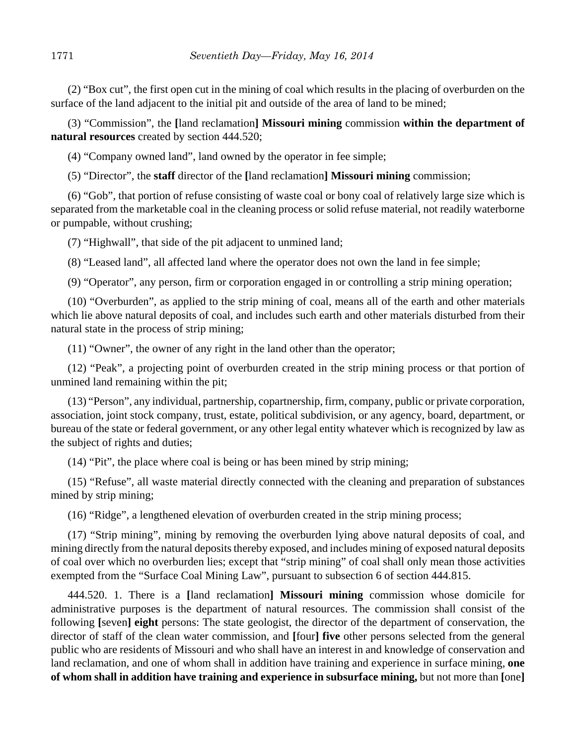(2) “Box cut”, the first open cut in the mining of coal which results in the placing of overburden on the surface of the land adjacent to the initial pit and outside of the area of land to be mined;

(3) “Commission”, the **[**land reclamation**] Missouri mining** commission **within the department of natural resources** created by section 444.520;

(4) “Company owned land”, land owned by the operator in fee simple;

(5) “Director”, the **staff** director of the **[**land reclamation**] Missouri mining** commission;

(6) “Gob”, that portion of refuse consisting of waste coal or bony coal of relatively large size which is separated from the marketable coal in the cleaning process or solid refuse material, not readily waterborne or pumpable, without crushing;

(7) “Highwall”, that side of the pit adjacent to unmined land;

(8) “Leased land”, all affected land where the operator does not own the land in fee simple;

(9) “Operator”, any person, firm or corporation engaged in or controlling a strip mining operation;

(10) “Overburden”, as applied to the strip mining of coal, means all of the earth and other materials which lie above natural deposits of coal, and includes such earth and other materials disturbed from their natural state in the process of strip mining;

(11) “Owner”, the owner of any right in the land other than the operator;

(12) “Peak”, a projecting point of overburden created in the strip mining process or that portion of unmined land remaining within the pit;

(13) “Person”, any individual, partnership, copartnership, firm, company, public or private corporation, association, joint stock company, trust, estate, political subdivision, or any agency, board, department, or bureau of the state or federal government, or any other legal entity whatever which is recognized by law as the subject of rights and duties;

(14) “Pit”, the place where coal is being or has been mined by strip mining;

(15) “Refuse”, all waste material directly connected with the cleaning and preparation of substances mined by strip mining;

(16) “Ridge”, a lengthened elevation of overburden created in the strip mining process;

(17) “Strip mining”, mining by removing the overburden lying above natural deposits of coal, and mining directly from the natural deposits thereby exposed, and includes mining of exposed natural deposits of coal over which no overburden lies; except that “strip mining” of coal shall only mean those activities exempted from the “Surface Coal Mining Law”, pursuant to subsection 6 of section 444.815.

444.520. 1. There is a **[**land reclamation**] Missouri mining** commission whose domicile for administrative purposes is the department of natural resources. The commission shall consist of the following **[**seven**] eight** persons: The state geologist, the director of the department of conservation, the director of staff of the clean water commission, and **[**four**] five** other persons selected from the general public who are residents of Missouri and who shall have an interest in and knowledge of conservation and land reclamation, and one of whom shall in addition have training and experience in surface mining, **one of whom shall in addition have training and experience in subsurface mining,** but not more than **[**one**]**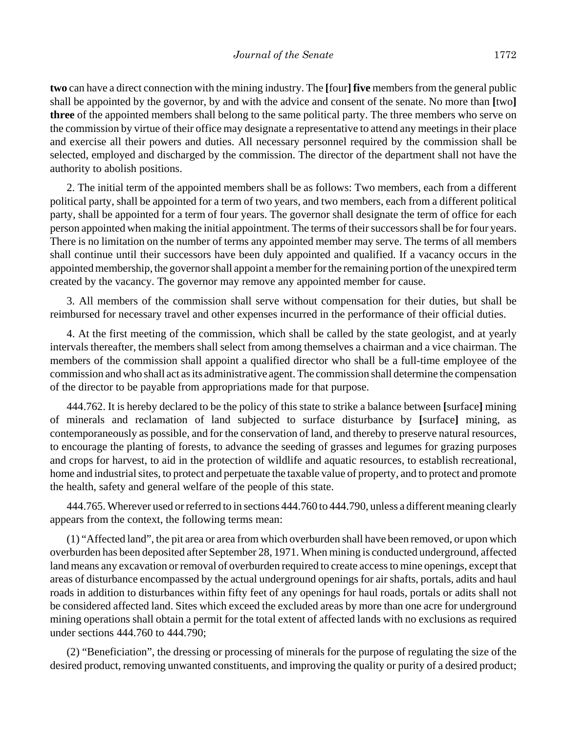**two** can have a direct connection with the mining industry. The **[**four**]** **five** members from the general public shall be appointed by the governor, by and with the advice and consent of the senate. No more than **[**two**]** **three** of the appointed members shall belong to the same political party. The three members who serve on the commission by virtue of their office may designate a representative to attend any meetings in their place and exercise all their powers and duties. All necessary personnel required by the commission shall be selected, employed and discharged by the commission. The director of the department shall not have the authority to abolish positions.

2. The initial term of the appointed members shall be as follows: Two members, each from a different political party, shall be appointed for a term of two years, and two members, each from a different political party, shall be appointed for a term of four years. The governor shall designate the term of office for each person appointed when making the initial appointment. The terms of their successors shall be for four years. There is no limitation on the number of terms any appointed member may serve. The terms of all members shall continue until their successors have been duly appointed and qualified. If a vacancy occurs in the appointed membership, the governor shall appoint a member for the remaining portion of the unexpired term created by the vacancy. The governor may remove any appointed member for cause.

3. All members of the commission shall serve without compensation for their duties, but shall be reimbursed for necessary travel and other expenses incurred in the performance of their official duties.

4. At the first meeting of the commission, which shall be called by the state geologist, and at yearly intervals thereafter, the members shall select from among themselves a chairman and a vice chairman. The members of the commission shall appoint a qualified director who shall be a full-time employee of the commission and who shall act as its administrative agent. The commission shall determine the compensation of the director to be payable from appropriations made for that purpose.

444.762. It is hereby declared to be the policy of this state to strike a balance between **[**surface**]** mining of minerals and reclamation of land subjected to surface disturbance by **[**surface**]** mining, as contemporaneously as possible, and for the conservation of land, and thereby to preserve natural resources, to encourage the planting of forests, to advance the seeding of grasses and legumes for grazing purposes and crops for harvest, to aid in the protection of wildlife and aquatic resources, to establish recreational, home and industrial sites, to protect and perpetuate the taxable value of property, and to protect and promote the health, safety and general welfare of the people of this state.

444.765. Wherever used or referred to in sections 444.760 to 444.790, unless a different meaning clearly appears from the context, the following terms mean:

(1) "Affected land", the pit area or area from which overburden shall have been removed, or upon which overburden has been deposited after September 28, 1971. When mining is conducted underground, affected land means any excavation or removal of overburden required to create access to mine openings, except that areas of disturbance encompassed by the actual underground openings for air shafts, portals, adits and haul roads in addition to disturbances within fifty feet of any openings for haul roads, portals or adits shall not be considered affected land. Sites which exceed the excluded areas by more than one acre for underground mining operations shall obtain a permit for the total extent of affected lands with no exclusions as required under sections 444.760 to 444.790;

(2) "Beneficiation", the dressing or processing of minerals for the purpose of regulating the size of the desired product, removing unwanted constituents, and improving the quality or purity of a desired product;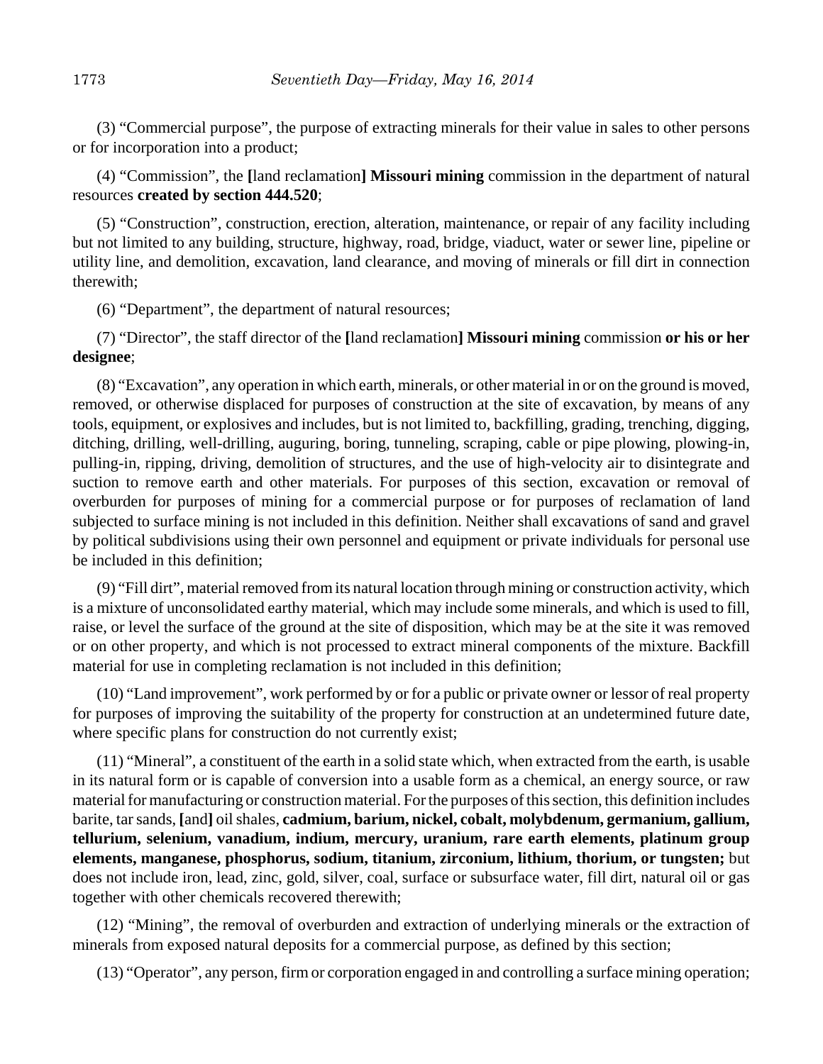(3) "Commercial purpose", the purpose of extracting minerals for their value in sales to other persons or for incorporation into a product;

(4) "Commission", the **[**land reclamation**] Missouri mining** commission in the department of natural resources **created by section 444.520**;

(5) "Construction", construction, erection, alteration, maintenance, or repair of any facility including but not limited to any building, structure, highway, road, bridge, viaduct, water or sewer line, pipeline or utility line, and demolition, excavation, land clearance, and moving of minerals or fill dirt in connection therewith;

(6) "Department", the department of natural resources;

(7) "Director", the staff director of the **[**land reclamation**] Missouri mining** commission **or his or her designee**;

(8) "Excavation", any operation in which earth, minerals, or other material in or on the ground is moved, removed, or otherwise displaced for purposes of construction at the site of excavation, by means of any tools, equipment, or explosives and includes, but is not limited to, backfilling, grading, trenching, digging, ditching, drilling, well-drilling, auguring, boring, tunneling, scraping, cable or pipe plowing, plowing-in, pulling-in, ripping, driving, demolition of structures, and the use of high-velocity air to disintegrate and suction to remove earth and other materials. For purposes of this section, excavation or removal of overburden for purposes of mining for a commercial purpose or for purposes of reclamation of land subjected to surface mining is not included in this definition. Neither shall excavations of sand and gravel by political subdivisions using their own personnel and equipment or private individuals for personal use be included in this definition;

(9) "Fill dirt", material removed from its natural location through mining or construction activity, which is a mixture of unconsolidated earthy material, which may include some minerals, and which is used to fill, raise, or level the surface of the ground at the site of disposition, which may be at the site it was removed or on other property, and which is not processed to extract mineral components of the mixture. Backfill material for use in completing reclamation is not included in this definition;

(10) "Land improvement", work performed by or for a public or private owner or lessor of real property for purposes of improving the suitability of the property for construction at an undetermined future date, where specific plans for construction do not currently exist;

(11) "Mineral", a constituent of the earth in a solid state which, when extracted from the earth, is usable in its natural form or is capable of conversion into a usable form as a chemical, an energy source, or raw material for manufacturing or construction material. For the purposes of this section, this definition includes barite, tar sands, **[**and**]** oil shales, **cadmium, barium, nickel, cobalt, molybdenum, germanium, gallium, tellurium, selenium, vanadium, indium, mercury, uranium, rare earth elements, platinum group elements, manganese, phosphorus, sodium, titanium, zirconium, lithium, thorium, or tungsten;** but does not include iron, lead, zinc, gold, silver, coal, surface or subsurface water, fill dirt, natural oil or gas together with other chemicals recovered therewith;

(12) "Mining", the removal of overburden and extraction of underlying minerals or the extraction of minerals from exposed natural deposits for a commercial purpose, as defined by this section;

(13) "Operator", any person, firm or corporation engaged in and controlling a surface mining operation;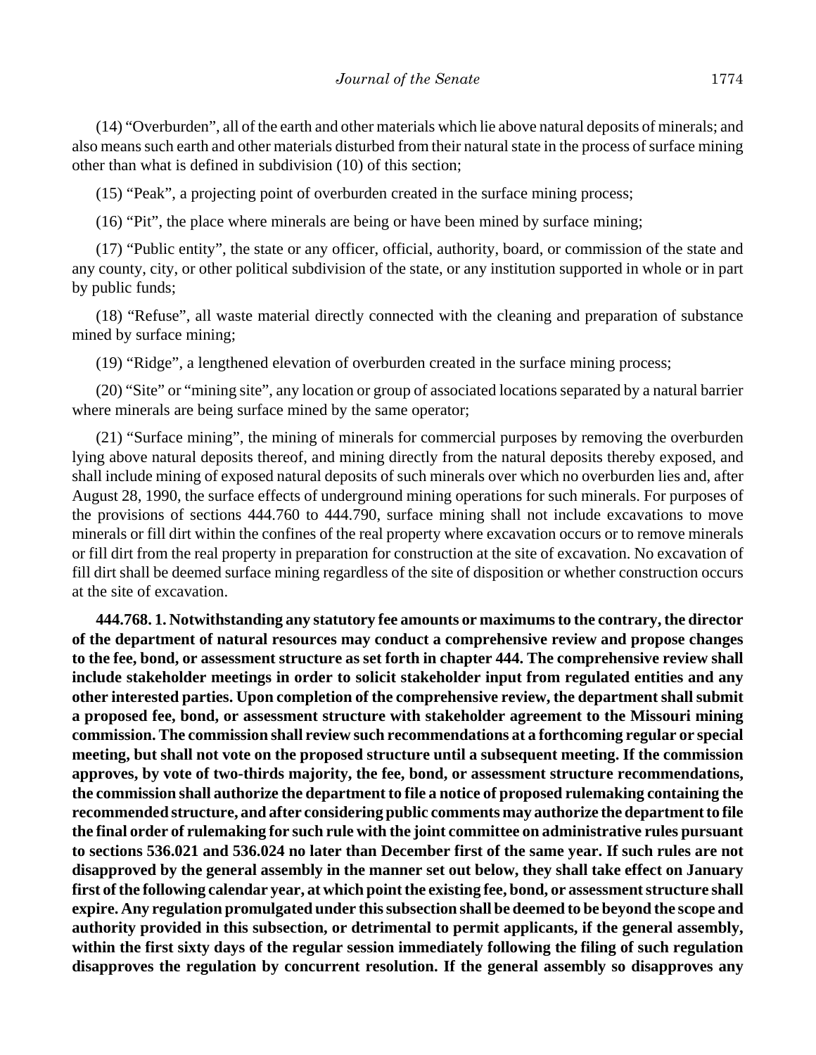(14) “Overburden”, all of the earth and other materials which lie above natural deposits of minerals; and also means such earth and other materials disturbed from their natural state in the process of surface mining other than what is defined in subdivision (10) of this section;

(15) “Peak”, a projecting point of overburden created in the surface mining process;

(16) “Pit”, the place where minerals are being or have been mined by surface mining;

(17) “Public entity”, the state or any officer, official, authority, board, or commission of the state and any county, city, or other political subdivision of the state, or any institution supported in whole or in part by public funds;

(18) “Refuse”, all waste material directly connected with the cleaning and preparation of substance mined by surface mining;

(19) “Ridge”, a lengthened elevation of overburden created in the surface mining process;

(20) “Site” or “mining site”, any location or group of associated locations separated by a natural barrier where minerals are being surface mined by the same operator;

(21) “Surface mining”, the mining of minerals for commercial purposes by removing the overburden lying above natural deposits thereof, and mining directly from the natural deposits thereby exposed, and shall include mining of exposed natural deposits of such minerals over which no overburden lies and, after August 28, 1990, the surface effects of underground mining operations for such minerals. For purposes of the provisions of sections 444.760 to 444.790, surface mining shall not include excavations to move minerals or fill dirt within the confines of the real property where excavation occurs or to remove minerals or fill dirt from the real property in preparation for construction at the site of excavation. No excavation of fill dirt shall be deemed surface mining regardless of the site of disposition or whether construction occurs at the site of excavation.

**444.768. 1. Notwithstanding any statutory fee amounts or maximums to the contrary, the director of the department of natural resources may conduct a comprehensive review and propose changes to the fee, bond, or assessment structure as set forth in chapter 444. The comprehensive review shall include stakeholder meetings in order to solicit stakeholder input from regulated entities and any other interested parties. Upon completion of the comprehensive review, the department shall submit a proposed fee, bond, or assessment structure with stakeholder agreement to the Missouri mining commission. The commission shall review such recommendations at a forthcoming regular or special meeting, but shall not vote on the proposed structure until a subsequent meeting. If the commission approves, by vote of two-thirds majority, the fee, bond, or assessment structure recommendations, the commission shall authorize the department to file a notice of proposed rulemaking containing the recommended structure, and after considering public comments may authorize the department to file the final order of rulemaking for such rule with the joint committee on administrative rules pursuant to sections 536.021 and 536.024 no later than December first of the same year. If such rules are not disapproved by the general assembly in the manner set out below, they shall take effect on January first of the following calendar year, at which point the existing fee, bond, or assessment structure shall expire. Any regulation promulgated under this subsection shall be deemed to be beyond the scope and authority provided in this subsection, or detrimental to permit applicants, if the general assembly, within the first sixty days of the regular session immediately following the filing of such regulation disapproves the regulation by concurrent resolution. If the general assembly so disapproves any**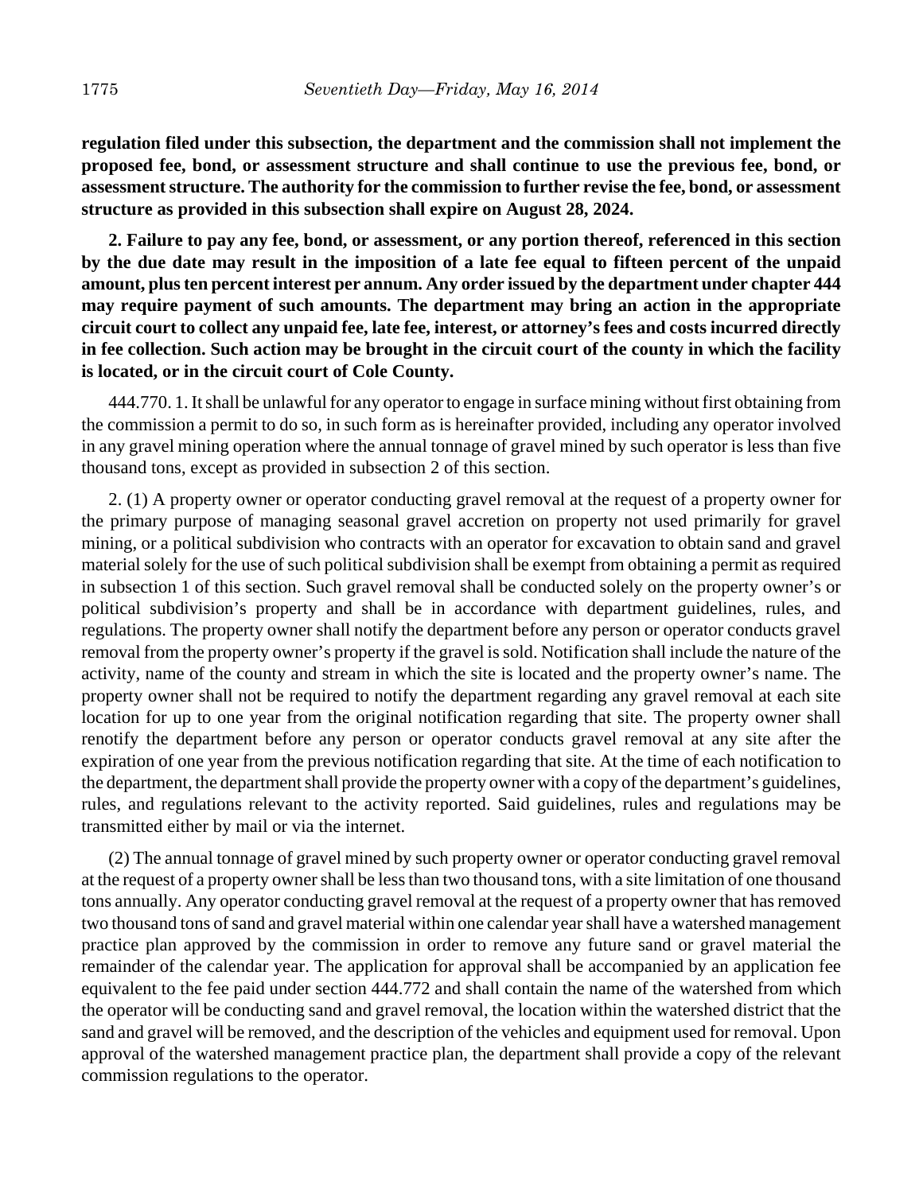**regulation filed under this subsection, the department and the commission shall not implement the proposed fee, bond, or assessment structure and shall continue to use the previous fee, bond, or assessment structure. The authority for the commission to further revise the fee, bond, or assessment structure as provided in this subsection shall expire on August 28, 2024.**

**2. Failure to pay any fee, bond, or assessment, or any portion thereof, referenced in this section by the due date may result in the imposition of a late fee equal to fifteen percent of the unpaid amount, plus ten percent interest per annum. Any order issued by the department under chapter 444 may require payment of such amounts. The department may bring an action in the appropriate circuit court to collect any unpaid fee, late fee, interest, or attorney's fees and costs incurred directly in fee collection. Such action may be brought in the circuit court of the county in which the facility is located, or in the circuit court of Cole County.**

444.770. 1. It shall be unlawful for any operator to engage in surface mining without first obtaining from the commission a permit to do so, in such form as is hereinafter provided, including any operator involved in any gravel mining operation where the annual tonnage of gravel mined by such operator is less than five thousand tons, except as provided in subsection 2 of this section.

2. (1) A property owner or operator conducting gravel removal at the request of a property owner for the primary purpose of managing seasonal gravel accretion on property not used primarily for gravel mining, or a political subdivision who contracts with an operator for excavation to obtain sand and gravel material solely for the use of such political subdivision shall be exempt from obtaining a permit as required in subsection 1 of this section. Such gravel removal shall be conducted solely on the property owner's or political subdivision's property and shall be in accordance with department guidelines, rules, and regulations. The property owner shall notify the department before any person or operator conducts gravel removal from the property owner's property if the gravel is sold. Notification shall include the nature of the activity, name of the county and stream in which the site is located and the property owner's name. The property owner shall not be required to notify the department regarding any gravel removal at each site location for up to one year from the original notification regarding that site. The property owner shall renotify the department before any person or operator conducts gravel removal at any site after the expiration of one year from the previous notification regarding that site. At the time of each notification to the department, the department shall provide the property owner with a copy of the department's guidelines, rules, and regulations relevant to the activity reported. Said guidelines, rules and regulations may be transmitted either by mail or via the internet.

(2) The annual tonnage of gravel mined by such property owner or operator conducting gravel removal at the request of a property owner shall be less than two thousand tons, with a site limitation of one thousand tons annually. Any operator conducting gravel removal at the request of a property owner that has removed two thousand tons of sand and gravel material within one calendar year shall have a watershed management practice plan approved by the commission in order to remove any future sand or gravel material the remainder of the calendar year. The application for approval shall be accompanied by an application fee equivalent to the fee paid under section 444.772 and shall contain the name of the watershed from which the operator will be conducting sand and gravel removal, the location within the watershed district that the sand and gravel will be removed, and the description of the vehicles and equipment used for removal. Upon approval of the watershed management practice plan, the department shall provide a copy of the relevant commission regulations to the operator.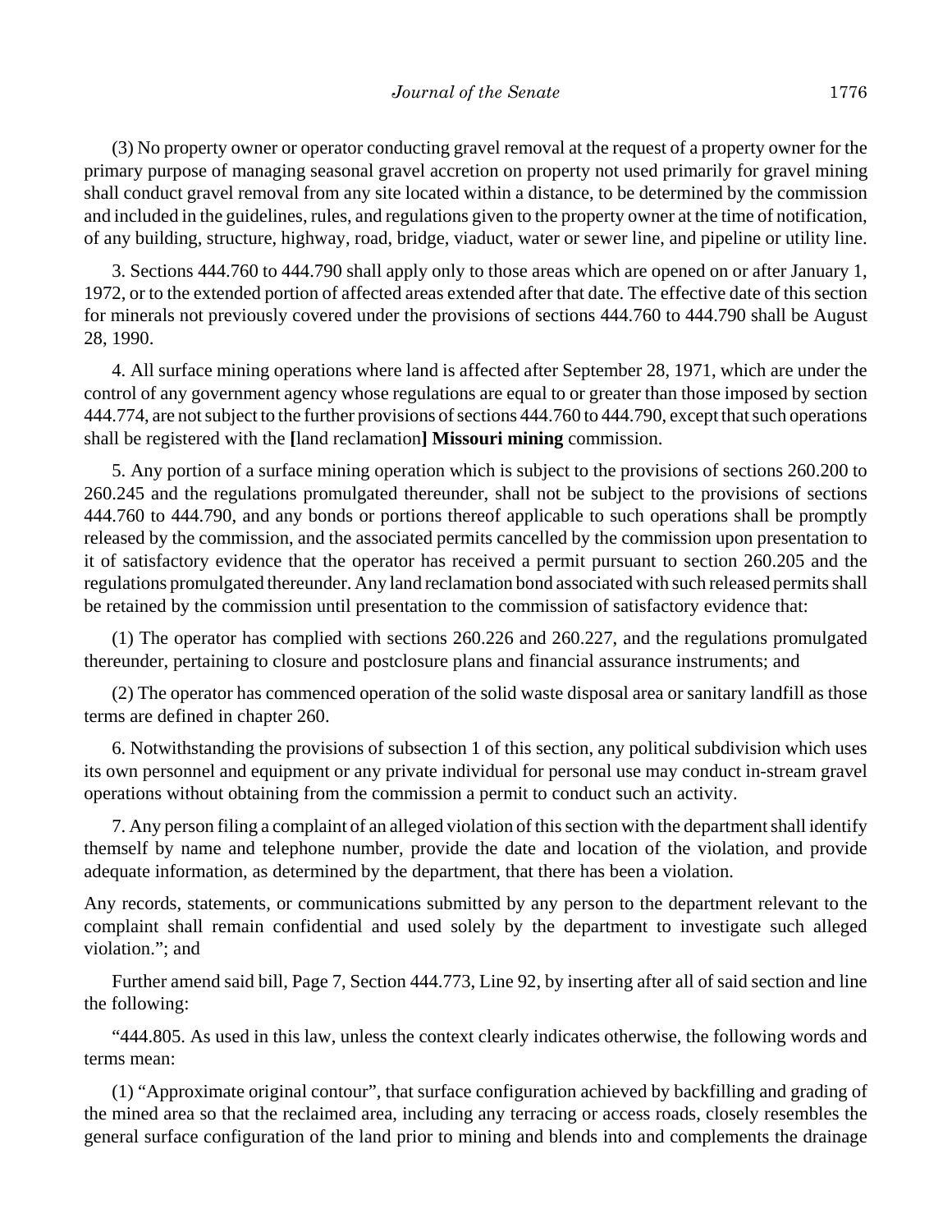(3) No property owner or operator conducting gravel removal at the request of a property owner for the primary purpose of managing seasonal gravel accretion on property not used primarily for gravel mining shall conduct gravel removal from any site located within a distance, to be determined by the commission and included in the guidelines, rules, and regulations given to the property owner at the time of notification, of any building, structure, highway, road, bridge, viaduct, water or sewer line, and pipeline or utility line.

3. Sections 444.760 to 444.790 shall apply only to those areas which are opened on or after January 1, 1972, or to the extended portion of affected areas extended after that date. The effective date of this section for minerals not previously covered under the provisions of sections 444.760 to 444.790 shall be August 28, 1990.

4. All surface mining operations where land is affected after September 28, 1971, which are under the control of any government agency whose regulations are equal to or greater than those imposed by section 444.774, are not subject to the further provisions of sections 444.760 to 444.790, except that such operations shall be registered with the **[**land reclamation**] Missouri mining** commission.

5. Any portion of a surface mining operation which is subject to the provisions of sections 260.200 to 260.245 and the regulations promulgated thereunder, shall not be subject to the provisions of sections 444.760 to 444.790, and any bonds or portions thereof applicable to such operations shall be promptly released by the commission, and the associated permits cancelled by the commission upon presentation to it of satisfactory evidence that the operator has received a permit pursuant to section 260.205 and the regulations promulgated thereunder. Any land reclamation bond associated with such released permits shall be retained by the commission until presentation to the commission of satisfactory evidence that:

(1) The operator has complied with sections 260.226 and 260.227, and the regulations promulgated thereunder, pertaining to closure and postclosure plans and financial assurance instruments; and

(2) The operator has commenced operation of the solid waste disposal area or sanitary landfill as those terms are defined in chapter 260.

6. Notwithstanding the provisions of subsection 1 of this section, any political subdivision which uses its own personnel and equipment or any private individual for personal use may conduct in-stream gravel operations without obtaining from the commission a permit to conduct such an activity.

7. Any person filing a complaint of an alleged violation of this section with the department shall identify themself by name and telephone number, provide the date and location of the violation, and provide adequate information, as determined by the department, that there has been a violation.

Any records, statements, or communications submitted by any person to the department relevant to the complaint shall remain confidential and used solely by the department to investigate such alleged violation."; and

Further amend said bill, Page 7, Section 444.773, Line 92, by inserting after all of said section and line the following:

"444.805. As used in this law, unless the context clearly indicates otherwise, the following words and terms mean:

(1) "Approximate original contour", that surface configuration achieved by backfilling and grading of the mined area so that the reclaimed area, including any terracing or access roads, closely resembles the general surface configuration of the land prior to mining and blends into and complements the drainage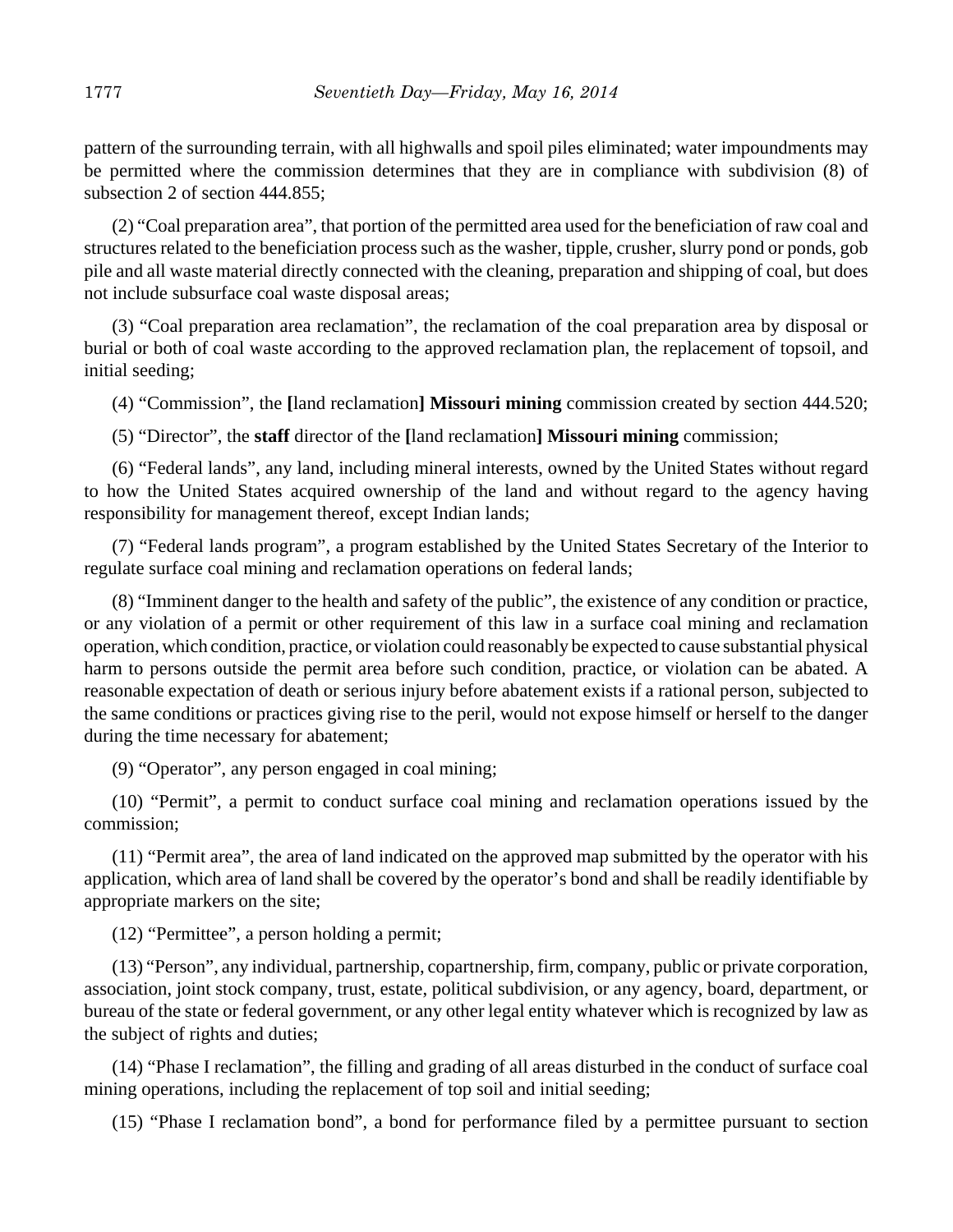pattern of the surrounding terrain, with all highwalls and spoil piles eliminated; water impoundments may be permitted where the commission determines that they are in compliance with subdivision (8) of subsection 2 of section 444.855;

(2) "Coal preparation area", that portion of the permitted area used for the beneficiation of raw coal and structures related to the beneficiation process such as the washer, tipple, crusher, slurry pond or ponds, gob pile and all waste material directly connected with the cleaning, preparation and shipping of coal, but does not include subsurface coal waste disposal areas;

(3) "Coal preparation area reclamation", the reclamation of the coal preparation area by disposal or burial or both of coal waste according to the approved reclamation plan, the replacement of topsoil, and initial seeding;

(4) "Commission", the **[**land reclamation**] Missouri mining** commission created by section 444.520;

(5) "Director", the **staff** director of the **[**land reclamation**] Missouri mining** commission;

(6) "Federal lands", any land, including mineral interests, owned by the United States without regard to how the United States acquired ownership of the land and without regard to the agency having responsibility for management thereof, except Indian lands;

(7) "Federal lands program", a program established by the United States Secretary of the Interior to regulate surface coal mining and reclamation operations on federal lands;

(8) "Imminent danger to the health and safety of the public", the existence of any condition or practice, or any violation of a permit or other requirement of this law in a surface coal mining and reclamation operation, which condition, practice, or violation could reasonably be expected to cause substantial physical harm to persons outside the permit area before such condition, practice, or violation can be abated. A reasonable expectation of death or serious injury before abatement exists if a rational person, subjected to the same conditions or practices giving rise to the peril, would not expose himself or herself to the danger during the time necessary for abatement;

(9) "Operator", any person engaged in coal mining;

(10) "Permit", a permit to conduct surface coal mining and reclamation operations issued by the commission;

(11) "Permit area", the area of land indicated on the approved map submitted by the operator with his application, which area of land shall be covered by the operator's bond and shall be readily identifiable by appropriate markers on the site;

(12) "Permittee", a person holding a permit;

(13) "Person", any individual, partnership, copartnership, firm, company, public or private corporation, association, joint stock company, trust, estate, political subdivision, or any agency, board, department, or bureau of the state or federal government, or any other legal entity whatever which is recognized by law as the subject of rights and duties;

(14) "Phase I reclamation", the filling and grading of all areas disturbed in the conduct of surface coal mining operations, including the replacement of top soil and initial seeding;

(15) "Phase I reclamation bond", a bond for performance filed by a permittee pursuant to section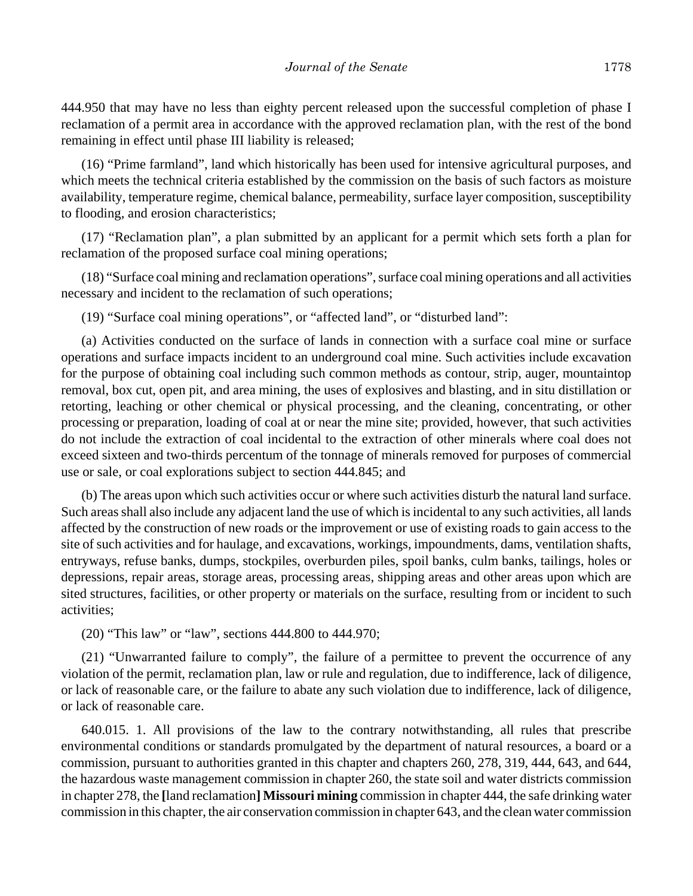444.950 that may have no less than eighty percent released upon the successful completion of phase I reclamation of a permit area in accordance with the approved reclamation plan, with the rest of the bond remaining in effect until phase III liability is released;

(16) "Prime farmland", land which historically has been used for intensive agricultural purposes, and which meets the technical criteria established by the commission on the basis of such factors as moisture availability, temperature regime, chemical balance, permeability, surface layer composition, susceptibility to flooding, and erosion characteristics;

(17) "Reclamation plan", a plan submitted by an applicant for a permit which sets forth a plan for reclamation of the proposed surface coal mining operations;

(18) "Surface coal mining and reclamation operations", surface coal mining operations and all activities necessary and incident to the reclamation of such operations;

(19) "Surface coal mining operations", or "affected land", or "disturbed land":

(a) Activities conducted on the surface of lands in connection with a surface coal mine or surface operations and surface impacts incident to an underground coal mine. Such activities include excavation for the purpose of obtaining coal including such common methods as contour, strip, auger, mountaintop removal, box cut, open pit, and area mining, the uses of explosives and blasting, and in situ distillation or retorting, leaching or other chemical or physical processing, and the cleaning, concentrating, or other processing or preparation, loading of coal at or near the mine site; provided, however, that such activities do not include the extraction of coal incidental to the extraction of other minerals where coal does not exceed sixteen and two-thirds percentum of the tonnage of minerals removed for purposes of commercial use or sale, or coal explorations subject to section 444.845; and

(b) The areas upon which such activities occur or where such activities disturb the natural land surface. Such areas shall also include any adjacent land the use of which is incidental to any such activities, all lands affected by the construction of new roads or the improvement or use of existing roads to gain access to the site of such activities and for haulage, and excavations, workings, impoundments, dams, ventilation shafts, entryways, refuse banks, dumps, stockpiles, overburden piles, spoil banks, culm banks, tailings, holes or depressions, repair areas, storage areas, processing areas, shipping areas and other areas upon which are sited structures, facilities, or other property or materials on the surface, resulting from or incident to such activities;

(20) "This law" or "law", sections 444.800 to 444.970;

(21) "Unwarranted failure to comply", the failure of a permittee to prevent the occurrence of any violation of the permit, reclamation plan, law or rule and regulation, due to indifference, lack of diligence, or lack of reasonable care, or the failure to abate any such violation due to indifference, lack of diligence, or lack of reasonable care.

640.015. 1. All provisions of the law to the contrary notwithstanding, all rules that prescribe environmental conditions or standards promulgated by the department of natural resources, a board or a commission, pursuant to authorities granted in this chapter and chapters 260, 278, 319, 444, 643, and 644, the hazardous waste management commission in chapter 260, the state soil and water districts commission in chapter 278, the **[**land reclamation**] Missouri mining** commission in chapter 444, the safe drinking water commission in this chapter, the air conservation commission in chapter 643, and the clean water commission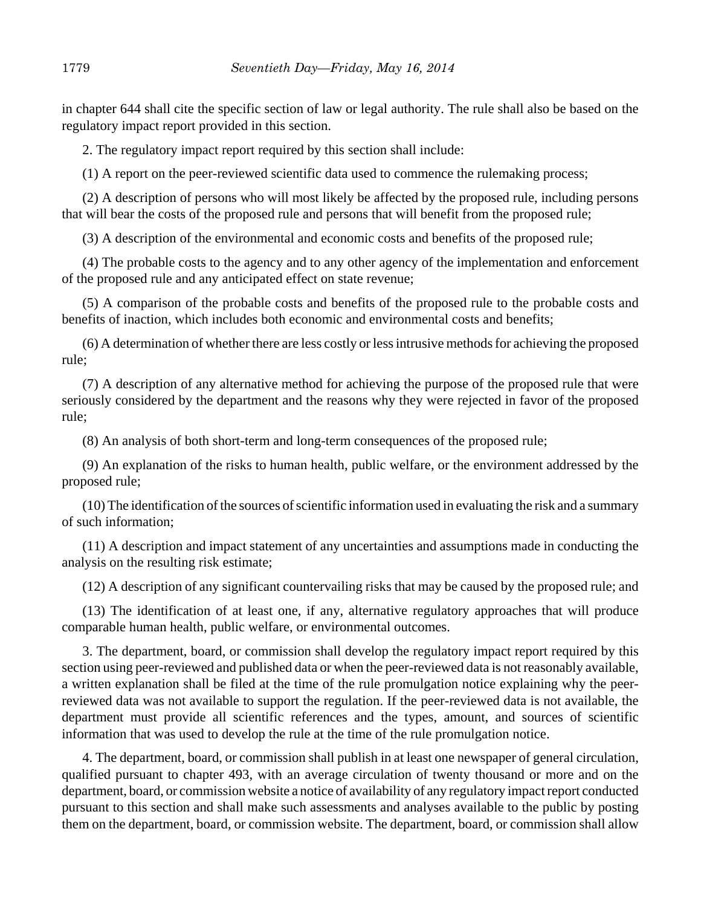in chapter 644 shall cite the specific section of law or legal authority. The rule shall also be based on the regulatory impact report provided in this section.

2. The regulatory impact report required by this section shall include:

(1) A report on the peer-reviewed scientific data used to commence the rulemaking process;

(2) A description of persons who will most likely be affected by the proposed rule, including persons that will bear the costs of the proposed rule and persons that will benefit from the proposed rule;

(3) A description of the environmental and economic costs and benefits of the proposed rule;

(4) The probable costs to the agency and to any other agency of the implementation and enforcement of the proposed rule and any anticipated effect on state revenue;

(5) A comparison of the probable costs and benefits of the proposed rule to the probable costs and benefits of inaction, which includes both economic and environmental costs and benefits;

(6) A determination of whether there are less costly or less intrusive methods for achieving the proposed rule;

(7) A description of any alternative method for achieving the purpose of the proposed rule that were seriously considered by the department and the reasons why they were rejected in favor of the proposed rule;

(8) An analysis of both short-term and long-term consequences of the proposed rule;

(9) An explanation of the risks to human health, public welfare, or the environment addressed by the proposed rule;

(10) The identification of the sources of scientific information used in evaluating the risk and a summary of such information;

(11) A description and impact statement of any uncertainties and assumptions made in conducting the analysis on the resulting risk estimate;

(12) A description of any significant countervailing risks that may be caused by the proposed rule; and

(13) The identification of at least one, if any, alternative regulatory approaches that will produce comparable human health, public welfare, or environmental outcomes.

3. The department, board, or commission shall develop the regulatory impact report required by this section using peer-reviewed and published data or when the peer-reviewed data is not reasonably available, a written explanation shall be filed at the time of the rule promulgation notice explaining why the peer-reviewed data was not available to support the regulation. If the peer-reviewed data is not available, the department must provide all scientific references and the types, amount, and sources of scientific information that was used to develop the rule at the time of the rule promulgation notice.

4. The department, board, or commission shall publish in at least one newspaper of general circulation, qualified pursuant to chapter 493, with an average circulation of twenty thousand or more and on the department, board, or commission website a notice of availability of any regulatory impact report conducted pursuant to this section and shall make such assessments and analyses available to the public by posting them on the department, board, or commission website. The department, board, or commission shall allow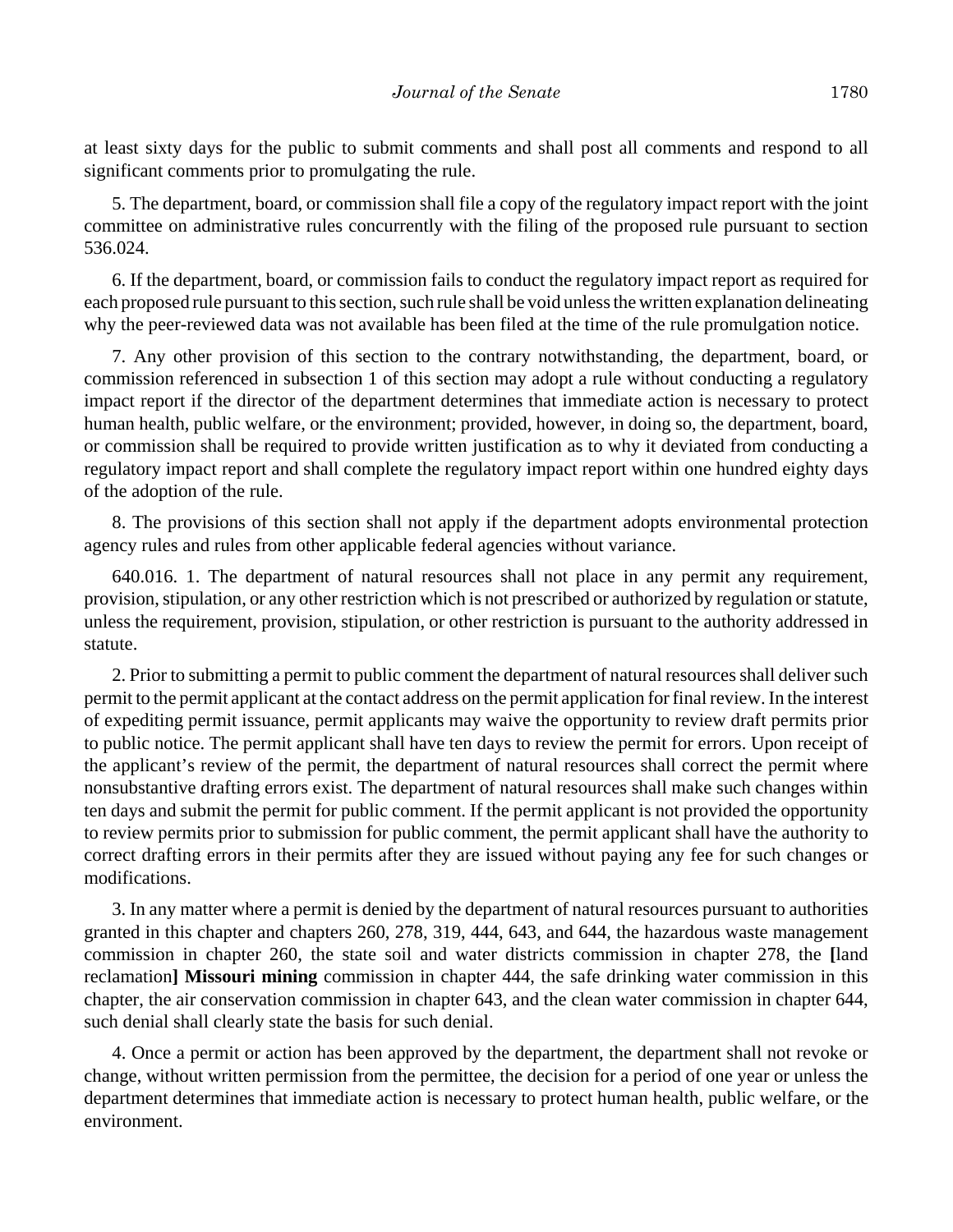at least sixty days for the public to submit comments and shall post all comments and respond to all significant comments prior to promulgating the rule.

5. The department, board, or commission shall file a copy of the regulatory impact report with the joint committee on administrative rules concurrently with the filing of the proposed rule pursuant to section 536.024.

6. If the department, board, or commission fails to conduct the regulatory impact report as required for each proposed rule pursuant to this section, such rule shall be void unless the written explanation delineating why the peer-reviewed data was not available has been filed at the time of the rule promulgation notice.

7. Any other provision of this section to the contrary notwithstanding, the department, board, or commission referenced in subsection 1 of this section may adopt a rule without conducting a regulatory impact report if the director of the department determines that immediate action is necessary to protect human health, public welfare, or the environment; provided, however, in doing so, the department, board, or commission shall be required to provide written justification as to why it deviated from conducting a regulatory impact report and shall complete the regulatory impact report within one hundred eighty days of the adoption of the rule.

8. The provisions of this section shall not apply if the department adopts environmental protection agency rules and rules from other applicable federal agencies without variance.

640.016. 1. The department of natural resources shall not place in any permit any requirement, provision, stipulation, or any other restriction which is not prescribed or authorized by regulation or statute, unless the requirement, provision, stipulation, or other restriction is pursuant to the authority addressed in statute.

2. Prior to submitting a permit to public comment the department of natural resources shall deliver such permit to the permit applicant at the contact address on the permit application for final review. In the interest of expediting permit issuance, permit applicants may waive the opportunity to review draft permits prior to public notice. The permit applicant shall have ten days to review the permit for errors. Upon receipt of the applicant's review of the permit, the department of natural resources shall correct the permit where nonsubstantive drafting errors exist. The department of natural resources shall make such changes within ten days and submit the permit for public comment. If the permit applicant is not provided the opportunity to review permits prior to submission for public comment, the permit applicant shall have the authority to correct drafting errors in their permits after they are issued without paying any fee for such changes or modifications.

3. In any matter where a permit is denied by the department of natural resources pursuant to authorities granted in this chapter and chapters 260, 278, 319, 444, 643, and 644, the hazardous waste management commission in chapter 260, the state soil and water districts commission in chapter 278, the **[**land reclamation**] Missouri mining** commission in chapter 444, the safe drinking water commission in this chapter, the air conservation commission in chapter 643, and the clean water commission in chapter 644, such denial shall clearly state the basis for such denial.

4. Once a permit or action has been approved by the department, the department shall not revoke or change, without written permission from the permittee, the decision for a period of one year or unless the department determines that immediate action is necessary to protect human health, public welfare, or the environment.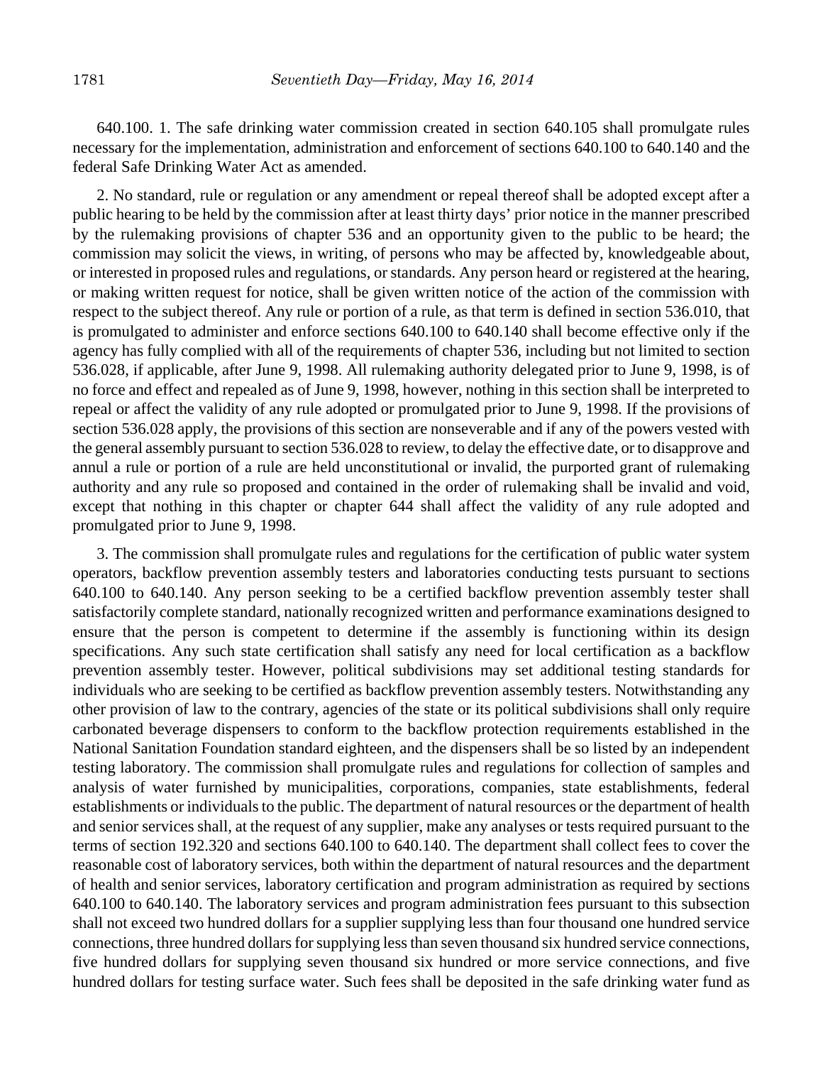640.100. 1. The safe drinking water commission created in section 640.105 shall promulgate rules necessary for the implementation, administration and enforcement of sections 640.100 to 640.140 and the federal Safe Drinking Water Act as amended.

2. No standard, rule or regulation or any amendment or repeal thereof shall be adopted except after a public hearing to be held by the commission after at least thirty days' prior notice in the manner prescribed by the rulemaking provisions of chapter 536 and an opportunity given to the public to be heard; the commission may solicit the views, in writing, of persons who may be affected by, knowledgeable about, or interested in proposed rules and regulations, or standards. Any person heard or registered at the hearing, or making written request for notice, shall be given written notice of the action of the commission with respect to the subject thereof. Any rule or portion of a rule, as that term is defined in section 536.010, that is promulgated to administer and enforce sections 640.100 to 640.140 shall become effective only if the agency has fully complied with all of the requirements of chapter 536, including but not limited to section 536.028, if applicable, after June 9, 1998. All rulemaking authority delegated prior to June 9, 1998, is of no force and effect and repealed as of June 9, 1998, however, nothing in this section shall be interpreted to repeal or affect the validity of any rule adopted or promulgated prior to June 9, 1998. If the provisions of section 536.028 apply, the provisions of this section are nonseverable and if any of the powers vested with the general assembly pursuant to section 536.028 to review, to delay the effective date, or to disapprove and annul a rule or portion of a rule are held unconstitutional or invalid, the purported grant of rulemaking authority and any rule so proposed and contained in the order of rulemaking shall be invalid and void, except that nothing in this chapter or chapter 644 shall affect the validity of any rule adopted and promulgated prior to June 9, 1998.

3. The commission shall promulgate rules and regulations for the certification of public water system operators, backflow prevention assembly testers and laboratories conducting tests pursuant to sections 640.100 to 640.140. Any person seeking to be a certified backflow prevention assembly tester shall satisfactorily complete standard, nationally recognized written and performance examinations designed to ensure that the person is competent to determine if the assembly is functioning within its design specifications. Any such state certification shall satisfy any need for local certification as a backflow prevention assembly tester. However, political subdivisions may set additional testing standards for individuals who are seeking to be certified as backflow prevention assembly testers. Notwithstanding any other provision of law to the contrary, agencies of the state or its political subdivisions shall only require carbonated beverage dispensers to conform to the backflow protection requirements established in the National Sanitation Foundation standard eighteen, and the dispensers shall be so listed by an independent testing laboratory. The commission shall promulgate rules and regulations for collection of samples and analysis of water furnished by municipalities, corporations, companies, state establishments, federal establishments or individuals to the public. The department of natural resources or the department of health and senior services shall, at the request of any supplier, make any analyses or tests required pursuant to the terms of section 192.320 and sections 640.100 to 640.140. The department shall collect fees to cover the reasonable cost of laboratory services, both within the department of natural resources and the department of health and senior services, laboratory certification and program administration as required by sections 640.100 to 640.140. The laboratory services and program administration fees pursuant to this subsection shall not exceed two hundred dollars for a supplier supplying less than four thousand one hundred service connections, three hundred dollars for supplying less than seven thousand six hundred service connections, five hundred dollars for supplying seven thousand six hundred or more service connections, and five hundred dollars for testing surface water. Such fees shall be deposited in the safe drinking water fund as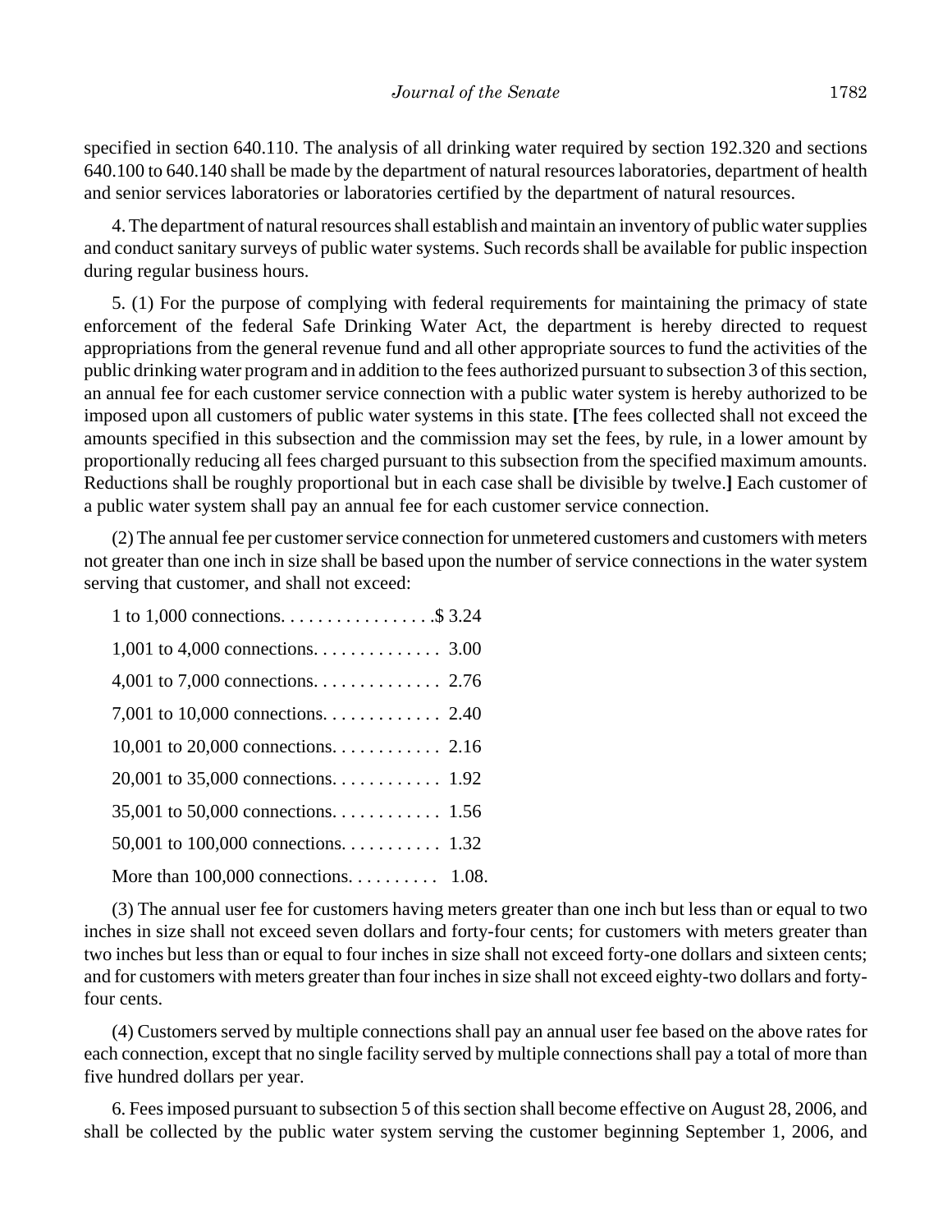specified in section 640.110. The analysis of all drinking water required by section 192.320 and sections 640.100 to 640.140 shall be made by the department of natural resources laboratories, department of health and senior services laboratories or laboratories certified by the department of natural resources.

4. The department of natural resources shall establish and maintain an inventory of public water supplies and conduct sanitary surveys of public water systems. Such records shall be available for public inspection during regular business hours.

5. (1) For the purpose of complying with federal requirements for maintaining the primacy of state enforcement of the federal Safe Drinking Water Act, the department is hereby directed to request appropriations from the general revenue fund and all other appropriate sources to fund the activities of the public drinking water program and in addition to the fees authorized pursuant to subsection 3 of this section, an annual fee for each customer service connection with a public water system is hereby authorized to be imposed upon all customers of public water systems in this state. **[**The fees collected shall not exceed the amounts specified in this subsection and the commission may set the fees, by rule, in a lower amount by proportionally reducing all fees charged pursuant to this subsection from the specified maximum amounts. Reductions shall be roughly proportional but in each case shall be divisible by twelve.**]** Each customer of a public water system shall pay an annual fee for each customer service connection.

(2) The annual fee per customer service connection for unmetered customers and customers with meters not greater than one inch in size shall be based upon the number of service connections in the water system serving that customer, and shall not exceed:

| | |
|---|---|
| 1 to 1,000 connections | $ 3.24 |
| 1,001 to 4,000 connections | 3.00 |
| 4,001 to 7,000 connections | 2.76 |
| 7,001 to 10,000 connections | 2.40 |
| 10,001 to 20,000 connections | 2.16 |
| 20,001 to 35,000 connections | 1.92 |
| 35,001 to 50,000 connections | 1.56 |
| 50,001 to 100,000 connections | 1.32 |
| More than 100,000 connections | 1.08. |

(3) The annual user fee for customers having meters greater than one inch but less than or equal to two inches in size shall not exceed seven dollars and forty-four cents; for customers with meters greater than two inches but less than or equal to four inches in size shall not exceed forty-one dollars and sixteen cents; and for customers with meters greater than four inches in size shall not exceed eighty-two dollars and forty-four cents.

(4) Customers served by multiple connections shall pay an annual user fee based on the above rates for each connection, except that no single facility served by multiple connections shall pay a total of more than five hundred dollars per year.

6. Fees imposed pursuant to subsection 5 of this section shall become effective on August 28, 2006, and shall be collected by the public water system serving the customer beginning September 1, 2006, and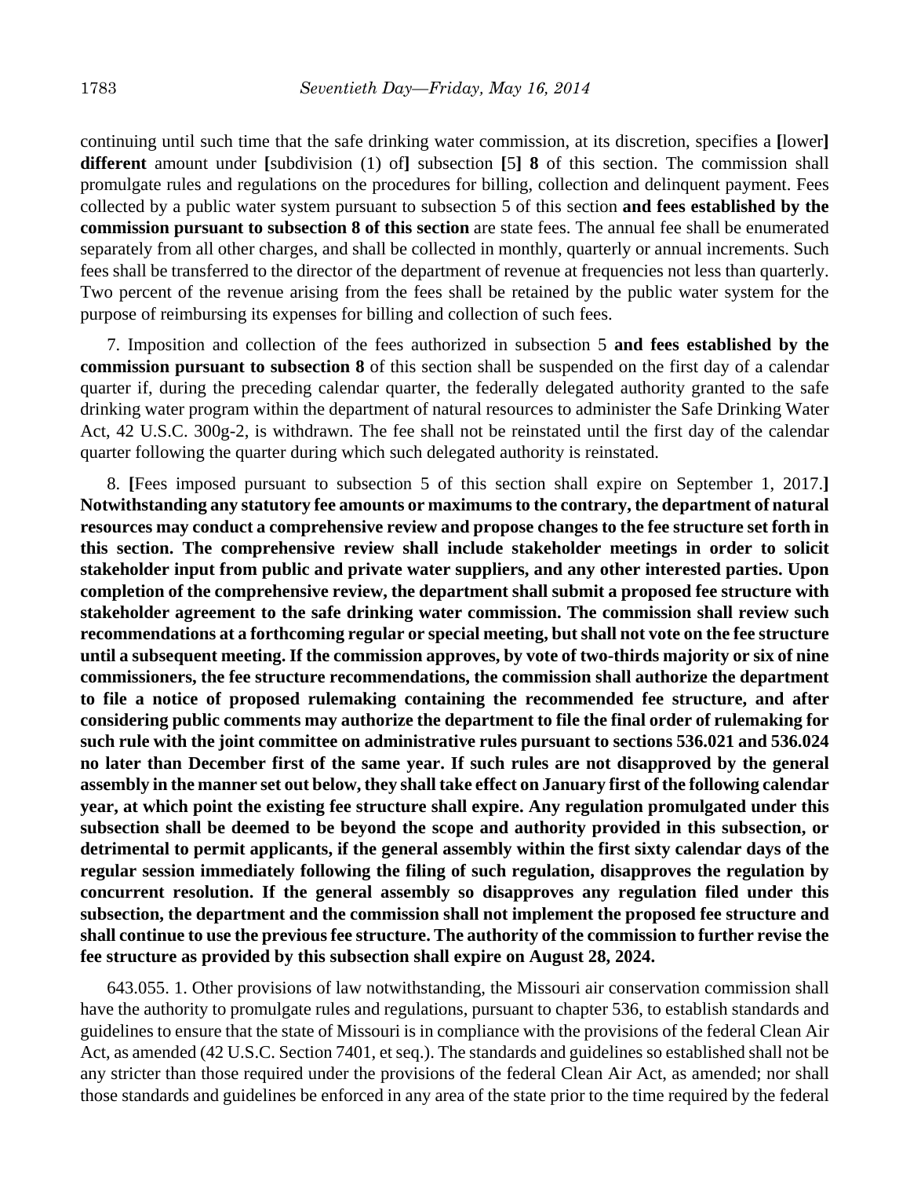continuing until such time that the safe drinking water commission, at its discretion, specifies a **[**lower**]** **different** amount under **[**subdivision (1) of**]** subsection **[**5**]** **8** of this section. The commission shall promulgate rules and regulations on the procedures for billing, collection and delinquent payment. Fees collected by a public water system pursuant to subsection 5 of this section **and fees established by the commission pursuant to subsection 8 of this section** are state fees. The annual fee shall be enumerated separately from all other charges, and shall be collected in monthly, quarterly or annual increments. Such fees shall be transferred to the director of the department of revenue at frequencies not less than quarterly. Two percent of the revenue arising from the fees shall be retained by the public water system for the purpose of reimbursing its expenses for billing and collection of such fees.

7. Imposition and collection of the fees authorized in subsection 5 **and fees established by the commission pursuant to subsection 8** of this section shall be suspended on the first day of a calendar quarter if, during the preceding calendar quarter, the federally delegated authority granted to the safe drinking water program within the department of natural resources to administer the Safe Drinking Water Act, 42 U.S.C. 300g-2, is withdrawn. The fee shall not be reinstated until the first day of the calendar quarter following the quarter during which such delegated authority is reinstated.

8. **[**Fees imposed pursuant to subsection 5 of this section shall expire on September 1, 2017.**]** **Notwithstanding any statutory fee amounts or maximums to the contrary, the department of natural resources may conduct a comprehensive review and propose changes to the fee structure set forth in this section. The comprehensive review shall include stakeholder meetings in order to solicit stakeholder input from public and private water suppliers, and any other interested parties. Upon completion of the comprehensive review, the department shall submit a proposed fee structure with stakeholder agreement to the safe drinking water commission. The commission shall review such recommendations at a forthcoming regular or special meeting, but shall not vote on the fee structure until a subsequent meeting. If the commission approves, by vote of two-thirds majority or six of nine commissioners, the fee structure recommendations, the commission shall authorize the department to file a notice of proposed rulemaking containing the recommended fee structure, and after considering public comments may authorize the department to file the final order of rulemaking for such rule with the joint committee on administrative rules pursuant to sections 536.021 and 536.024 no later than December first of the same year. If such rules are not disapproved by the general assembly in the manner set out below, they shall take effect on January first of the following calendar year, at which point the existing fee structure shall expire. Any regulation promulgated under this subsection shall be deemed to be beyond the scope and authority provided in this subsection, or detrimental to permit applicants, if the general assembly within the first sixty calendar days of the regular session immediately following the filing of such regulation, disapproves the regulation by concurrent resolution. If the general assembly so disapproves any regulation filed under this subsection, the department and the commission shall not implement the proposed fee structure and shall continue to use the previous fee structure. The authority of the commission to further revise the fee structure as provided by this subsection shall expire on August 28, 2024.**

643.055. 1. Other provisions of law notwithstanding, the Missouri air conservation commission shall have the authority to promulgate rules and regulations, pursuant to chapter 536, to establish standards and guidelines to ensure that the state of Missouri is in compliance with the provisions of the federal Clean Air Act, as amended (42 U.S.C. Section 7401, et seq.). The standards and guidelines so established shall not be any stricter than those required under the provisions of the federal Clean Air Act, as amended; nor shall those standards and guidelines be enforced in any area of the state prior to the time required by the federal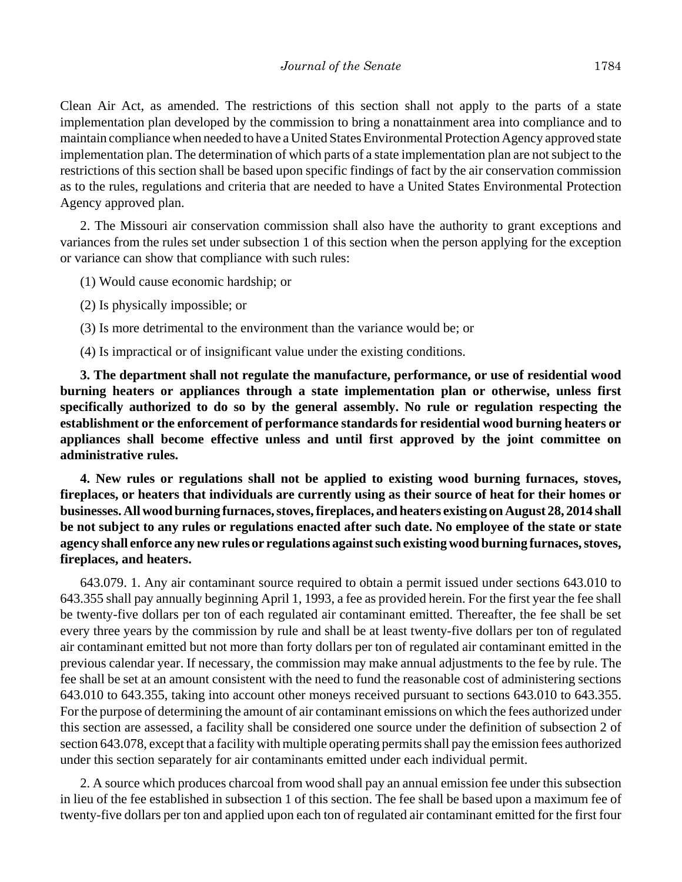Clean Air Act, as amended. The restrictions of this section shall not apply to the parts of a state implementation plan developed by the commission to bring a nonattainment area into compliance and to maintain compliance when needed to have a United States Environmental Protection Agency approved state implementation plan. The determination of which parts of a state implementation plan are not subject to the restrictions of this section shall be based upon specific findings of fact by the air conservation commission as to the rules, regulations and criteria that are needed to have a United States Environmental Protection Agency approved plan.

2. The Missouri air conservation commission shall also have the authority to grant exceptions and variances from the rules set under subsection 1 of this section when the person applying for the exception or variance can show that compliance with such rules:

(1) Would cause economic hardship; or

(2) Is physically impossible; or

(3) Is more detrimental to the environment than the variance would be; or

(4) Is impractical or of insignificant value under the existing conditions.

**3. The department shall not regulate the manufacture, performance, or use of residential wood burning heaters or appliances through a state implementation plan or otherwise, unless first specifically authorized to do so by the general assembly. No rule or regulation respecting the establishment or the enforcement of performance standards for residential wood burning heaters or appliances shall become effective unless and until first approved by the joint committee on administrative rules.**

**4. New rules or regulations shall not be applied to existing wood burning furnaces, stoves, fireplaces, or heaters that individuals are currently using as their source of heat for their homes or businesses. All wood burning furnaces, stoves, fireplaces, and heaters existing on August 28, 2014 shall be not subject to any rules or regulations enacted after such date. No employee of the state or state agency shall enforce any new rules or regulations against such existing wood burning furnaces, stoves, fireplaces, and heaters.**

643.079. 1. Any air contaminant source required to obtain a permit issued under sections 643.010 to 643.355 shall pay annually beginning April 1, 1993, a fee as provided herein. For the first year the fee shall be twenty-five dollars per ton of each regulated air contaminant emitted. Thereafter, the fee shall be set every three years by the commission by rule and shall be at least twenty-five dollars per ton of regulated air contaminant emitted but not more than forty dollars per ton of regulated air contaminant emitted in the previous calendar year. If necessary, the commission may make annual adjustments to the fee by rule. The fee shall be set at an amount consistent with the need to fund the reasonable cost of administering sections 643.010 to 643.355, taking into account other moneys received pursuant to sections 643.010 to 643.355. For the purpose of determining the amount of air contaminant emissions on which the fees authorized under this section are assessed, a facility shall be considered one source under the definition of subsection 2 of section 643.078, except that a facility with multiple operating permits shall pay the emission fees authorized under this section separately for air contaminants emitted under each individual permit.

2. A source which produces charcoal from wood shall pay an annual emission fee under this subsection in lieu of the fee established in subsection 1 of this section. The fee shall be based upon a maximum fee of twenty-five dollars per ton and applied upon each ton of regulated air contaminant emitted for the first four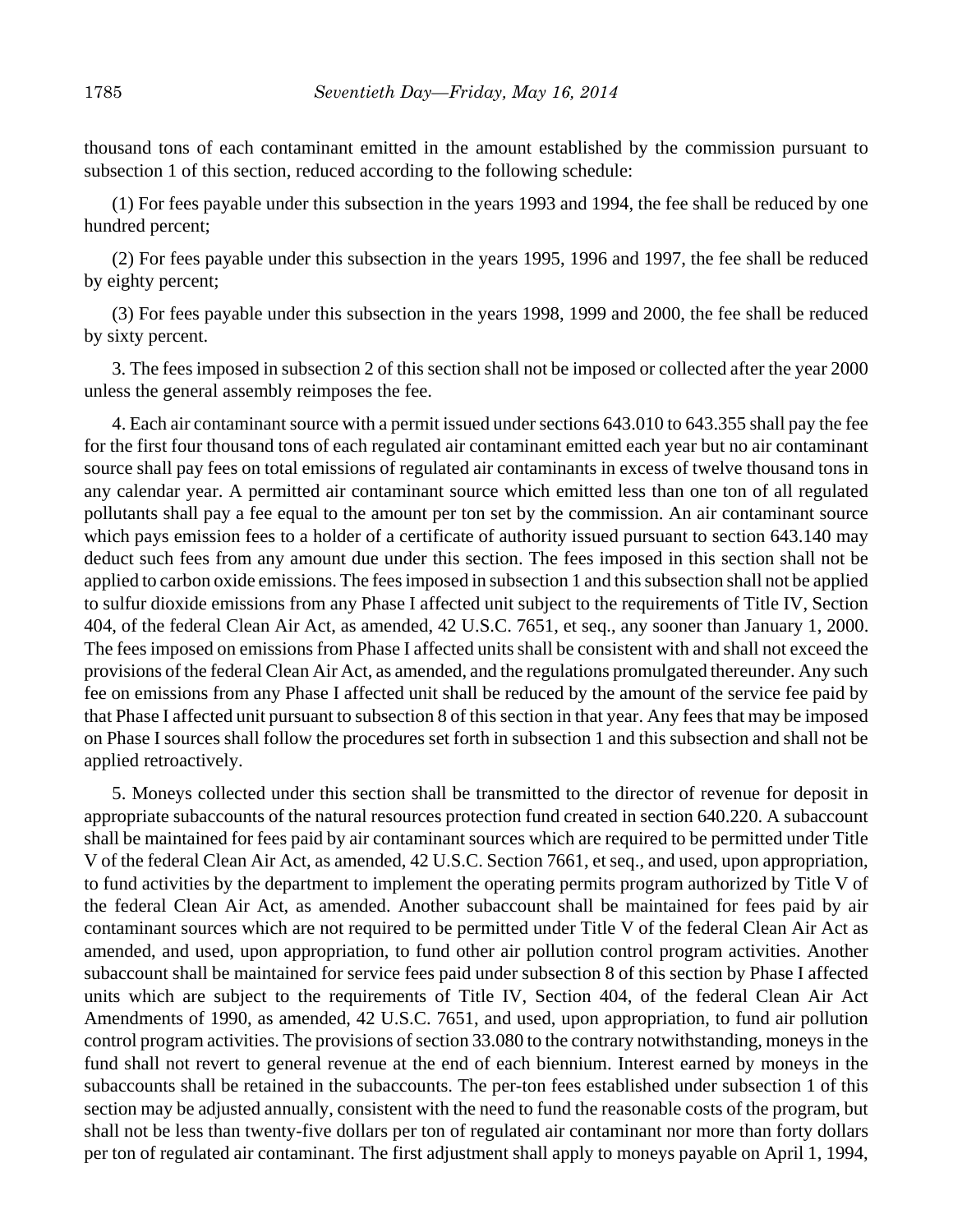thousand tons of each contaminant emitted in the amount established by the commission pursuant to subsection 1 of this section, reduced according to the following schedule:

(1) For fees payable under this subsection in the years 1993 and 1994, the fee shall be reduced by one hundred percent;

(2) For fees payable under this subsection in the years 1995, 1996 and 1997, the fee shall be reduced by eighty percent;

(3) For fees payable under this subsection in the years 1998, 1999 and 2000, the fee shall be reduced by sixty percent.

3. The fees imposed in subsection 2 of this section shall not be imposed or collected after the year 2000 unless the general assembly reimposes the fee.

4. Each air contaminant source with a permit issued under sections 643.010 to 643.355 shall pay the fee for the first four thousand tons of each regulated air contaminant emitted each year but no air contaminant source shall pay fees on total emissions of regulated air contaminants in excess of twelve thousand tons in any calendar year. A permitted air contaminant source which emitted less than one ton of all regulated pollutants shall pay a fee equal to the amount per ton set by the commission. An air contaminant source which pays emission fees to a holder of a certificate of authority issued pursuant to section 643.140 may deduct such fees from any amount due under this section. The fees imposed in this section shall not be applied to carbon oxide emissions. The fees imposed in subsection 1 and this subsection shall not be applied to sulfur dioxide emissions from any Phase I affected unit subject to the requirements of Title IV, Section 404, of the federal Clean Air Act, as amended, 42 U.S.C. 7651, et seq., any sooner than January 1, 2000. The fees imposed on emissions from Phase I affected units shall be consistent with and shall not exceed the provisions of the federal Clean Air Act, as amended, and the regulations promulgated thereunder. Any such fee on emissions from any Phase I affected unit shall be reduced by the amount of the service fee paid by that Phase I affected unit pursuant to subsection 8 of this section in that year. Any fees that may be imposed on Phase I sources shall follow the procedures set forth in subsection 1 and this subsection and shall not be applied retroactively.

5. Moneys collected under this section shall be transmitted to the director of revenue for deposit in appropriate subaccounts of the natural resources protection fund created in section 640.220. A subaccount shall be maintained for fees paid by air contaminant sources which are required to be permitted under Title V of the federal Clean Air Act, as amended, 42 U.S.C. Section 7661, et seq., and used, upon appropriation, to fund activities by the department to implement the operating permits program authorized by Title V of the federal Clean Air Act, as amended. Another subaccount shall be maintained for fees paid by air contaminant sources which are not required to be permitted under Title V of the federal Clean Air Act as amended, and used, upon appropriation, to fund other air pollution control program activities. Another subaccount shall be maintained for service fees paid under subsection 8 of this section by Phase I affected units which are subject to the requirements of Title IV, Section 404, of the federal Clean Air Act Amendments of 1990, as amended, 42 U.S.C. 7651, and used, upon appropriation, to fund air pollution control program activities. The provisions of section 33.080 to the contrary notwithstanding, moneys in the fund shall not revert to general revenue at the end of each biennium. Interest earned by moneys in the subaccounts shall be retained in the subaccounts. The per-ton fees established under subsection 1 of this section may be adjusted annually, consistent with the need to fund the reasonable costs of the program, but shall not be less than twenty-five dollars per ton of regulated air contaminant nor more than forty dollars per ton of regulated air contaminant. The first adjustment shall apply to moneys payable on April 1, 1994,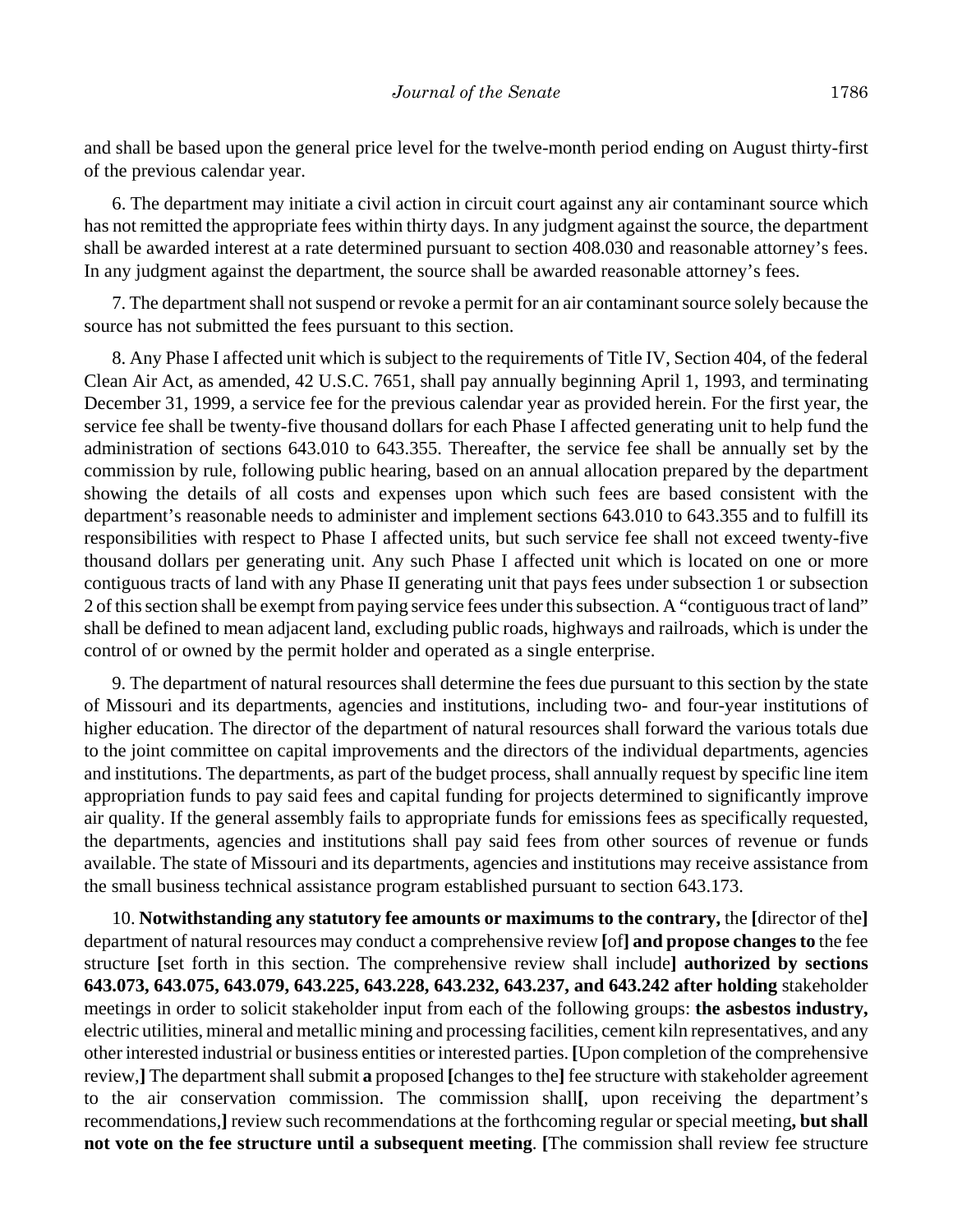and shall be based upon the general price level for the twelve-month period ending on August thirty-first of the previous calendar year.

6. The department may initiate a civil action in circuit court against any air contaminant source which has not remitted the appropriate fees within thirty days. In any judgment against the source, the department shall be awarded interest at a rate determined pursuant to section 408.030 and reasonable attorney's fees. In any judgment against the department, the source shall be awarded reasonable attorney's fees.

7. The department shall not suspend or revoke a permit for an air contaminant source solely because the source has not submitted the fees pursuant to this section.

8. Any Phase I affected unit which is subject to the requirements of Title IV, Section 404, of the federal Clean Air Act, as amended, 42 U.S.C. 7651, shall pay annually beginning April 1, 1993, and terminating December 31, 1999, a service fee for the previous calendar year as provided herein. For the first year, the service fee shall be twenty-five thousand dollars for each Phase I affected generating unit to help fund the administration of sections 643.010 to 643.355. Thereafter, the service fee shall be annually set by the commission by rule, following public hearing, based on an annual allocation prepared by the department showing the details of all costs and expenses upon which such fees are based consistent with the department's reasonable needs to administer and implement sections 643.010 to 643.355 and to fulfill its responsibilities with respect to Phase I affected units, but such service fee shall not exceed twenty-five thousand dollars per generating unit. Any such Phase I affected unit which is located on one or more contiguous tracts of land with any Phase II generating unit that pays fees under subsection 1 or subsection 2 of this section shall be exempt from paying service fees under this subsection. A "contiguous tract of land" shall be defined to mean adjacent land, excluding public roads, highways and railroads, which is under the control of or owned by the permit holder and operated as a single enterprise.

9. The department of natural resources shall determine the fees due pursuant to this section by the state of Missouri and its departments, agencies and institutions, including two- and four-year institutions of higher education. The director of the department of natural resources shall forward the various totals due to the joint committee on capital improvements and the directors of the individual departments, agencies and institutions. The departments, as part of the budget process, shall annually request by specific line item appropriation funds to pay said fees and capital funding for projects determined to significantly improve air quality. If the general assembly fails to appropriate funds for emissions fees as specifically requested, the departments, agencies and institutions shall pay said fees from other sources of revenue or funds available. The state of Missouri and its departments, agencies and institutions may receive assistance from the small business technical assistance program established pursuant to section 643.173.

10. **Notwithstanding any statutory fee amounts or maximums to the contrary,** the **[**director of the**]** department of natural resources may conduct a comprehensive review **[**of**] and propose changes to** the fee structure **[**set forth in this section. The comprehensive review shall include**] authorized by sections 643.073, 643.075, 643.079, 643.225, 643.228, 643.232, 643.237, and 643.242 after holding** stakeholder meetings in order to solicit stakeholder input from each of the following groups: **the asbestos industry,** electric utilities, mineral and metallic mining and processing facilities, cement kiln representatives, and any other interested industrial or business entities or interested parties. **[**Upon completion of the comprehensive review,**]** The department shall submit **a** proposed **[**changes to the**]** fee structure with stakeholder agreement to the air conservation commission. The commission shall**[**, upon receiving the department's recommendations,**]** review such recommendations at the forthcoming regular or special meeting**, but shall not vote on the fee structure until a subsequent meeting**. **[**The commission shall review fee structure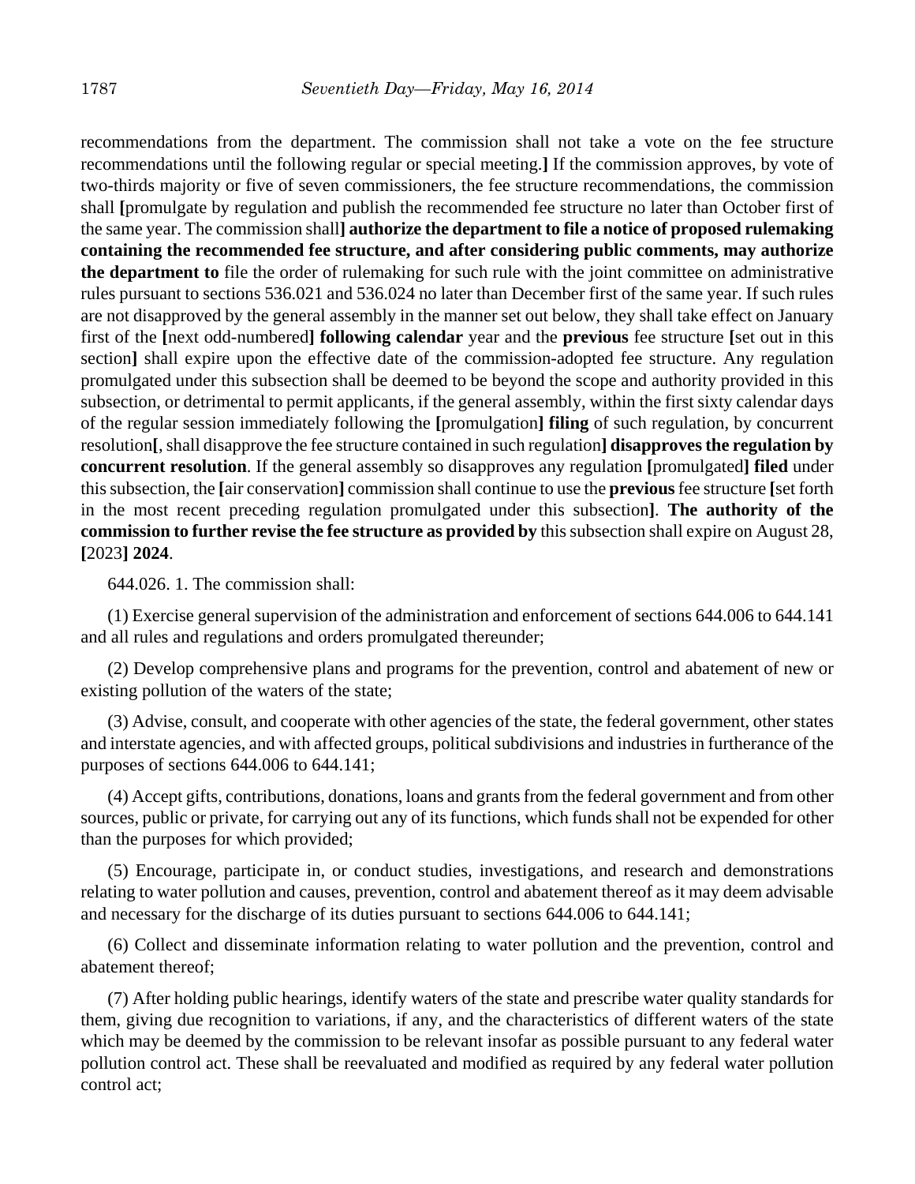recommendations from the department. The commission shall not take a vote on the fee structure recommendations until the following regular or special meeting.**]** If the commission approves, by vote of two-thirds majority or five of seven commissioners, the fee structure recommendations, the commission shall **[**promulgate by regulation and publish the recommended fee structure no later than October first of the same year. The commission shall**] authorize the department to file a notice of proposed rulemaking containing the recommended fee structure, and after considering public comments, may authorize the department to** file the order of rulemaking for such rule with the joint committee on administrative rules pursuant to sections 536.021 and 536.024 no later than December first of the same year. If such rules are not disapproved by the general assembly in the manner set out below, they shall take effect on January first of the **[**next odd-numbered**] following calendar** year and the **previous** fee structure **[**set out in this section**]** shall expire upon the effective date of the commission-adopted fee structure. Any regulation promulgated under this subsection shall be deemed to be beyond the scope and authority provided in this subsection, or detrimental to permit applicants, if the general assembly, within the first sixty calendar days of the regular session immediately following the **[**promulgation**] filing** of such regulation, by concurrent resolution**[**, shall disapprove the fee structure contained in such regulation**] disapproves the regulation by concurrent resolution**. If the general assembly so disapproves any regulation **[**promulgated**] filed** under this subsection, the **[**air conservation**]** commission shall continue to use the **previous** fee structure **[**set forth in the most recent preceding regulation promulgated under this subsection**]**. **The authority of the commission to further revise the fee structure as provided by** this subsection shall expire on August 28, **[**2023**] 2024**.

644.026. 1. The commission shall:

(1) Exercise general supervision of the administration and enforcement of sections 644.006 to 644.141 and all rules and regulations and orders promulgated thereunder;

(2) Develop comprehensive plans and programs for the prevention, control and abatement of new or existing pollution of the waters of the state;

(3) Advise, consult, and cooperate with other agencies of the state, the federal government, other states and interstate agencies, and with affected groups, political subdivisions and industries in furtherance of the purposes of sections 644.006 to 644.141;

(4) Accept gifts, contributions, donations, loans and grants from the federal government and from other sources, public or private, for carrying out any of its functions, which funds shall not be expended for other than the purposes for which provided;

(5) Encourage, participate in, or conduct studies, investigations, and research and demonstrations relating to water pollution and causes, prevention, control and abatement thereof as it may deem advisable and necessary for the discharge of its duties pursuant to sections 644.006 to 644.141;

(6) Collect and disseminate information relating to water pollution and the prevention, control and abatement thereof;

(7) After holding public hearings, identify waters of the state and prescribe water quality standards for them, giving due recognition to variations, if any, and the characteristics of different waters of the state which may be deemed by the commission to be relevant insofar as possible pursuant to any federal water pollution control act. These shall be reevaluated and modified as required by any federal water pollution control act;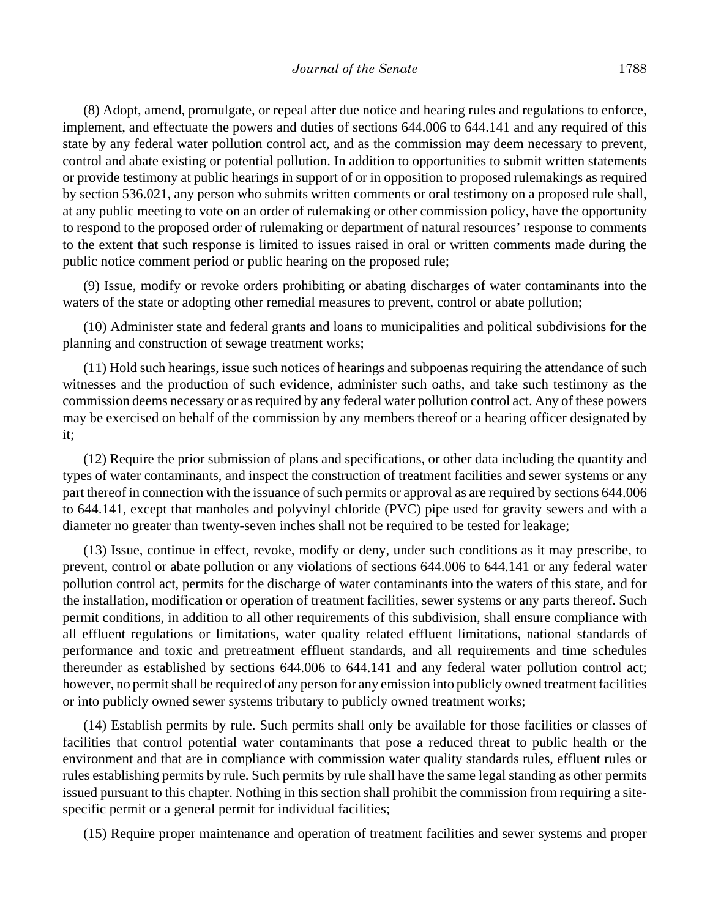(8) Adopt, amend, promulgate, or repeal after due notice and hearing rules and regulations to enforce, implement, and effectuate the powers and duties of sections 644.006 to 644.141 and any required of this state by any federal water pollution control act, and as the commission may deem necessary to prevent, control and abate existing or potential pollution. In addition to opportunities to submit written statements or provide testimony at public hearings in support of or in opposition to proposed rulemakings as required by section 536.021, any person who submits written comments or oral testimony on a proposed rule shall, at any public meeting to vote on an order of rulemaking or other commission policy, have the opportunity to respond to the proposed order of rulemaking or department of natural resources' response to comments to the extent that such response is limited to issues raised in oral or written comments made during the public notice comment period or public hearing on the proposed rule;

(9) Issue, modify or revoke orders prohibiting or abating discharges of water contaminants into the waters of the state or adopting other remedial measures to prevent, control or abate pollution;

(10) Administer state and federal grants and loans to municipalities and political subdivisions for the planning and construction of sewage treatment works;

(11) Hold such hearings, issue such notices of hearings and subpoenas requiring the attendance of such witnesses and the production of such evidence, administer such oaths, and take such testimony as the commission deems necessary or as required by any federal water pollution control act. Any of these powers may be exercised on behalf of the commission by any members thereof or a hearing officer designated by it;

(12) Require the prior submission of plans and specifications, or other data including the quantity and types of water contaminants, and inspect the construction of treatment facilities and sewer systems or any part thereof in connection with the issuance of such permits or approval as are required by sections 644.006 to 644.141, except that manholes and polyvinyl chloride (PVC) pipe used for gravity sewers and with a diameter no greater than twenty-seven inches shall not be required to be tested for leakage;

(13) Issue, continue in effect, revoke, modify or deny, under such conditions as it may prescribe, to prevent, control or abate pollution or any violations of sections 644.006 to 644.141 or any federal water pollution control act, permits for the discharge of water contaminants into the waters of this state, and for the installation, modification or operation of treatment facilities, sewer systems or any parts thereof. Such permit conditions, in addition to all other requirements of this subdivision, shall ensure compliance with all effluent regulations or limitations, water quality related effluent limitations, national standards of performance and toxic and pretreatment effluent standards, and all requirements and time schedules thereunder as established by sections 644.006 to 644.141 and any federal water pollution control act; however, no permit shall be required of any person for any emission into publicly owned treatment facilities or into publicly owned sewer systems tributary to publicly owned treatment works;

(14) Establish permits by rule. Such permits shall only be available for those facilities or classes of facilities that control potential water contaminants that pose a reduced threat to public health or the environment and that are in compliance with commission water quality standards rules, effluent rules or rules establishing permits by rule. Such permits by rule shall have the same legal standing as other permits issued pursuant to this chapter. Nothing in this section shall prohibit the commission from requiring a site-specific permit or a general permit for individual facilities;

(15) Require proper maintenance and operation of treatment facilities and sewer systems and proper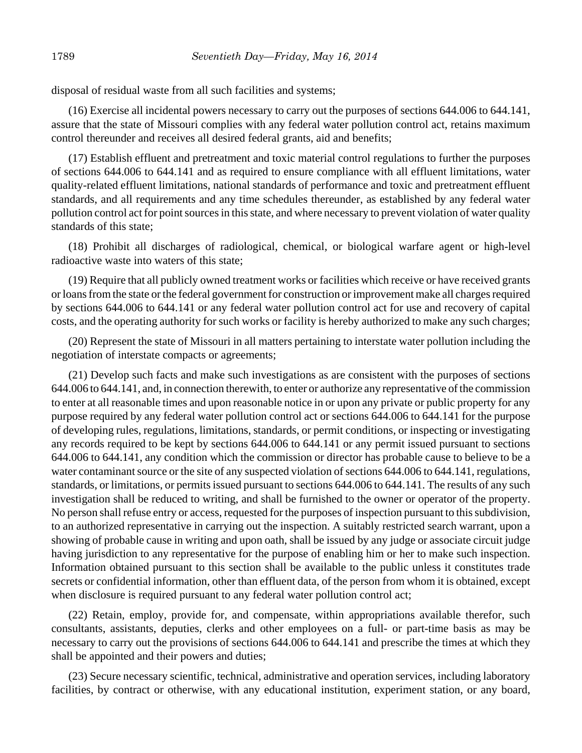disposal of residual waste from all such facilities and systems;

(16) Exercise all incidental powers necessary to carry out the purposes of sections 644.006 to 644.141, assure that the state of Missouri complies with any federal water pollution control act, retains maximum control thereunder and receives all desired federal grants, aid and benefits;

(17) Establish effluent and pretreatment and toxic material control regulations to further the purposes of sections 644.006 to 644.141 and as required to ensure compliance with all effluent limitations, water quality-related effluent limitations, national standards of performance and toxic and pretreatment effluent standards, and all requirements and any time schedules thereunder, as established by any federal water pollution control act for point sources in this state, and where necessary to prevent violation of water quality standards of this state;

(18) Prohibit all discharges of radiological, chemical, or biological warfare agent or high-level radioactive waste into waters of this state;

(19) Require that all publicly owned treatment works or facilities which receive or have received grants or loans from the state or the federal government for construction or improvement make all charges required by sections 644.006 to 644.141 or any federal water pollution control act for use and recovery of capital costs, and the operating authority for such works or facility is hereby authorized to make any such charges;

(20) Represent the state of Missouri in all matters pertaining to interstate water pollution including the negotiation of interstate compacts or agreements;

(21) Develop such facts and make such investigations as are consistent with the purposes of sections 644.006 to 644.141, and, in connection therewith, to enter or authorize any representative of the commission to enter at all reasonable times and upon reasonable notice in or upon any private or public property for any purpose required by any federal water pollution control act or sections 644.006 to 644.141 for the purpose of developing rules, regulations, limitations, standards, or permit conditions, or inspecting or investigating any records required to be kept by sections 644.006 to 644.141 or any permit issued pursuant to sections 644.006 to 644.141, any condition which the commission or director has probable cause to believe to be a water contaminant source or the site of any suspected violation of sections 644.006 to 644.141, regulations, standards, or limitations, or permits issued pursuant to sections 644.006 to 644.141. The results of any such investigation shall be reduced to writing, and shall be furnished to the owner or operator of the property. No person shall refuse entry or access, requested for the purposes of inspection pursuant to this subdivision, to an authorized representative in carrying out the inspection. A suitably restricted search warrant, upon a showing of probable cause in writing and upon oath, shall be issued by any judge or associate circuit judge having jurisdiction to any representative for the purpose of enabling him or her to make such inspection. Information obtained pursuant to this section shall be available to the public unless it constitutes trade secrets or confidential information, other than effluent data, of the person from whom it is obtained, except when disclosure is required pursuant to any federal water pollution control act;

(22) Retain, employ, provide for, and compensate, within appropriations available therefor, such consultants, assistants, deputies, clerks and other employees on a full- or part-time basis as may be necessary to carry out the provisions of sections 644.006 to 644.141 and prescribe the times at which they shall be appointed and their powers and duties;

(23) Secure necessary scientific, technical, administrative and operation services, including laboratory facilities, by contract or otherwise, with any educational institution, experiment station, or any board,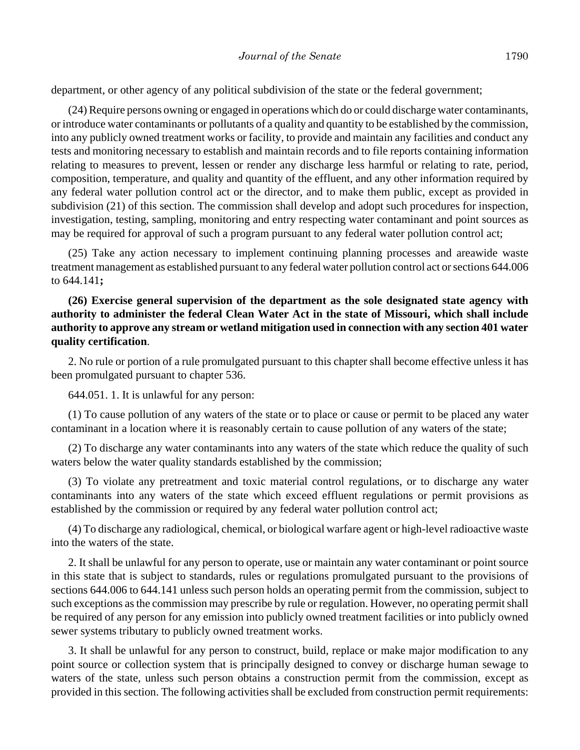department, or other agency of any political subdivision of the state or the federal government;

(24) Require persons owning or engaged in operations which do or could discharge water contaminants, or introduce water contaminants or pollutants of a quality and quantity to be established by the commission, into any publicly owned treatment works or facility, to provide and maintain any facilities and conduct any tests and monitoring necessary to establish and maintain records and to file reports containing information relating to measures to prevent, lessen or render any discharge less harmful or relating to rate, period, composition, temperature, and quality and quantity of the effluent, and any other information required by any federal water pollution control act or the director, and to make them public, except as provided in subdivision (21) of this section. The commission shall develop and adopt such procedures for inspection, investigation, testing, sampling, monitoring and entry respecting water contaminant and point sources as may be required for approval of such a program pursuant to any federal water pollution control act;

(25) Take any action necessary to implement continuing planning processes and areawide waste treatment management as established pursuant to any federal water pollution control act or sections 644.006 to 644.141**;**

**(26) Exercise general supervision of the department as the sole designated state agency with authority to administer the federal Clean Water Act in the state of Missouri, which shall include authority to approve any stream or wetland mitigation used in connection with any section 401 water quality certification**.

2. No rule or portion of a rule promulgated pursuant to this chapter shall become effective unless it has been promulgated pursuant to chapter 536.

644.051. 1. It is unlawful for any person:

(1) To cause pollution of any waters of the state or to place or cause or permit to be placed any water contaminant in a location where it is reasonably certain to cause pollution of any waters of the state;

(2) To discharge any water contaminants into any waters of the state which reduce the quality of such waters below the water quality standards established by the commission;

(3) To violate any pretreatment and toxic material control regulations, or to discharge any water contaminants into any waters of the state which exceed effluent regulations or permit provisions as established by the commission or required by any federal water pollution control act;

(4) To discharge any radiological, chemical, or biological warfare agent or high-level radioactive waste into the waters of the state.

2. It shall be unlawful for any person to operate, use or maintain any water contaminant or point source in this state that is subject to standards, rules or regulations promulgated pursuant to the provisions of sections 644.006 to 644.141 unless such person holds an operating permit from the commission, subject to such exceptions as the commission may prescribe by rule or regulation. However, no operating permit shall be required of any person for any emission into publicly owned treatment facilities or into publicly owned sewer systems tributary to publicly owned treatment works.

3. It shall be unlawful for any person to construct, build, replace or make major modification to any point source or collection system that is principally designed to convey or discharge human sewage to waters of the state, unless such person obtains a construction permit from the commission, except as provided in this section. The following activities shall be excluded from construction permit requirements: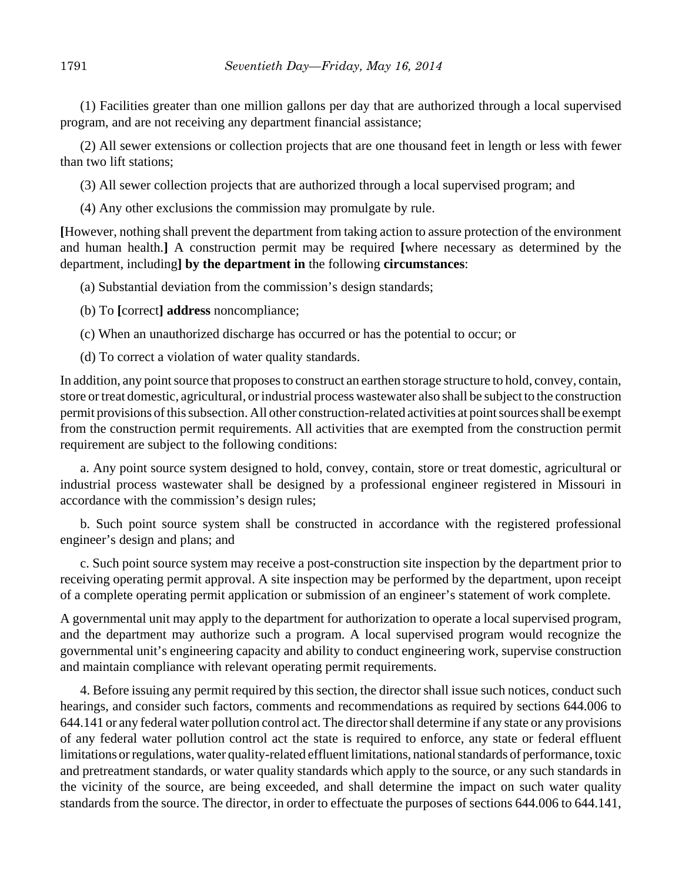(1) Facilities greater than one million gallons per day that are authorized through a local supervised program, and are not receiving any department financial assistance;

(2) All sewer extensions or collection projects that are one thousand feet in length or less with fewer than two lift stations;

(3) All sewer collection projects that are authorized through a local supervised program; and

(4) Any other exclusions the commission may promulgate by rule.

**[**However, nothing shall prevent the department from taking action to assure protection of the environment and human health.**]** A construction permit may be required **[**where necessary as determined by the department, including**] by the department in** the following **circumstances**:

(a) Substantial deviation from the commission's design standards;

(b) To **[**correct**] address** noncompliance;

(c) When an unauthorized discharge has occurred or has the potential to occur; or

(d) To correct a violation of water quality standards.

In addition, any point source that proposes to construct an earthen storage structure to hold, convey, contain, store or treat domestic, agricultural, or industrial process wastewater also shall be subject to the construction permit provisions of this subsection. All other construction-related activities at point sources shall be exempt from the construction permit requirements. All activities that are exempted from the construction permit requirement are subject to the following conditions:

a. Any point source system designed to hold, convey, contain, store or treat domestic, agricultural or industrial process wastewater shall be designed by a professional engineer registered in Missouri in accordance with the commission's design rules;

b. Such point source system shall be constructed in accordance with the registered professional engineer's design and plans; and

c. Such point source system may receive a post-construction site inspection by the department prior to receiving operating permit approval. A site inspection may be performed by the department, upon receipt of a complete operating permit application or submission of an engineer's statement of work complete.

A governmental unit may apply to the department for authorization to operate a local supervised program, and the department may authorize such a program. A local supervised program would recognize the governmental unit's engineering capacity and ability to conduct engineering work, supervise construction and maintain compliance with relevant operating permit requirements.

4. Before issuing any permit required by this section, the director shall issue such notices, conduct such hearings, and consider such factors, comments and recommendations as required by sections 644.006 to 644.141 or any federal water pollution control act. The director shall determine if any state or any provisions of any federal water pollution control act the state is required to enforce, any state or federal effluent limitations or regulations, water quality-related effluent limitations, national standards of performance, toxic and pretreatment standards, or water quality standards which apply to the source, or any such standards in the vicinity of the source, are being exceeded, and shall determine the impact on such water quality standards from the source. The director, in order to effectuate the purposes of sections 644.006 to 644.141,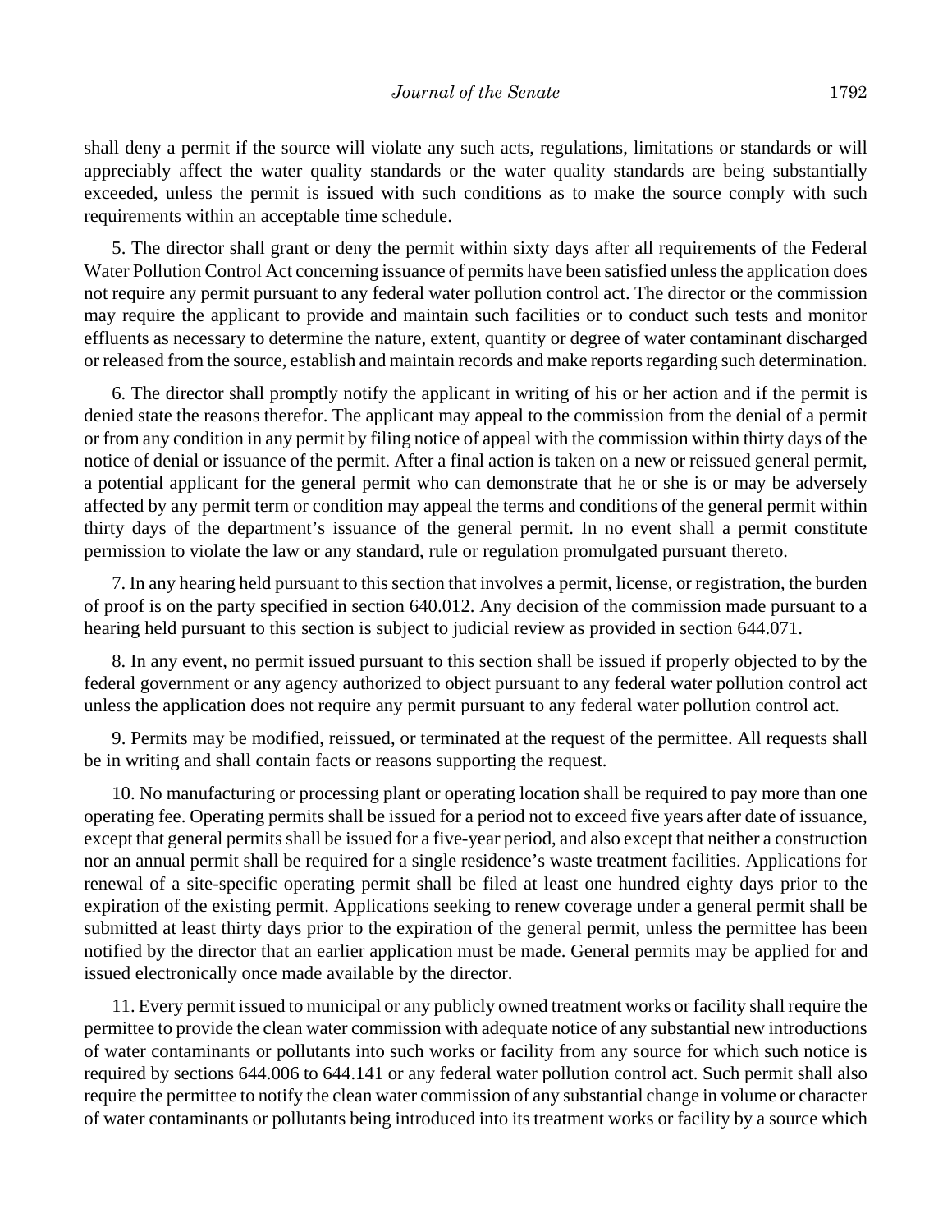shall deny a permit if the source will violate any such acts, regulations, limitations or standards or will appreciably affect the water quality standards or the water quality standards are being substantially exceeded, unless the permit is issued with such conditions as to make the source comply with such requirements within an acceptable time schedule.

5. The director shall grant or deny the permit within sixty days after all requirements of the Federal Water Pollution Control Act concerning issuance of permits have been satisfied unless the application does not require any permit pursuant to any federal water pollution control act. The director or the commission may require the applicant to provide and maintain such facilities or to conduct such tests and monitor effluents as necessary to determine the nature, extent, quantity or degree of water contaminant discharged or released from the source, establish and maintain records and make reports regarding such determination.

6. The director shall promptly notify the applicant in writing of his or her action and if the permit is denied state the reasons therefor. The applicant may appeal to the commission from the denial of a permit or from any condition in any permit by filing notice of appeal with the commission within thirty days of the notice of denial or issuance of the permit. After a final action is taken on a new or reissued general permit, a potential applicant for the general permit who can demonstrate that he or she is or may be adversely affected by any permit term or condition may appeal the terms and conditions of the general permit within thirty days of the department's issuance of the general permit. In no event shall a permit constitute permission to violate the law or any standard, rule or regulation promulgated pursuant thereto.

7. In any hearing held pursuant to this section that involves a permit, license, or registration, the burden of proof is on the party specified in section 640.012. Any decision of the commission made pursuant to a hearing held pursuant to this section is subject to judicial review as provided in section 644.071.

8. In any event, no permit issued pursuant to this section shall be issued if properly objected to by the federal government or any agency authorized to object pursuant to any federal water pollution control act unless the application does not require any permit pursuant to any federal water pollution control act.

9. Permits may be modified, reissued, or terminated at the request of the permittee. All requests shall be in writing and shall contain facts or reasons supporting the request.

10. No manufacturing or processing plant or operating location shall be required to pay more than one operating fee. Operating permits shall be issued for a period not to exceed five years after date of issuance, except that general permits shall be issued for a five-year period, and also except that neither a construction nor an annual permit shall be required for a single residence's waste treatment facilities. Applications for renewal of a site-specific operating permit shall be filed at least one hundred eighty days prior to the expiration of the existing permit. Applications seeking to renew coverage under a general permit shall be submitted at least thirty days prior to the expiration of the general permit, unless the permittee has been notified by the director that an earlier application must be made. General permits may be applied for and issued electronically once made available by the director.

11. Every permit issued to municipal or any publicly owned treatment works or facility shall require the permittee to provide the clean water commission with adequate notice of any substantial new introductions of water contaminants or pollutants into such works or facility from any source for which such notice is required by sections 644.006 to 644.141 or any federal water pollution control act. Such permit shall also require the permittee to notify the clean water commission of any substantial change in volume or character of water contaminants or pollutants being introduced into its treatment works or facility by a source which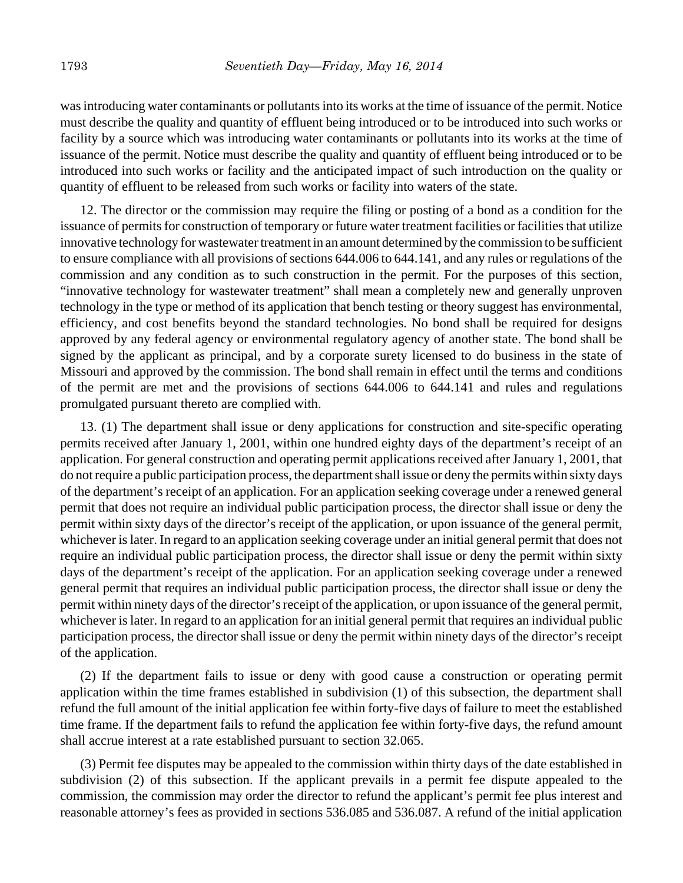was introducing water contaminants or pollutants into its works at the time of issuance of the permit. Notice must describe the quality and quantity of effluent being introduced or to be introduced into such works or facility by a source which was introducing water contaminants or pollutants into its works at the time of issuance of the permit. Notice must describe the quality and quantity of effluent being introduced or to be introduced into such works or facility and the anticipated impact of such introduction on the quality or quantity of effluent to be released from such works or facility into waters of the state.

12. The director or the commission may require the filing or posting of a bond as a condition for the issuance of permits for construction of temporary or future water treatment facilities or facilities that utilize innovative technology for wastewater treatment in an amount determined by the commission to be sufficient to ensure compliance with all provisions of sections 644.006 to 644.141, and any rules or regulations of the commission and any condition as to such construction in the permit. For the purposes of this section, "innovative technology for wastewater treatment" shall mean a completely new and generally unproven technology in the type or method of its application that bench testing or theory suggest has environmental, efficiency, and cost benefits beyond the standard technologies. No bond shall be required for designs approved by any federal agency or environmental regulatory agency of another state. The bond shall be signed by the applicant as principal, and by a corporate surety licensed to do business in the state of Missouri and approved by the commission. The bond shall remain in effect until the terms and conditions of the permit are met and the provisions of sections 644.006 to 644.141 and rules and regulations promulgated pursuant thereto are complied with.

13. (1) The department shall issue or deny applications for construction and site-specific operating permits received after January 1, 2001, within one hundred eighty days of the department's receipt of an application. For general construction and operating permit applications received after January 1, 2001, that do not require a public participation process, the department shall issue or deny the permits within sixty days of the department's receipt of an application. For an application seeking coverage under a renewed general permit that does not require an individual public participation process, the director shall issue or deny the permit within sixty days of the director's receipt of the application, or upon issuance of the general permit, whichever is later. In regard to an application seeking coverage under an initial general permit that does not require an individual public participation process, the director shall issue or deny the permit within sixty days of the department's receipt of the application. For an application seeking coverage under a renewed general permit that requires an individual public participation process, the director shall issue or deny the permit within ninety days of the director's receipt of the application, or upon issuance of the general permit, whichever is later. In regard to an application for an initial general permit that requires an individual public participation process, the director shall issue or deny the permit within ninety days of the director's receipt of the application.

(2) If the department fails to issue or deny with good cause a construction or operating permit application within the time frames established in subdivision (1) of this subsection, the department shall refund the full amount of the initial application fee within forty-five days of failure to meet the established time frame. If the department fails to refund the application fee within forty-five days, the refund amount shall accrue interest at a rate established pursuant to section 32.065.

(3) Permit fee disputes may be appealed to the commission within thirty days of the date established in subdivision (2) of this subsection. If the applicant prevails in a permit fee dispute appealed to the commission, the commission may order the director to refund the applicant's permit fee plus interest and reasonable attorney's fees as provided in sections 536.085 and 536.087. A refund of the initial application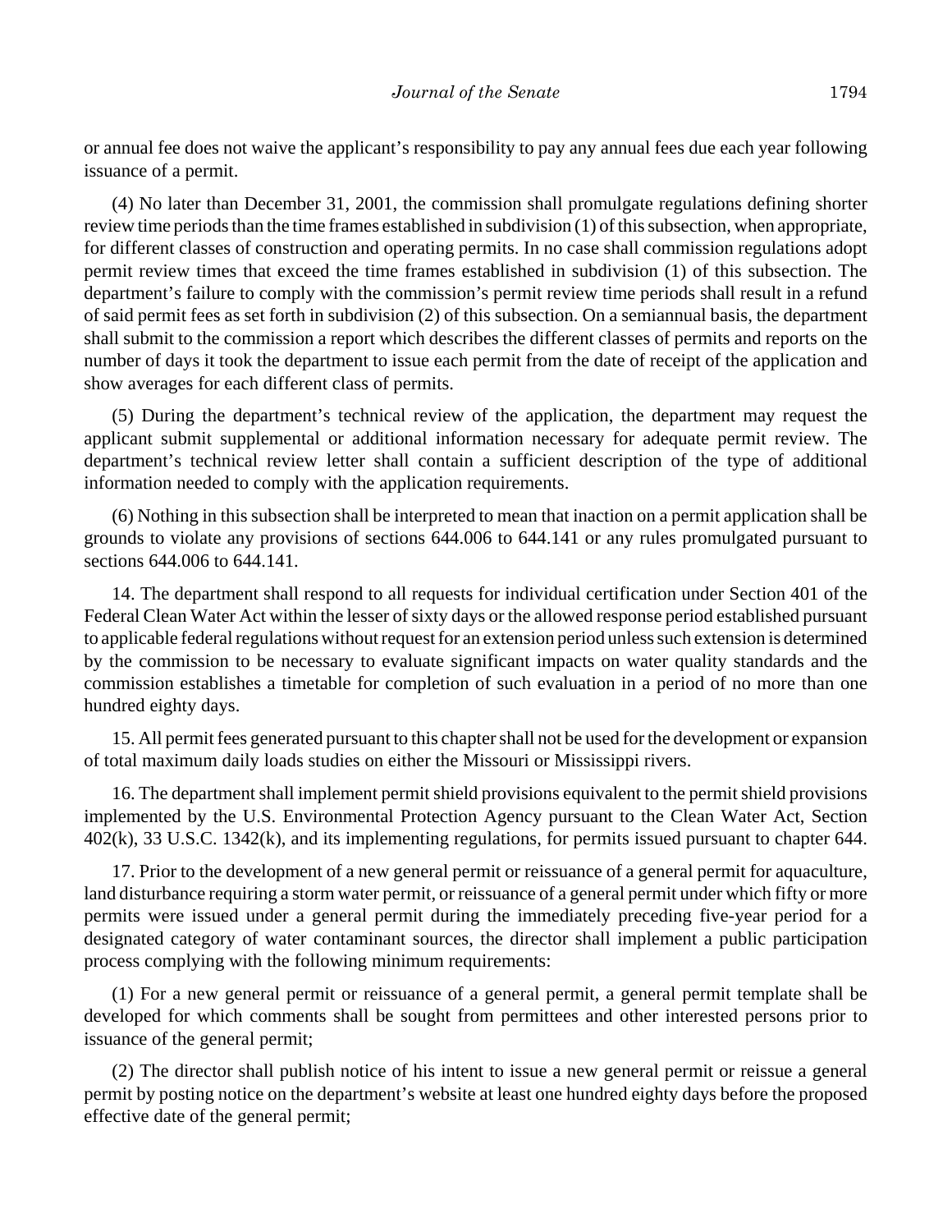or annual fee does not waive the applicant's responsibility to pay any annual fees due each year following issuance of a permit.

(4) No later than December 31, 2001, the commission shall promulgate regulations defining shorter review time periods than the time frames established in subdivision (1) of this subsection, when appropriate, for different classes of construction and operating permits. In no case shall commission regulations adopt permit review times that exceed the time frames established in subdivision (1) of this subsection. The department's failure to comply with the commission's permit review time periods shall result in a refund of said permit fees as set forth in subdivision (2) of this subsection. On a semiannual basis, the department shall submit to the commission a report which describes the different classes of permits and reports on the number of days it took the department to issue each permit from the date of receipt of the application and show averages for each different class of permits.

(5) During the department's technical review of the application, the department may request the applicant submit supplemental or additional information necessary for adequate permit review. The department's technical review letter shall contain a sufficient description of the type of additional information needed to comply with the application requirements.

(6) Nothing in this subsection shall be interpreted to mean that inaction on a permit application shall be grounds to violate any provisions of sections 644.006 to 644.141 or any rules promulgated pursuant to sections 644.006 to 644.141.

14. The department shall respond to all requests for individual certification under Section 401 of the Federal Clean Water Act within the lesser of sixty days or the allowed response period established pursuant to applicable federal regulations without request for an extension period unless such extension is determined by the commission to be necessary to evaluate significant impacts on water quality standards and the commission establishes a timetable for completion of such evaluation in a period of no more than one hundred eighty days.

15. All permit fees generated pursuant to this chapter shall not be used for the development or expansion of total maximum daily loads studies on either the Missouri or Mississippi rivers.

16. The department shall implement permit shield provisions equivalent to the permit shield provisions implemented by the U.S. Environmental Protection Agency pursuant to the Clean Water Act, Section 402(k), 33 U.S.C. 1342(k), and its implementing regulations, for permits issued pursuant to chapter 644.

17. Prior to the development of a new general permit or reissuance of a general permit for aquaculture, land disturbance requiring a storm water permit, or reissuance of a general permit under which fifty or more permits were issued under a general permit during the immediately preceding five-year period for a designated category of water contaminant sources, the director shall implement a public participation process complying with the following minimum requirements:

(1) For a new general permit or reissuance of a general permit, a general permit template shall be developed for which comments shall be sought from permittees and other interested persons prior to issuance of the general permit;

(2) The director shall publish notice of his intent to issue a new general permit or reissue a general permit by posting notice on the department's website at least one hundred eighty days before the proposed effective date of the general permit;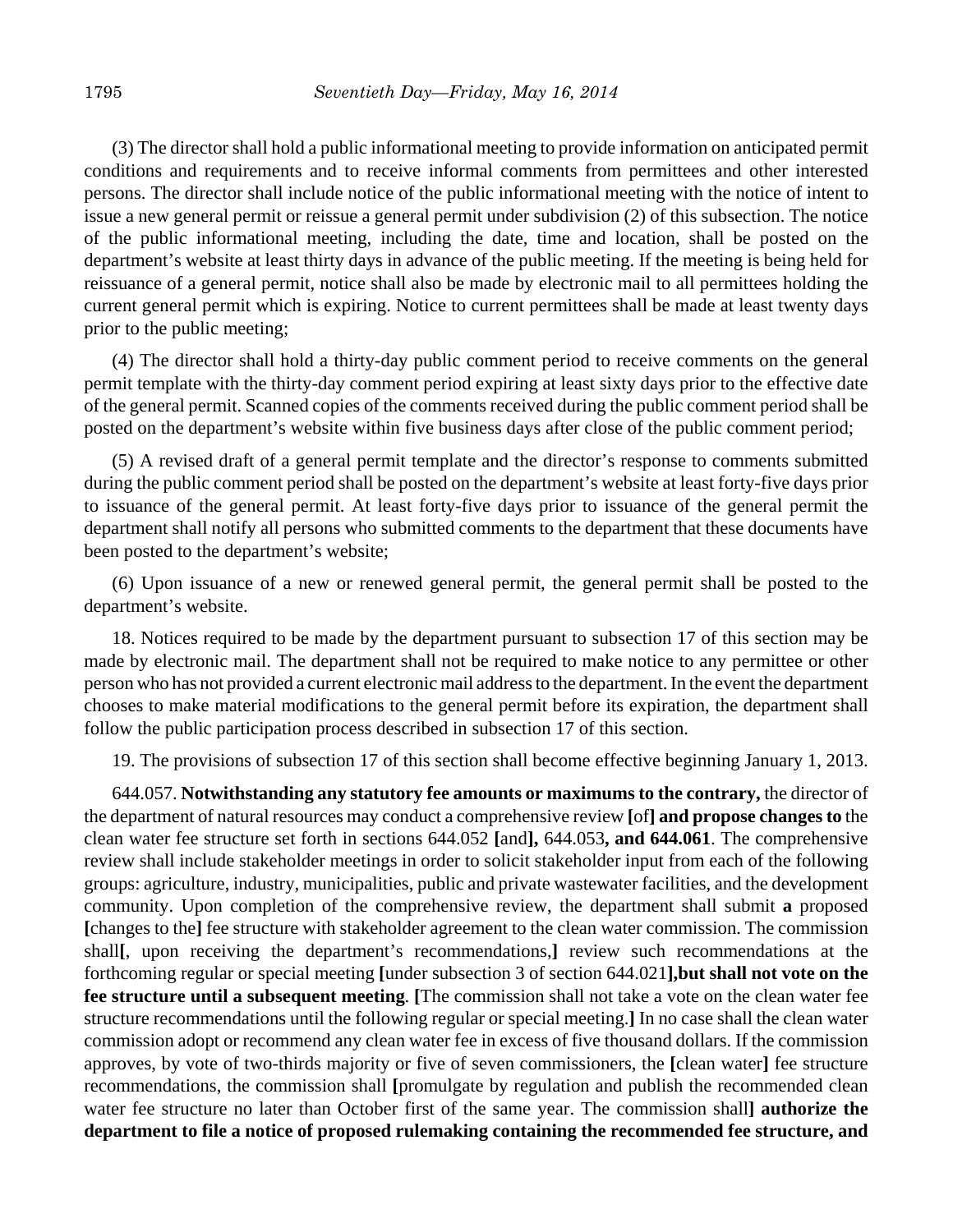(3) The director shall hold a public informational meeting to provide information on anticipated permit conditions and requirements and to receive informal comments from permittees and other interested persons. The director shall include notice of the public informational meeting with the notice of intent to issue a new general permit or reissue a general permit under subdivision (2) of this subsection. The notice of the public informational meeting, including the date, time and location, shall be posted on the department's website at least thirty days in advance of the public meeting. If the meeting is being held for reissuance of a general permit, notice shall also be made by electronic mail to all permittees holding the current general permit which is expiring. Notice to current permittees shall be made at least twenty days prior to the public meeting;

(4) The director shall hold a thirty-day public comment period to receive comments on the general permit template with the thirty-day comment period expiring at least sixty days prior to the effective date of the general permit. Scanned copies of the comments received during the public comment period shall be posted on the department's website within five business days after close of the public comment period;

(5) A revised draft of a general permit template and the director's response to comments submitted during the public comment period shall be posted on the department's website at least forty-five days prior to issuance of the general permit. At least forty-five days prior to issuance of the general permit the department shall notify all persons who submitted comments to the department that these documents have been posted to the department's website;

(6) Upon issuance of a new or renewed general permit, the general permit shall be posted to the department's website.

18. Notices required to be made by the department pursuant to subsection 17 of this section may be made by electronic mail. The department shall not be required to make notice to any permittee or other person who has not provided a current electronic mail address to the department. In the event the department chooses to make material modifications to the general permit before its expiration, the department shall follow the public participation process described in subsection 17 of this section.

19. The provisions of subsection 17 of this section shall become effective beginning January 1, 2013.

644.057. **Notwithstanding any statutory fee amounts or maximums to the contrary,** the director of the department of natural resources may conduct a comprehensive review **[**of**] and propose changes to** the clean water fee structure set forth in sections 644.052 **[**and**],** 644.053**, and 644.061**. The comprehensive review shall include stakeholder meetings in order to solicit stakeholder input from each of the following groups: agriculture, industry, municipalities, public and private wastewater facilities, and the development community. Upon completion of the comprehensive review, the department shall submit **a** proposed **[**changes to the**]** fee structure with stakeholder agreement to the clean water commission. The commission shall**[**, upon receiving the department's recommendations,**]** review such recommendations at the forthcoming regular or special meeting **[**under subsection 3 of section 644.021**],but shall not vote on the fee structure until a subsequent meeting**. **[**The commission shall not take a vote on the clean water fee structure recommendations until the following regular or special meeting.**]** In no case shall the clean water commission adopt or recommend any clean water fee in excess of five thousand dollars. If the commission approves, by vote of two-thirds majority or five of seven commissioners, the **[**clean water**]** fee structure recommendations, the commission shall **[**promulgate by regulation and publish the recommended clean water fee structure no later than October first of the same year. The commission shall**] authorize the department to file a notice of proposed rulemaking containing the recommended fee structure, and**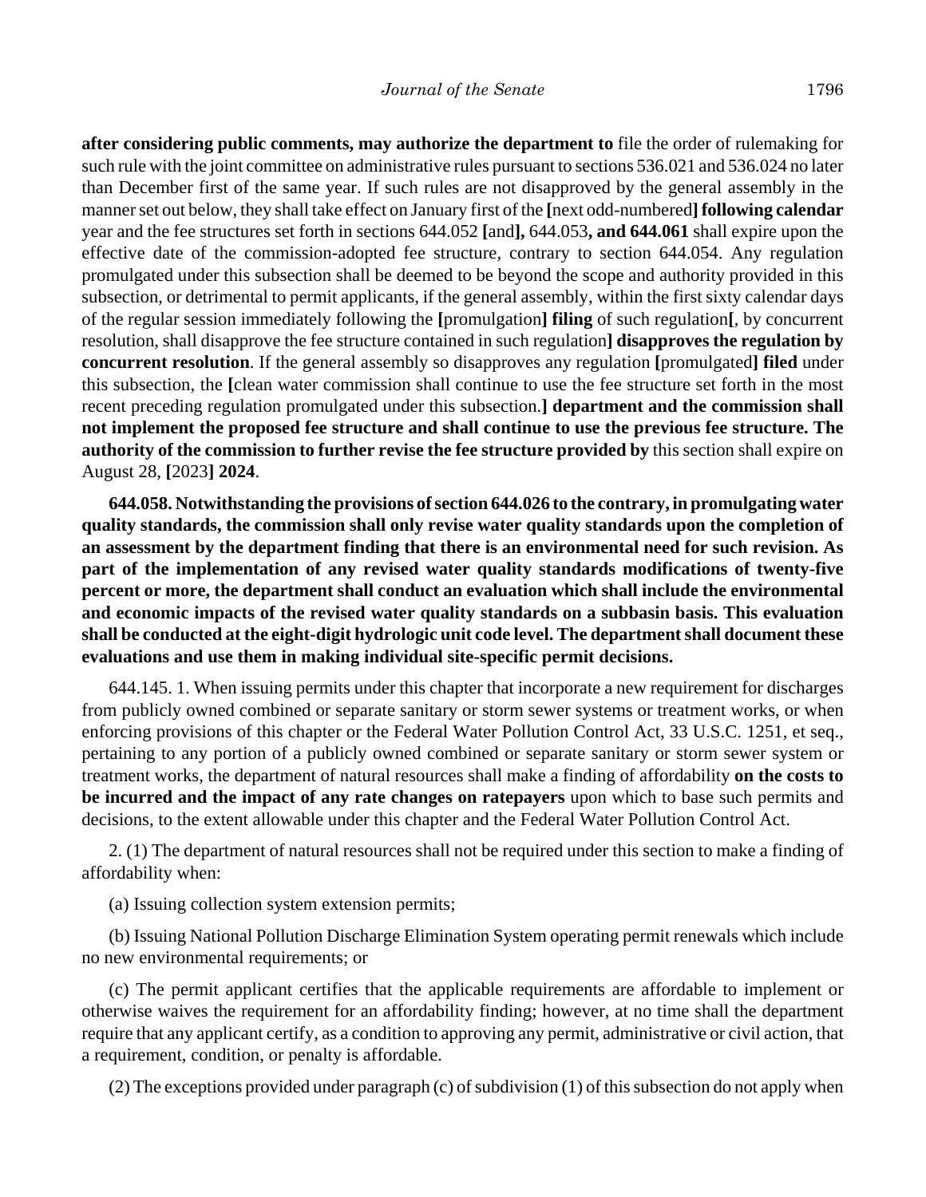**after considering public comments, may authorize the department to** file the order of rulemaking for such rule with the joint committee on administrative rules pursuant to sections 536.021 and 536.024 no later than December first of the same year. If such rules are not disapproved by the general assembly in the manner set out below, they shall take effect on January first of the **[**next odd-numbered**] following calendar** year and the fee structures set forth in sections 644.052 **[**and**],** 644.053**, and 644.061** shall expire upon the effective date of the commission-adopted fee structure, contrary to section 644.054. Any regulation promulgated under this subsection shall be deemed to be beyond the scope and authority provided in this subsection, or detrimental to permit applicants, if the general assembly, within the first sixty calendar days of the regular session immediately following the **[**promulgation**] filing** of such regulation**[**, by concurrent resolution, shall disapprove the fee structure contained in such regulation**] disapproves the regulation by concurrent resolution**. If the general assembly so disapproves any regulation **[**promulgated**] filed** under this subsection, the **[**clean water commission shall continue to use the fee structure set forth in the most recent preceding regulation promulgated under this subsection.**] department and the commission shall not implement the proposed fee structure and shall continue to use the previous fee structure. The authority of the commission to further revise the fee structure provided by** this section shall expire on August 28, **[**2023**] 2024**.

**644.058. Notwithstanding the provisions of section 644.026 to the contrary, in promulgating water quality standards, the commission shall only revise water quality standards upon the completion of an assessment by the department finding that there is an environmental need for such revision. As part of the implementation of any revised water quality standards modifications of twenty-five percent or more, the department shall conduct an evaluation which shall include the environmental and economic impacts of the revised water quality standards on a subbasin basis. This evaluation shall be conducted at the eight-digit hydrologic unit code level. The department shall document these evaluations and use them in making individual site-specific permit decisions.**

644.145. 1. When issuing permits under this chapter that incorporate a new requirement for discharges from publicly owned combined or separate sanitary or storm sewer systems or treatment works, or when enforcing provisions of this chapter or the Federal Water Pollution Control Act, 33 U.S.C. 1251, et seq., pertaining to any portion of a publicly owned combined or separate sanitary or storm sewer system or treatment works, the department of natural resources shall make a finding of affordability **on the costs to be incurred and the impact of any rate changes on ratepayers** upon which to base such permits and decisions, to the extent allowable under this chapter and the Federal Water Pollution Control Act.

2. (1) The department of natural resources shall not be required under this section to make a finding of affordability when:

(a) Issuing collection system extension permits;

(b) Issuing National Pollution Discharge Elimination System operating permit renewals which include no new environmental requirements; or

(c) The permit applicant certifies that the applicable requirements are affordable to implement or otherwise waives the requirement for an affordability finding; however, at no time shall the department require that any applicant certify, as a condition to approving any permit, administrative or civil action, that a requirement, condition, or penalty is affordable.

(2) The exceptions provided under paragraph (c) of subdivision (1) of this subsection do not apply when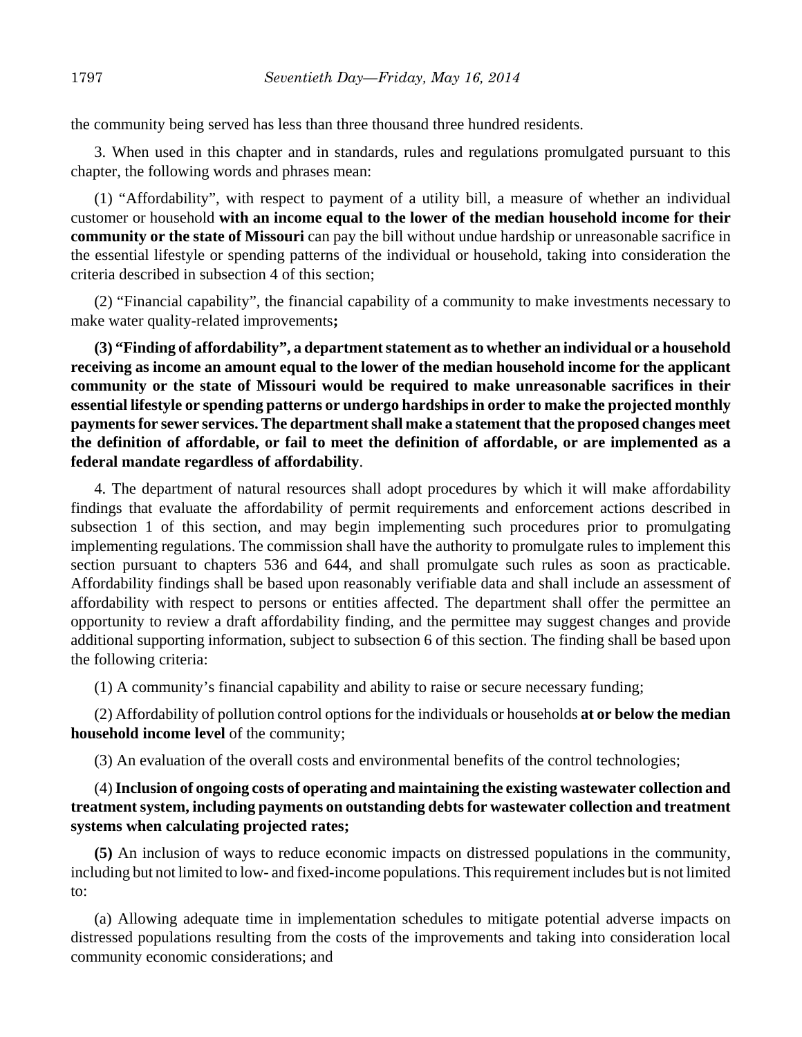the community being served has less than three thousand three hundred residents.

3. When used in this chapter and in standards, rules and regulations promulgated pursuant to this chapter, the following words and phrases mean:

(1) "Affordability", with respect to payment of a utility bill, a measure of whether an individual customer or household **with an income equal to the lower of the median household income for their community or the state of Missouri** can pay the bill without undue hardship or unreasonable sacrifice in the essential lifestyle or spending patterns of the individual or household, taking into consideration the criteria described in subsection 4 of this section;

(2) "Financial capability", the financial capability of a community to make investments necessary to make water quality-related improvements**;**

**(3) "Finding of affordability", a department statement as to whether an individual or a household receiving as income an amount equal to the lower of the median household income for the applicant community or the state of Missouri would be required to make unreasonable sacrifices in their essential lifestyle or spending patterns or undergo hardships in order to make the projected monthly payments for sewer services. The department shall make a statement that the proposed changes meet the definition of affordable, or fail to meet the definition of affordable, or are implemented as a federal mandate regardless of affordability**.

4. The department of natural resources shall adopt procedures by which it will make affordability findings that evaluate the affordability of permit requirements and enforcement actions described in subsection 1 of this section, and may begin implementing such procedures prior to promulgating implementing regulations. The commission shall have the authority to promulgate rules to implement this section pursuant to chapters 536 and 644, and shall promulgate such rules as soon as practicable. Affordability findings shall be based upon reasonably verifiable data and shall include an assessment of affordability with respect to persons or entities affected. The department shall offer the permittee an opportunity to review a draft affordability finding, and the permittee may suggest changes and provide additional supporting information, subject to subsection 6 of this section. The finding shall be based upon the following criteria:

(1) A community's financial capability and ability to raise or secure necessary funding;

(2) Affordability of pollution control options for the individuals or households **at or below the median household income level** of the community;

(3) An evaluation of the overall costs and environmental benefits of the control technologies;

(4) **Inclusion of ongoing costs of operating and maintaining the existing wastewater collection and treatment system, including payments on outstanding debts for wastewater collection and treatment systems when calculating projected rates;**

**(5)** An inclusion of ways to reduce economic impacts on distressed populations in the community, including but not limited to low- and fixed-income populations. This requirement includes but is not limited to:

(a) Allowing adequate time in implementation schedules to mitigate potential adverse impacts on distressed populations resulting from the costs of the improvements and taking into consideration local community economic considerations; and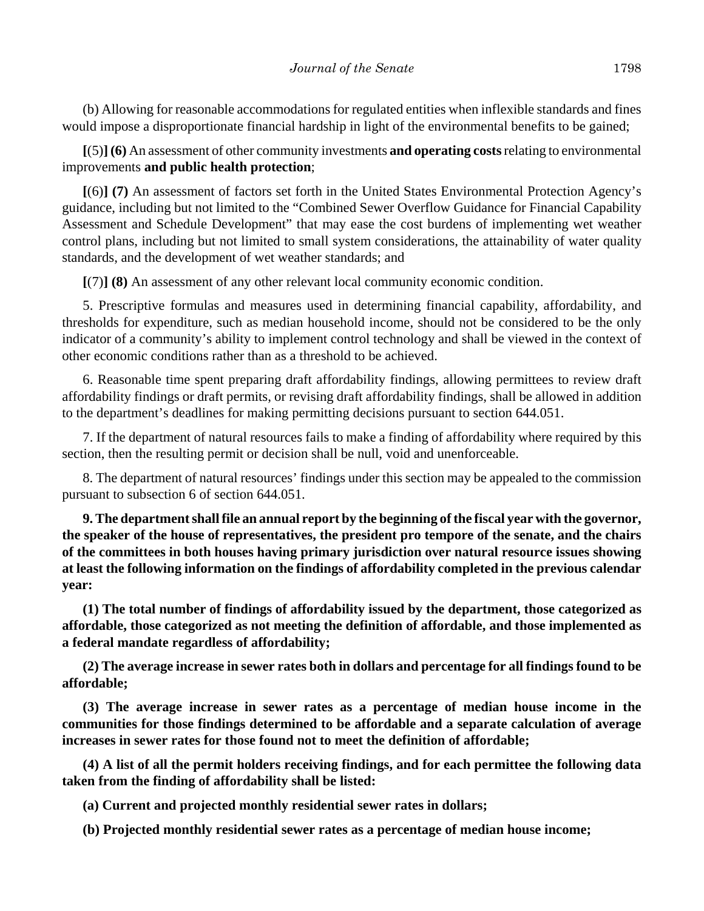(b) Allowing for reasonable accommodations for regulated entities when inflexible standards and fines would impose a disproportionate financial hardship in light of the environmental benefits to be gained;

**[**(5)**] (6)** An assessment of other community investments **and operating costs** relating to environmental improvements **and public health protection**;

**[**(6)**] (7)** An assessment of factors set forth in the United States Environmental Protection Agency's guidance, including but not limited to the "Combined Sewer Overflow Guidance for Financial Capability Assessment and Schedule Development" that may ease the cost burdens of implementing wet weather control plans, including but not limited to small system considerations, the attainability of water quality standards, and the development of wet weather standards; and

**[**(7)**] (8)** An assessment of any other relevant local community economic condition.

5. Prescriptive formulas and measures used in determining financial capability, affordability, and thresholds for expenditure, such as median household income, should not be considered to be the only indicator of a community's ability to implement control technology and shall be viewed in the context of other economic conditions rather than as a threshold to be achieved.

6. Reasonable time spent preparing draft affordability findings, allowing permittees to review draft affordability findings or draft permits, or revising draft affordability findings, shall be allowed in addition to the department's deadlines for making permitting decisions pursuant to section 644.051.

7. If the department of natural resources fails to make a finding of affordability where required by this section, then the resulting permit or decision shall be null, void and unenforceable.

8. The department of natural resources' findings under this section may be appealed to the commission pursuant to subsection 6 of section 644.051.

**9. The department shall file an annual report by the beginning of the fiscal year with the governor, the speaker of the house of representatives, the president pro tempore of the senate, and the chairs of the committees in both houses having primary jurisdiction over natural resource issues showing at least the following information on the findings of affordability completed in the previous calendar year:**

**(1) The total number of findings of affordability issued by the department, those categorized as affordable, those categorized as not meeting the definition of affordable, and those implemented as a federal mandate regardless of affordability;**

**(2) The average increase in sewer rates both in dollars and percentage for all findings found to be affordable;**

**(3) The average increase in sewer rates as a percentage of median house income in the communities for those findings determined to be affordable and a separate calculation of average increases in sewer rates for those found not to meet the definition of affordable;**

**(4) A list of all the permit holders receiving findings, and for each permittee the following data taken from the finding of affordability shall be listed:**

**(a) Current and projected monthly residential sewer rates in dollars;**

**(b) Projected monthly residential sewer rates as a percentage of median house income;**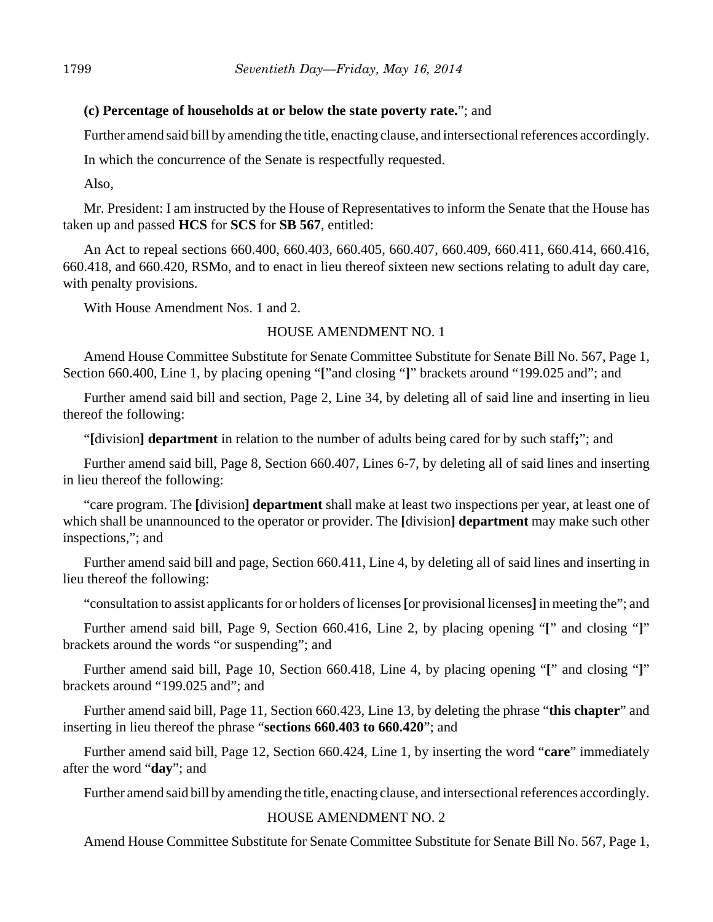**(c) Percentage of households at or below the state poverty rate.**"; and

Further amend said bill by amending the title, enacting clause, and intersectional references accordingly.

In which the concurrence of the Senate is respectfully requested.

Also,

Mr. President: I am instructed by the House of Representatives to inform the Senate that the House has taken up and passed **HCS** for **SCS** for **SB 567**, entitled:

An Act to repeal sections 660.400, 660.403, 660.405, 660.407, 660.409, 660.411, 660.414, 660.416, 660.418, and 660.420, RSMo, and to enact in lieu thereof sixteen new sections relating to adult day care, with penalty provisions.

With House Amendment Nos. 1 and 2.

HOUSE AMENDMENT NO. 1

Amend House Committee Substitute for Senate Committee Substitute for Senate Bill No. 567, Page 1, Section 660.400, Line 1, by placing opening "**[**"and closing "**]**" brackets around "199.025 and"; and

Further amend said bill and section, Page 2, Line 34, by deleting all of said line and inserting in lieu thereof the following:

"**[**division**] department** in relation to the number of adults being cared for by such staff**;**"; and

Further amend said bill, Page 8, Section 660.407, Lines 6-7, by deleting all of said lines and inserting in lieu thereof the following:

"care program. The **[**division**] department** shall make at least two inspections per year, at least one of which shall be unannounced to the operator or provider. The **[**division**] department** may make such other inspections,"; and

Further amend said bill and page, Section 660.411, Line 4, by deleting all of said lines and inserting in lieu thereof the following:

"consultation to assist applicants for or holders of licenses **[**or provisional licenses**]** in meeting the"; and

Further amend said bill, Page 9, Section 660.416, Line 2, by placing opening "**[**" and closing "**]**" brackets around the words "or suspending"; and

Further amend said bill, Page 10, Section 660.418, Line 4, by placing opening "**[**" and closing "**]**" brackets around "199.025 and"; and

Further amend said bill, Page 11, Section 660.423, Line 13, by deleting the phrase "**this chapter**" and inserting in lieu thereof the phrase "**sections 660.403 to 660.420**"; and

Further amend said bill, Page 12, Section 660.424, Line 1, by inserting the word "**care**" immediately after the word "**day**"; and

Further amend said bill by amending the title, enacting clause, and intersectional references accordingly.

HOUSE AMENDMENT NO. 2

Amend House Committee Substitute for Senate Committee Substitute for Senate Bill No. 567, Page 1,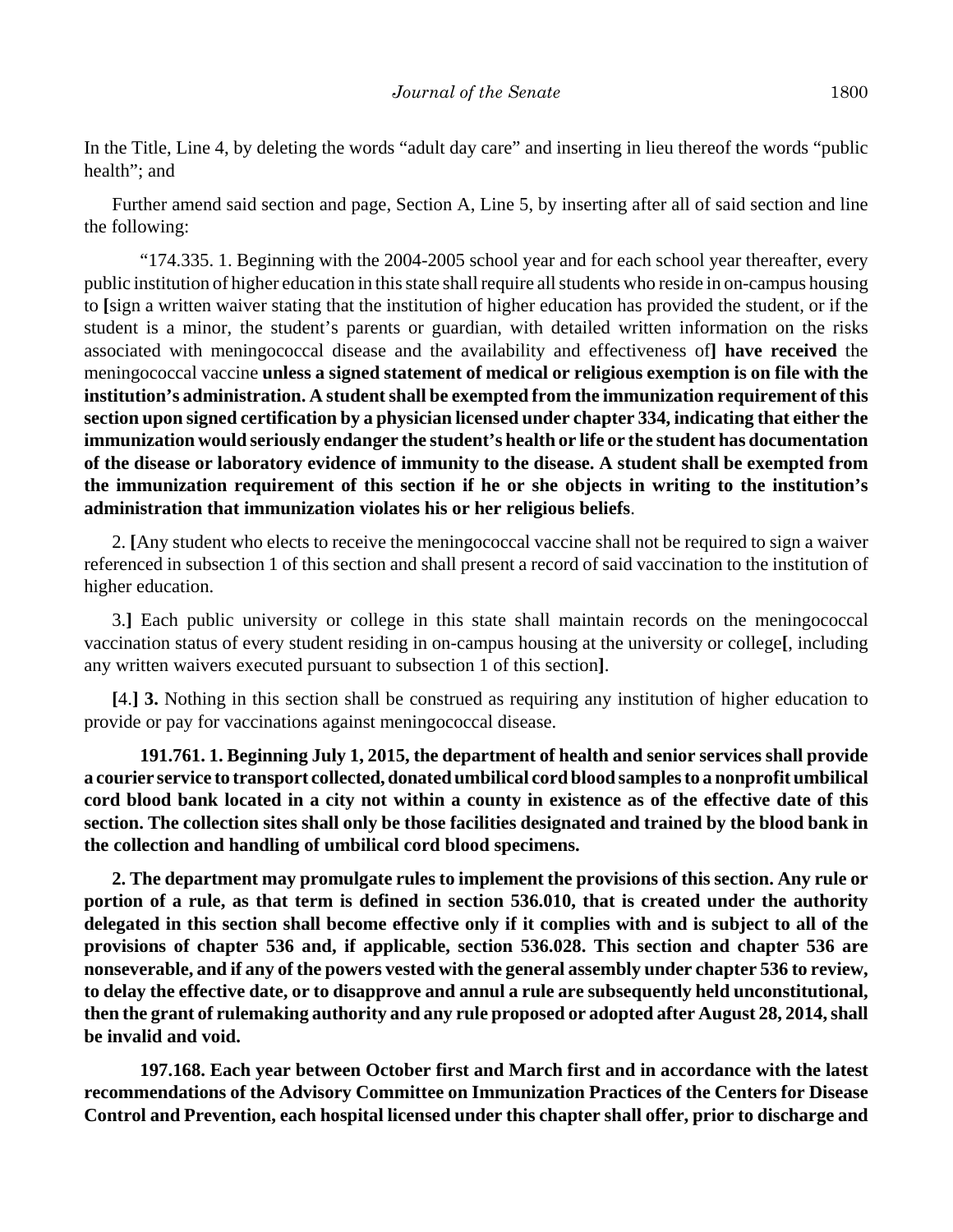In the Title, Line 4, by deleting the words "adult day care" and inserting in lieu thereof the words "public health"; and

Further amend said section and page, Section A, Line 5, by inserting after all of said section and line the following:

"174.335. 1. Beginning with the 2004-2005 school year and for each school year thereafter, every public institution of higher education in this state shall require all students who reside in on-campus housing to **[**sign a written waiver stating that the institution of higher education has provided the student, or if the student is a minor, the student's parents or guardian, with detailed written information on the risks associated with meningococcal disease and the availability and effectiveness of**] have received** the meningococcal vaccine **unless a signed statement of medical or religious exemption is on file with the institution's administration. A student shall be exempted from the immunization requirement of this section upon signed certification by a physician licensed under chapter 334, indicating that either the immunization would seriously endanger the student's health or life or the student has documentation of the disease or laboratory evidence of immunity to the disease. A student shall be exempted from the immunization requirement of this section if he or she objects in writing to the institution's administration that immunization violates his or her religious beliefs**.

2. **[**Any student who elects to receive the meningococcal vaccine shall not be required to sign a waiver referenced in subsection 1 of this section and shall present a record of said vaccination to the institution of higher education.

3.**]** Each public university or college in this state shall maintain records on the meningococcal vaccination status of every student residing in on-campus housing at the university or college**[**, including any written waivers executed pursuant to subsection 1 of this section**]**.

**[**4.**] 3.** Nothing in this section shall be construed as requiring any institution of higher education to provide or pay for vaccinations against meningococcal disease.

**191.761. 1. Beginning July 1, 2015, the department of health and senior services shall provide a courier service to transport collected, donated umbilical cord blood samples to a nonprofit umbilical cord blood bank located in a city not within a county in existence as of the effective date of this section. The collection sites shall only be those facilities designated and trained by the blood bank in the collection and handling of umbilical cord blood specimens.**

**2. The department may promulgate rules to implement the provisions of this section. Any rule or portion of a rule, as that term is defined in section 536.010, that is created under the authority delegated in this section shall become effective only if it complies with and is subject to all of the provisions of chapter 536 and, if applicable, section 536.028. This section and chapter 536 are nonseverable, and if any of the powers vested with the general assembly under chapter 536 to review, to delay the effective date, or to disapprove and annul a rule are subsequently held unconstitutional, then the grant of rulemaking authority and any rule proposed or adopted after August 28, 2014, shall be invalid and void.**

**197.168. Each year between October first and March first and in accordance with the latest recommendations of the Advisory Committee on Immunization Practices of the Centers for Disease Control and Prevention, each hospital licensed under this chapter shall offer, prior to discharge and**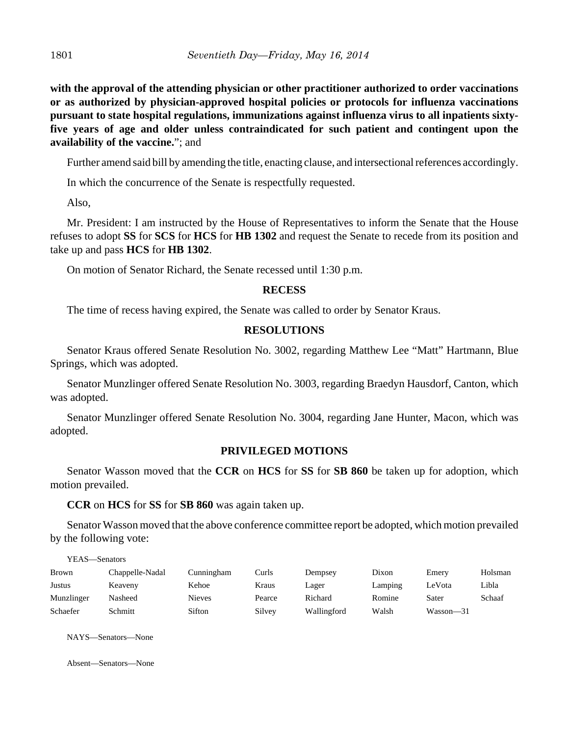**with the approval of the attending physician or other practitioner authorized to order vaccinations or as authorized by physician-approved hospital policies or protocols for influenza vaccinations pursuant to state hospital regulations, immunizations against influenza virus to all inpatients sixty-five years of age and older unless contraindicated for such patient and contingent upon the availability of the vaccine.**"; and

Further amend said bill by amending the title, enacting clause, and intersectional references accordingly.

In which the concurrence of the Senate is respectfully requested.

Also,

Mr. President: I am instructed by the House of Representatives to inform the Senate that the House refuses to adopt **SS** for **SCS** for **HCS** for **HB 1302** and request the Senate to recede from its position and take up and pass **HCS** for **HB 1302**.

On motion of Senator Richard, the Senate recessed until 1:30 p.m.

## RECESS

The time of recess having expired, the Senate was called to order by Senator Kraus.

## RESOLUTIONS

Senator Kraus offered Senate Resolution No. 3002, regarding Matthew Lee "Matt" Hartmann, Blue Springs, which was adopted.

Senator Munzlinger offered Senate Resolution No. 3003, regarding Braedyn Hausdorf, Canton, which was adopted.

Senator Munzlinger offered Senate Resolution No. 3004, regarding Jane Hunter, Macon, which was adopted.

## PRIVILEGED MOTIONS

Senator Wasson moved that the **CCR** on **HCS** for **SS** for **SB 860** be taken up for adoption, which motion prevailed.

**CCR** on **HCS** for **SS** for **SB 860** was again taken up.

Senator Wasson moved that the above conference committee report be adopted, which motion prevailed by the following vote:

YEAS—Senators

| | | | | | | | |
|---|---|---|---|---|---|---|---|
| Brown | Chappelle-Nadal | Cunningham | Curls | Dempsey | Dixon | Emery | Holsman |
| Justus | Keaveny | Kehoe | Kraus | Lager | Lamping | LeVota | Libla |
| Munzlinger | Nasheed | Nieves | Pearce | Richard | Romine | Sater | Schaaf |
| Schaefer | Schmitt | Sifton | Silvey | Wallingford | Walsh | Wasson—31 | |

NAYS—Senators—None

Absent—Senators—None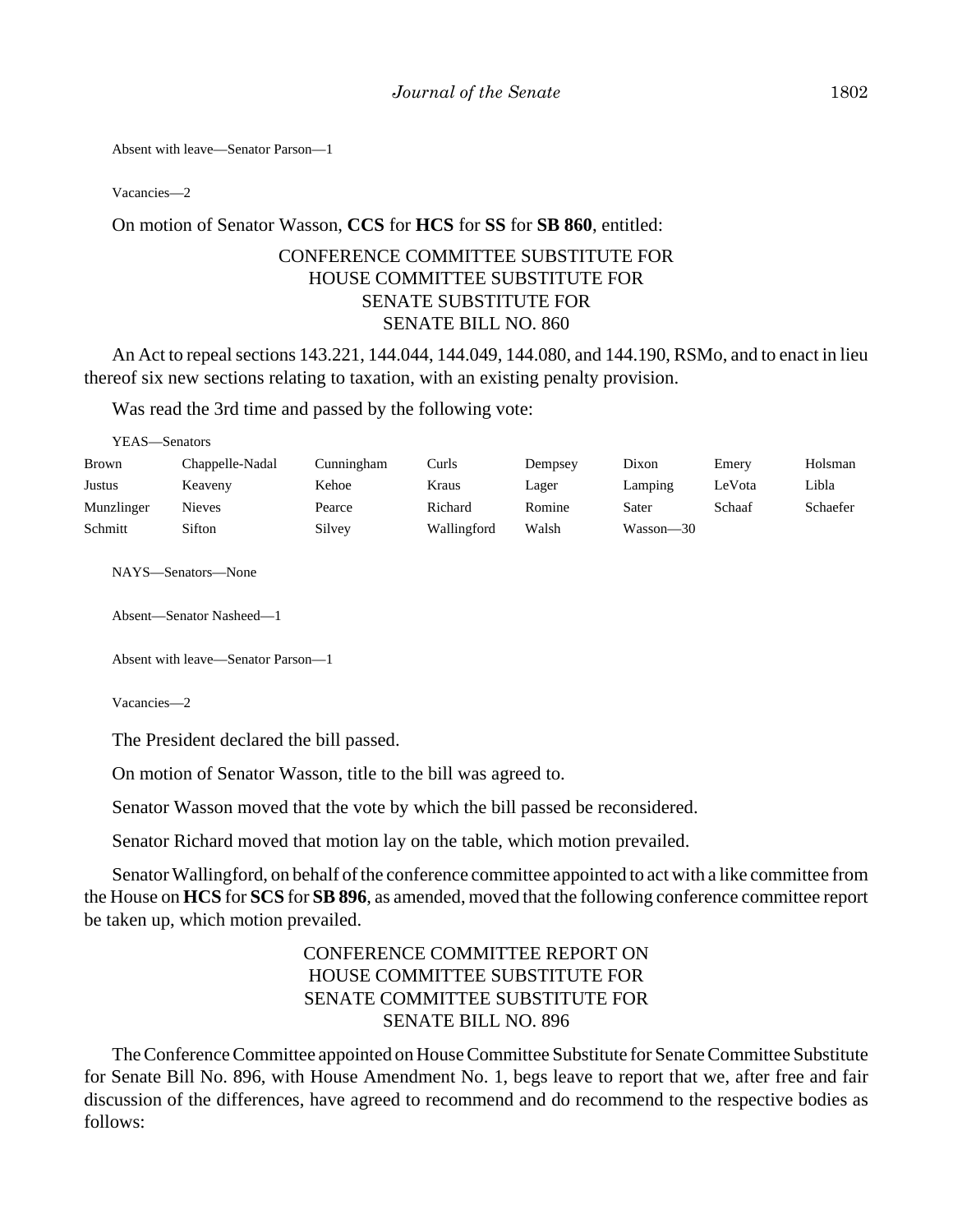Absent with leave—Senator Parson—1

Vacancies—2

On motion of Senator Wasson, **CCS** for **HCS** for **SS** for **SB 860**, entitled:

CONFERENCE COMMITTEE SUBSTITUTE FOR
HOUSE COMMITTEE SUBSTITUTE FOR
SENATE SUBSTITUTE FOR
SENATE BILL NO. 860

An Act to repeal sections 143.221, 144.044, 144.049, 144.080, and 144.190, RSMo, and to enact in lieu thereof six new sections relating to taxation, with an existing penalty provision.

Was read the 3rd time and passed by the following vote:

YEAS—Senators

| | | | | | | | |
|---|---|---|---|---|---|---|---|
| Brown | Chappelle-Nadal | Cunningham | Curls | Dempsey | Dixon | Emery | Holsman |
| Justus | Keaveny | Kehoe | Kraus | Lager | Lamping | LeVota | Libla |
| Munzlinger | Nieves | Pearce | Richard | Romine | Sater | Schaaf | Schaefer |
| Schmitt | Sifton | Silvey | Wallingford | Walsh | Wasson—30 | | |

NAYS—Senators—None

Absent—Senator Nasheed—1

Absent with leave—Senator Parson—1

Vacancies—2

The President declared the bill passed.

On motion of Senator Wasson, title to the bill was agreed to.

Senator Wasson moved that the vote by which the bill passed be reconsidered.

Senator Richard moved that motion lay on the table, which motion prevailed.

Senator Wallingford, on behalf of the conference committee appointed to act with a like committee from the House on **HCS** for **SCS** for **SB 896**, as amended, moved that the following conference committee report be taken up, which motion prevailed.

CONFERENCE COMMITTEE REPORT ON
HOUSE COMMITTEE SUBSTITUTE FOR
SENATE COMMITTEE SUBSTITUTE FOR
SENATE BILL NO. 896

The Conference Committee appointed on House Committee Substitute for Senate Committee Substitute for Senate Bill No. 896, with House Amendment No. 1, begs leave to report that we, after free and fair discussion of the differences, have agreed to recommend and do recommend to the respective bodies as follows: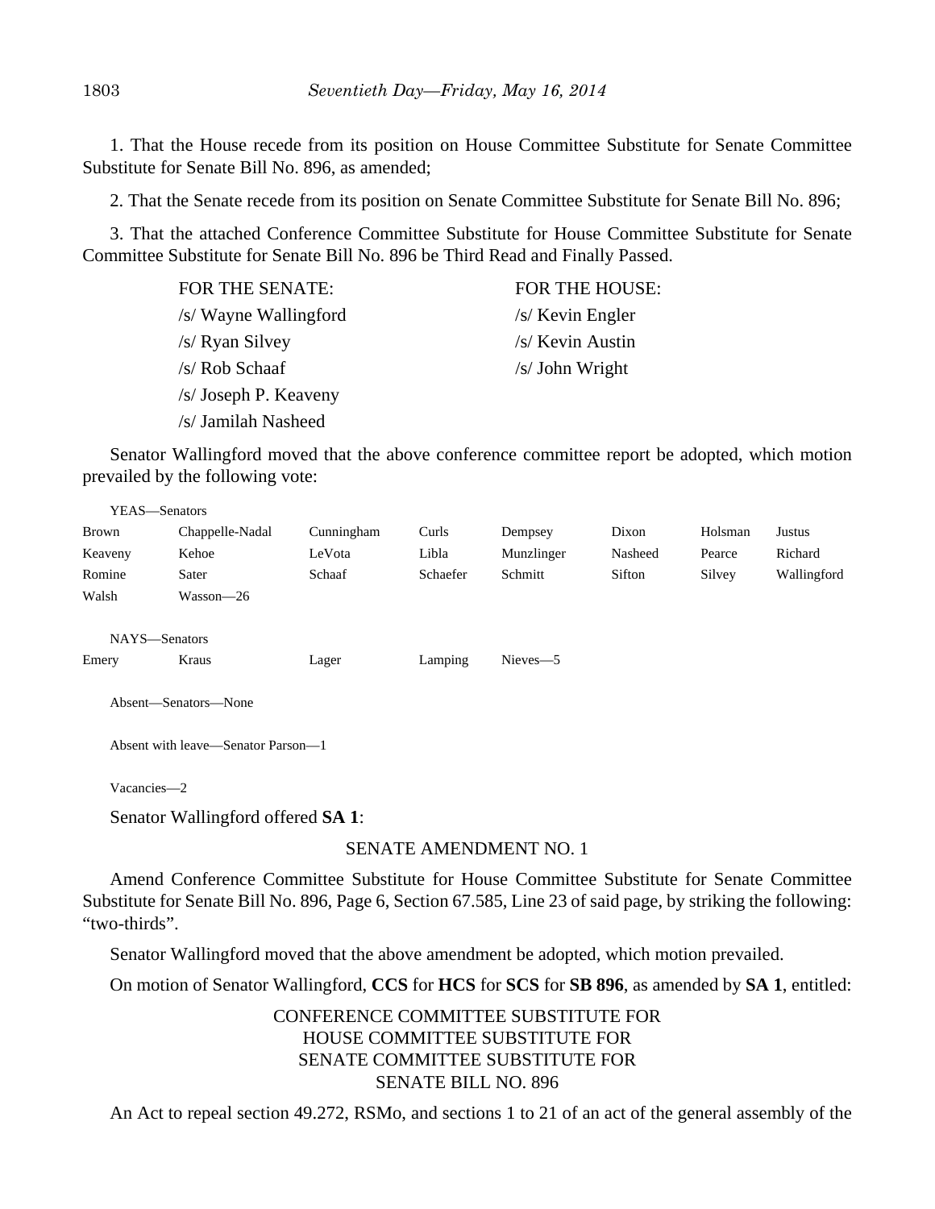1. That the House recede from its position on House Committee Substitute for Senate Committee Substitute for Senate Bill No. 896, as amended;

2. That the Senate recede from its position on Senate Committee Substitute for Senate Bill No. 896;

3. That the attached Conference Committee Substitute for House Committee Substitute for Senate Committee Substitute for Senate Bill No. 896 be Third Read and Finally Passed.

| FOR THE SENATE: | FOR THE HOUSE: |
|---|---|
| /s/ Wayne Wallingford | /s/ Kevin Engler |
| /s/ Ryan Silvey | /s/ Kevin Austin |
| /s/ Rob Schaaf | /s/ John Wright |
| /s/ Joseph P. Keaveny | |
| /s/ Jamilah Nasheed | |

Senator Wallingford moved that the above conference committee report be adopted, which motion prevailed by the following vote:

YEAS—Senators

| | | | | | | | |
|---|---|---|---|---|---|---|---|
| Brown | Chappelle-Nadal | Cunningham | Curls | Dempsey | Dixon | Holsman | Justus |
| Keaveny | Kehoe | LeVota | Libla | Munzlinger | Nasheed | Pearce | Richard |
| Romine | Sater | Schaaf | Schaefer | Schmitt | Sifton | Silvey | Wallingford |
| Walsh | Wasson—26 | | | | | | |

NAYS—Senators

| | | | | |
|---|---|---|---|---|
| Emery | Kraus | Lager | Lamping | Nieves—5 |

Absent—Senators—None

Absent with leave—Senator Parson—1

Vacancies—2

Senator Wallingford offered **SA 1**:

SENATE AMENDMENT NO. 1

Amend Conference Committee Substitute for House Committee Substitute for Senate Committee Substitute for Senate Bill No. 896, Page 6, Section 67.585, Line 23 of said page, by striking the following: "two-thirds".

Senator Wallingford moved that the above amendment be adopted, which motion prevailed.

On motion of Senator Wallingford, **CCS** for **HCS** for **SCS** for **SB 896**, as amended by **SA 1**, entitled:

CONFERENCE COMMITTEE SUBSTITUTE FOR
HOUSE COMMITTEE SUBSTITUTE FOR
SENATE COMMITTEE SUBSTITUTE FOR
SENATE BILL NO. 896

An Act to repeal section 49.272, RSMo, and sections 1 to 21 of an act of the general assembly of the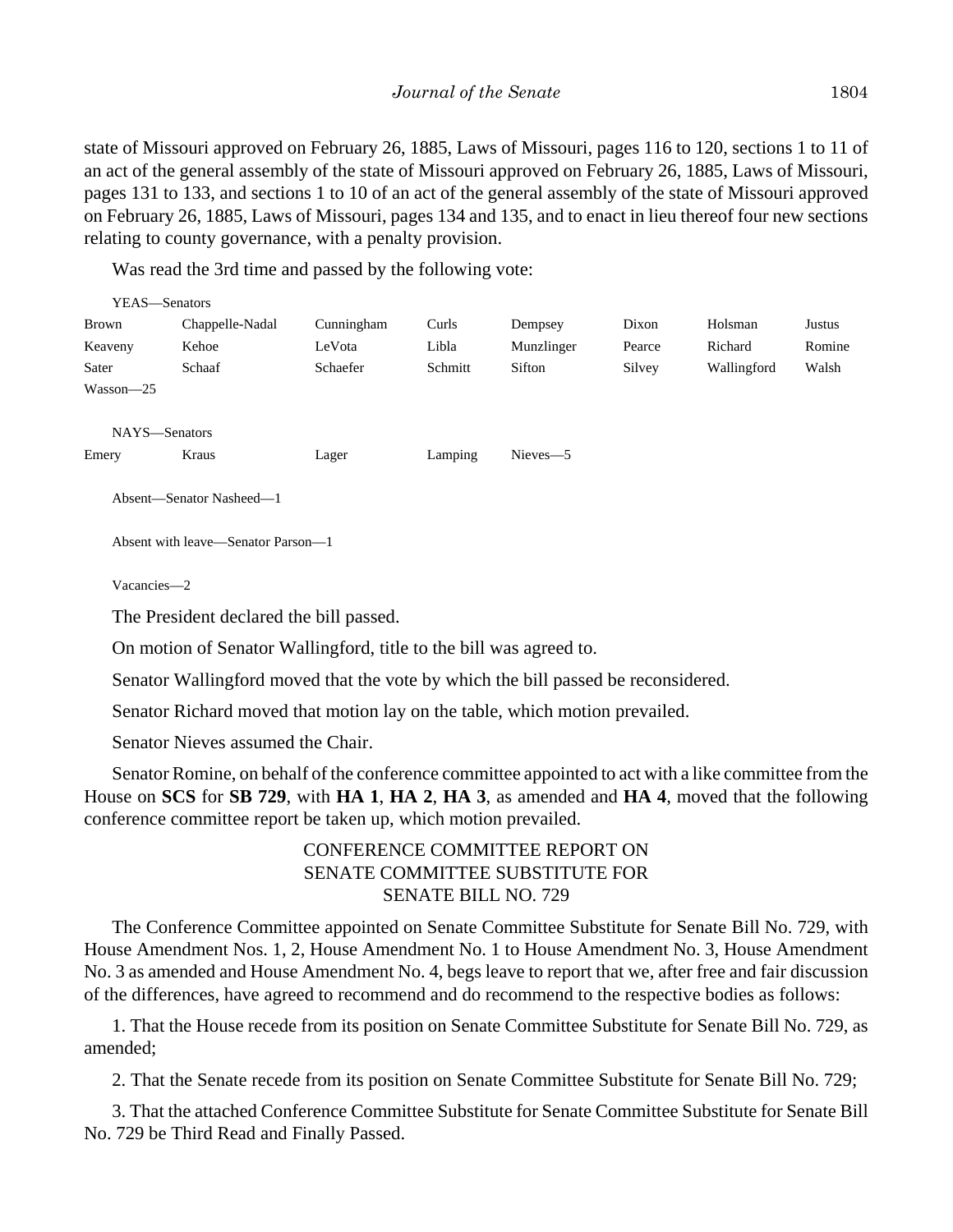state of Missouri approved on February 26, 1885, Laws of Missouri, pages 116 to 120, sections 1 to 11 of an act of the general assembly of the state of Missouri approved on February 26, 1885, Laws of Missouri, pages 131 to 133, and sections 1 to 10 of an act of the general assembly of the state of Missouri approved on February 26, 1885, Laws of Missouri, pages 134 and 135, and to enact in lieu thereof four new sections relating to county governance, with a penalty provision.

Was read the 3rd time and passed by the following vote:

YEAS—Senators

| | | | | | | | |
|---|---|---|---|---|---|---|---|
| Brown | Chappelle-Nadal | Cunningham | Curls | Dempsey | Dixon | Holsman | Justus |
| Keaveny | Kehoe | LeVota | Libla | Munzlinger | Pearce | Richard | Romine |
| Sater | Schaaf | Schaefer | Schmitt | Sifton | Silvey | Wallingford | Walsh |
| Wasson—25 | | | | | | | |

NAYS—Senators

| | | | | |
|---|---|---|---|---|
| Emery | Kraus | Lager | Lamping | Nieves—5 |

Absent—Senator Nasheed—1

Absent with leave—Senator Parson—1

Vacancies—2

The President declared the bill passed.

On motion of Senator Wallingford, title to the bill was agreed to.

Senator Wallingford moved that the vote by which the bill passed be reconsidered.

Senator Richard moved that motion lay on the table, which motion prevailed.

Senator Nieves assumed the Chair.

Senator Romine, on behalf of the conference committee appointed to act with a like committee from the House on **SCS** for **SB 729**, with **HA 1**, **HA 2**, **HA 3**, as amended and **HA 4**, moved that the following conference committee report be taken up, which motion prevailed.

CONFERENCE COMMITTEE REPORT ON
SENATE COMMITTEE SUBSTITUTE FOR
SENATE BILL NO. 729

The Conference Committee appointed on Senate Committee Substitute for Senate Bill No. 729, with House Amendment Nos. 1, 2, House Amendment No. 1 to House Amendment No. 3, House Amendment No. 3 as amended and House Amendment No. 4, begs leave to report that we, after free and fair discussion of the differences, have agreed to recommend and do recommend to the respective bodies as follows:

1. That the House recede from its position on Senate Committee Substitute for Senate Bill No. 729, as amended;

2. That the Senate recede from its position on Senate Committee Substitute for Senate Bill No. 729;

3. That the attached Conference Committee Substitute for Senate Committee Substitute for Senate Bill No. 729 be Third Read and Finally Passed.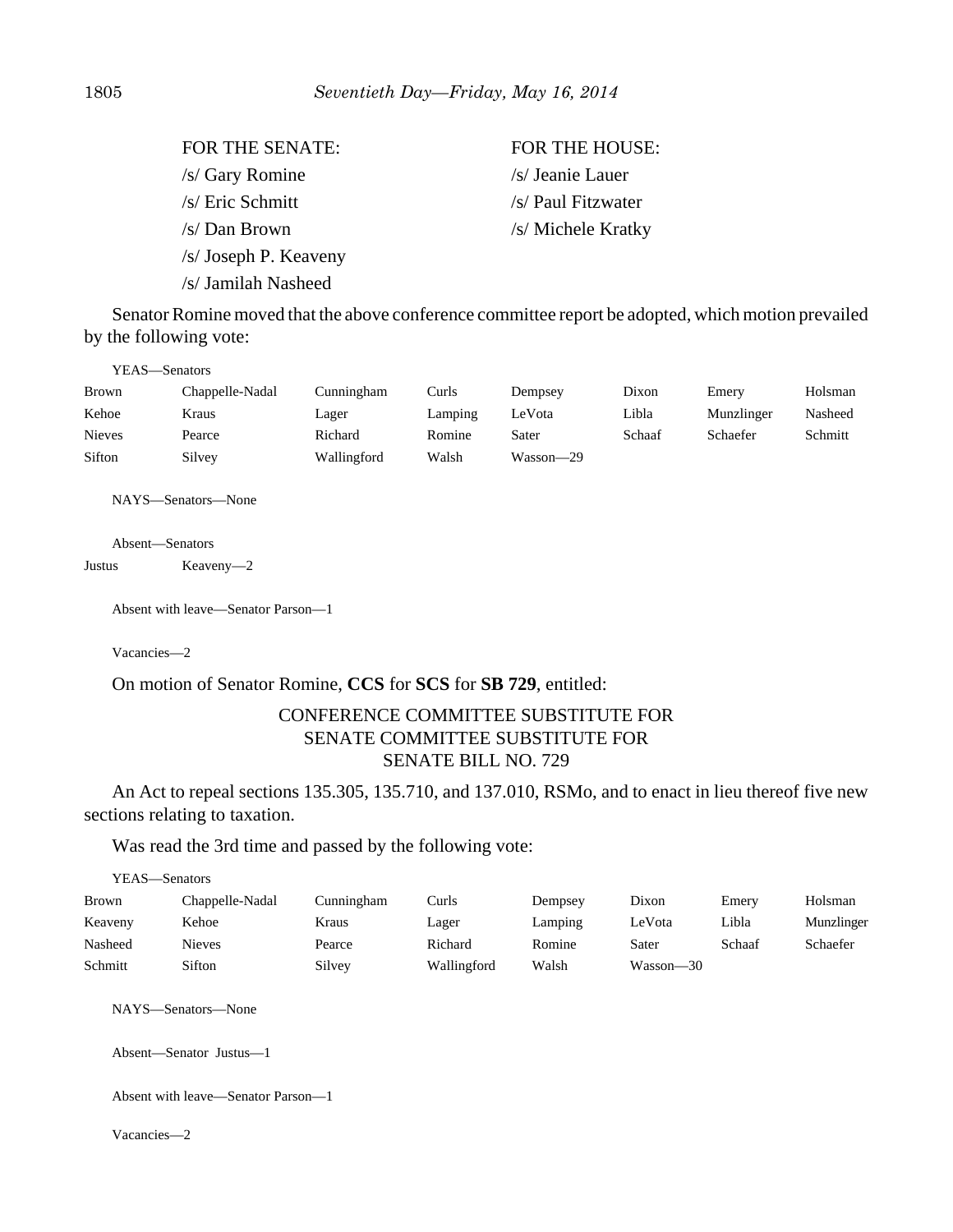| FOR THE SENATE: | FOR THE HOUSE: |
|---|---|
| /s/ Gary Romine | /s/ Jeanie Lauer |
| /s/ Eric Schmitt | /s/ Paul Fitzwater |
| /s/ Dan Brown | /s/ Michele Kratky |
| /s/ Joseph P. Keaveny | |
| /s/ Jamilah Nasheed | |

Senator Romine moved that the above conference committee report be adopted, which motion prevailed by the following vote:

YEAS—Senators

| | | | | | | | |
|---|---|---|---|---|---|---|---|
| Brown | Chappelle-Nadal | Cunningham | Curls | Dempsey | Dixon | Emery | Holsman |
| Kehoe | Kraus | Lager | Lamping | LeVota | Libla | Munzlinger | Nasheed |
| Nieves | Pearce | Richard | Romine | Sater | Schaaf | Schaefer | Schmitt |
| Sifton | Silvey | Wallingford | Walsh | Wasson—29 | | | |

NAYS—Senators—None

Absent—Senators

| | |
|---|---|
| Justus | Keaveny—2 |

Absent with leave—Senator Parson—1

Vacancies—2

On motion of Senator Romine, **CCS** for **SCS** for **SB 729**, entitled:

CONFERENCE COMMITTEE SUBSTITUTE FOR
SENATE COMMITTEE SUBSTITUTE FOR
SENATE BILL NO. 729

An Act to repeal sections 135.305, 135.710, and 137.010, RSMo, and to enact in lieu thereof five new sections relating to taxation.

Was read the 3rd time and passed by the following vote:

YEAS—Senators

| | | | | | | | |
|---|---|---|---|---|---|---|---|
| Brown | Chappelle-Nadal | Cunningham | Curls | Dempsey | Dixon | Emery | Holsman |
| Keaveny | Kehoe | Kraus | Lager | Lamping | LeVota | Libla | Munzlinger |
| Nasheed | Nieves | Pearce | Richard | Romine | Sater | Schaaf | Schaefer |
| Schmitt | Sifton | Silvey | Wallingford | Walsh | Wasson—30 | | |

NAYS—Senators—None

Absent—Senator Justus—1

Absent with leave—Senator Parson—1

Vacancies—2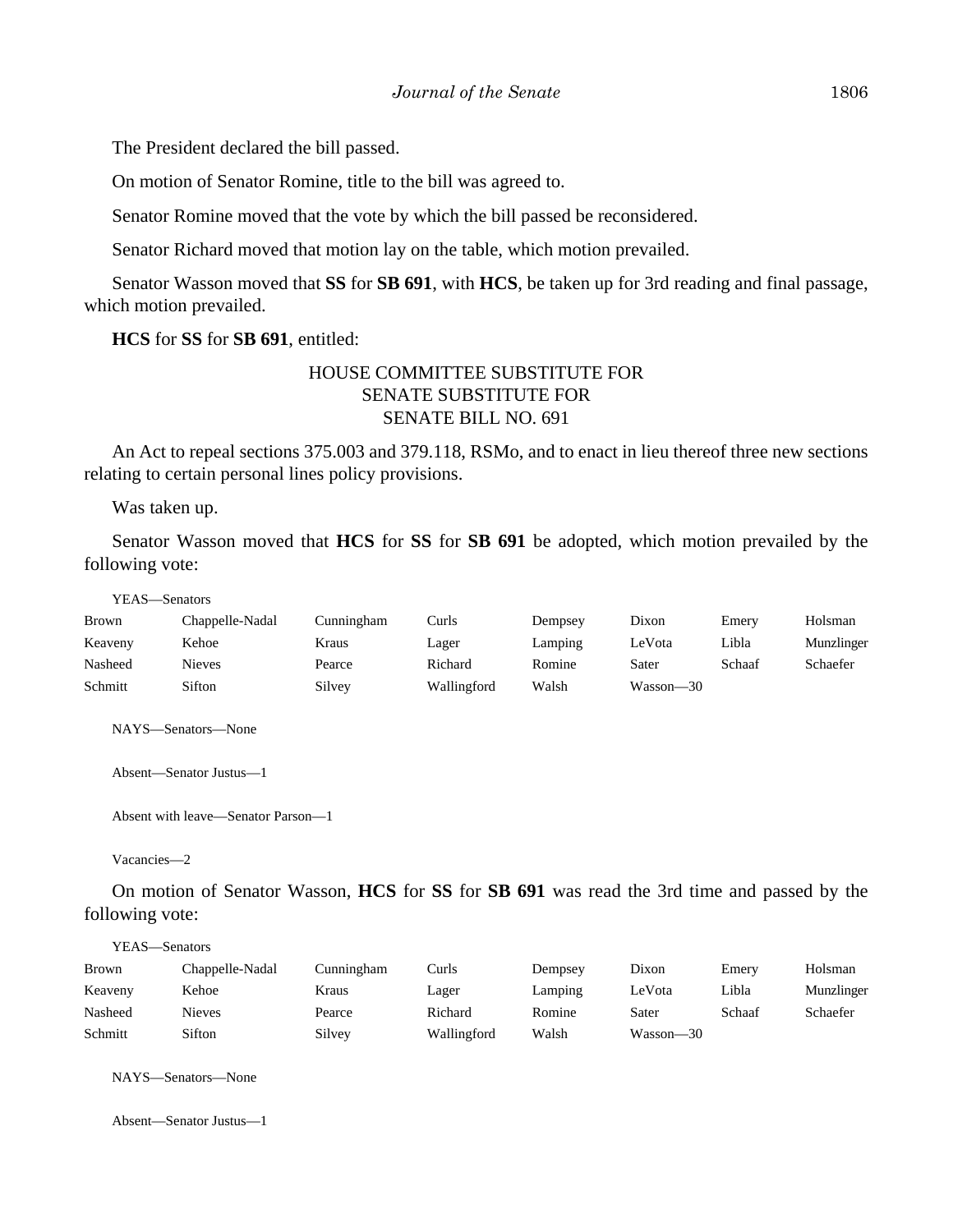The President declared the bill passed.

On motion of Senator Romine, title to the bill was agreed to.

Senator Romine moved that the vote by which the bill passed be reconsidered.

Senator Richard moved that motion lay on the table, which motion prevailed.

Senator Wasson moved that **SS** for **SB 691**, with **HCS**, be taken up for 3rd reading and final passage, which motion prevailed.

**HCS** for **SS** for **SB 691**, entitled:

HOUSE COMMITTEE SUBSTITUTE FOR
SENATE SUBSTITUTE FOR
SENATE BILL NO. 691

An Act to repeal sections 375.003 and 379.118, RSMo, and to enact in lieu thereof three new sections relating to certain personal lines policy provisions.

Was taken up.

Senator Wasson moved that **HCS** for **SS** for **SB 691** be adopted, which motion prevailed by the following vote:

YEAS—Senators

| | | | | | | | |
|---|---|---|---|---|---|---|---|
| Brown | Chappelle-Nadal | Cunningham | Curls | Dempsey | Dixon | Emery | Holsman |
| Keaveny | Kehoe | Kraus | Lager | Lamping | LeVota | Libla | Munzlinger |
| Nasheed | Nieves | Pearce | Richard | Romine | Sater | Schaaf | Schaefer |
| Schmitt | Sifton | Silvey | Wallingford | Walsh | Wasson—30 | | |

NAYS—Senators—None

Absent—Senator Justus—1

Absent with leave—Senator Parson—1

Vacancies—2

On motion of Senator Wasson, **HCS** for **SS** for **SB 691** was read the 3rd time and passed by the following vote:

YEAS—Senators

| | | | | | | | |
|---|---|---|---|---|---|---|---|
| Brown | Chappelle-Nadal | Cunningham | Curls | Dempsey | Dixon | Emery | Holsman |
| Keaveny | Kehoe | Kraus | Lager | Lamping | LeVota | Libla | Munzlinger |
| Nasheed | Nieves | Pearce | Richard | Romine | Sater | Schaaf | Schaefer |
| Schmitt | Sifton | Silvey | Wallingford | Walsh | Wasson—30 | | |

NAYS—Senators—None

Absent—Senator Justus—1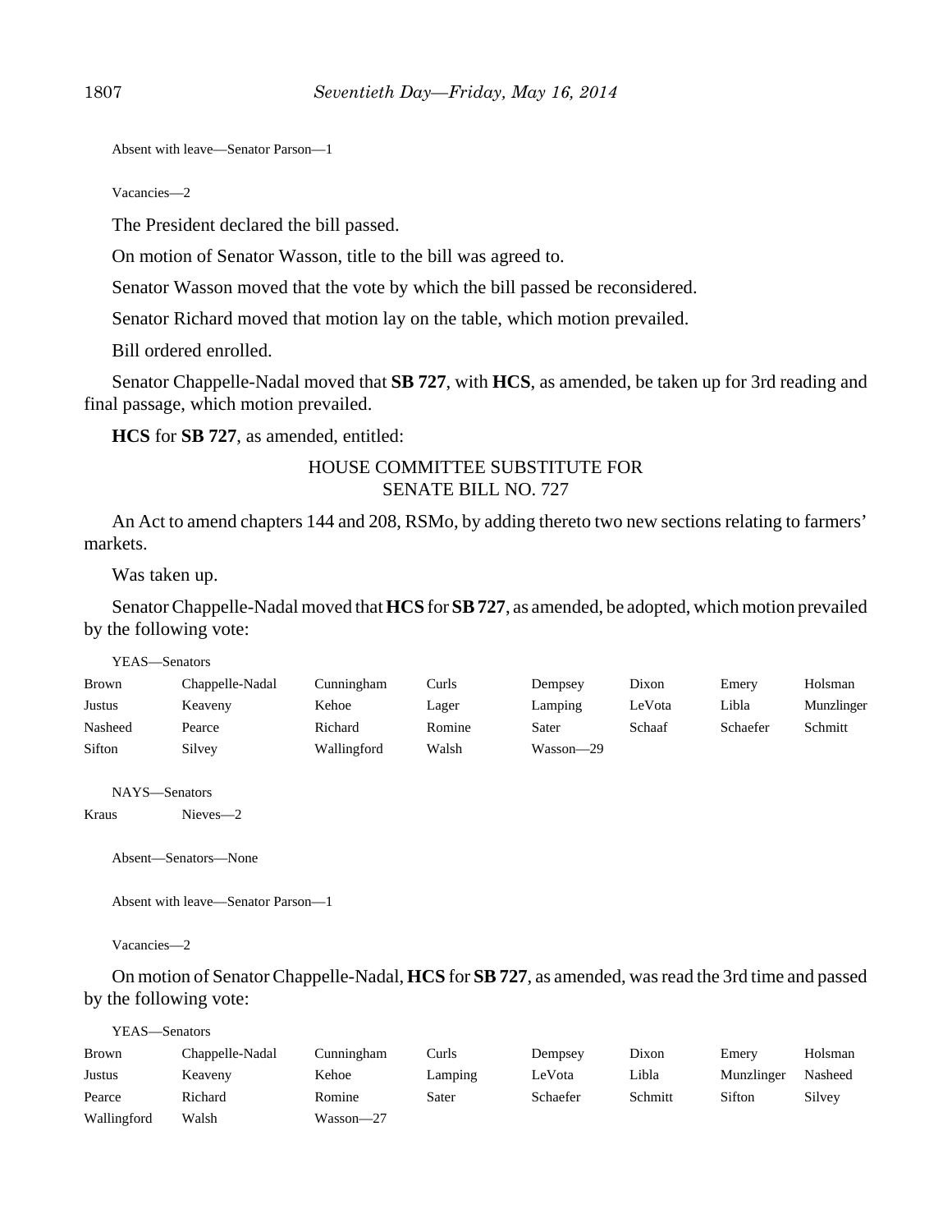Absent with leave—Senator Parson—1

Vacancies—2

The President declared the bill passed.

On motion of Senator Wasson, title to the bill was agreed to.

Senator Wasson moved that the vote by which the bill passed be reconsidered.

Senator Richard moved that motion lay on the table, which motion prevailed.

Bill ordered enrolled.

Senator Chappelle-Nadal moved that **SB 727**, with **HCS**, as amended, be taken up for 3rd reading and final passage, which motion prevailed.

**HCS** for **SB 727**, as amended, entitled:

HOUSE COMMITTEE SUBSTITUTE FOR
SENATE BILL NO. 727

An Act to amend chapters 144 and 208, RSMo, by adding thereto two new sections relating to farmers' markets.

Was taken up.

Senator Chappelle-Nadal moved that **HCS** for **SB 727**, as amended, be adopted, which motion prevailed by the following vote:

YEAS—Senators

| | | | | | | | |
|---|---|---|---|---|---|---|---|
| Brown | Chappelle-Nadal | Cunningham | Curls | Dempsey | Dixon | Emery | Holsman |
| Justus | Keaveny | Kehoe | Lager | Lamping | LeVota | Libla | Munzlinger |
| Nasheed | Pearce | Richard | Romine | Sater | Schaaf | Schaefer | Schmitt |
| Sifton | Silvey | Wallingford | Walsh | Wasson—29 | | | |

NAYS—Senators

Kraus Nieves—2

Absent—Senators—None

Absent with leave—Senator Parson—1

Vacancies—2

On motion of Senator Chappelle-Nadal, **HCS** for **SB 727**, as amended, was read the 3rd time and passed by the following vote:

YEAS—Senators

| | | | | | | | |
|---|---|---|---|---|---|---|---|
| Brown | Chappelle-Nadal | Cunningham | Curls | Dempsey | Dixon | Emery | Holsman |
| Justus | Keaveny | Kehoe | Lamping | LeVota | Libla | Munzlinger | Nasheed |
| Pearce | Richard | Romine | Sater | Schaefer | Schmitt | Sifton | Silvey |
| Wallingford | Walsh | Wasson—27 | | | | | |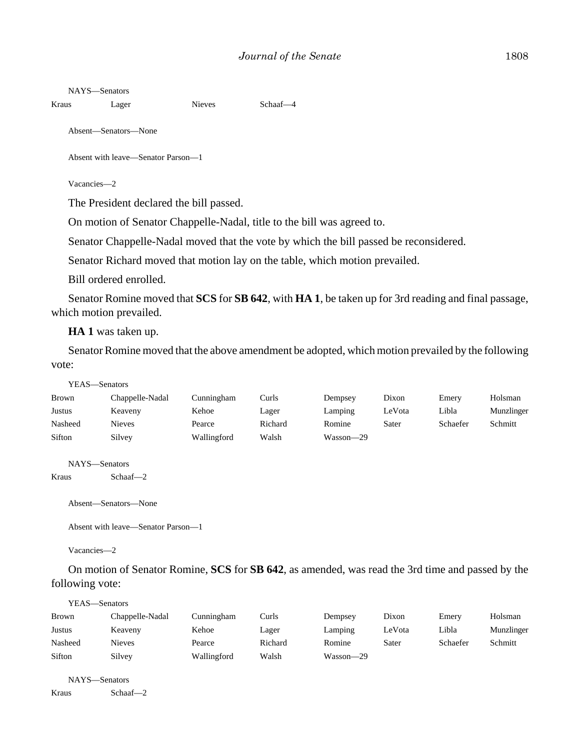NAYS—Senators

| | | | |
|---|---|---|---|
| Kraus | Lager | Nieves | Schaaf—4 |

Absent—Senators—None

Absent with leave—Senator Parson—1

Vacancies—2

The President declared the bill passed.

On motion of Senator Chappelle-Nadal, title to the bill was agreed to.

Senator Chappelle-Nadal moved that the vote by which the bill passed be reconsidered.

Senator Richard moved that motion lay on the table, which motion prevailed.

Bill ordered enrolled.

Senator Romine moved that **SCS** for **SB 642**, with **HA 1**, be taken up for 3rd reading and final passage, which motion prevailed.

**HA 1** was taken up.

Senator Romine moved that the above amendment be adopted, which motion prevailed by the following vote:

YEAS—Senators

| | | | | | | | |
|---|---|---|---|---|---|---|---|
| Brown | Chappelle-Nadal | Cunningham | Curls | Dempsey | Dixon | Emery | Holsman |
| Justus | Keaveny | Kehoe | Lager | Lamping | LeVota | Libla | Munzlinger |
| Nasheed | Nieves | Pearce | Richard | Romine | Sater | Schaefer | Schmitt |
| Sifton | Silvey | Wallingford | Walsh | Wasson—29 | | | |

NAYS—Senators

| | |
|---|---|
| Kraus | Schaaf—2 |

Absent—Senators—None

Absent with leave—Senator Parson—1

Vacancies—2

On motion of Senator Romine, **SCS** for **SB 642**, as amended, was read the 3rd time and passed by the following vote:

YEAS—Senators

| | | | | | | | |
|---|---|---|---|---|---|---|---|
| Brown | Chappelle-Nadal | Cunningham | Curls | Dempsey | Dixon | Emery | Holsman |
| Justus | Keaveny | Kehoe | Lager | Lamping | LeVota | Libla | Munzlinger |
| Nasheed | Nieves | Pearce | Richard | Romine | Sater | Schaefer | Schmitt |
| Sifton | Silvey | Wallingford | Walsh | Wasson—29 | | | |

NAYS—Senators

| | |
|---|---|
| Kraus | Schaaf—2 |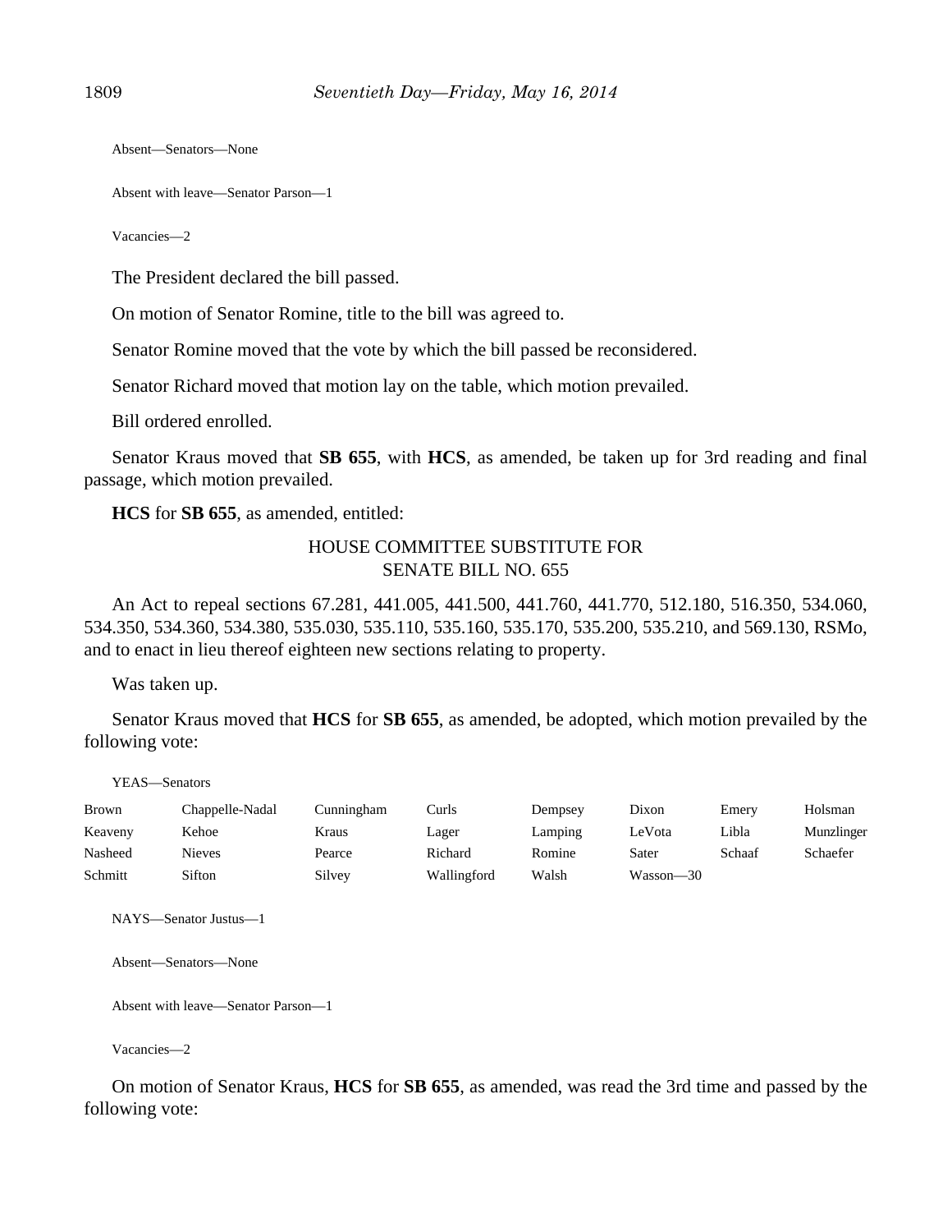Absent—Senators—None

Absent with leave—Senator Parson—1

Vacancies—2

The President declared the bill passed.

On motion of Senator Romine, title to the bill was agreed to.

Senator Romine moved that the vote by which the bill passed be reconsidered.

Senator Richard moved that motion lay on the table, which motion prevailed.

Bill ordered enrolled.

Senator Kraus moved that **SB 655**, with **HCS**, as amended, be taken up for 3rd reading and final passage, which motion prevailed.

**HCS** for **SB 655**, as amended, entitled:

HOUSE COMMITTEE SUBSTITUTE FOR
SENATE BILL NO. 655

An Act to repeal sections 67.281, 441.005, 441.500, 441.760, 441.770, 512.180, 516.350, 534.060, 534.350, 534.360, 534.380, 535.030, 535.110, 535.160, 535.170, 535.200, 535.210, and 569.130, RSMo, and to enact in lieu thereof eighteen new sections relating to property.

Was taken up.

Senator Kraus moved that **HCS** for **SB 655**, as amended, be adopted, which motion prevailed by the following vote:

YEAS—Senators

| | | | | | | | |
|---|---|---|---|---|---|---|---|
| Brown | Chappelle-Nadal | Cunningham | Curls | Dempsey | Dixon | Emery | Holsman |
| Keaveny | Kehoe | Kraus | Lager | Lamping | LeVota | Libla | Munzlinger |
| Nasheed | Nieves | Pearce | Richard | Romine | Sater | Schaaf | Schaefer |
| Schmitt | Sifton | Silvey | Wallingford | Walsh | Wasson—30 | | |

NAYS—Senator Justus—1

Absent—Senators—None

Absent with leave—Senator Parson—1

Vacancies—2

On motion of Senator Kraus, **HCS** for **SB 655**, as amended, was read the 3rd time and passed by the following vote: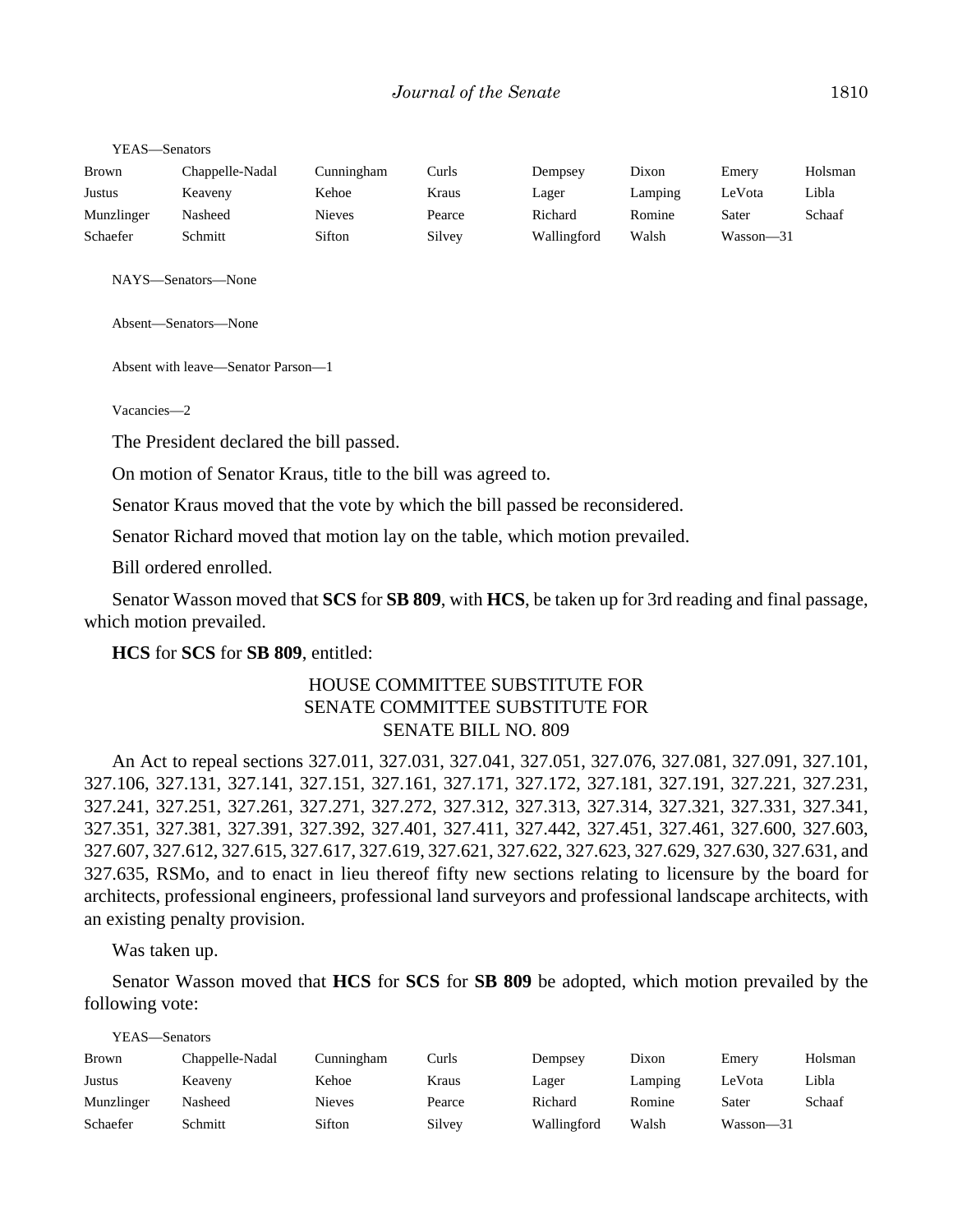YEAS—Senators

| Brown | Chappelle-Nadal | Cunningham | Curls | Dempsey | Dixon | Emery | Holsman |
|---|---|---|---|---|---|---|---|
| Justus | Keaveny | Kehoe | Kraus | Lager | Lamping | LeVota | Libla |
| Munzlinger | Nasheed | Nieves | Pearce | Richard | Romine | Sater | Schaaf |
| Schaefer | Schmitt | Sifton | Silvey | Wallingford | Walsh | Wasson—31 | |

NAYS—Senators—None

Absent—Senators—None

Absent with leave—Senator Parson—1

Vacancies—2

The President declared the bill passed.

On motion of Senator Kraus, title to the bill was agreed to.

Senator Kraus moved that the vote by which the bill passed be reconsidered.

Senator Richard moved that motion lay on the table, which motion prevailed.

Bill ordered enrolled.

Senator Wasson moved that **SCS** for **SB 809**, with **HCS**, be taken up for 3rd reading and final passage, which motion prevailed.

**HCS** for **SCS** for **SB 809**, entitled:

HOUSE COMMITTEE SUBSTITUTE FOR
SENATE COMMITTEE SUBSTITUTE FOR
SENATE BILL NO. 809

An Act to repeal sections 327.011, 327.031, 327.041, 327.051, 327.076, 327.081, 327.091, 327.101, 327.106, 327.131, 327.141, 327.151, 327.161, 327.171, 327.172, 327.181, 327.191, 327.221, 327.231, 327.241, 327.251, 327.261, 327.271, 327.272, 327.312, 327.313, 327.314, 327.321, 327.331, 327.341, 327.351, 327.381, 327.391, 327.392, 327.401, 327.411, 327.442, 327.451, 327.461, 327.600, 327.603, 327.607, 327.612, 327.615, 327.617, 327.619, 327.621, 327.622, 327.623, 327.629, 327.630, 327.631, and 327.635, RSMo, and to enact in lieu thereof fifty new sections relating to licensure by the board for architects, professional engineers, professional land surveyors and professional landscape architects, with an existing penalty provision.

Was taken up.

Senator Wasson moved that **HCS** for **SCS** for **SB 809** be adopted, which motion prevailed by the following vote:

YEAS—Senators

| Brown | Chappelle-Nadal | Cunningham | Curls | Dempsey | Dixon | Emery | Holsman |
|---|---|---|---|---|---|---|---|
| Justus | Keaveny | Kehoe | Kraus | Lager | Lamping | LeVota | Libla |
| Munzlinger | Nasheed | Nieves | Pearce | Richard | Romine | Sater | Schaaf |
| Schaefer | Schmitt | Sifton | Silvey | Wallingford | Walsh | Wasson—31 | |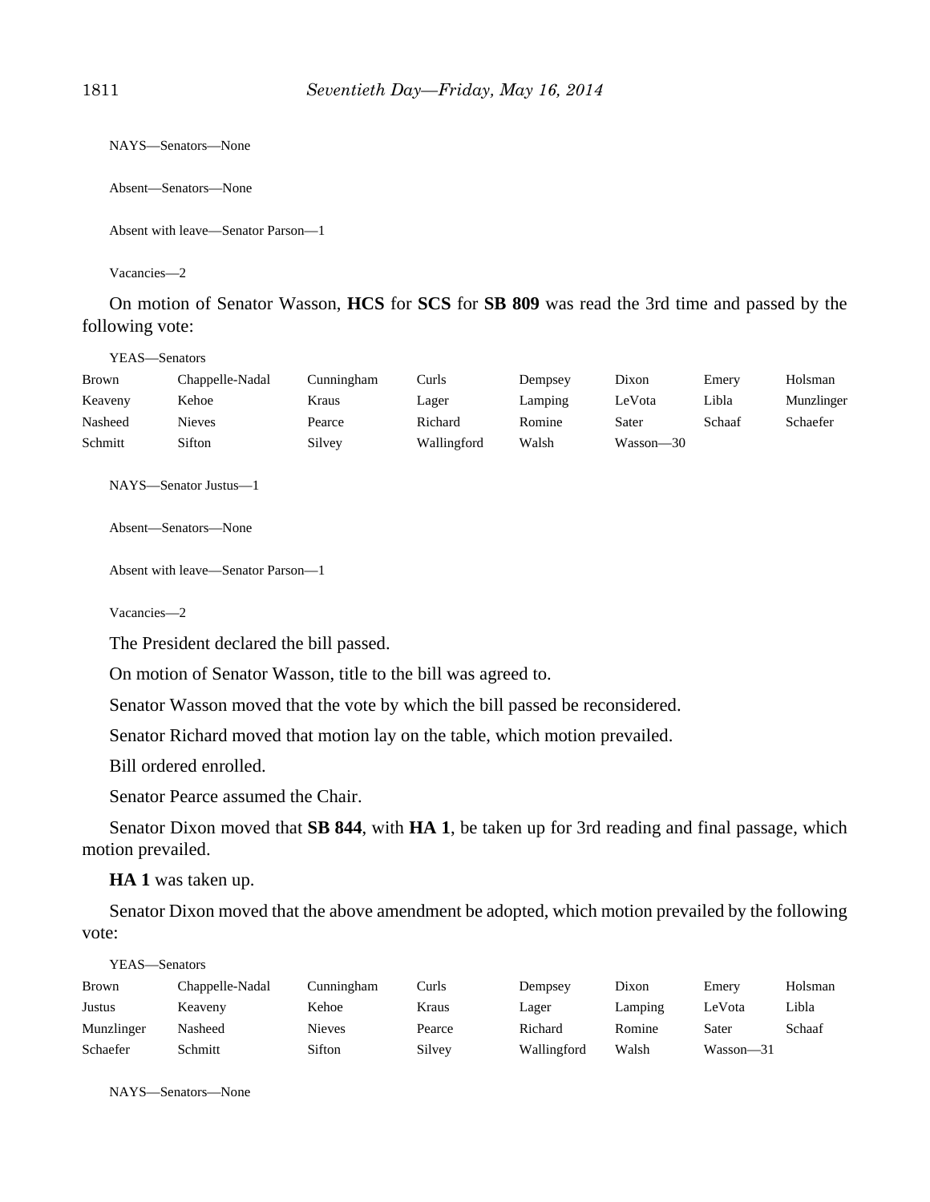NAYS—Senators—None

Absent—Senators—None

Absent with leave—Senator Parson—1

Vacancies—2

On motion of Senator Wasson, **HCS** for **SCS** for **SB 809** was read the 3rd time and passed by the following vote:

YEAS—Senators

| | | | | | | | |
|---|---|---|---|---|---|---|---|
| Brown | Chappelle-Nadal | Cunningham | Curls | Dempsey | Dixon | Emery | Holsman |
| Keaveny | Kehoe | Kraus | Lager | Lamping | LeVota | Libla | Munzlinger |
| Nasheed | Nieves | Pearce | Richard | Romine | Sater | Schaaf | Schaefer |
| Schmitt | Sifton | Silvey | Wallingford | Walsh | Wasson—30 | | |

NAYS—Senator Justus—1

Absent—Senators—None

Absent with leave—Senator Parson—1

Vacancies—2

The President declared the bill passed.

On motion of Senator Wasson, title to the bill was agreed to.

Senator Wasson moved that the vote by which the bill passed be reconsidered.

Senator Richard moved that motion lay on the table, which motion prevailed.

Bill ordered enrolled.

Senator Pearce assumed the Chair.

Senator Dixon moved that **SB 844**, with **HA 1**, be taken up for 3rd reading and final passage, which motion prevailed.

**HA 1** was taken up.

Senator Dixon moved that the above amendment be adopted, which motion prevailed by the following vote:

YEAS—Senators

| | | | | | | | |
|---|---|---|---|---|---|---|---|
| Brown | Chappelle-Nadal | Cunningham | Curls | Dempsey | Dixon | Emery | Holsman |
| Justus | Keaveny | Kehoe | Kraus | Lager | Lamping | LeVota | Libla |
| Munzlinger | Nasheed | Nieves | Pearce | Richard | Romine | Sater | Schaaf |
| Schaefer | Schmitt | Sifton | Silvey | Wallingford | Walsh | Wasson—31 | |

NAYS—Senators—None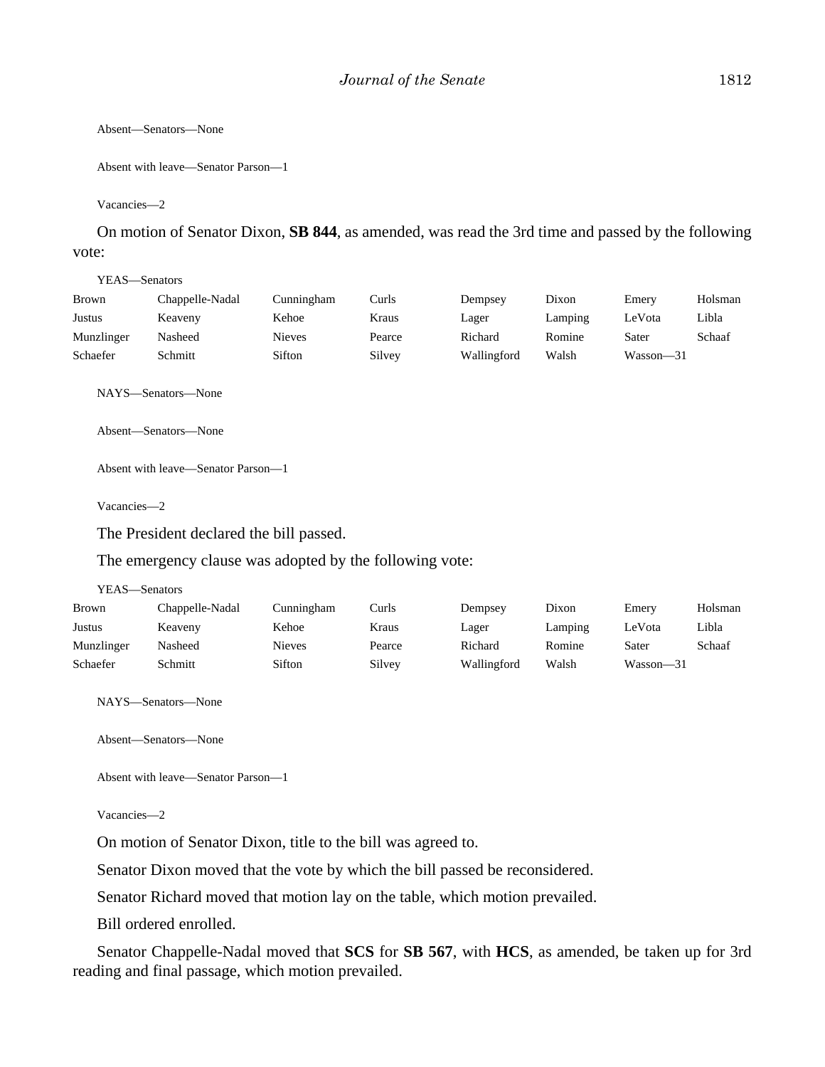Absent—Senators—None

Absent with leave—Senator Parson—1

Vacancies—2

On motion of Senator Dixon, **SB 844**, as amended, was read the 3rd time and passed by the following vote:

YEAS—Senators

| | | | | | | | |
|---|---|---|---|---|---|---|---|
| Brown | Chappelle-Nadal | Cunningham | Curls | Dempsey | Dixon | Emery | Holsman |
| Justus | Keaveny | Kehoe | Kraus | Lager | Lamping | LeVota | Libla |
| Munzlinger | Nasheed | Nieves | Pearce | Richard | Romine | Sater | Schaaf |
| Schaefer | Schmitt | Sifton | Silvey | Wallingford | Walsh | Wasson—31 | |

NAYS—Senators—None

Absent—Senators—None

Absent with leave—Senator Parson—1

Vacancies—2

The President declared the bill passed.

The emergency clause was adopted by the following vote:

YEAS—Senators

| | | | | | | | |
|---|---|---|---|---|---|---|---|
| Brown | Chappelle-Nadal | Cunningham | Curls | Dempsey | Dixon | Emery | Holsman |
| Justus | Keaveny | Kehoe | Kraus | Lager | Lamping | LeVota | Libla |
| Munzlinger | Nasheed | Nieves | Pearce | Richard | Romine | Sater | Schaaf |
| Schaefer | Schmitt | Sifton | Silvey | Wallingford | Walsh | Wasson—31 | |

NAYS—Senators—None

Absent—Senators—None

Absent with leave—Senator Parson—1

Vacancies—2

On motion of Senator Dixon, title to the bill was agreed to.

Senator Dixon moved that the vote by which the bill passed be reconsidered.

Senator Richard moved that motion lay on the table, which motion prevailed.

Bill ordered enrolled.

Senator Chappelle-Nadal moved that **SCS** for **SB 567**, with **HCS**, as amended, be taken up for 3rd reading and final passage, which motion prevailed.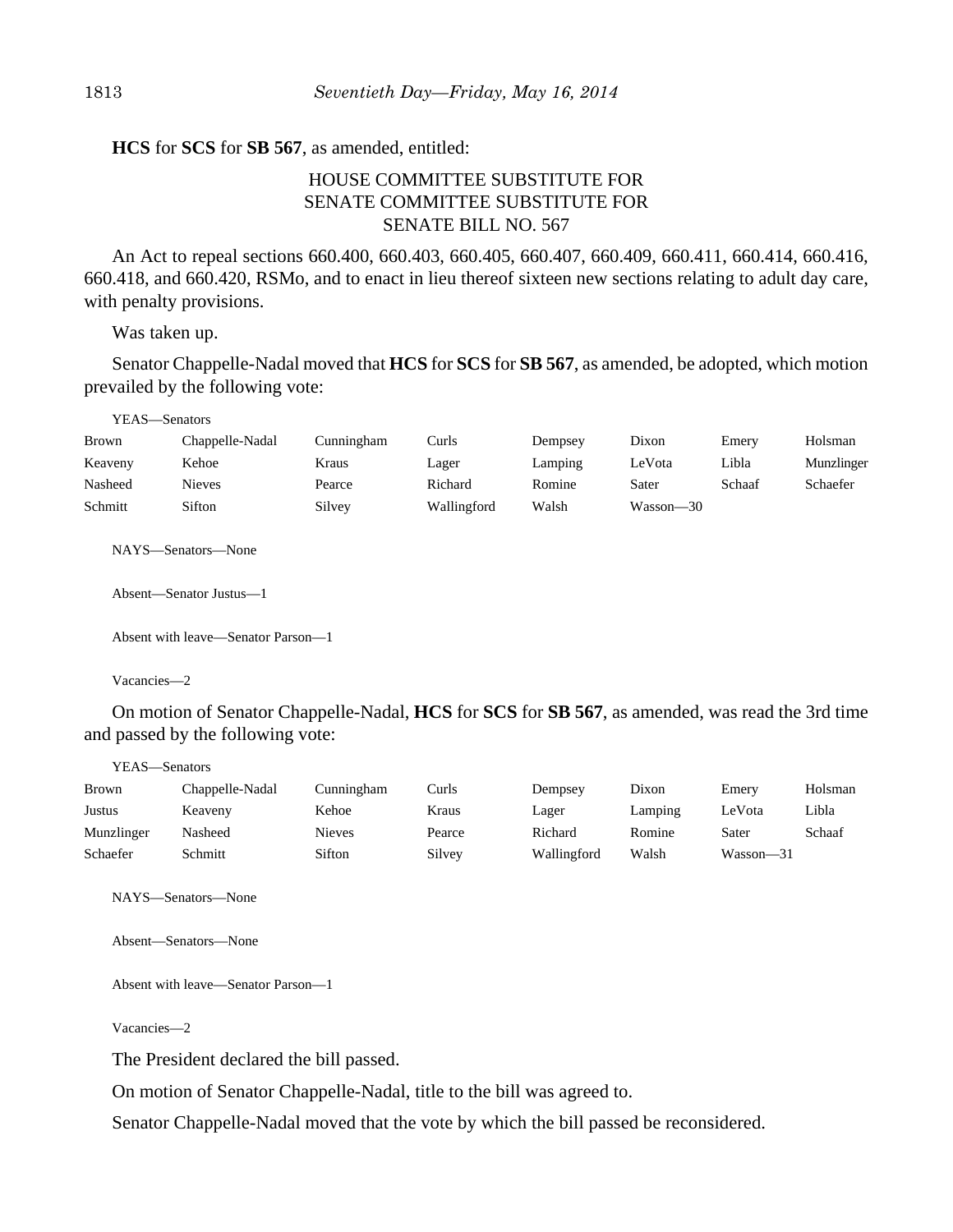**HCS** for **SCS** for **SB 567**, as amended, entitled:

HOUSE COMMITTEE SUBSTITUTE FOR
SENATE COMMITTEE SUBSTITUTE FOR
SENATE BILL NO. 567

An Act to repeal sections 660.400, 660.403, 660.405, 660.407, 660.409, 660.411, 660.414, 660.416, 660.418, and 660.420, RSMo, and to enact in lieu thereof sixteen new sections relating to adult day care, with penalty provisions.

Was taken up.

Senator Chappelle-Nadal moved that **HCS** for **SCS** for **SB 567**, as amended, be adopted, which motion prevailed by the following vote:

YEAS—Senators

| | | | | | | | |
|---|---|---|---|---|---|---|---|
| Brown | Chappelle-Nadal | Cunningham | Curls | Dempsey | Dixon | Emery | Holsman |
| Keaveny | Kehoe | Kraus | Lager | Lamping | LeVota | Libla | Munzlinger |
| Nasheed | Nieves | Pearce | Richard | Romine | Sater | Schaaf | Schaefer |
| Schmitt | Sifton | Silvey | Wallingford | Walsh | Wasson—30 | | |

NAYS—Senators—None

Absent—Senator Justus—1

Absent with leave—Senator Parson—1

Vacancies—2

On motion of Senator Chappelle-Nadal, **HCS** for **SCS** for **SB 567**, as amended, was read the 3rd time and passed by the following vote:

YEAS—Senators

| | | | | | | | |
|---|---|---|---|---|---|---|---|
| Brown | Chappelle-Nadal | Cunningham | Curls | Dempsey | Dixon | Emery | Holsman |
| Justus | Keaveny | Kehoe | Kraus | Lager | Lamping | LeVota | Libla |
| Munzlinger | Nasheed | Nieves | Pearce | Richard | Romine | Sater | Schaaf |
| Schaefer | Schmitt | Sifton | Silvey | Wallingford | Walsh | Wasson—31 | |

NAYS—Senators—None

Absent—Senators—None

Absent with leave—Senator Parson—1

Vacancies—2

The President declared the bill passed.

On motion of Senator Chappelle-Nadal, title to the bill was agreed to.

Senator Chappelle-Nadal moved that the vote by which the bill passed be reconsidered.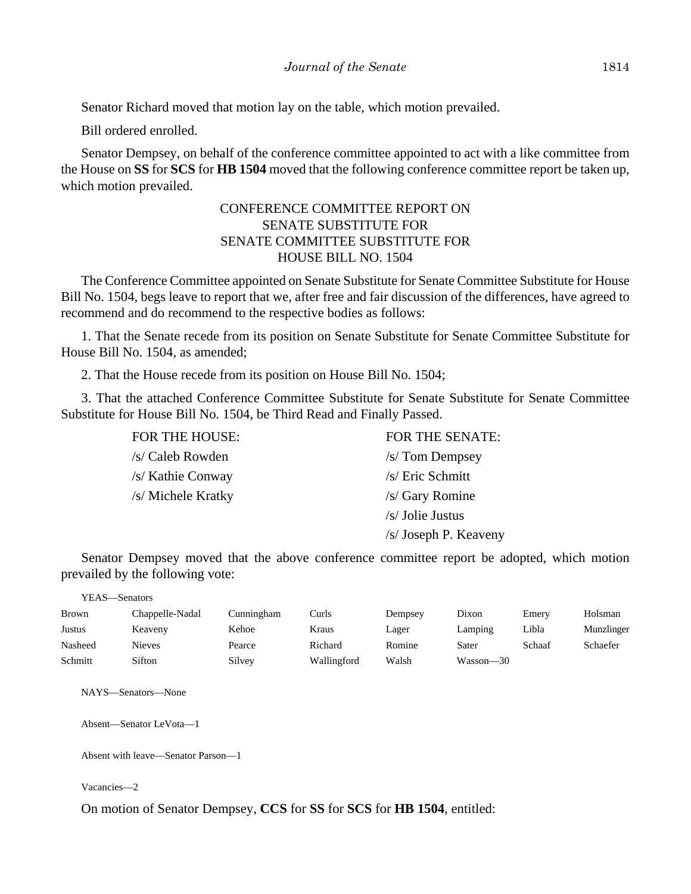Senator Richard moved that motion lay on the table, which motion prevailed.

Bill ordered enrolled.

Senator Dempsey, on behalf of the conference committee appointed to act with a like committee from the House on **SS** for **SCS** for **HB 1504** moved that the following conference committee report be taken up, which motion prevailed.

CONFERENCE COMMITTEE REPORT ON
SENATE SUBSTITUTE FOR
SENATE COMMITTEE SUBSTITUTE FOR
HOUSE BILL NO. 1504

The Conference Committee appointed on Senate Substitute for Senate Committee Substitute for House Bill No. 1504, begs leave to report that we, after free and fair discussion of the differences, have agreed to recommend and do recommend to the respective bodies as follows:

1. That the Senate recede from its position on Senate Substitute for Senate Committee Substitute for House Bill No. 1504, as amended;

2. That the House recede from its position on House Bill No. 1504;

3. That the attached Conference Committee Substitute for Senate Substitute for Senate Committee Substitute for House Bill No. 1504, be Third Read and Finally Passed.

| FOR THE HOUSE: | FOR THE SENATE: |
|---|---|
| /s/ Caleb Rowden | /s/ Tom Dempsey |
| /s/ Kathie Conway | /s/ Eric Schmitt |
| /s/ Michele Kratky | /s/ Gary Romine |
| | /s/ Jolie Justus |
| | /s/ Joseph P. Keaveny |

Senator Dempsey moved that the above conference committee report be adopted, which motion prevailed by the following vote:

YEAS—Senators

| | | | | | | | |
|---|---|---|---|---|---|---|---|
| Brown | Chappelle-Nadal | Cunningham | Curls | Dempsey | Dixon | Emery | Holsman |
| Justus | Keaveny | Kehoe | Kraus | Lager | Lamping | Libla | Munzlinger |
| Nasheed | Nieves | Pearce | Richard | Romine | Sater | Schaaf | Schaefer |
| Schmitt | Sifton | Silvey | Wallingford | Walsh | Wasson—30 | | |

NAYS—Senators—None

Absent—Senator LeVota—1

Absent with leave—Senator Parson—1

Vacancies—2

On motion of Senator Dempsey, **CCS** for **SS** for **SCS** for **HB 1504**, entitled: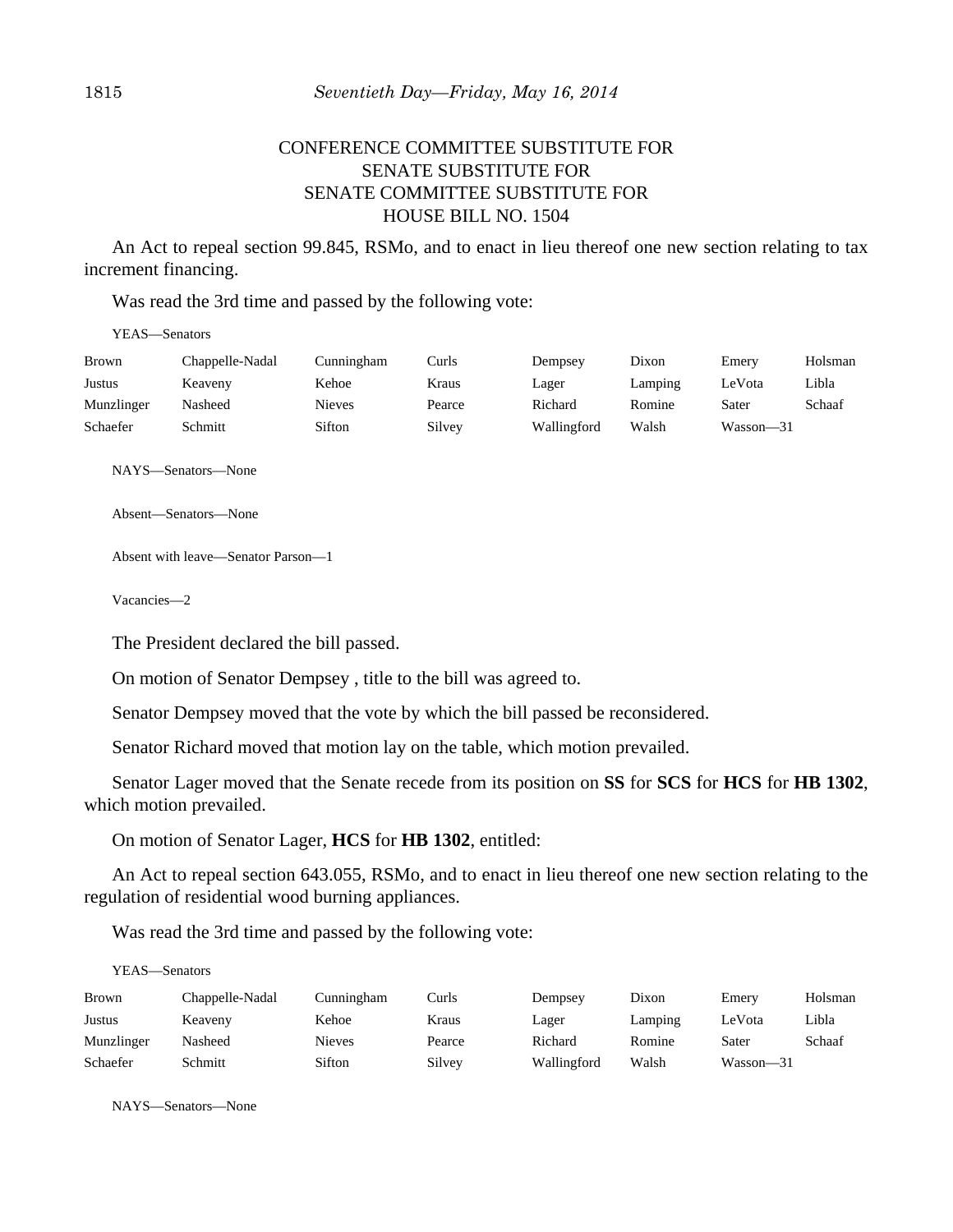CONFERENCE COMMITTEE SUBSTITUTE FOR
SENATE SUBSTITUTE FOR
SENATE COMMITTEE SUBSTITUTE FOR
HOUSE BILL NO. 1504

An Act to repeal section 99.845, RSMo, and to enact in lieu thereof one new section relating to tax increment financing.

Was read the 3rd time and passed by the following vote:

YEAS—Senators

| | | | | | | | |
|---|---|---|---|---|---|---|---|
| Brown | Chappelle-Nadal | Cunningham | Curls | Dempsey | Dixon | Emery | Holsman |
| Justus | Keaveny | Kehoe | Kraus | Lager | Lamping | LeVota | Libla |
| Munzlinger | Nasheed | Nieves | Pearce | Richard | Romine | Sater | Schaaf |
| Schaefer | Schmitt | Sifton | Silvey | Wallingford | Walsh | Wasson—31 | |

NAYS—Senators—None

Absent—Senators—None

Absent with leave—Senator Parson—1

Vacancies—2

The President declared the bill passed.

On motion of Senator Dempsey , title to the bill was agreed to.

Senator Dempsey moved that the vote by which the bill passed be reconsidered.

Senator Richard moved that motion lay on the table, which motion prevailed.

Senator Lager moved that the Senate recede from its position on **SS** for **SCS** for **HCS** for **HB 1302**, which motion prevailed.

On motion of Senator Lager, **HCS** for **HB 1302**, entitled:

An Act to repeal section 643.055, RSMo, and to enact in lieu thereof one new section relating to the regulation of residential wood burning appliances.

Was read the 3rd time and passed by the following vote:

YEAS—Senators

| | | | | | | | |
|---|---|---|---|---|---|---|---|
| Brown | Chappelle-Nadal | Cunningham | Curls | Dempsey | Dixon | Emery | Holsman |
| Justus | Keaveny | Kehoe | Kraus | Lager | Lamping | LeVota | Libla |
| Munzlinger | Nasheed | Nieves | Pearce | Richard | Romine | Sater | Schaaf |
| Schaefer | Schmitt | Sifton | Silvey | Wallingford | Walsh | Wasson—31 | |

NAYS—Senators—None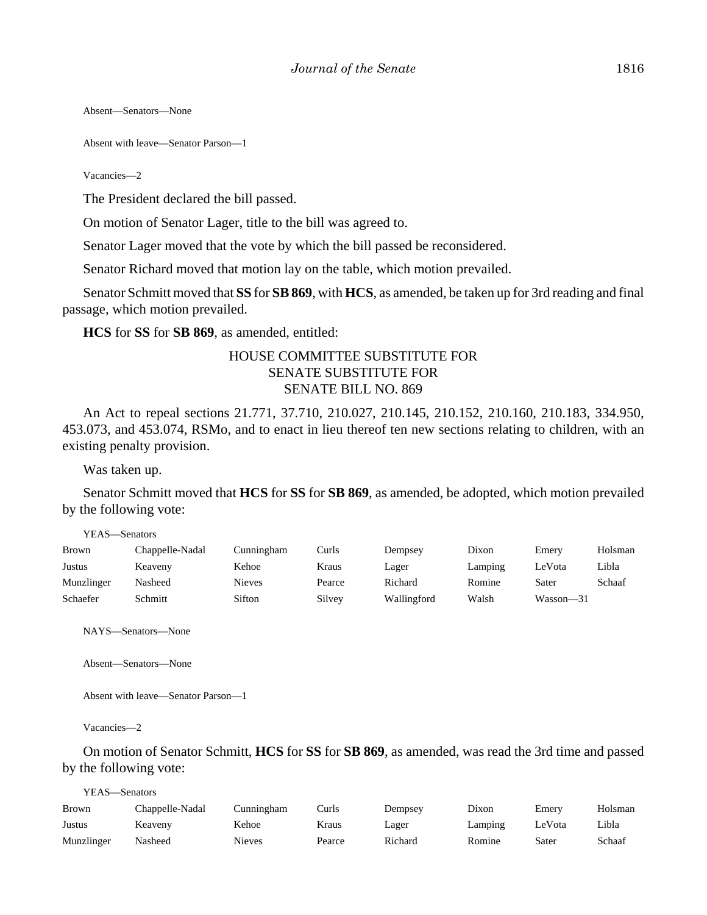Absent—Senators—None

Absent with leave—Senator Parson—1

Vacancies—2

The President declared the bill passed.

On motion of Senator Lager, title to the bill was agreed to.

Senator Lager moved that the vote by which the bill passed be reconsidered.

Senator Richard moved that motion lay on the table, which motion prevailed.

Senator Schmitt moved that **SS** for **SB 869**, with **HCS**, as amended, be taken up for 3rd reading and final passage, which motion prevailed.

**HCS** for **SS** for **SB 869**, as amended, entitled:

HOUSE COMMITTEE SUBSTITUTE FOR
SENATE SUBSTITUTE FOR
SENATE BILL NO. 869

An Act to repeal sections 21.771, 37.710, 210.027, 210.145, 210.152, 210.160, 210.183, 334.950, 453.073, and 453.074, RSMo, and to enact in lieu thereof ten new sections relating to children, with an existing penalty provision.

Was taken up.

Senator Schmitt moved that **HCS** for **SS** for **SB 869**, as amended, be adopted, which motion prevailed by the following vote:

YEAS—Senators

| | | | | | | | |
|---|---|---|---|---|---|---|---|
| Brown | Chappelle-Nadal | Cunningham | Curls | Dempsey | Dixon | Emery | Holsman |
| Justus | Keaveny | Kehoe | Kraus | Lager | Lamping | LeVota | Libla |
| Munzlinger | Nasheed | Nieves | Pearce | Richard | Romine | Sater | Schaaf |
| Schaefer | Schmitt | Sifton | Silvey | Wallingford | Walsh | Wasson—31 | |

NAYS—Senators—None

Absent—Senators—None

Absent with leave—Senator Parson—1

Vacancies—2

On motion of Senator Schmitt, **HCS** for **SS** for **SB 869**, as amended, was read the 3rd time and passed by the following vote:

YEAS—Senators

| | | | | | | | |
|---|---|---|---|---|---|---|---|
| Brown | Chappelle-Nadal | Cunningham | Curls | Dempsey | Dixon | Emery | Holsman |
| Justus | Keaveny | Kehoe | Kraus | Lager | Lamping | LeVota | Libla |
| Munzlinger | Nasheed | Nieves | Pearce | Richard | Romine | Sater | Schaaf |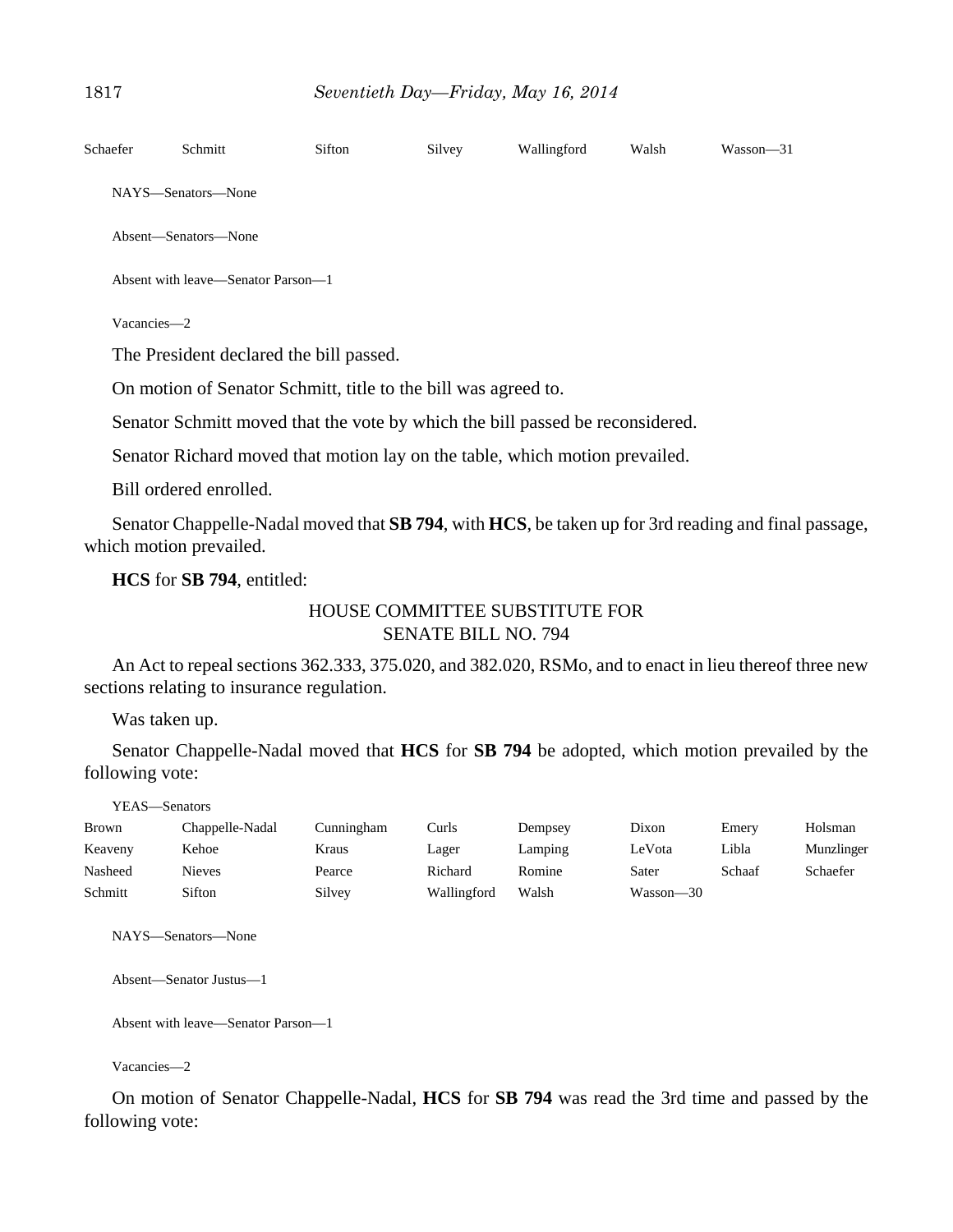| | | | | | | |
|---|---|---|---|---|---|---|
| Schaefer | Schmitt | Sifton | Silvey | Wallingford | Walsh | Wasson—31 |

NAYS—Senators—None

Absent—Senators—None

Absent with leave—Senator Parson—1

Vacancies—2

The President declared the bill passed.

On motion of Senator Schmitt, title to the bill was agreed to.

Senator Schmitt moved that the vote by which the bill passed be reconsidered.

Senator Richard moved that motion lay on the table, which motion prevailed.

Bill ordered enrolled.

Senator Chappelle-Nadal moved that **SB 794**, with **HCS**, be taken up for 3rd reading and final passage, which motion prevailed.

**HCS** for **SB 794**, entitled:

HOUSE COMMITTEE SUBSTITUTE FOR
SENATE BILL NO. 794

An Act to repeal sections 362.333, 375.020, and 382.020, RSMo, and to enact in lieu thereof three new sections relating to insurance regulation.

Was taken up.

Senator Chappelle-Nadal moved that **HCS** for **SB 794** be adopted, which motion prevailed by the following vote:

YEAS—Senators

| | | | | | | | |
|---|---|---|---|---|---|---|---|
| Brown | Chappelle-Nadal | Cunningham | Curls | Dempsey | Dixon | Emery | Holsman |
| Keaveny | Kehoe | Kraus | Lager | Lamping | LeVota | Libla | Munzlinger |
| Nasheed | Nieves | Pearce | Richard | Romine | Sater | Schaaf | Schaefer |
| Schmitt | Sifton | Silvey | Wallingford | Walsh | Wasson—30 | | |

NAYS—Senators—None

Absent—Senator Justus—1

Absent with leave—Senator Parson—1

Vacancies—2

On motion of Senator Chappelle-Nadal, **HCS** for **SB 794** was read the 3rd time and passed by the following vote: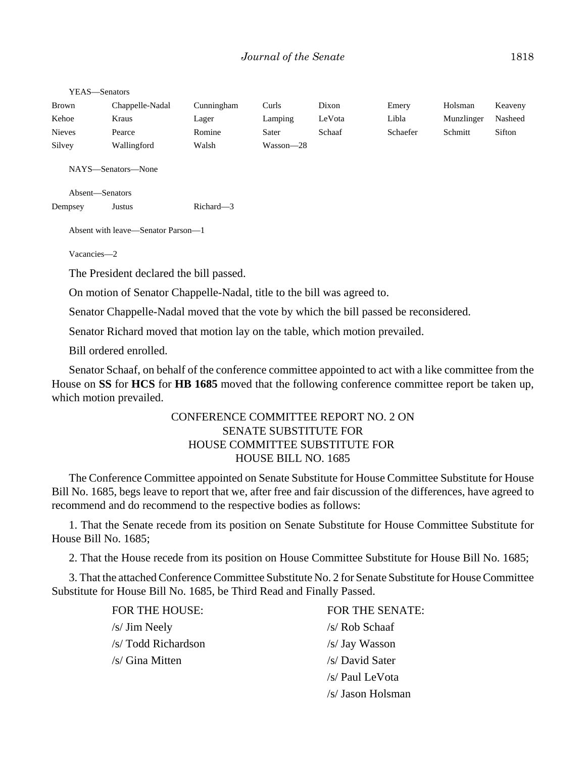YEAS—Senators

| | | | | | | | |
|---|---|---|---|---|---|---|---|
| Brown | Chappelle-Nadal | Cunningham | Curls | Dixon | Emery | Holsman | Keaveny |
| Kehoe | Kraus | Lager | Lamping | LeVota | Libla | Munzlinger | Nasheed |
| Nieves | Pearce | Romine | Sater | Schaaf | Schaefer | Schmitt | Sifton |
| Silvey | Wallingford | Walsh | Wasson—28 | | | | |

NAYS—Senators—None

Absent—Senators

| | | |
|---|---|---|
| Dempsey | Justus | Richard—3 |

Absent with leave—Senator Parson—1

Vacancies—2

The President declared the bill passed.

On motion of Senator Chappelle-Nadal, title to the bill was agreed to.

Senator Chappelle-Nadal moved that the vote by which the bill passed be reconsidered.

Senator Richard moved that motion lay on the table, which motion prevailed.

Bill ordered enrolled.

Senator Schaaf, on behalf of the conference committee appointed to act with a like committee from the House on **SS** for **HCS** for **HB 1685** moved that the following conference committee report be taken up, which motion prevailed.

CONFERENCE COMMITTEE REPORT NO. 2 ON
SENATE SUBSTITUTE FOR
HOUSE COMMITTEE SUBSTITUTE FOR
HOUSE BILL NO. 1685

The Conference Committee appointed on Senate Substitute for House Committee Substitute for House Bill No. 1685, begs leave to report that we, after free and fair discussion of the differences, have agreed to recommend and do recommend to the respective bodies as follows:

1. That the Senate recede from its position on Senate Substitute for House Committee Substitute for House Bill No. 1685;

2. That the House recede from its position on House Committee Substitute for House Bill No. 1685;

3. That the attached Conference Committee Substitute No. 2 for Senate Substitute for House Committee Substitute for House Bill No. 1685, be Third Read and Finally Passed.

| FOR THE HOUSE: | FOR THE SENATE: |
|---|---|
| /s/ Jim Neely | /s/ Rob Schaaf |
| /s/ Todd Richardson | /s/ Jay Wasson |
| /s/ Gina Mitten | /s/ David Sater |
| | /s/ Paul LeVota |
| | /s/ Jason Holsman |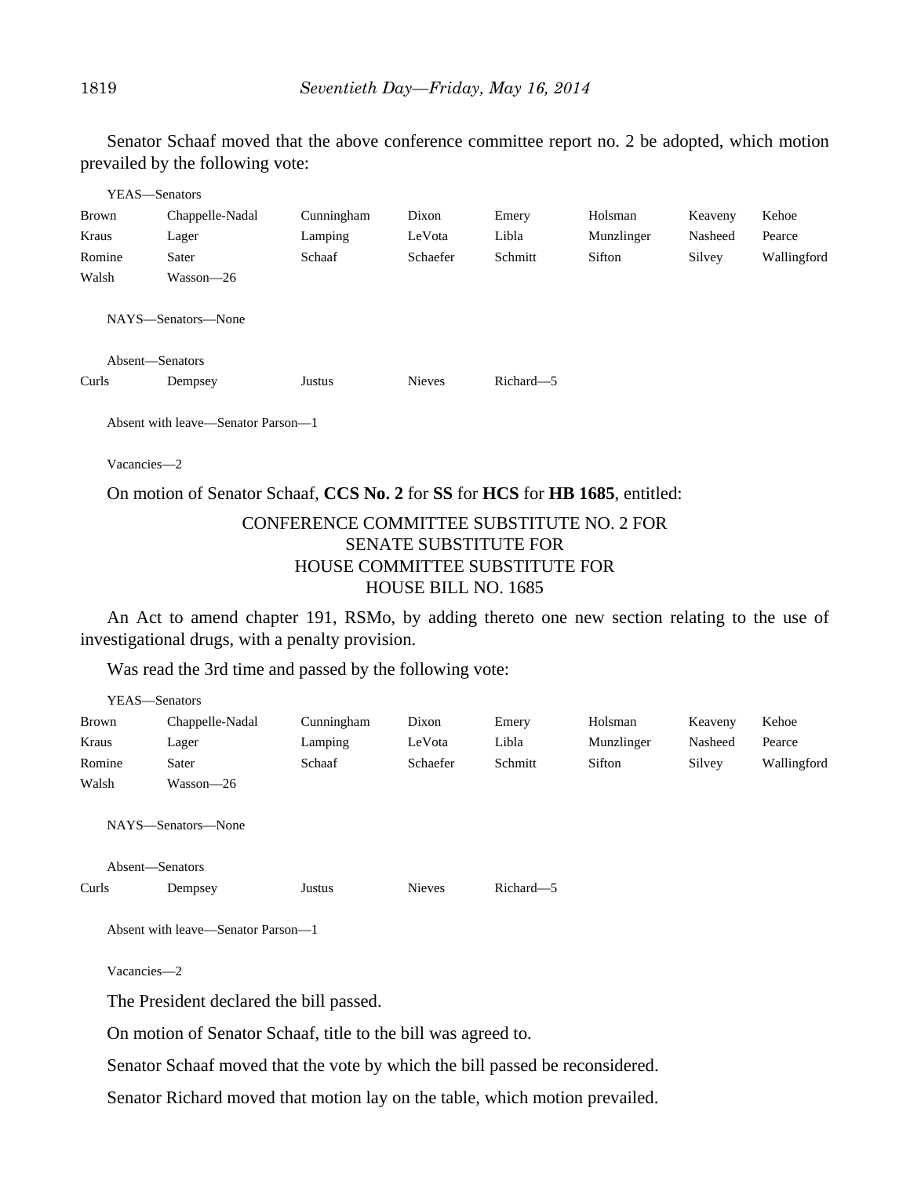Senator Schaaf moved that the above conference committee report no. 2 be adopted, which motion prevailed by the following vote:

YEAS—Senators

| | | | | | | | |
|---|---|---|---|---|---|---|---|
| Brown | Chappelle-Nadal | Cunningham | Dixon | Emery | Holsman | Keaveny | Kehoe |
| Kraus | Lager | Lamping | LeVota | Libla | Munzlinger | Nasheed | Pearce |
| Romine | Sater | Schaaf | Schaefer | Schmitt | Sifton | Silvey | Wallingford |
| Walsh | Wasson—26 | | | | | | |

NAYS—Senators—None

Absent—Senators

| | | | | |
|---|---|---|---|---|
| Curls | Dempsey | Justus | Nieves | Richard—5 |

Absent with leave—Senator Parson—1

Vacancies—2

On motion of Senator Schaaf, **CCS No. 2** for **SS** for **HCS** for **HB 1685**, entitled:

CONFERENCE COMMITTEE SUBSTITUTE NO. 2 FOR
SENATE SUBSTITUTE FOR
HOUSE COMMITTEE SUBSTITUTE FOR
HOUSE BILL NO. 1685

An Act to amend chapter 191, RSMo, by adding thereto one new section relating to the use of investigational drugs, with a penalty provision.

Was read the 3rd time and passed by the following vote:

YEAS—Senators

| | | | | | | | |
|---|---|---|---|---|---|---|---|
| Brown | Chappelle-Nadal | Cunningham | Dixon | Emery | Holsman | Keaveny | Kehoe |
| Kraus | Lager | Lamping | LeVota | Libla | Munzlinger | Nasheed | Pearce |
| Romine | Sater | Schaaf | Schaefer | Schmitt | Sifton | Silvey | Wallingford |
| Walsh | Wasson—26 | | | | | | |

NAYS—Senators—None

Absent—Senators

| | | | | |
|---|---|---|---|---|
| Curls | Dempsey | Justus | Nieves | Richard—5 |

Absent with leave—Senator Parson—1

Vacancies—2

The President declared the bill passed.

On motion of Senator Schaaf, title to the bill was agreed to.

Senator Schaaf moved that the vote by which the bill passed be reconsidered.

Senator Richard moved that motion lay on the table, which motion prevailed.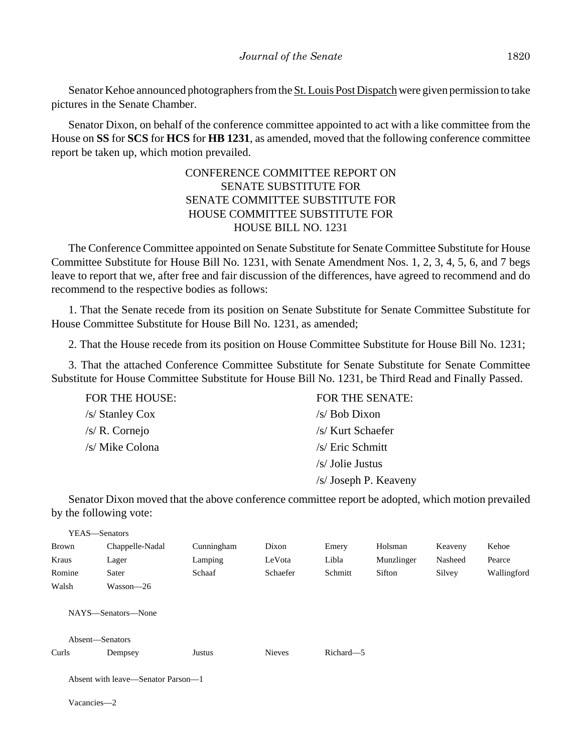Senator Kehoe announced photographers from the St. Louis Post Dispatch were given permission to take pictures in the Senate Chamber.

Senator Dixon, on behalf of the conference committee appointed to act with a like committee from the House on **SS** for **SCS** for **HCS** for **HB 1231**, as amended, moved that the following conference committee report be taken up, which motion prevailed.

CONFERENCE COMMITTEE REPORT ON
SENATE SUBSTITUTE FOR
SENATE COMMITTEE SUBSTITUTE FOR
HOUSE COMMITTEE SUBSTITUTE FOR
HOUSE BILL NO. 1231

The Conference Committee appointed on Senate Substitute for Senate Committee Substitute for House Committee Substitute for House Bill No. 1231, with Senate Amendment Nos. 1, 2, 3, 4, 5, 6, and 7 begs leave to report that we, after free and fair discussion of the differences, have agreed to recommend and do recommend to the respective bodies as follows:

1. That the Senate recede from its position on Senate Substitute for Senate Committee Substitute for House Committee Substitute for House Bill No. 1231, as amended;

2. That the House recede from its position on House Committee Substitute for House Bill No. 1231;

3. That the attached Conference Committee Substitute for Senate Substitute for Senate Committee Substitute for House Committee Substitute for House Bill No. 1231, be Third Read and Finally Passed.

| FOR THE HOUSE: | FOR THE SENATE: |
|---|---|
| /s/ Stanley Cox | /s/ Bob Dixon |
| /s/ R. Cornejo | /s/ Kurt Schaefer |
| /s/ Mike Colona | /s/ Eric Schmitt |
| | /s/ Jolie Justus |
| | /s/ Joseph P. Keaveny |

Senator Dixon moved that the above conference committee report be adopted, which motion prevailed by the following vote:

YEAS—Senators

| | | | | | | | |
|---|---|---|---|---|---|---|---|
| Brown | Chappelle-Nadal | Cunningham | Dixon | Emery | Holsman | Keaveny | Kehoe |
| Kraus | Lager | Lamping | LeVota | Libla | Munzlinger | Nasheed | Pearce |
| Romine | Sater | Schaaf | Schaefer | Schmitt | Sifton | Silvey | Wallingford |
| Walsh | Wasson—26 | | | | | | |

NAYS—Senators—None

Absent—Senators

| | | | | |
|---|---|---|---|---|
| Curls | Dempsey | Justus | Nieves | Richard—5 |

Absent with leave—Senator Parson—1

Vacancies—2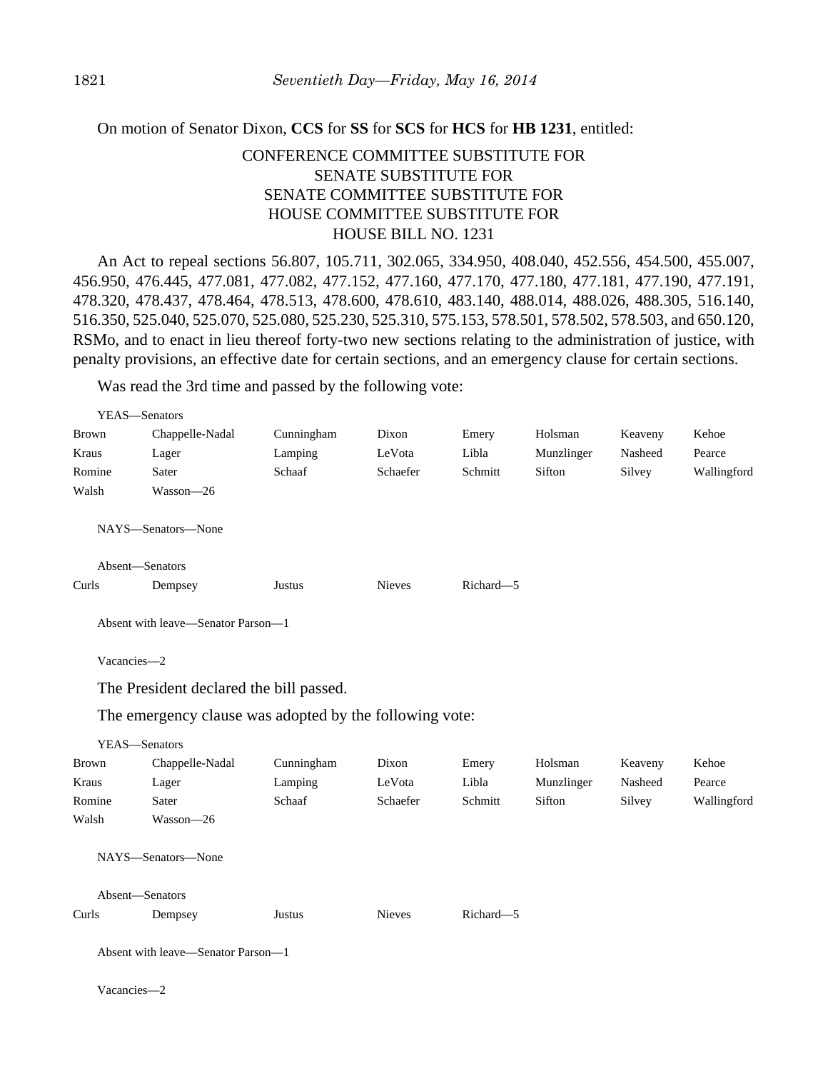On motion of Senator Dixon, **CCS** for **SS** for **SCS** for **HCS** for **HB 1231**, entitled:

CONFERENCE COMMITTEE SUBSTITUTE FOR
SENATE SUBSTITUTE FOR
SENATE COMMITTEE SUBSTITUTE FOR
HOUSE COMMITTEE SUBSTITUTE FOR
HOUSE BILL NO. 1231

An Act to repeal sections 56.807, 105.711, 302.065, 334.950, 408.040, 452.556, 454.500, 455.007, 456.950, 476.445, 477.081, 477.082, 477.152, 477.160, 477.170, 477.180, 477.181, 477.190, 477.191, 478.320, 478.437, 478.464, 478.513, 478.600, 478.610, 483.140, 488.014, 488.026, 488.305, 516.140, 516.350, 525.040, 525.070, 525.080, 525.230, 525.310, 575.153, 578.501, 578.502, 578.503, and 650.120, RSMo, and to enact in lieu thereof forty-two new sections relating to the administration of justice, with penalty provisions, an effective date for certain sections, and an emergency clause for certain sections.

Was read the 3rd time and passed by the following vote:

YEAS—Senators

| | | | | | | | |
|---|---|---|---|---|---|---|---|
| Brown | Chappelle-Nadal | Cunningham | Dixon | Emery | Holsman | Keaveny | Kehoe |
| Kraus | Lager | Lamping | LeVota | Libla | Munzlinger | Nasheed | Pearce |
| Romine | Sater | Schaaf | Schaefer | Schmitt | Sifton | Silvey | Wallingford |
| Walsh | Wasson—26 | | | | | | |

NAYS—Senators—None

Absent—Senators

| | | | | |
|---|---|---|---|---|
| Curls | Dempsey | Justus | Nieves | Richard—5 |

Absent with leave—Senator Parson—1

Vacancies—2

The President declared the bill passed.

The emergency clause was adopted by the following vote:

YEAS—Senators

| | | | | | | | |
|---|---|---|---|---|---|---|---|
| Brown | Chappelle-Nadal | Cunningham | Dixon | Emery | Holsman | Keaveny | Kehoe |
| Kraus | Lager | Lamping | LeVota | Libla | Munzlinger | Nasheed | Pearce |
| Romine | Sater | Schaaf | Schaefer | Schmitt | Sifton | Silvey | Wallingford |
| Walsh | Wasson—26 | | | | | | |

NAYS—Senators—None

Absent—Senators

| | | | | |
|---|---|---|---|---|
| Curls | Dempsey | Justus | Nieves | Richard—5 |

Absent with leave—Senator Parson—1

Vacancies—2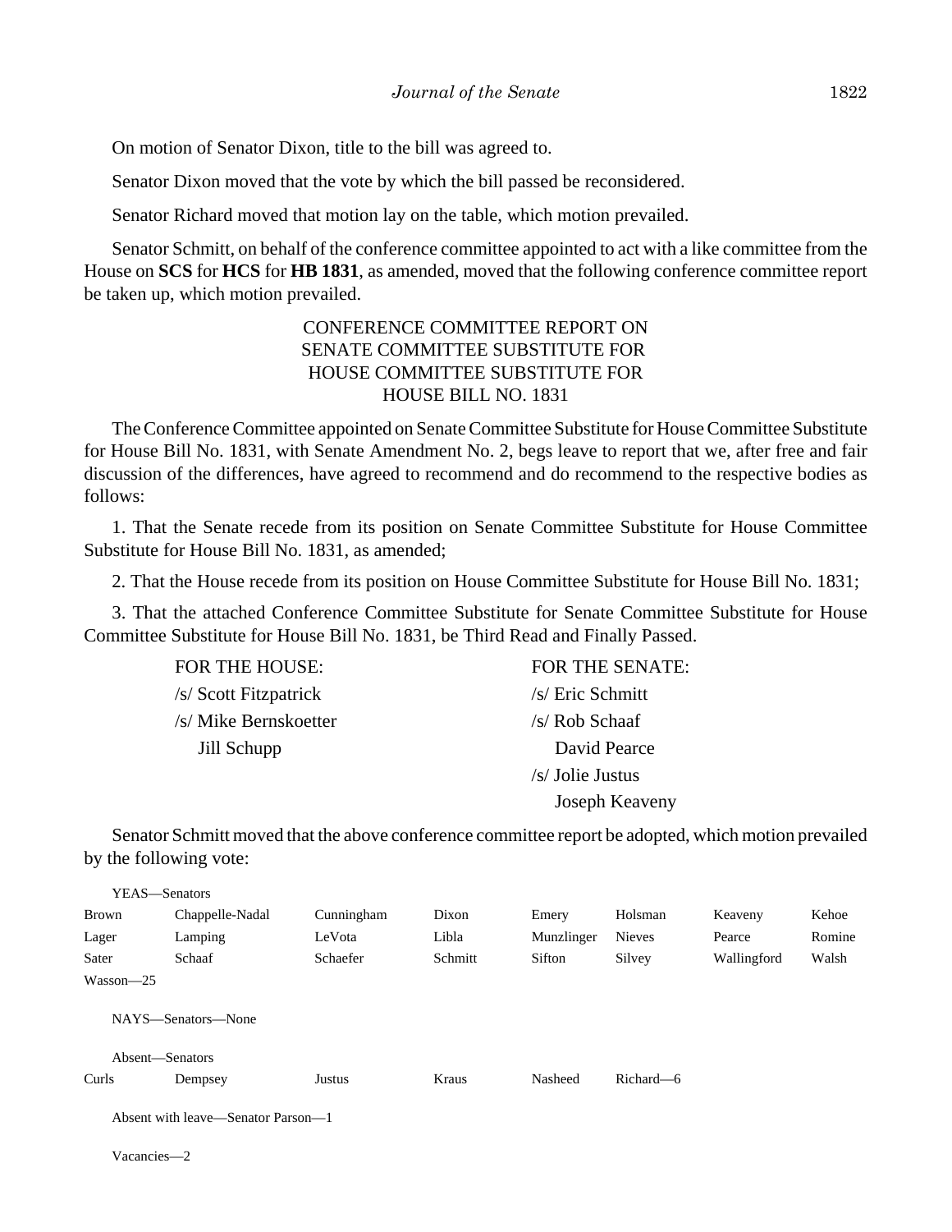On motion of Senator Dixon, title to the bill was agreed to.

Senator Dixon moved that the vote by which the bill passed be reconsidered.

Senator Richard moved that motion lay on the table, which motion prevailed.

Senator Schmitt, on behalf of the conference committee appointed to act with a like committee from the House on **SCS** for **HCS** for **HB 1831**, as amended, moved that the following conference committee report be taken up, which motion prevailed.

CONFERENCE COMMITTEE REPORT ON
SENATE COMMITTEE SUBSTITUTE FOR
HOUSE COMMITTEE SUBSTITUTE FOR
HOUSE BILL NO. 1831

The Conference Committee appointed on Senate Committee Substitute for House Committee Substitute for House Bill No. 1831, with Senate Amendment No. 2, begs leave to report that we, after free and fair discussion of the differences, have agreed to recommend and do recommend to the respective bodies as follows:

1. That the Senate recede from its position on Senate Committee Substitute for House Committee Substitute for House Bill No. 1831, as amended;

2. That the House recede from its position on House Committee Substitute for House Bill No. 1831;

3. That the attached Conference Committee Substitute for Senate Committee Substitute for House Committee Substitute for House Bill No. 1831, be Third Read and Finally Passed.

| FOR THE HOUSE: | FOR THE SENATE: |
|---|---|
| /s/ Scott Fitzpatrick | /s/ Eric Schmitt |
| /s/ Mike Bernskoetter | /s/ Rob Schaaf |
| Jill Schupp | David Pearce |
| | /s/ Jolie Justus |
| | Joseph Keaveny |

Senator Schmitt moved that the above conference committee report be adopted, which motion prevailed by the following vote:

YEAS—Senators

| | | | | | | | |
|---|---|---|---|---|---|---|---|
| Brown | Chappelle-Nadal | Cunningham | Dixon | Emery | Holsman | Keaveny | Kehoe |
| Lager | Lamping | LeVota | Libla | Munzlinger | Nieves | Pearce | Romine |
| Sater | Schaaf | Schaefer | Schmitt | Sifton | Silvey | Wallingford | Walsh |
| Wasson—25 | | | | | | | |

NAYS—Senators—None

Absent—Senators

| | | | | | |
|---|---|---|---|---|---|
| Curls | Dempsey | Justus | Kraus | Nasheed | Richard—6 |

Absent with leave—Senator Parson—1

Vacancies—2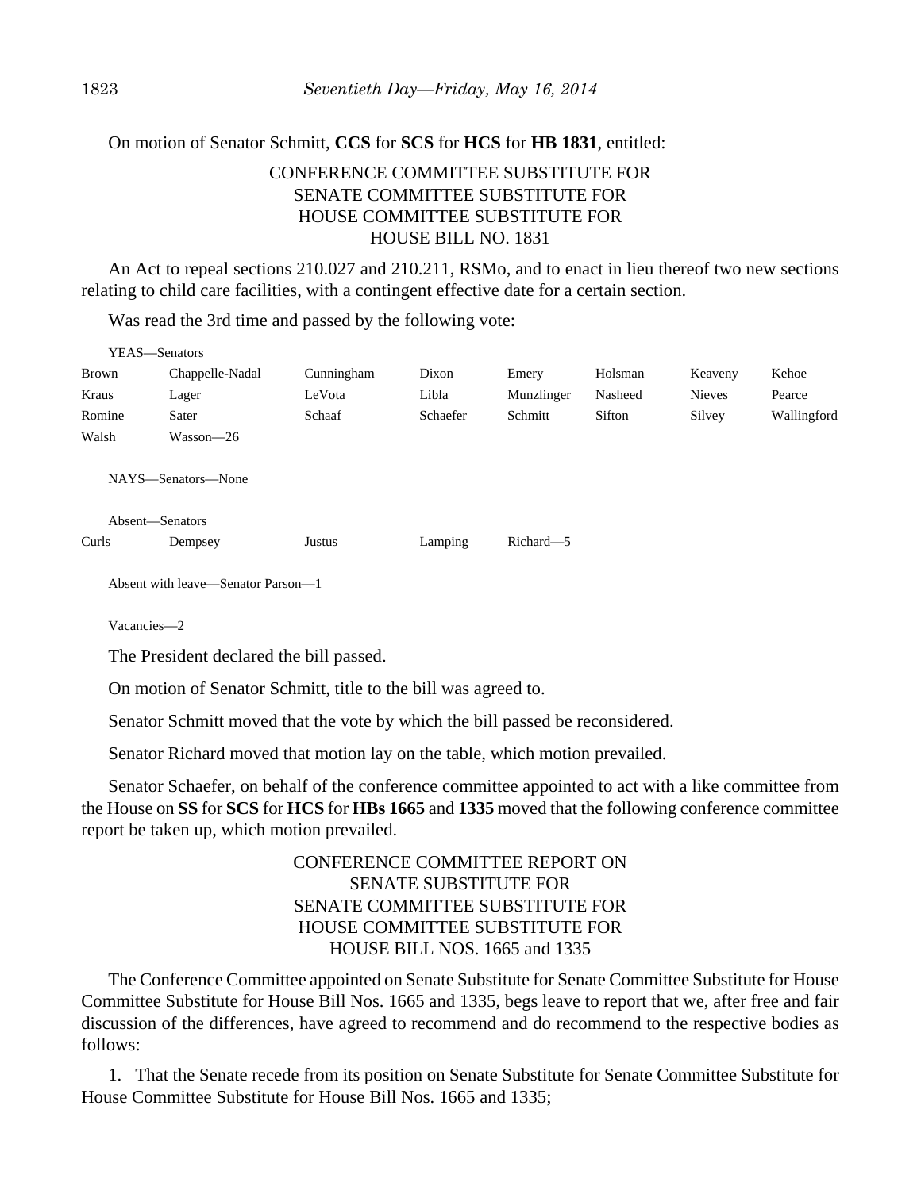On motion of Senator Schmitt, **CCS** for **SCS** for **HCS** for **HB 1831**, entitled:

CONFERENCE COMMITTEE SUBSTITUTE FOR
SENATE COMMITTEE SUBSTITUTE FOR
HOUSE COMMITTEE SUBSTITUTE FOR
HOUSE BILL NO. 1831

An Act to repeal sections 210.027 and 210.211, RSMo, and to enact in lieu thereof two new sections relating to child care facilities, with a contingent effective date for a certain section.

Was read the 3rd time and passed by the following vote:

YEAS—Senators

| | | | | | | | |
|---|---|---|---|---|---|---|---|
| Brown | Chappelle-Nadal | Cunningham | Dixon | Emery | Holsman | Keaveny | Kehoe |
| Kraus | Lager | LeVota | Libla | Munzlinger | Nasheed | Nieves | Pearce |
| Romine | Sater | Schaaf | Schaefer | Schmitt | Sifton | Silvey | Wallingford |
| Walsh | Wasson—26 | | | | | | |

NAYS—Senators—None

Absent—Senators

| | | | | |
|---|---|---|---|---|
| Curls | Dempsey | Justus | Lamping | Richard—5 |

Absent with leave—Senator Parson—1

Vacancies—2

The President declared the bill passed.

On motion of Senator Schmitt, title to the bill was agreed to.

Senator Schmitt moved that the vote by which the bill passed be reconsidered.

Senator Richard moved that motion lay on the table, which motion prevailed.

Senator Schaefer, on behalf of the conference committee appointed to act with a like committee from the House on **SS** for **SCS** for **HCS** for **HBs 1665** and **1335** moved that the following conference committee report be taken up, which motion prevailed.

CONFERENCE COMMITTEE REPORT ON
SENATE SUBSTITUTE FOR
SENATE COMMITTEE SUBSTITUTE FOR
HOUSE COMMITTEE SUBSTITUTE FOR
HOUSE BILL NOS. 1665 and 1335

The Conference Committee appointed on Senate Substitute for Senate Committee Substitute for House Committee Substitute for House Bill Nos. 1665 and 1335, begs leave to report that we, after free and fair discussion of the differences, have agreed to recommend and do recommend to the respective bodies as follows:

1. That the Senate recede from its position on Senate Substitute for Senate Committee Substitute for House Committee Substitute for House Bill Nos. 1665 and 1335;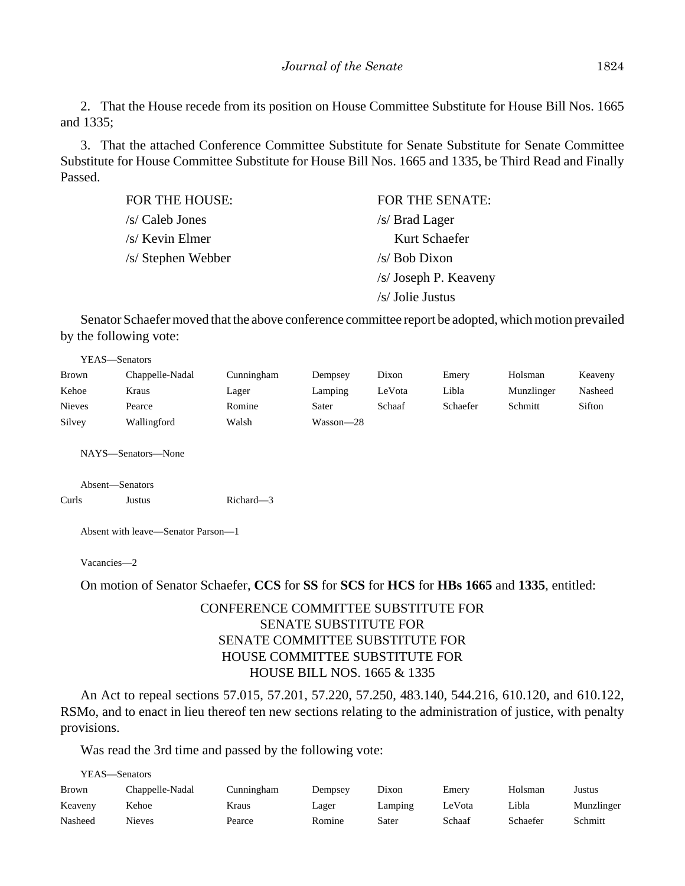2. That the House recede from its position on House Committee Substitute for House Bill Nos. 1665 and 1335;

3. That the attached Conference Committee Substitute for Senate Substitute for Senate Committee Substitute for House Committee Substitute for House Bill Nos. 1665 and 1335, be Third Read and Finally Passed.

| FOR THE HOUSE: | FOR THE SENATE: |
|---|---|
| /s/ Caleb Jones | /s/ Brad Lager |
| /s/ Kevin Elmer | Kurt Schaefer |
| /s/ Stephen Webber | /s/ Bob Dixon |
| | /s/ Joseph P. Keaveny |
| | /s/ Jolie Justus |

Senator Schaefer moved that the above conference committee report be adopted, which motion prevailed by the following vote:

YEAS—Senators

| | | | | | | | |
|---|---|---|---|---|---|---|---|
| Brown | Chappelle-Nadal | Cunningham | Dempsey | Dixon | Emery | Holsman | Keaveny |
| Kehoe | Kraus | Lager | Lamping | LeVota | Libla | Munzlinger | Nasheed |
| Nieves | Pearce | Romine | Sater | Schaaf | Schaefer | Schmitt | Sifton |
| Silvey | Wallingford | Walsh | Wasson—28 | | | | |

NAYS—Senators—None

Absent—Senators

| | | |
|---|---|---|
| Curls | Justus | Richard—3 |

Absent with leave—Senator Parson—1

Vacancies—2

On motion of Senator Schaefer, **CCS** for **SS** for **SCS** for **HCS** for **HBs 1665** and **1335**, entitled:

CONFERENCE COMMITTEE SUBSTITUTE FOR
SENATE SUBSTITUTE FOR
SENATE COMMITTEE SUBSTITUTE FOR
HOUSE COMMITTEE SUBSTITUTE FOR
HOUSE BILL NOS. 1665 & 1335

An Act to repeal sections 57.015, 57.201, 57.220, 57.250, 483.140, 544.216, 610.120, and 610.122, RSMo, and to enact in lieu thereof ten new sections relating to the administration of justice, with penalty provisions.

Was read the 3rd time and passed by the following vote:

YEAS—Senators

| | | | | | | | |
|---|---|---|---|---|---|---|---|
| Brown | Chappelle-Nadal | Cunningham | Dempsey | Dixon | Emery | Holsman | Justus |
| Keaveny | Kehoe | Kraus | Lager | Lamping | LeVota | Libla | Munzlinger |
| Nasheed | Nieves | Pearce | Romine | Sater | Schaaf | Schaefer | Schmitt |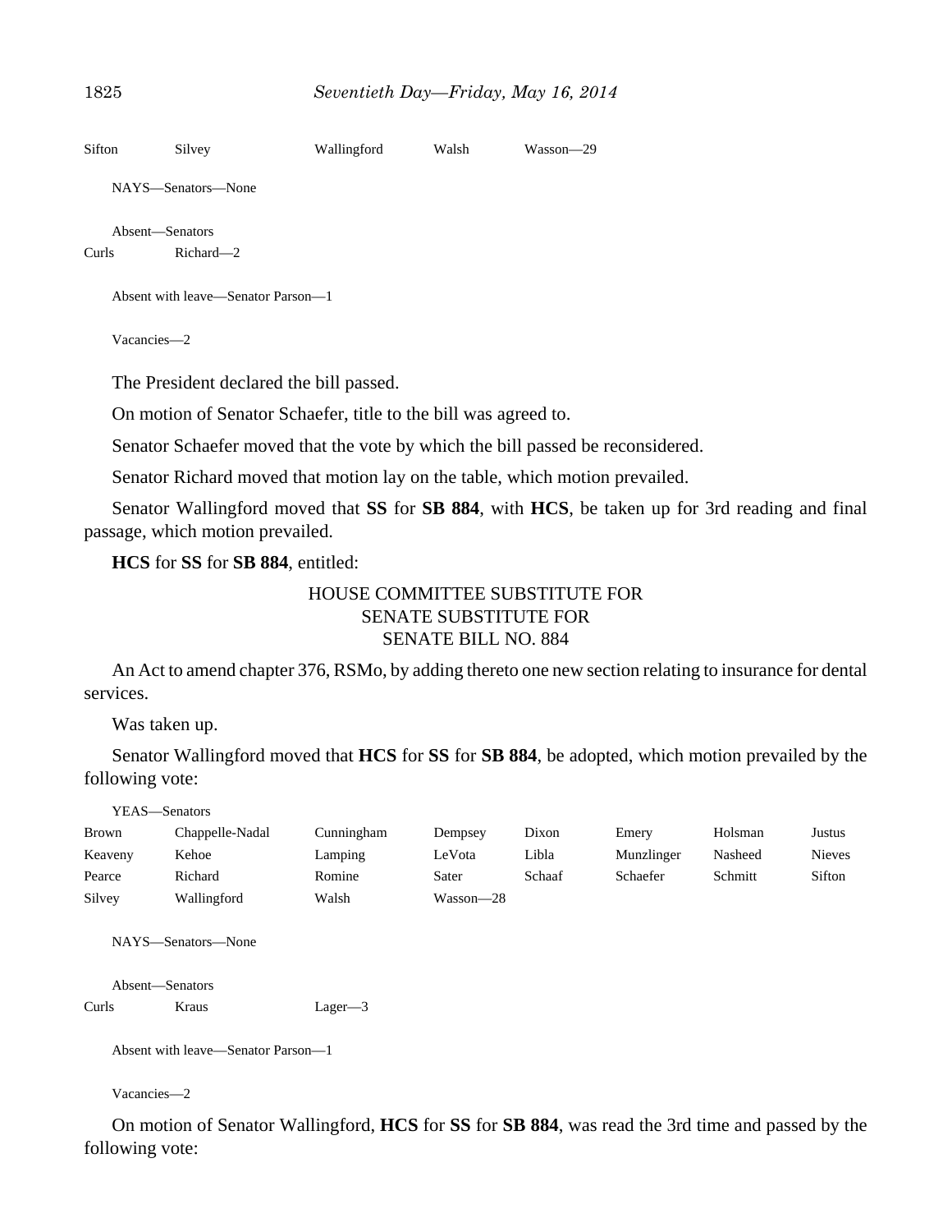Sifton Silvey Wallingford Walsh Wasson—29

NAYS—Senators—None

Absent—Senators
Curls Richard—2

Absent with leave—Senator Parson—1

Vacancies—2

The President declared the bill passed.

On motion of Senator Schaefer, title to the bill was agreed to.

Senator Schaefer moved that the vote by which the bill passed be reconsidered.

Senator Richard moved that motion lay on the table, which motion prevailed.

Senator Wallingford moved that **SS** for **SB 884**, with **HCS**, be taken up for 3rd reading and final passage, which motion prevailed.

**HCS** for **SS** for **SB 884**, entitled:

HOUSE COMMITTEE SUBSTITUTE FOR
SENATE SUBSTITUTE FOR
SENATE BILL NO. 884

An Act to amend chapter 376, RSMo, by adding thereto one new section relating to insurance for dental services.

Was taken up.

Senator Wallingford moved that **HCS** for **SS** for **SB 884**, be adopted, which motion prevailed by the following vote:

YEAS—Senators
Brown Chappelle-Nadal Cunningham Dempsey Dixon Emery Holsman Justus
Keaveny Kehoe Lamping LeVota Libla Munzlinger Nasheed Nieves
Pearce Richard Romine Sater Schaaf Schaefer Schmitt Sifton
Silvey Wallingford Walsh Wasson—28

NAYS—Senators—None

Absent—Senators
Curls Kraus Lager—3

Absent with leave—Senator Parson—1

Vacancies—2

On motion of Senator Wallingford, **HCS** for **SS** for **SB 884**, was read the 3rd time and passed by the following vote: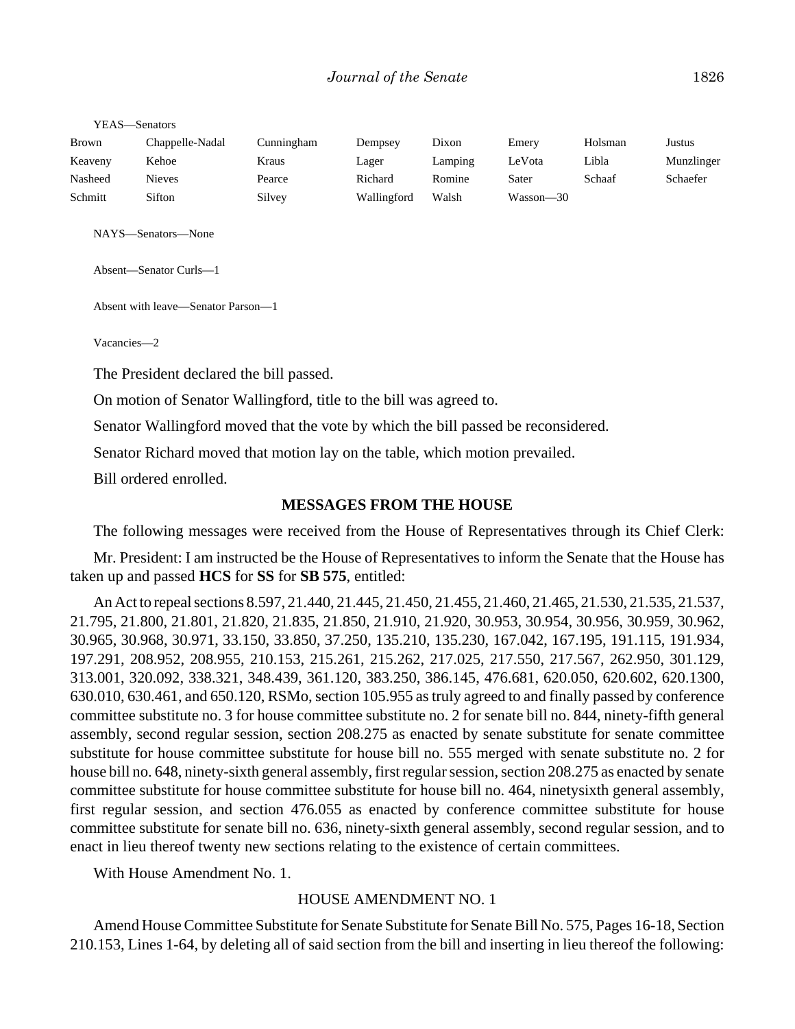YEAS—Senators

| | | | | | | | |
|---|---|---|---|---|---|---|---|
| Brown | Chappelle-Nadal | Cunningham | Dempsey | Dixon | Emery | Holsman | Justus |
| Keaveny | Kehoe | Kraus | Lager | Lamping | LeVota | Libla | Munzlinger |
| Nasheed | Nieves | Pearce | Richard | Romine | Sater | Schaaf | Schaefer |
| Schmitt | Sifton | Silvey | Wallingford | Walsh | Wasson—30 | | |

NAYS—Senators—None

Absent—Senator Curls—1

Absent with leave—Senator Parson—1

Vacancies—2

The President declared the bill passed.

On motion of Senator Wallingford, title to the bill was agreed to.

Senator Wallingford moved that the vote by which the bill passed be reconsidered.

Senator Richard moved that motion lay on the table, which motion prevailed.

Bill ordered enrolled.

## MESSAGES FROM THE HOUSE

The following messages were received from the House of Representatives through its Chief Clerk:

Mr. President: I am instructed be the House of Representatives to inform the Senate that the House has taken up and passed **HCS** for **SS** for **SB 575**, entitled:

An Act to repeal sections 8.597, 21.440, 21.445, 21.450, 21.455, 21.460, 21.465, 21.530, 21.535, 21.537, 21.795, 21.800, 21.801, 21.820, 21.835, 21.850, 21.910, 21.920, 30.953, 30.954, 30.956, 30.959, 30.962, 30.965, 30.968, 30.971, 33.150, 33.850, 37.250, 135.210, 135.230, 167.042, 167.195, 191.115, 191.934, 197.291, 208.952, 208.955, 210.153, 215.261, 215.262, 217.025, 217.550, 217.567, 262.950, 301.129, 313.001, 320.092, 338.321, 348.439, 361.120, 383.250, 386.145, 476.681, 620.050, 620.602, 620.1300, 630.010, 630.461, and 650.120, RSMo, section 105.955 as truly agreed to and finally passed by conference committee substitute no. 3 for house committee substitute no. 2 for senate bill no. 844, ninety-fifth general assembly, second regular session, section 208.275 as enacted by senate substitute for senate committee substitute for house committee substitute for house bill no. 555 merged with senate substitute no. 2 for house bill no. 648, ninety-sixth general assembly, first regular session, section 208.275 as enacted by senate committee substitute for house committee substitute for house bill no. 464, ninetysixth general assembly, first regular session, and section 476.055 as enacted by conference committee substitute for house committee substitute for senate bill no. 636, ninety-sixth general assembly, second regular session, and to enact in lieu thereof twenty new sections relating to the existence of certain committees.

With House Amendment No. 1.

### HOUSE AMENDMENT NO. 1

Amend House Committee Substitute for Senate Substitute for Senate Bill No. 575, Pages 16-18, Section 210.153, Lines 1-64, by deleting all of said section from the bill and inserting in lieu thereof the following: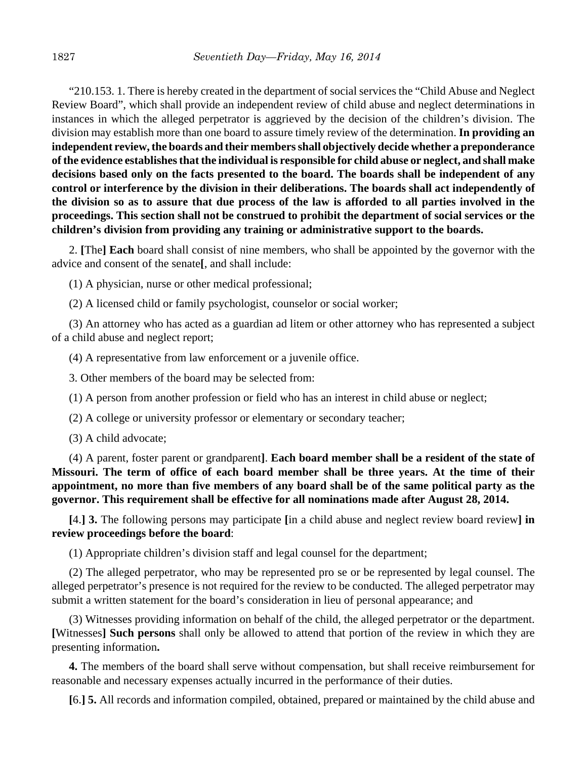"210.153. 1. There is hereby created in the department of social services the "Child Abuse and Neglect Review Board", which shall provide an independent review of child abuse and neglect determinations in instances in which the alleged perpetrator is aggrieved by the decision of the children's division. The division may establish more than one board to assure timely review of the determination. **In providing an independent review, the boards and their members shall objectively decide whether a preponderance of the evidence establishes that the individual is responsible for child abuse or neglect, and shall make decisions based only on the facts presented to the board. The boards shall be independent of any control or interference by the division in their deliberations. The boards shall act independently of the division so as to assure that due process of the law is afforded to all parties involved in the proceedings. This section shall not be construed to prohibit the department of social services or the children's division from providing any training or administrative support to the boards.**

2. **[**The**] Each** board shall consist of nine members, who shall be appointed by the governor with the advice and consent of the senate**[**, and shall include:

(1) A physician, nurse or other medical professional;

(2) A licensed child or family psychologist, counselor or social worker;

(3) An attorney who has acted as a guardian ad litem or other attorney who has represented a subject of a child abuse and neglect report;

(4) A representative from law enforcement or a juvenile office.

3. Other members of the board may be selected from:

(1) A person from another profession or field who has an interest in child abuse or neglect;

(2) A college or university professor or elementary or secondary teacher;

(3) A child advocate;

(4) A parent, foster parent or grandparent**]**. **Each board member shall be a resident of the state of Missouri. The term of office of each board member shall be three years. At the time of their appointment, no more than five members of any board shall be of the same political party as the governor. This requirement shall be effective for all nominations made after August 28, 2014.**

**[**4.**] 3.** The following persons may participate **[**in a child abuse and neglect review board review**] in review proceedings before the board**:

(1) Appropriate children's division staff and legal counsel for the department;

(2) The alleged perpetrator, who may be represented pro se or be represented by legal counsel. The alleged perpetrator's presence is not required for the review to be conducted. The alleged perpetrator may submit a written statement for the board's consideration in lieu of personal appearance; and

(3) Witnesses providing information on behalf of the child, the alleged perpetrator or the department. **[**Witnesses**] Such persons** shall only be allowed to attend that portion of the review in which they are presenting information**.**

**4.** The members of the board shall serve without compensation, but shall receive reimbursement for reasonable and necessary expenses actually incurred in the performance of their duties.

**[**6.**] 5.** All records and information compiled, obtained, prepared or maintained by the child abuse and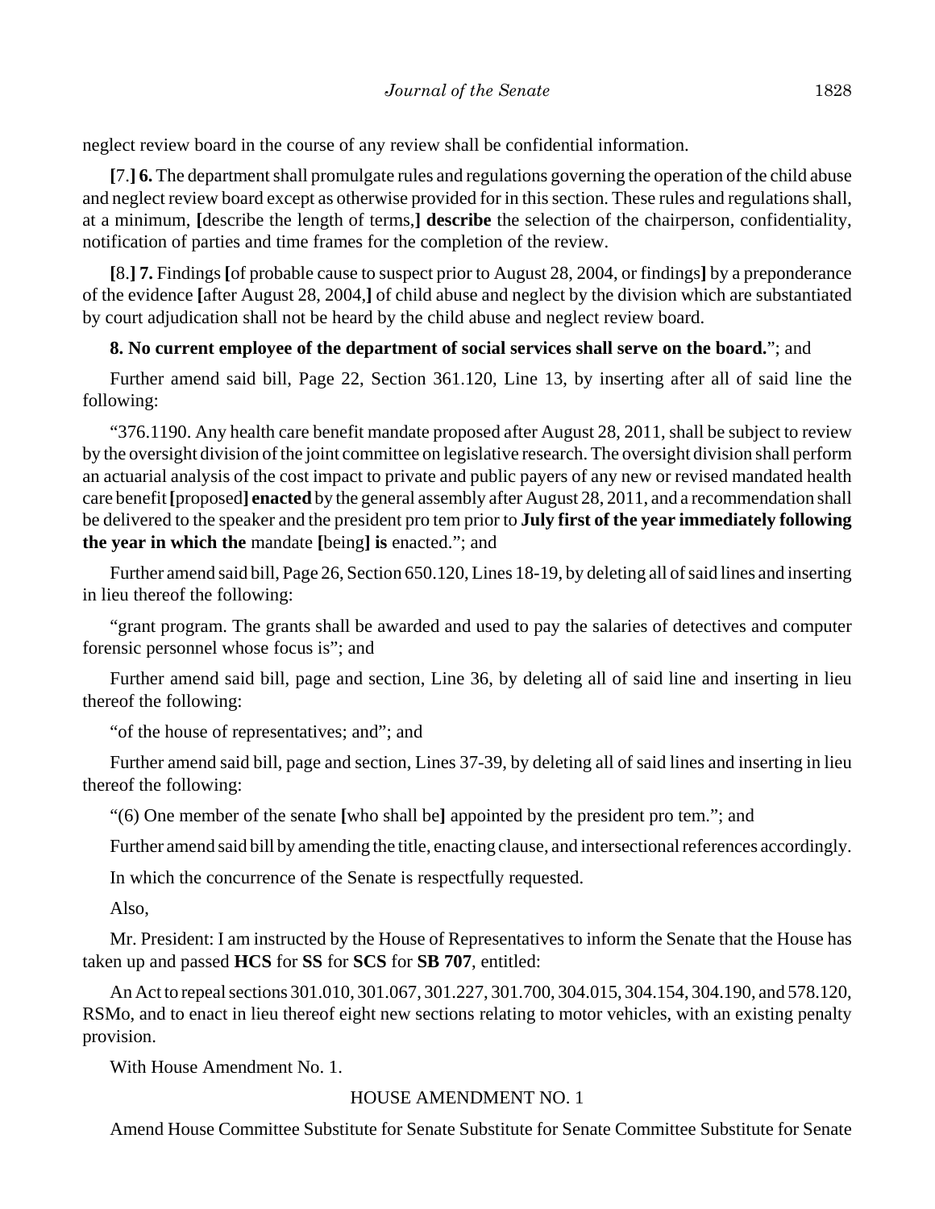neglect review board in the course of any review shall be confidential information.

[7.] **6.** The department shall promulgate rules and regulations governing the operation of the child abuse and neglect review board except as otherwise provided for in this section. These rules and regulations shall, at a minimum, [describe the length of terms,] **describe** the selection of the chairperson, confidentiality, notification of parties and time frames for the completion of the review.

[8.] **7.** Findings [of probable cause to suspect prior to August 28, 2004, or findings] by a preponderance of the evidence [after August 28, 2004,] of child abuse and neglect by the division which are substantiated by court adjudication shall not be heard by the child abuse and neglect review board.

**8. No current employee of the department of social services shall serve on the board.**"; and

Further amend said bill, Page 22, Section 361.120, Line 13, by inserting after all of said line the following:

"376.1190. Any health care benefit mandate proposed after August 28, 2011, shall be subject to review by the oversight division of the joint committee on legislative research. The oversight division shall perform an actuarial analysis of the cost impact to private and public payers of any new or revised mandated health care benefit [proposed] **enacted** by the general assembly after August 28, 2011, and a recommendation shall be delivered to the speaker and the president pro tem prior to **July first of the year immediately following the year in which the** mandate [being] **is** enacted."; and

Further amend said bill, Page 26, Section 650.120, Lines 18-19, by deleting all of said lines and inserting in lieu thereof the following:

"grant program. The grants shall be awarded and used to pay the salaries of detectives and computer forensic personnel whose focus is"; and

Further amend said bill, page and section, Line 36, by deleting all of said line and inserting in lieu thereof the following:

"of the house of representatives; and"; and

Further amend said bill, page and section, Lines 37-39, by deleting all of said lines and inserting in lieu thereof the following:

"(6) One member of the senate [who shall be] appointed by the president pro tem."; and

Further amend said bill by amending the title, enacting clause, and intersectional references accordingly.

In which the concurrence of the Senate is respectfully requested.

Also,

Mr. President: I am instructed by the House of Representatives to inform the Senate that the House has taken up and passed **HCS** for **SS** for **SCS** for **SB 707**, entitled:

An Act to repeal sections 301.010, 301.067, 301.227, 301.700, 304.015, 304.154, 304.190, and 578.120, RSMo, and to enact in lieu thereof eight new sections relating to motor vehicles, with an existing penalty provision.

With House Amendment No. 1.

HOUSE AMENDMENT NO. 1

Amend House Committee Substitute for Senate Substitute for Senate Committee Substitute for Senate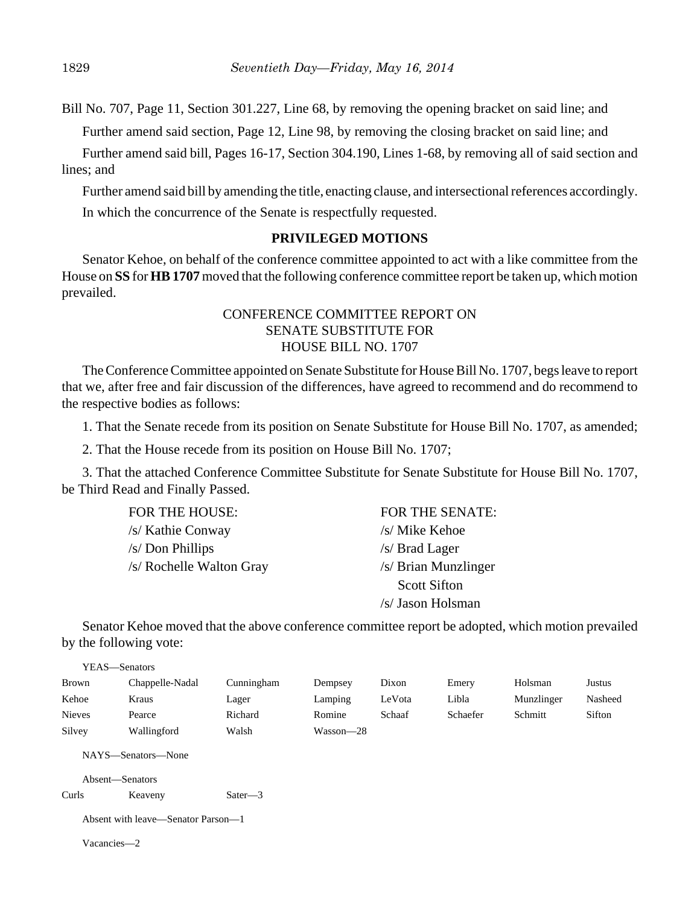Bill No. 707, Page 11, Section 301.227, Line 68, by removing the opening bracket on said line; and

Further amend said section, Page 12, Line 98, by removing the closing bracket on said line; and

Further amend said bill, Pages 16-17, Section 304.190, Lines 1-68, by removing all of said section and lines; and

Further amend said bill by amending the title, enacting clause, and intersectional references accordingly.

In which the concurrence of the Senate is respectfully requested.

## PRIVILEGED MOTIONS

Senator Kehoe, on behalf of the conference committee appointed to act with a like committee from the House on **SS** for **HB 1707** moved that the following conference committee report be taken up, which motion prevailed.

CONFERENCE COMMITTEE REPORT ON
SENATE SUBSTITUTE FOR
HOUSE BILL NO. 1707

The Conference Committee appointed on Senate Substitute for House Bill No. 1707, begs leave to report that we, after free and fair discussion of the differences, have agreed to recommend and do recommend to the respective bodies as follows:

1. That the Senate recede from its position on Senate Substitute for House Bill No. 1707, as amended;

2. That the House recede from its position on House Bill No. 1707;

3. That the attached Conference Committee Substitute for Senate Substitute for House Bill No. 1707, be Third Read and Finally Passed.

| FOR THE HOUSE: | FOR THE SENATE: |
|---|---|
| /s/ Kathie Conway | /s/ Mike Kehoe |
| /s/ Don Phillips | /s/ Brad Lager |
| /s/ Rochelle Walton Gray | /s/ Brian Munzlinger |
| | Scott Sifton |
| | /s/ Jason Holsman |

Senator Kehoe moved that the above conference committee report be adopted, which motion prevailed by the following vote:

YEAS—Senators

| | | | | | | | |
|---|---|---|---|---|---|---|---|
| Brown | Chappelle-Nadal | Cunningham | Dempsey | Dixon | Emery | Holsman | Justus |
| Kehoe | Kraus | Lager | Lamping | LeVota | Libla | Munzlinger | Nasheed |
| Nieves | Pearce | Richard | Romine | Schaaf | Schaefer | Schmitt | Sifton |
| Silvey | Wallingford | Walsh | Wasson—28 | | | | |

NAYS—Senators—None

Absent—Senators

| | | |
|---|---|---|
| Curls | Keaveny | Sater—3 |

Absent with leave—Senator Parson—1

Vacancies—2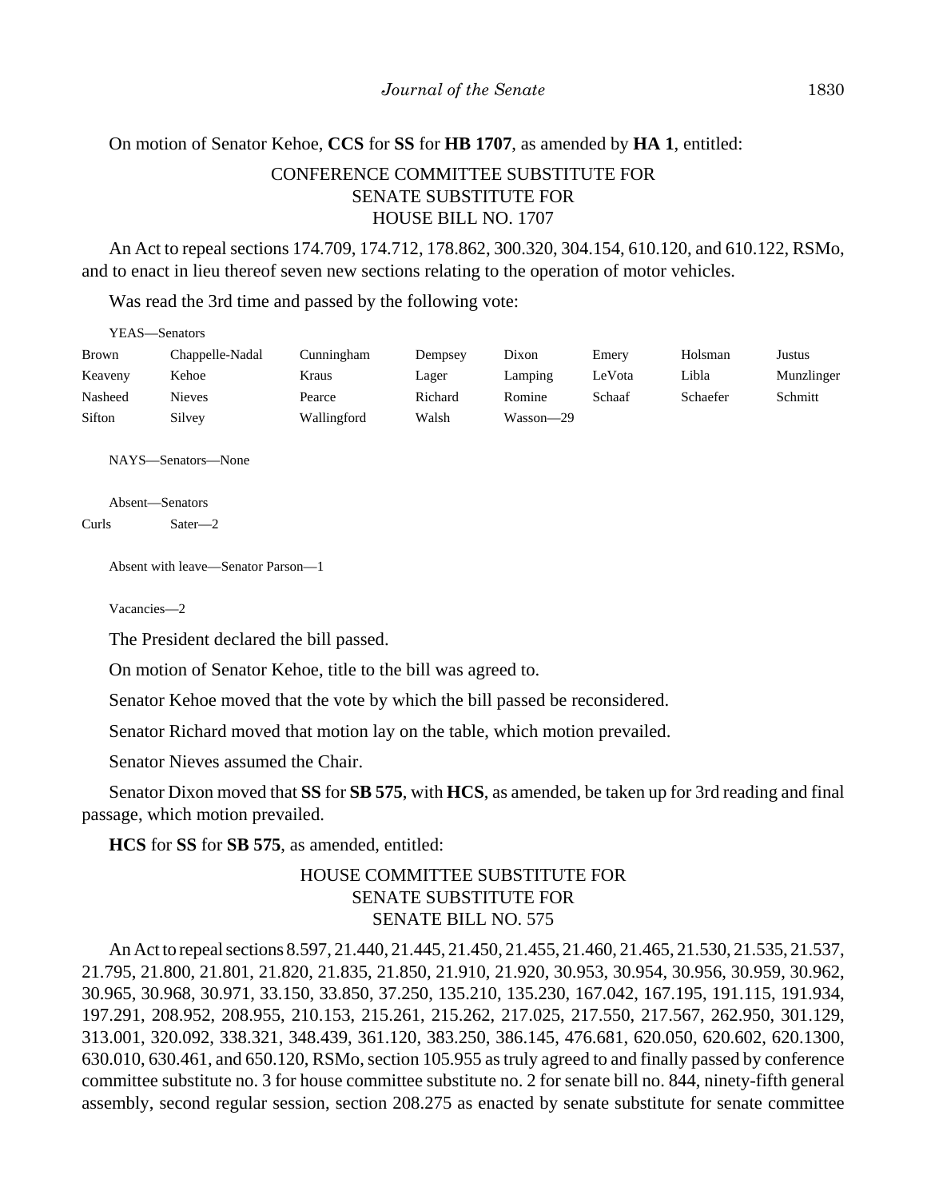On motion of Senator Kehoe, **CCS** for **SS** for **HB 1707**, as amended by **HA 1**, entitled:

CONFERENCE COMMITTEE SUBSTITUTE FOR
SENATE SUBSTITUTE FOR
HOUSE BILL NO. 1707

An Act to repeal sections 174.709, 174.712, 178.862, 300.320, 304.154, 610.120, and 610.122, RSMo, and to enact in lieu thereof seven new sections relating to the operation of motor vehicles.

Was read the 3rd time and passed by the following vote:

YEAS—Senators

| | | | | | | | |
|---|---|---|---|---|---|---|---|
| Brown | Chappelle-Nadal | Cunningham | Dempsey | Dixon | Emery | Holsman | Justus |
| Keaveny | Kehoe | Kraus | Lager | Lamping | LeVota | Libla | Munzlinger |
| Nasheed | Nieves | Pearce | Richard | Romine | Schaaf | Schaefer | Schmitt |
| Sifton | Silvey | Wallingford | Walsh | Wasson—29 | | | |

NAYS—Senators—None

Absent—Senators

Curls Sater—2

Absent with leave—Senator Parson—1

Vacancies—2

The President declared the bill passed.

On motion of Senator Kehoe, title to the bill was agreed to.

Senator Kehoe moved that the vote by which the bill passed be reconsidered.

Senator Richard moved that motion lay on the table, which motion prevailed.

Senator Nieves assumed the Chair.

Senator Dixon moved that **SS** for **SB 575**, with **HCS**, as amended, be taken up for 3rd reading and final passage, which motion prevailed.

**HCS** for **SS** for **SB 575**, as amended, entitled:

HOUSE COMMITTEE SUBSTITUTE FOR
SENATE SUBSTITUTE FOR
SENATE BILL NO. 575

An Act to repeal sections 8.597, 21.440, 21.445, 21.450, 21.455, 21.460, 21.465, 21.530, 21.535, 21.537, 21.795, 21.800, 21.801, 21.820, 21.835, 21.850, 21.910, 21.920, 30.953, 30.954, 30.956, 30.959, 30.962, 30.965, 30.968, 30.971, 33.150, 33.850, 37.250, 135.210, 135.230, 167.042, 167.195, 191.115, 191.934, 197.291, 208.952, 208.955, 210.153, 215.261, 215.262, 217.025, 217.550, 217.567, 262.950, 301.129, 313.001, 320.092, 338.321, 348.439, 361.120, 383.250, 386.145, 476.681, 620.050, 620.602, 620.1300, 630.010, 630.461, and 650.120, RSMo, section 105.955 as truly agreed to and finally passed by conference committee substitute no. 3 for house committee substitute no. 2 for senate bill no. 844, ninety-fifth general assembly, second regular session, section 208.275 as enacted by senate substitute for senate committee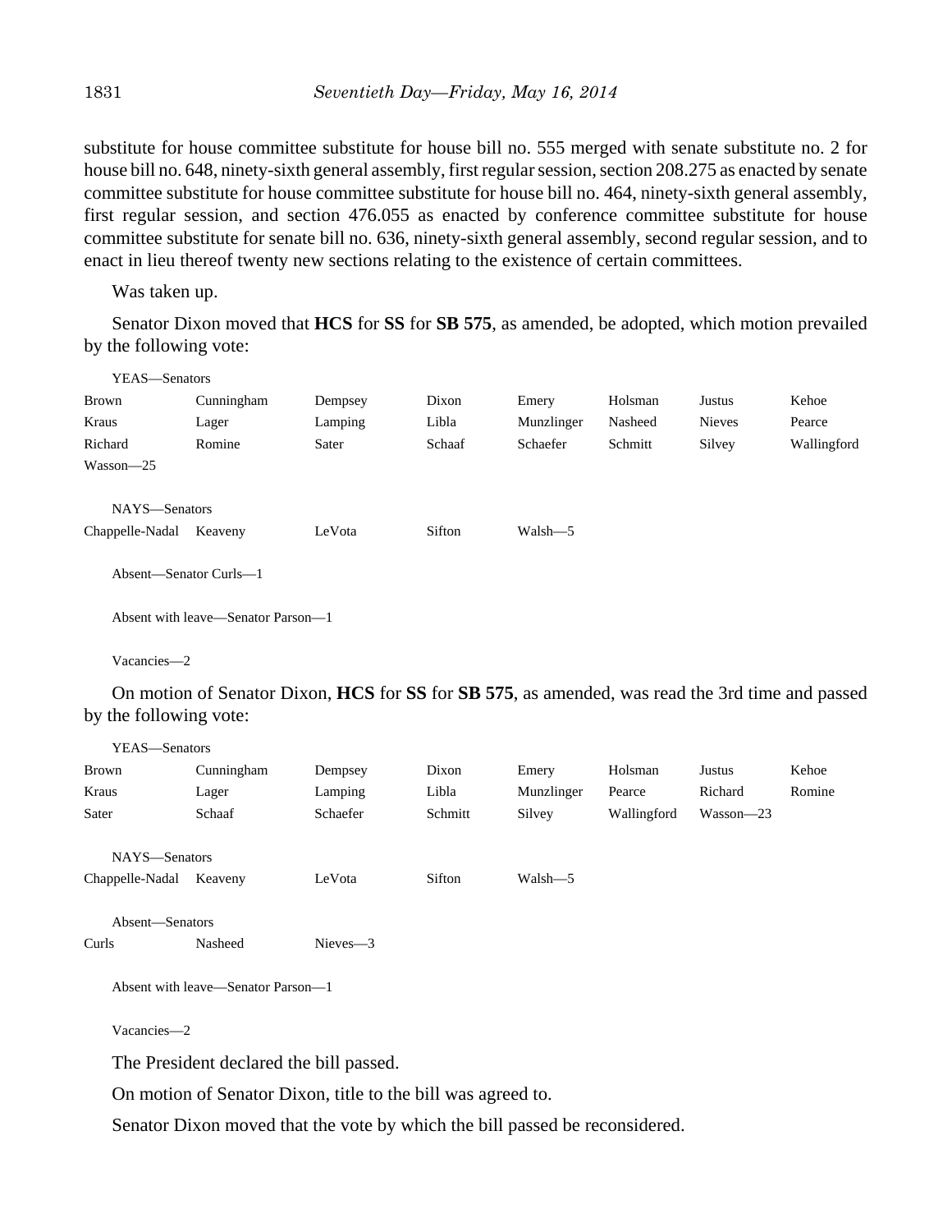substitute for house committee substitute for house bill no. 555 merged with senate substitute no. 2 for house bill no. 648, ninety-sixth general assembly, first regular session, section 208.275 as enacted by senate committee substitute for house committee substitute for house bill no. 464, ninety-sixth general assembly, first regular session, and section 476.055 as enacted by conference committee substitute for house committee substitute for senate bill no. 636, ninety-sixth general assembly, second regular session, and to enact in lieu thereof twenty new sections relating to the existence of certain committees.

Was taken up.

Senator Dixon moved that **HCS** for **SS** for **SB 575**, as amended, be adopted, which motion prevailed by the following vote:

YEAS—Senators

| | | | | | | | |
|---|---|---|---|---|---|---|---|
| Brown | Cunningham | Dempsey | Dixon | Emery | Holsman | Justus | Kehoe |
| Kraus | Lager | Lamping | Libla | Munzlinger | Nasheed | Nieves | Pearce |
| Richard | Romine | Sater | Schaaf | Schaefer | Schmitt | Silvey | Wallingford |
| Wasson—25 | | | | | | | |

NAYS—Senators

| | | | | |
|---|---|---|---|---|
| Chappelle-Nadal | Keaveny | LeVota | Sifton | Walsh—5 |

Absent—Senator Curls—1

Absent with leave—Senator Parson—1

Vacancies—2

On motion of Senator Dixon, **HCS** for **SS** for **SB 575**, as amended, was read the 3rd time and passed by the following vote:

YEAS—Senators

| | | | | | | | |
|---|---|---|---|---|---|---|---|
| Brown | Cunningham | Dempsey | Dixon | Emery | Holsman | Justus | Kehoe |
| Kraus | Lager | Lamping | Libla | Munzlinger | Pearce | Richard | Romine |
| Sater | Schaaf | Schaefer | Schmitt | Silvey | Wallingford | Wasson—23 | |

NAYS—Senators

| | | | | |
|---|---|---|---|---|
| Chappelle-Nadal | Keaveny | LeVota | Sifton | Walsh—5 |

Absent—Senators

| | | |
|---|---|---|
| Curls | Nasheed | Nieves—3 |

Absent with leave—Senator Parson—1

Vacancies—2

The President declared the bill passed.

On motion of Senator Dixon, title to the bill was agreed to.

Senator Dixon moved that the vote by which the bill passed be reconsidered.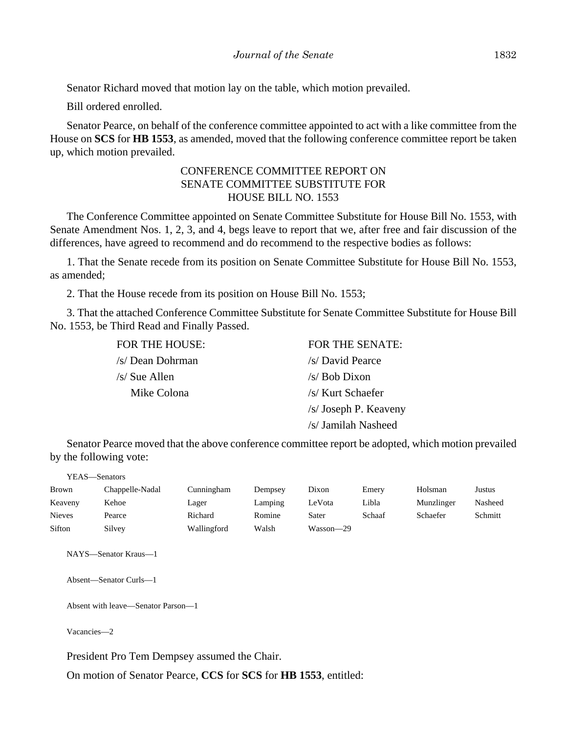Senator Richard moved that motion lay on the table, which motion prevailed.

Bill ordered enrolled.

Senator Pearce, on behalf of the conference committee appointed to act with a like committee from the House on **SCS** for **HB 1553**, as amended, moved that the following conference committee report be taken up, which motion prevailed.

CONFERENCE COMMITTEE REPORT ON
SENATE COMMITTEE SUBSTITUTE FOR
HOUSE BILL NO. 1553

The Conference Committee appointed on Senate Committee Substitute for House Bill No. 1553, with Senate Amendment Nos. 1, 2, 3, and 4, begs leave to report that we, after free and fair discussion of the differences, have agreed to recommend and do recommend to the respective bodies as follows:

1. That the Senate recede from its position on Senate Committee Substitute for House Bill No. 1553, as amended;

2. That the House recede from its position on House Bill No. 1553;

3. That the attached Conference Committee Substitute for Senate Committee Substitute for House Bill No. 1553, be Third Read and Finally Passed.

| FOR THE HOUSE: | FOR THE SENATE: |
|---|---|
| /s/ Dean Dohrman | /s/ David Pearce |
| /s/ Sue Allen | /s/ Bob Dixon |
| Mike Colona | /s/ Kurt Schaefer |
| | /s/ Joseph P. Keaveny |
| | /s/ Jamilah Nasheed |

Senator Pearce moved that the above conference committee report be adopted, which motion prevailed by the following vote:

YEAS—Senators

| | | | | | | | |
|---|---|---|---|---|---|---|---|
| Brown | Chappelle-Nadal | Cunningham | Dempsey | Dixon | Emery | Holsman | Justus |
| Keaveny | Kehoe | Lager | Lamping | LeVota | Libla | Munzlinger | Nasheed |
| Nieves | Pearce | Richard | Romine | Sater | Schaaf | Schaefer | Schmitt |
| Sifton | Silvey | Wallingford | Walsh | Wasson—29 | | | |

NAYS—Senator Kraus—1

Absent—Senator Curls—1

Absent with leave—Senator Parson—1

Vacancies—2

President Pro Tem Dempsey assumed the Chair.

On motion of Senator Pearce, **CCS** for **SCS** for **HB 1553**, entitled: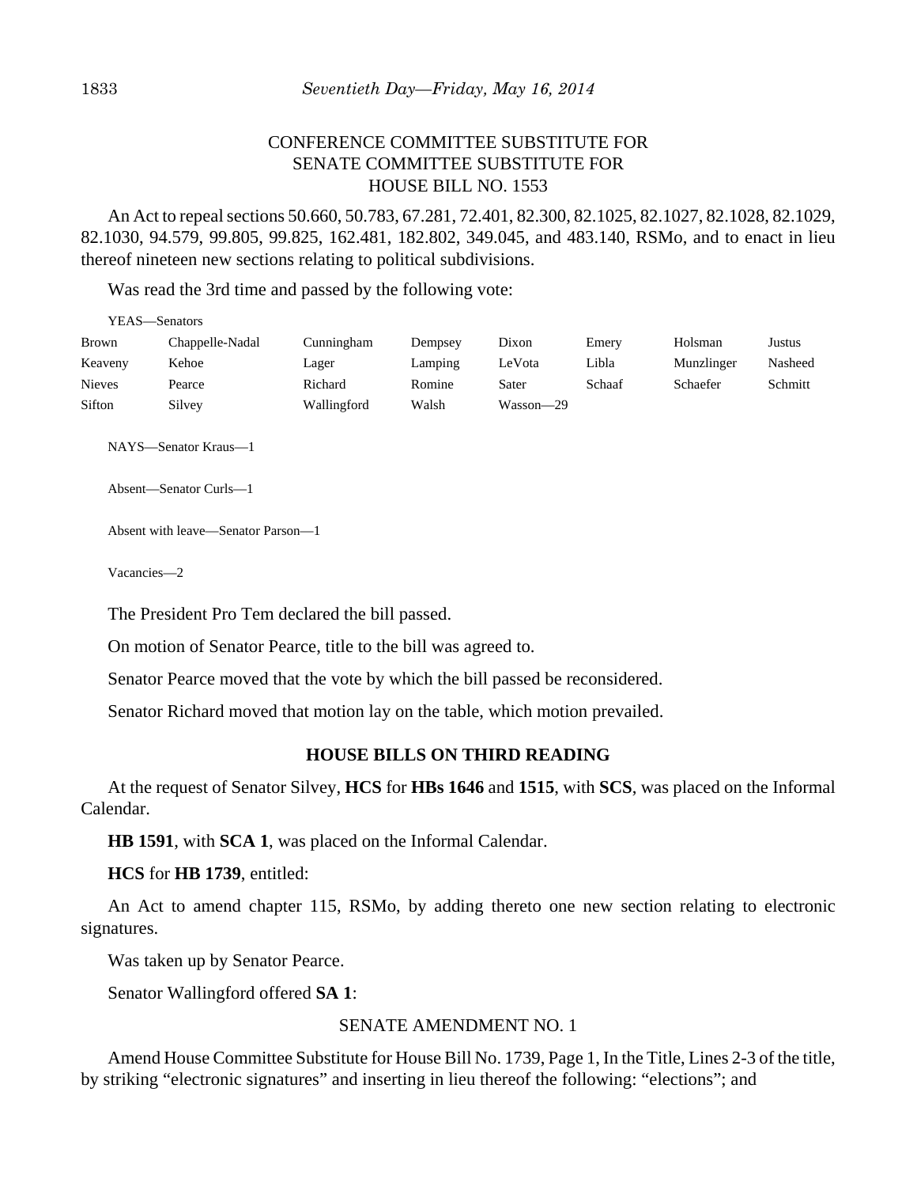CONFERENCE COMMITTEE SUBSTITUTE FOR
SENATE COMMITTEE SUBSTITUTE FOR
HOUSE BILL NO. 1553

An Act to repeal sections 50.660, 50.783, 67.281, 72.401, 82.300, 82.1025, 82.1027, 82.1028, 82.1029, 82.1030, 94.579, 99.805, 99.825, 162.481, 182.802, 349.045, and 483.140, RSMo, and to enact in lieu thereof nineteen new sections relating to political subdivisions.

Was read the 3rd time and passed by the following vote:

YEAS—Senators

| | | | | | | | |
|---|---|---|---|---|---|---|---|
| Brown | Chappelle-Nadal | Cunningham | Dempsey | Dixon | Emery | Holsman | Justus |
| Keaveny | Kehoe | Lager | Lamping | LeVota | Libla | Munzlinger | Nasheed |
| Nieves | Pearce | Richard | Romine | Sater | Schaaf | Schaefer | Schmitt |
| Sifton | Silvey | Wallingford | Walsh | Wasson—29 | | | |

NAYS—Senator Kraus—1

Absent—Senator Curls—1

Absent with leave—Senator Parson—1

Vacancies—2

The President Pro Tem declared the bill passed.

On motion of Senator Pearce, title to the bill was agreed to.

Senator Pearce moved that the vote by which the bill passed be reconsidered.

Senator Richard moved that motion lay on the table, which motion prevailed.

## HOUSE BILLS ON THIRD READING

At the request of Senator Silvey, **HCS** for **HBs 1646** and **1515**, with **SCS**, was placed on the Informal Calendar.

**HB 1591**, with **SCA 1**, was placed on the Informal Calendar.

**HCS** for **HB 1739**, entitled:

An Act to amend chapter 115, RSMo, by adding thereto one new section relating to electronic signatures.

Was taken up by Senator Pearce.

Senator Wallingford offered **SA 1**:

SENATE AMENDMENT NO. 1

Amend House Committee Substitute for House Bill No. 1739, Page 1, In the Title, Lines 2-3 of the title, by striking "electronic signatures" and inserting in lieu thereof the following: "elections"; and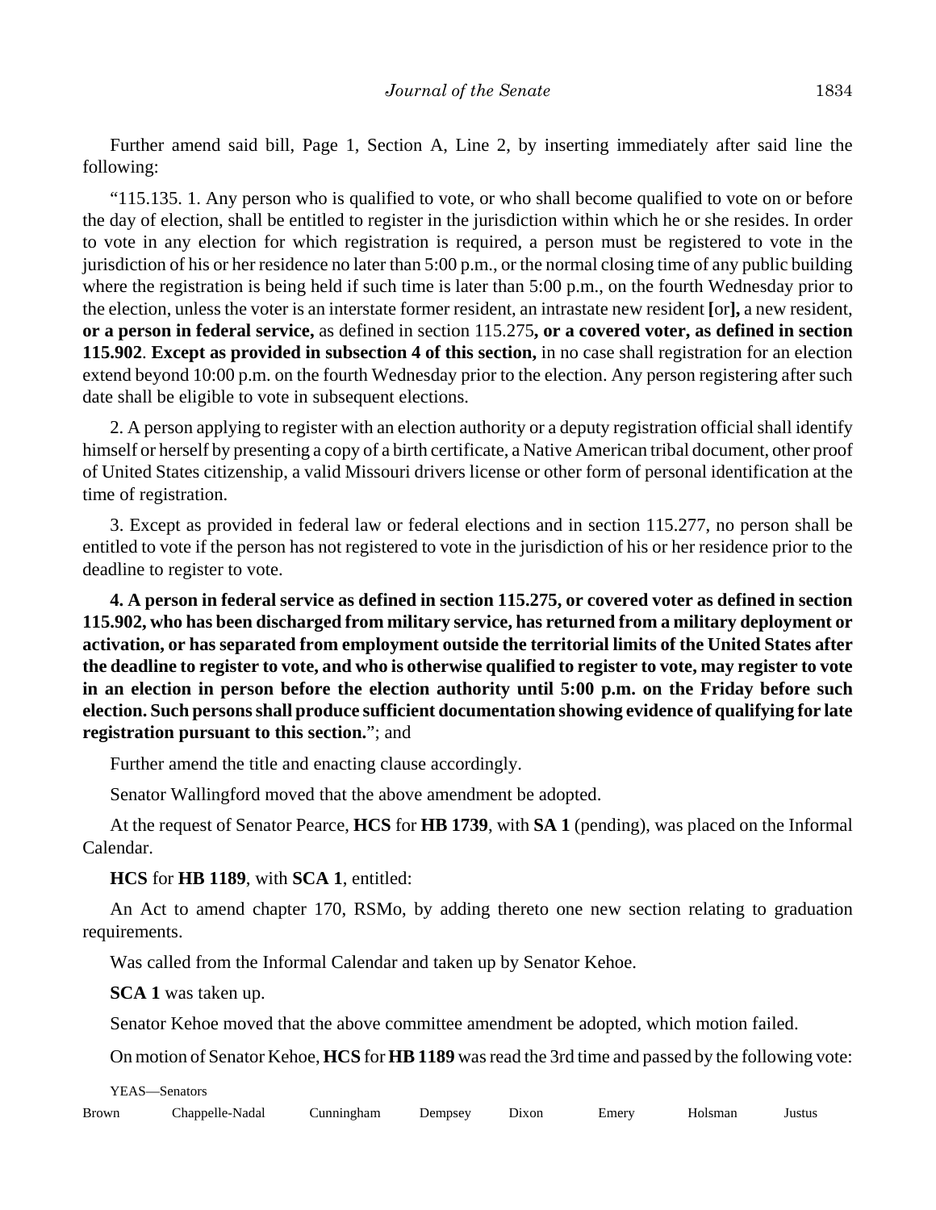Further amend said bill, Page 1, Section A, Line 2, by inserting immediately after said line the following:

"115.135. 1. Any person who is qualified to vote, or who shall become qualified to vote on or before the day of election, shall be entitled to register in the jurisdiction within which he or she resides. In order to vote in any election for which registration is required, a person must be registered to vote in the jurisdiction of his or her residence no later than 5:00 p.m., or the normal closing time of any public building where the registration is being held if such time is later than 5:00 p.m., on the fourth Wednesday prior to the election, unless the voter is an interstate former resident, an intrastate new resident **[**or**],** a new resident, **or a person in federal service,** as defined in section 115.275**, or a covered voter, as defined in section 115.902**. **Except as provided in subsection 4 of this section,** in no case shall registration for an election extend beyond 10:00 p.m. on the fourth Wednesday prior to the election. Any person registering after such date shall be eligible to vote in subsequent elections.

2. A person applying to register with an election authority or a deputy registration official shall identify himself or herself by presenting a copy of a birth certificate, a Native American tribal document, other proof of United States citizenship, a valid Missouri drivers license or other form of personal identification at the time of registration.

3. Except as provided in federal law or federal elections and in section 115.277, no person shall be entitled to vote if the person has not registered to vote in the jurisdiction of his or her residence prior to the deadline to register to vote.

**4. A person in federal service as defined in section 115.275, or covered voter as defined in section 115.902, who has been discharged from military service, has returned from a military deployment or activation, or has separated from employment outside the territorial limits of the United States after the deadline to register to vote, and who is otherwise qualified to register to vote, may register to vote in an election in person before the election authority until 5:00 p.m. on the Friday before such election. Such persons shall produce sufficient documentation showing evidence of qualifying for late registration pursuant to this section.**"; and

Further amend the title and enacting clause accordingly.

Senator Wallingford moved that the above amendment be adopted.

At the request of Senator Pearce, **HCS** for **HB 1739**, with **SA 1** (pending), was placed on the Informal Calendar.

**HCS** for **HB 1189**, with **SCA 1**, entitled:

An Act to amend chapter 170, RSMo, by adding thereto one new section relating to graduation requirements.

Was called from the Informal Calendar and taken up by Senator Kehoe.

**SCA 1** was taken up.

Senator Kehoe moved that the above committee amendment be adopted, which motion failed.

On motion of Senator Kehoe, **HCS** for **HB 1189** was read the 3rd time and passed by the following vote:

YEAS—Senators

Brown Chappelle-Nadal Cunningham Dempsey Dixon Emery Holsman Justus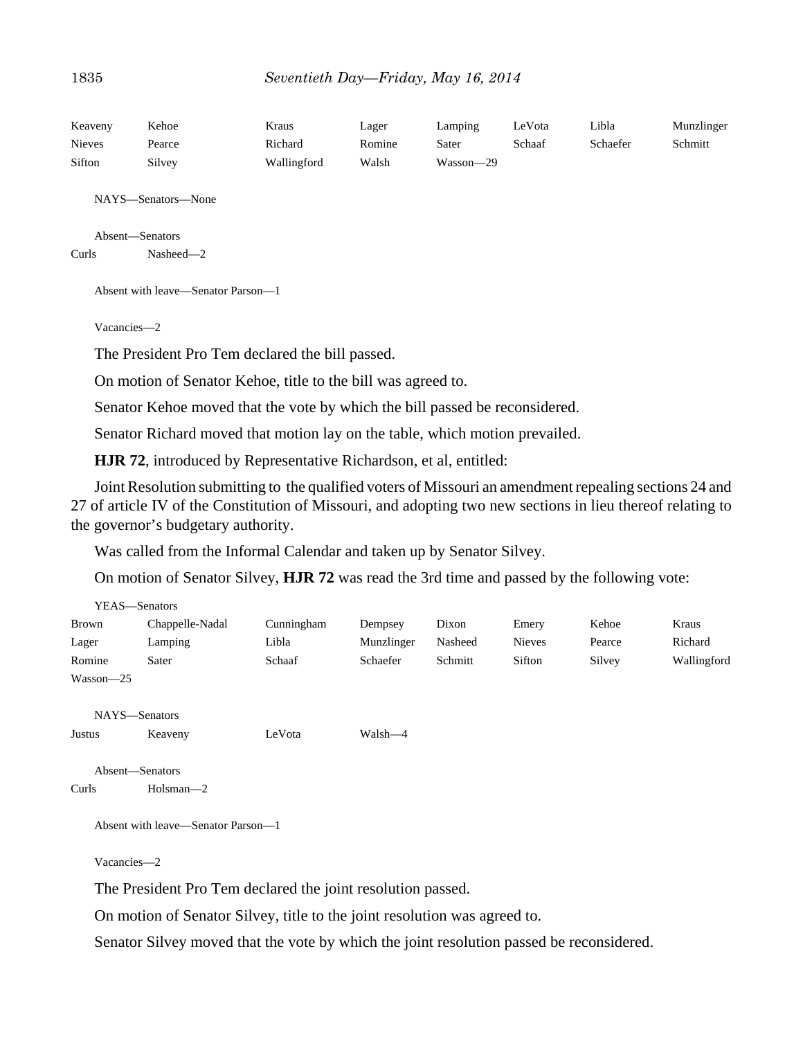Keaveny Kehoe Kraus Lager Lamping LeVota Libla Munzlinger
Nieves Pearce Richard Romine Sater Schaaf Schaefer Schmitt
Sifton Silvey Wallingford Walsh Wasson—29

NAYS—Senators—None

Absent—Senators
Curls Nasheed—2

Absent with leave—Senator Parson—1

Vacancies—2

The President Pro Tem declared the bill passed.

On motion of Senator Kehoe, title to the bill was agreed to.

Senator Kehoe moved that the vote by which the bill passed be reconsidered.

Senator Richard moved that motion lay on the table, which motion prevailed.

**HJR 72**, introduced by Representative Richardson, et al, entitled:

Joint Resolution submitting to the qualified voters of Missouri an amendment repealing sections 24 and 27 of article IV of the Constitution of Missouri, and adopting two new sections in lieu thereof relating to the governor's budgetary authority.

Was called from the Informal Calendar and taken up by Senator Silvey.

On motion of Senator Silvey, **HJR 72** was read the 3rd time and passed by the following vote:

YEAS—Senators
Brown Chappelle-Nadal Cunningham Dempsey Dixon Emery Kehoe Kraus
Lager Lamping Libla Munzlinger Nasheed Nieves Pearce Richard
Romine Sater Schaaf Schaefer Schmitt Sifton Silvey Wallingford
Wasson—25

NAYS—Senators
Justus Keaveny LeVota Walsh—4

Absent—Senators
Curls Holsman—2

Absent with leave—Senator Parson—1

Vacancies—2

The President Pro Tem declared the joint resolution passed.

On motion of Senator Silvey, title to the joint resolution was agreed to.

Senator Silvey moved that the vote by which the joint resolution passed be reconsidered.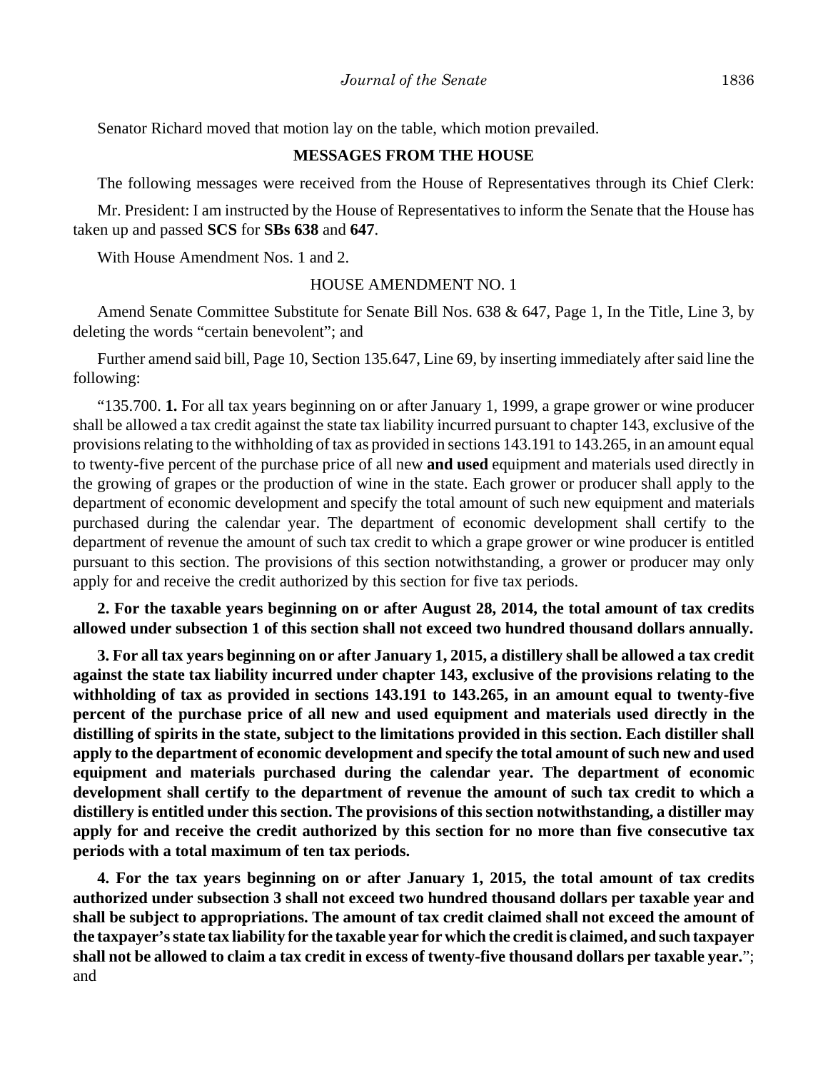Senator Richard moved that motion lay on the table, which motion prevailed.

## MESSAGES FROM THE HOUSE

The following messages were received from the House of Representatives through its Chief Clerk:

Mr. President: I am instructed by the House of Representatives to inform the Senate that the House has taken up and passed **SCS** for **SBs 638** and **647**.

With House Amendment Nos. 1 and 2.

HOUSE AMENDMENT NO. 1

Amend Senate Committee Substitute for Senate Bill Nos. 638 & 647, Page 1, In the Title, Line 3, by deleting the words "certain benevolent"; and

Further amend said bill, Page 10, Section 135.647, Line 69, by inserting immediately after said line the following:

"135.700. **1.** For all tax years beginning on or after January 1, 1999, a grape grower or wine producer shall be allowed a tax credit against the state tax liability incurred pursuant to chapter 143, exclusive of the provisions relating to the withholding of tax as provided in sections 143.191 to 143.265, in an amount equal to twenty-five percent of the purchase price of all new **and used** equipment and materials used directly in the growing of grapes or the production of wine in the state. Each grower or producer shall apply to the department of economic development and specify the total amount of such new equipment and materials purchased during the calendar year. The department of economic development shall certify to the department of revenue the amount of such tax credit to which a grape grower or wine producer is entitled pursuant to this section. The provisions of this section notwithstanding, a grower or producer may only apply for and receive the credit authorized by this section for five tax periods.

**2. For the taxable years beginning on or after August 28, 2014, the total amount of tax credits allowed under subsection 1 of this section shall not exceed two hundred thousand dollars annually.**

**3. For all tax years beginning on or after January 1, 2015, a distillery shall be allowed a tax credit against the state tax liability incurred under chapter 143, exclusive of the provisions relating to the withholding of tax as provided in sections 143.191 to 143.265, in an amount equal to twenty-five percent of the purchase price of all new and used equipment and materials used directly in the distilling of spirits in the state, subject to the limitations provided in this section. Each distiller shall apply to the department of economic development and specify the total amount of such new and used equipment and materials purchased during the calendar year. The department of economic development shall certify to the department of revenue the amount of such tax credit to which a distillery is entitled under this section. The provisions of this section notwithstanding, a distiller may apply for and receive the credit authorized by this section for no more than five consecutive tax periods with a total maximum of ten tax periods.**

**4. For the tax years beginning on or after January 1, 2015, the total amount of tax credits authorized under subsection 3 shall not exceed two hundred thousand dollars per taxable year and shall be subject to appropriations. The amount of tax credit claimed shall not exceed the amount of the taxpayer's state tax liability for the taxable year for which the credit is claimed, and such taxpayer shall not be allowed to claim a tax credit in excess of twenty-five thousand dollars per taxable year.**"; and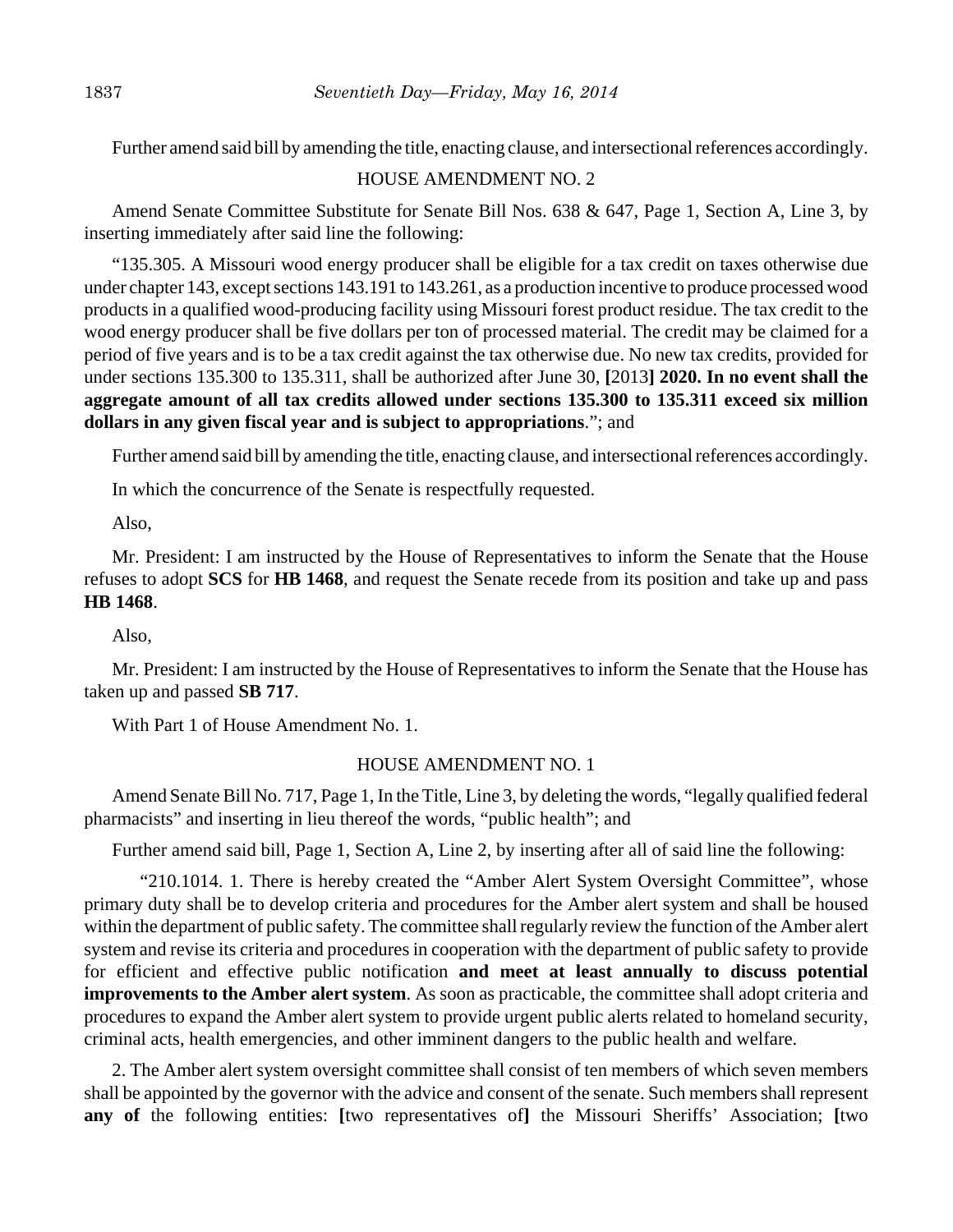Further amend said bill by amending the title, enacting clause, and intersectional references accordingly.

HOUSE AMENDMENT NO. 2

Amend Senate Committee Substitute for Senate Bill Nos. 638 & 647, Page 1, Section A, Line 3, by inserting immediately after said line the following:

"135.305. A Missouri wood energy producer shall be eligible for a tax credit on taxes otherwise due under chapter 143, except sections 143.191 to 143.261, as a production incentive to produce processed wood products in a qualified wood-producing facility using Missouri forest product residue. The tax credit to the wood energy producer shall be five dollars per ton of processed material. The credit may be claimed for a period of five years and is to be a tax credit against the tax otherwise due. No new tax credits, provided for under sections 135.300 to 135.311, shall be authorized after June 30, **[**2013**] 2020. In no event shall the aggregate amount of all tax credits allowed under sections 135.300 to 135.311 exceed six million dollars in any given fiscal year and is subject to appropriations**."; and

Further amend said bill by amending the title, enacting clause, and intersectional references accordingly.

In which the concurrence of the Senate is respectfully requested.

Also,

Mr. President: I am instructed by the House of Representatives to inform the Senate that the House refuses to adopt **SCS** for **HB 1468**, and request the Senate recede from its position and take up and pass **HB 1468**.

Also,

Mr. President: I am instructed by the House of Representatives to inform the Senate that the House has taken up and passed **SB 717**.

With Part 1 of House Amendment No. 1.

HOUSE AMENDMENT NO. 1

Amend Senate Bill No. 717, Page 1, In the Title, Line 3, by deleting the words, "legally qualified federal pharmacists" and inserting in lieu thereof the words, "public health"; and

Further amend said bill, Page 1, Section A, Line 2, by inserting after all of said line the following:

"210.1014. 1. There is hereby created the "Amber Alert System Oversight Committee", whose primary duty shall be to develop criteria and procedures for the Amber alert system and shall be housed within the department of public safety. The committee shall regularly review the function of the Amber alert system and revise its criteria and procedures in cooperation with the department of public safety to provide for efficient and effective public notification **and meet at least annually to discuss potential improvements to the Amber alert system**. As soon as practicable, the committee shall adopt criteria and procedures to expand the Amber alert system to provide urgent public alerts related to homeland security, criminal acts, health emergencies, and other imminent dangers to the public health and welfare.

2. The Amber alert system oversight committee shall consist of ten members of which seven members shall be appointed by the governor with the advice and consent of the senate. Such members shall represent **any of** the following entities: **[**two representatives of**]** the Missouri Sheriffs' Association; **[**two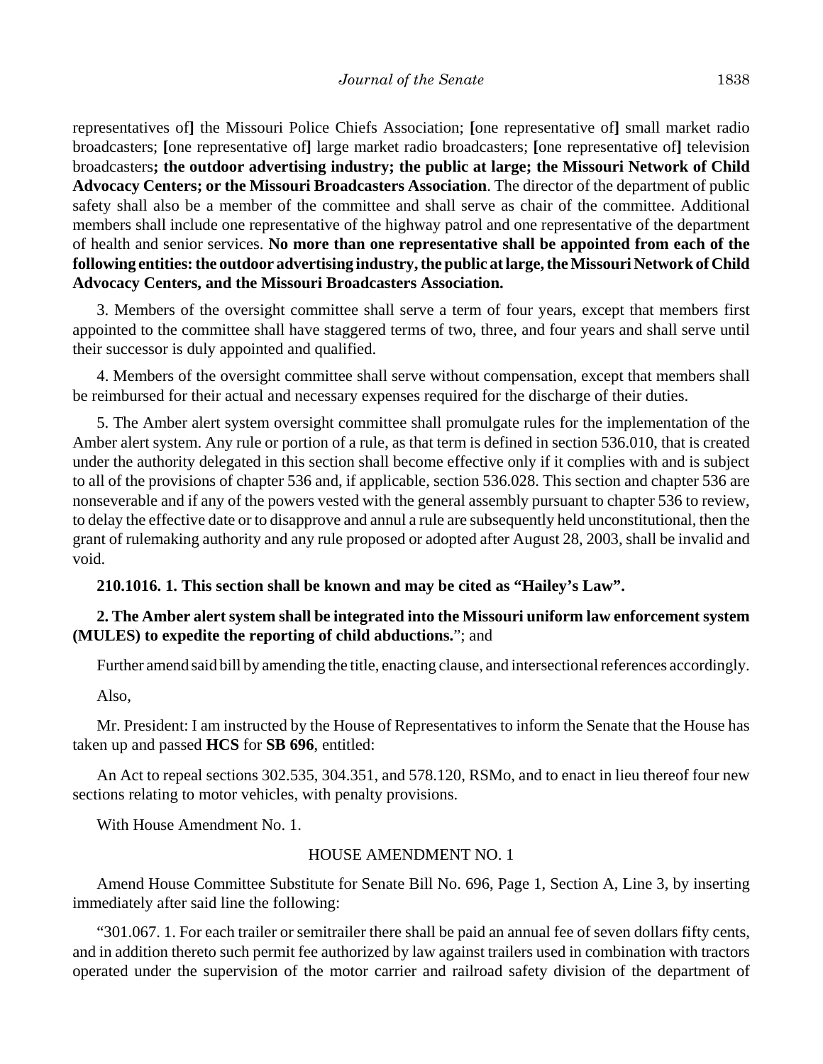representatives of**]** the Missouri Police Chiefs Association; **[**one representative of**]** small market radio broadcasters; **[**one representative of**]** large market radio broadcasters; **[**one representative of**]** television broadcasters**; the outdoor advertising industry; the public at large; the Missouri Network of Child Advocacy Centers; or the Missouri Broadcasters Association**. The director of the department of public safety shall also be a member of the committee and shall serve as chair of the committee. Additional members shall include one representative of the highway patrol and one representative of the department of health and senior services. **No more than one representative shall be appointed from each of the following entities: the outdoor advertising industry, the public at large, the Missouri Network of Child Advocacy Centers, and the Missouri Broadcasters Association.**

3. Members of the oversight committee shall serve a term of four years, except that members first appointed to the committee shall have staggered terms of two, three, and four years and shall serve until their successor is duly appointed and qualified.

4. Members of the oversight committee shall serve without compensation, except that members shall be reimbursed for their actual and necessary expenses required for the discharge of their duties.

5. The Amber alert system oversight committee shall promulgate rules for the implementation of the Amber alert system. Any rule or portion of a rule, as that term is defined in section 536.010, that is created under the authority delegated in this section shall become effective only if it complies with and is subject to all of the provisions of chapter 536 and, if applicable, section 536.028. This section and chapter 536 are nonseverable and if any of the powers vested with the general assembly pursuant to chapter 536 to review, to delay the effective date or to disapprove and annul a rule are subsequently held unconstitutional, then the grant of rulemaking authority and any rule proposed or adopted after August 28, 2003, shall be invalid and void.

**210.1016. 1. This section shall be known and may be cited as "Hailey's Law".**

**2. The Amber alert system shall be integrated into the Missouri uniform law enforcement system (MULES) to expedite the reporting of child abductions.**"; and

Further amend said bill by amending the title, enacting clause, and intersectional references accordingly.

Also,

Mr. President: I am instructed by the House of Representatives to inform the Senate that the House has taken up and passed **HCS** for **SB 696**, entitled:

An Act to repeal sections 302.535, 304.351, and 578.120, RSMo, and to enact in lieu thereof four new sections relating to motor vehicles, with penalty provisions.

With House Amendment No. 1.

HOUSE AMENDMENT NO. 1

Amend House Committee Substitute for Senate Bill No. 696, Page 1, Section A, Line 3, by inserting immediately after said line the following:

"301.067. 1. For each trailer or semitrailer there shall be paid an annual fee of seven dollars fifty cents, and in addition thereto such permit fee authorized by law against trailers used in combination with tractors operated under the supervision of the motor carrier and railroad safety division of the department of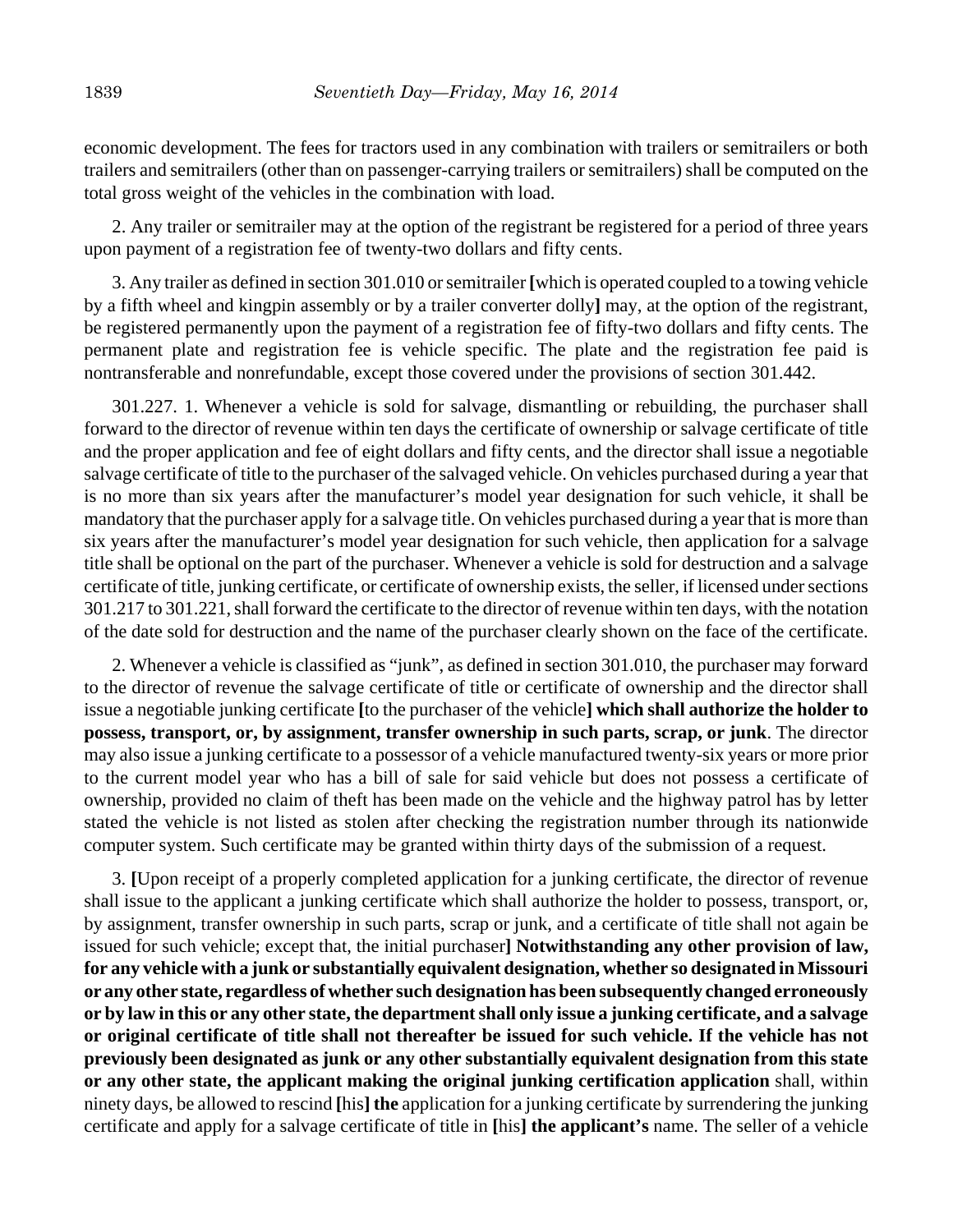economic development. The fees for tractors used in any combination with trailers or semitrailers or both trailers and semitrailers (other than on passenger-carrying trailers or semitrailers) shall be computed on the total gross weight of the vehicles in the combination with load.

2. Any trailer or semitrailer may at the option of the registrant be registered for a period of three years upon payment of a registration fee of twenty-two dollars and fifty cents.

3. Any trailer as defined in section 301.010 or semitrailer **[**which is operated coupled to a towing vehicle by a fifth wheel and kingpin assembly or by a trailer converter dolly**]** may, at the option of the registrant, be registered permanently upon the payment of a registration fee of fifty-two dollars and fifty cents. The permanent plate and registration fee is vehicle specific. The plate and the registration fee paid is nontransferable and nonrefundable, except those covered under the provisions of section 301.442.

301.227. 1. Whenever a vehicle is sold for salvage, dismantling or rebuilding, the purchaser shall forward to the director of revenue within ten days the certificate of ownership or salvage certificate of title and the proper application and fee of eight dollars and fifty cents, and the director shall issue a negotiable salvage certificate of title to the purchaser of the salvaged vehicle. On vehicles purchased during a year that is no more than six years after the manufacturer's model year designation for such vehicle, it shall be mandatory that the purchaser apply for a salvage title. On vehicles purchased during a year that is more than six years after the manufacturer's model year designation for such vehicle, then application for a salvage title shall be optional on the part of the purchaser. Whenever a vehicle is sold for destruction and a salvage certificate of title, junking certificate, or certificate of ownership exists, the seller, if licensed under sections 301.217 to 301.221, shall forward the certificate to the director of revenue within ten days, with the notation of the date sold for destruction and the name of the purchaser clearly shown on the face of the certificate.

2. Whenever a vehicle is classified as "junk", as defined in section 301.010, the purchaser may forward to the director of revenue the salvage certificate of title or certificate of ownership and the director shall issue a negotiable junking certificate **[**to the purchaser of the vehicle**] which shall authorize the holder to possess, transport, or, by assignment, transfer ownership in such parts, scrap, or junk**. The director may also issue a junking certificate to a possessor of a vehicle manufactured twenty-six years or more prior to the current model year who has a bill of sale for said vehicle but does not possess a certificate of ownership, provided no claim of theft has been made on the vehicle and the highway patrol has by letter stated the vehicle is not listed as stolen after checking the registration number through its nationwide computer system. Such certificate may be granted within thirty days of the submission of a request.

3. **[**Upon receipt of a properly completed application for a junking certificate, the director of revenue shall issue to the applicant a junking certificate which shall authorize the holder to possess, transport, or, by assignment, transfer ownership in such parts, scrap or junk, and a certificate of title shall not again be issued for such vehicle; except that, the initial purchaser**] Notwithstanding any other provision of law, for any vehicle with a junk or substantially equivalent designation, whether so designated in Missouri or any other state, regardless of whether such designation has been subsequently changed erroneously or by law in this or any other state, the department shall only issue a junking certificate, and a salvage or original certificate of title shall not thereafter be issued for such vehicle. If the vehicle has not previously been designated as junk or any other substantially equivalent designation from this state or any other state, the applicant making the original junking certification application** shall, within ninety days, be allowed to rescind **[**his**] the** application for a junking certificate by surrendering the junking certificate and apply for a salvage certificate of title in **[**his**] the applicant's** name. The seller of a vehicle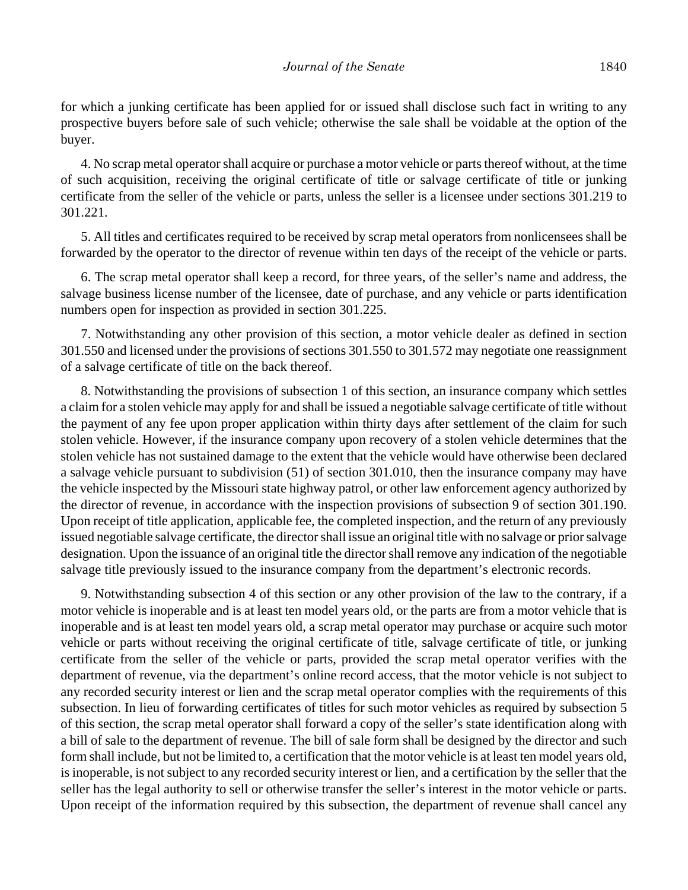for which a junking certificate has been applied for or issued shall disclose such fact in writing to any prospective buyers before sale of such vehicle; otherwise the sale shall be voidable at the option of the buyer.

4. No scrap metal operator shall acquire or purchase a motor vehicle or parts thereof without, at the time of such acquisition, receiving the original certificate of title or salvage certificate of title or junking certificate from the seller of the vehicle or parts, unless the seller is a licensee under sections 301.219 to 301.221.

5. All titles and certificates required to be received by scrap metal operators from nonlicensees shall be forwarded by the operator to the director of revenue within ten days of the receipt of the vehicle or parts.

6. The scrap metal operator shall keep a record, for three years, of the seller's name and address, the salvage business license number of the licensee, date of purchase, and any vehicle or parts identification numbers open for inspection as provided in section 301.225.

7. Notwithstanding any other provision of this section, a motor vehicle dealer as defined in section 301.550 and licensed under the provisions of sections 301.550 to 301.572 may negotiate one reassignment of a salvage certificate of title on the back thereof.

8. Notwithstanding the provisions of subsection 1 of this section, an insurance company which settles a claim for a stolen vehicle may apply for and shall be issued a negotiable salvage certificate of title without the payment of any fee upon proper application within thirty days after settlement of the claim for such stolen vehicle. However, if the insurance company upon recovery of a stolen vehicle determines that the stolen vehicle has not sustained damage to the extent that the vehicle would have otherwise been declared a salvage vehicle pursuant to subdivision (51) of section 301.010, then the insurance company may have the vehicle inspected by the Missouri state highway patrol, or other law enforcement agency authorized by the director of revenue, in accordance with the inspection provisions of subsection 9 of section 301.190. Upon receipt of title application, applicable fee, the completed inspection, and the return of any previously issued negotiable salvage certificate, the director shall issue an original title with no salvage or prior salvage designation. Upon the issuance of an original title the director shall remove any indication of the negotiable salvage title previously issued to the insurance company from the department's electronic records.

9. Notwithstanding subsection 4 of this section or any other provision of the law to the contrary, if a motor vehicle is inoperable and is at least ten model years old, or the parts are from a motor vehicle that is inoperable and is at least ten model years old, a scrap metal operator may purchase or acquire such motor vehicle or parts without receiving the original certificate of title, salvage certificate of title, or junking certificate from the seller of the vehicle or parts, provided the scrap metal operator verifies with the department of revenue, via the department's online record access, that the motor vehicle is not subject to any recorded security interest or lien and the scrap metal operator complies with the requirements of this subsection. In lieu of forwarding certificates of titles for such motor vehicles as required by subsection 5 of this section, the scrap metal operator shall forward a copy of the seller's state identification along with a bill of sale to the department of revenue. The bill of sale form shall be designed by the director and such form shall include, but not be limited to, a certification that the motor vehicle is at least ten model years old, is inoperable, is not subject to any recorded security interest or lien, and a certification by the seller that the seller has the legal authority to sell or otherwise transfer the seller's interest in the motor vehicle or parts. Upon receipt of the information required by this subsection, the department of revenue shall cancel any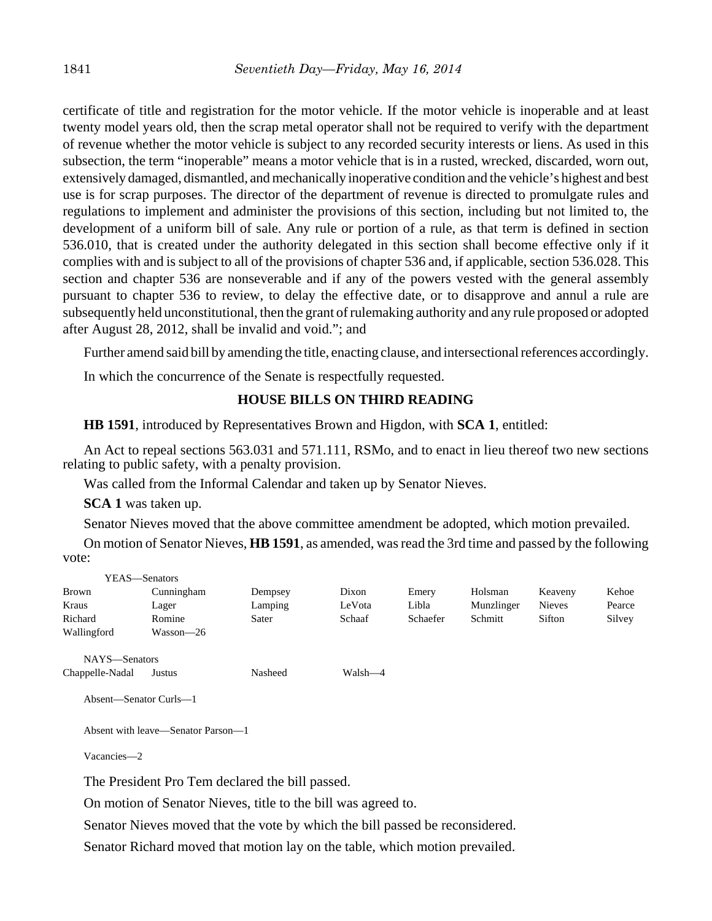certificate of title and registration for the motor vehicle. If the motor vehicle is inoperable and at least twenty model years old, then the scrap metal operator shall not be required to verify with the department of revenue whether the motor vehicle is subject to any recorded security interests or liens. As used in this subsection, the term "inoperable" means a motor vehicle that is in a rusted, wrecked, discarded, worn out, extensively damaged, dismantled, and mechanically inoperative condition and the vehicle's highest and best use is for scrap purposes. The director of the department of revenue is directed to promulgate rules and regulations to implement and administer the provisions of this section, including but not limited to, the development of a uniform bill of sale. Any rule or portion of a rule, as that term is defined in section 536.010, that is created under the authority delegated in this section shall become effective only if it complies with and is subject to all of the provisions of chapter 536 and, if applicable, section 536.028. This section and chapter 536 are nonseverable and if any of the powers vested with the general assembly pursuant to chapter 536 to review, to delay the effective date, or to disapprove and annul a rule are subsequently held unconstitutional, then the grant of rulemaking authority and any rule proposed or adopted after August 28, 2012, shall be invalid and void."; and

Further amend said bill by amending the title, enacting clause, and intersectional references accordingly.

In which the concurrence of the Senate is respectfully requested.

## HOUSE BILLS ON THIRD READING

**HB 1591**, introduced by Representatives Brown and Higdon, with **SCA 1**, entitled:

An Act to repeal sections 563.031 and 571.111, RSMo, and to enact in lieu thereof two new sections relating to public safety, with a penalty provision.

Was called from the Informal Calendar and taken up by Senator Nieves.

**SCA 1** was taken up.

Senator Nieves moved that the above committee amendment be adopted, which motion prevailed.

On motion of Senator Nieves, **HB 1591**, as amended, was read the 3rd time and passed by the following vote:

YEAS—Senators

| | | | | | | | |
|---|---|---|---|---|---|---|---|
| Brown | Cunningham | Dempsey | Dixon | Emery | Holsman | Keaveny | Kehoe |
| Kraus | Lager | Lamping | LeVota | Libla | Munzlinger | Nieves | Pearce |
| Richard | Romine | Sater | Schaaf | Schaefer | Schmitt | Sifton | Silvey |
| Wallingford | Wasson—26 | | | | | | |

NAYS—Senators

| | | | |
|---|---|---|---|
| Chappelle-Nadal | Justus | Nasheed | Walsh—4 |

Absent—Senator Curls—1

Absent with leave—Senator Parson—1

Vacancies—2

The President Pro Tem declared the bill passed.

On motion of Senator Nieves, title to the bill was agreed to.

Senator Nieves moved that the vote by which the bill passed be reconsidered.

Senator Richard moved that motion lay on the table, which motion prevailed.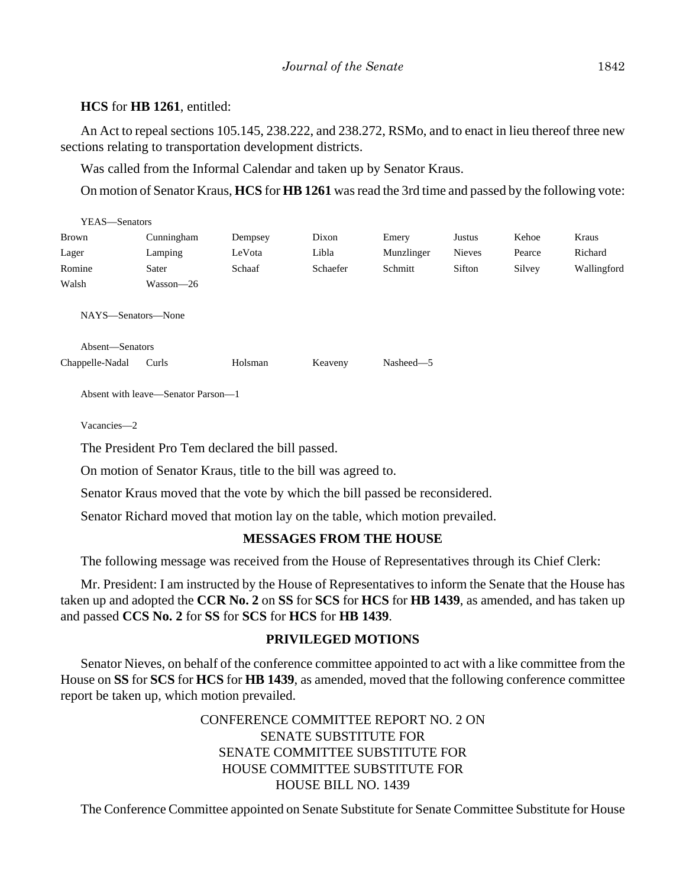**HCS** for **HB 1261**, entitled:

An Act to repeal sections 105.145, 238.222, and 238.272, RSMo, and to enact in lieu thereof three new sections relating to transportation development districts.

Was called from the Informal Calendar and taken up by Senator Kraus.

On motion of Senator Kraus, **HCS** for **HB 1261** was read the 3rd time and passed by the following vote:

YEAS—Senators

| | | | | | | | |
|---|---|---|---|---|---|---|---|
| Brown | Cunningham | Dempsey | Dixon | Emery | Justus | Kehoe | Kraus |
| Lager | Lamping | LeVota | Libla | Munzlinger | Nieves | Pearce | Richard |
| Romine | Sater | Schaaf | Schaefer | Schmitt | Sifton | Silvey | Wallingford |
| Walsh | Wasson—26 | | | | | | |

NAYS—Senators—None

Absent—Senators

| | | | | |
|---|---|---|---|---|
| Chappelle-Nadal | Curls | Holsman | Keaveny | Nasheed—5 |

Absent with leave—Senator Parson—1

Vacancies—2

The President Pro Tem declared the bill passed.

On motion of Senator Kraus, title to the bill was agreed to.

Senator Kraus moved that the vote by which the bill passed be reconsidered.

Senator Richard moved that motion lay on the table, which motion prevailed.

## MESSAGES FROM THE HOUSE

The following message was received from the House of Representatives through its Chief Clerk:

Mr. President: I am instructed by the House of Representatives to inform the Senate that the House has taken up and adopted the **CCR No. 2** on **SS** for **SCS** for **HCS** for **HB 1439**, as amended, and has taken up and passed **CCS No. 2** for **SS** for **SCS** for **HCS** for **HB 1439**.

## PRIVILEGED MOTIONS

Senator Nieves, on behalf of the conference committee appointed to act with a like committee from the House on **SS** for **SCS** for **HCS** for **HB 1439**, as amended, moved that the following conference committee report be taken up, which motion prevailed.

CONFERENCE COMMITTEE REPORT NO. 2 ON
SENATE SUBSTITUTE FOR
SENATE COMMITTEE SUBSTITUTE FOR
HOUSE COMMITTEE SUBSTITUTE FOR
HOUSE BILL NO. 1439

The Conference Committee appointed on Senate Substitute for Senate Committee Substitute for House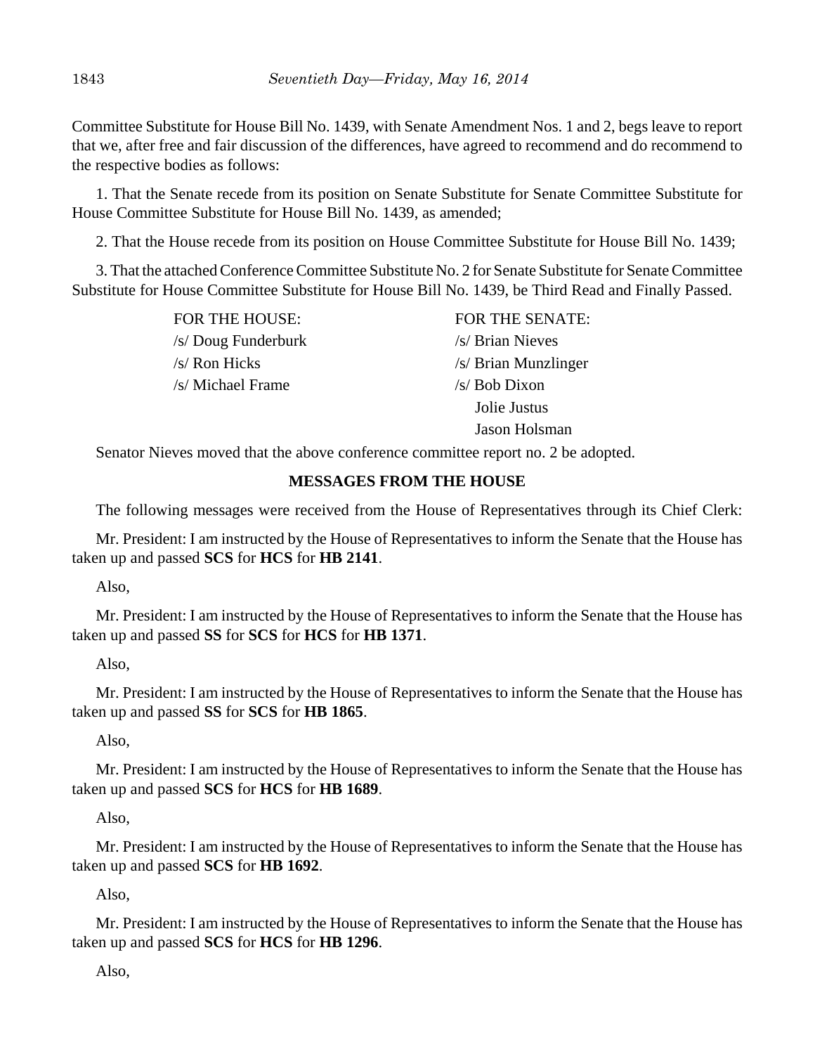Committee Substitute for House Bill No. 1439, with Senate Amendment Nos. 1 and 2, begs leave to report that we, after free and fair discussion of the differences, have agreed to recommend and do recommend to the respective bodies as follows:

1. That the Senate recede from its position on Senate Substitute for Senate Committee Substitute for House Committee Substitute for House Bill No. 1439, as amended;

2. That the House recede from its position on House Committee Substitute for House Bill No. 1439;

3. That the attached Conference Committee Substitute No. 2 for Senate Substitute for Senate Committee Substitute for House Committee Substitute for House Bill No. 1439, be Third Read and Finally Passed.

| FOR THE HOUSE: | FOR THE SENATE: |
|---|---|
| /s/ Doug Funderburk | /s/ Brian Nieves |
| /s/ Ron Hicks | /s/ Brian Munzlinger |
| /s/ Michael Frame | /s/ Bob Dixon |
| | Jolie Justus |
| | Jason Holsman |

Senator Nieves moved that the above conference committee report no. 2 be adopted.

## MESSAGES FROM THE HOUSE

The following messages were received from the House of Representatives through its Chief Clerk:

Mr. President: I am instructed by the House of Representatives to inform the Senate that the House has taken up and passed **SCS** for **HCS** for **HB 2141**.

Also,

Mr. President: I am instructed by the House of Representatives to inform the Senate that the House has taken up and passed **SS** for **SCS** for **HCS** for **HB 1371**.

Also,

Mr. President: I am instructed by the House of Representatives to inform the Senate that the House has taken up and passed **SS** for **SCS** for **HB 1865**.

Also,

Mr. President: I am instructed by the House of Representatives to inform the Senate that the House has taken up and passed **SCS** for **HCS** for **HB 1689**.

Also,

Mr. President: I am instructed by the House of Representatives to inform the Senate that the House has taken up and passed **SCS** for **HB 1692**.

Also,

Mr. President: I am instructed by the House of Representatives to inform the Senate that the House has taken up and passed **SCS** for **HCS** for **HB 1296**.

Also,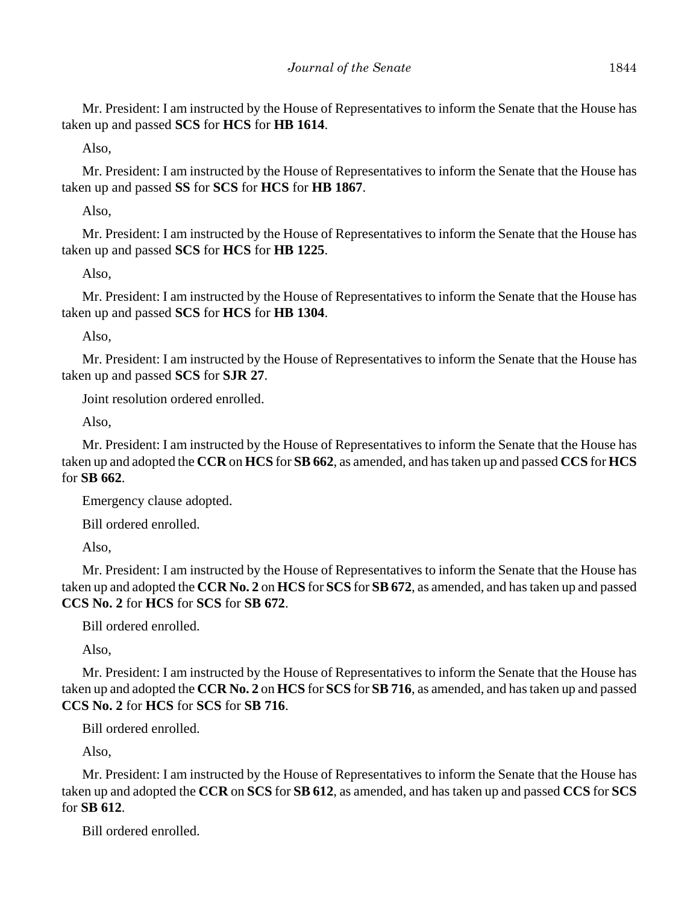Mr. President: I am instructed by the House of Representatives to inform the Senate that the House has taken up and passed **SCS** for **HCS** for **HB 1614**.

Also,

Mr. President: I am instructed by the House of Representatives to inform the Senate that the House has taken up and passed **SS** for **SCS** for **HCS** for **HB 1867**.

Also,

Mr. President: I am instructed by the House of Representatives to inform the Senate that the House has taken up and passed **SCS** for **HCS** for **HB 1225**.

Also,

Mr. President: I am instructed by the House of Representatives to inform the Senate that the House has taken up and passed **SCS** for **HCS** for **HB 1304**.

Also,

Mr. President: I am instructed by the House of Representatives to inform the Senate that the House has taken up and passed **SCS** for **SJR 27**.

Joint resolution ordered enrolled.

Also,

Mr. President: I am instructed by the House of Representatives to inform the Senate that the House has taken up and adopted the **CCR** on **HCS** for **SB 662**, as amended, and has taken up and passed **CCS** for **HCS** for **SB 662**.

Emergency clause adopted.

Bill ordered enrolled.

Also,

Mr. President: I am instructed by the House of Representatives to inform the Senate that the House has taken up and adopted the **CCR No. 2** on **HCS** for **SCS** for **SB 672**, as amended, and has taken up and passed **CCS No. 2** for **HCS** for **SCS** for **SB 672**.

Bill ordered enrolled.

Also,

Mr. President: I am instructed by the House of Representatives to inform the Senate that the House has taken up and adopted the **CCR No. 2** on **HCS** for **SCS** for **SB 716**, as amended, and has taken up and passed **CCS No. 2** for **HCS** for **SCS** for **SB 716**.

Bill ordered enrolled.

Also,

Mr. President: I am instructed by the House of Representatives to inform the Senate that the House has taken up and adopted the **CCR** on **SCS** for **SB 612**, as amended, and has taken up and passed **CCS** for **SCS** for **SB 612**.

Bill ordered enrolled.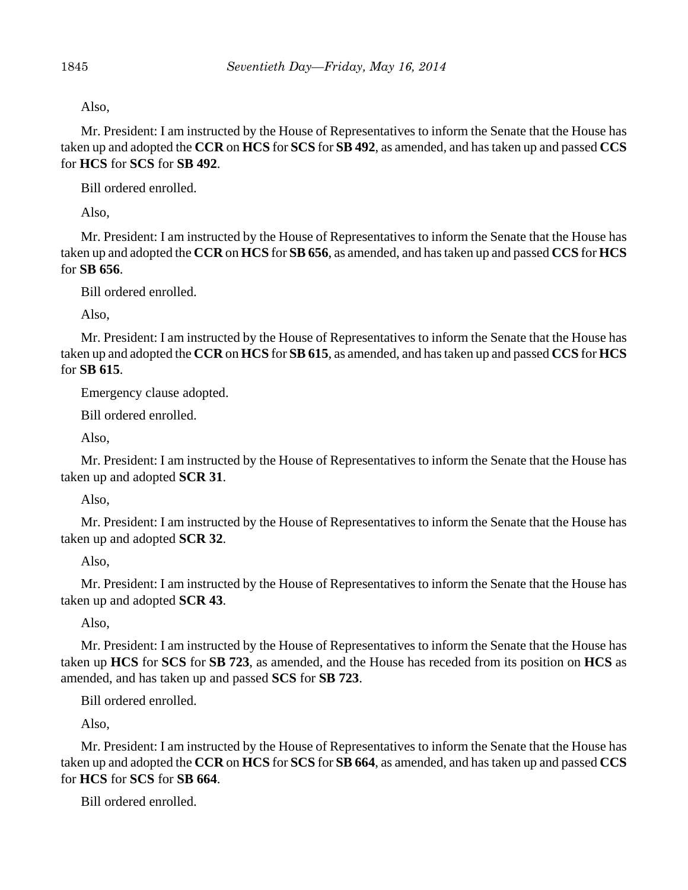Also,

Mr. President: I am instructed by the House of Representatives to inform the Senate that the House has taken up and adopted the **CCR** on **HCS** for **SCS** for **SB 492**, as amended, and has taken up and passed **CCS** for **HCS** for **SCS** for **SB 492**.

Bill ordered enrolled.

Also,

Mr. President: I am instructed by the House of Representatives to inform the Senate that the House has taken up and adopted the **CCR** on **HCS** for **SB 656**, as amended, and has taken up and passed **CCS** for **HCS** for **SB 656**.

Bill ordered enrolled.

Also,

Mr. President: I am instructed by the House of Representatives to inform the Senate that the House has taken up and adopted the **CCR** on **HCS** for **SB 615**, as amended, and has taken up and passed **CCS** for **HCS** for **SB 615**.

Emergency clause adopted.

Bill ordered enrolled.

Also,

Mr. President: I am instructed by the House of Representatives to inform the Senate that the House has taken up and adopted **SCR 31**.

Also,

Mr. President: I am instructed by the House of Representatives to inform the Senate that the House has taken up and adopted **SCR 32**.

Also,

Mr. President: I am instructed by the House of Representatives to inform the Senate that the House has taken up and adopted **SCR 43**.

Also,

Mr. President: I am instructed by the House of Representatives to inform the Senate that the House has taken up **HCS** for **SCS** for **SB 723**, as amended, and the House has receded from its position on **HCS** as amended, and has taken up and passed **SCS** for **SB 723**.

Bill ordered enrolled.

Also,

Mr. President: I am instructed by the House of Representatives to inform the Senate that the House has taken up and adopted the **CCR** on **HCS** for **SCS** for **SB 664**, as amended, and has taken up and passed **CCS** for **HCS** for **SCS** for **SB 664**.

Bill ordered enrolled.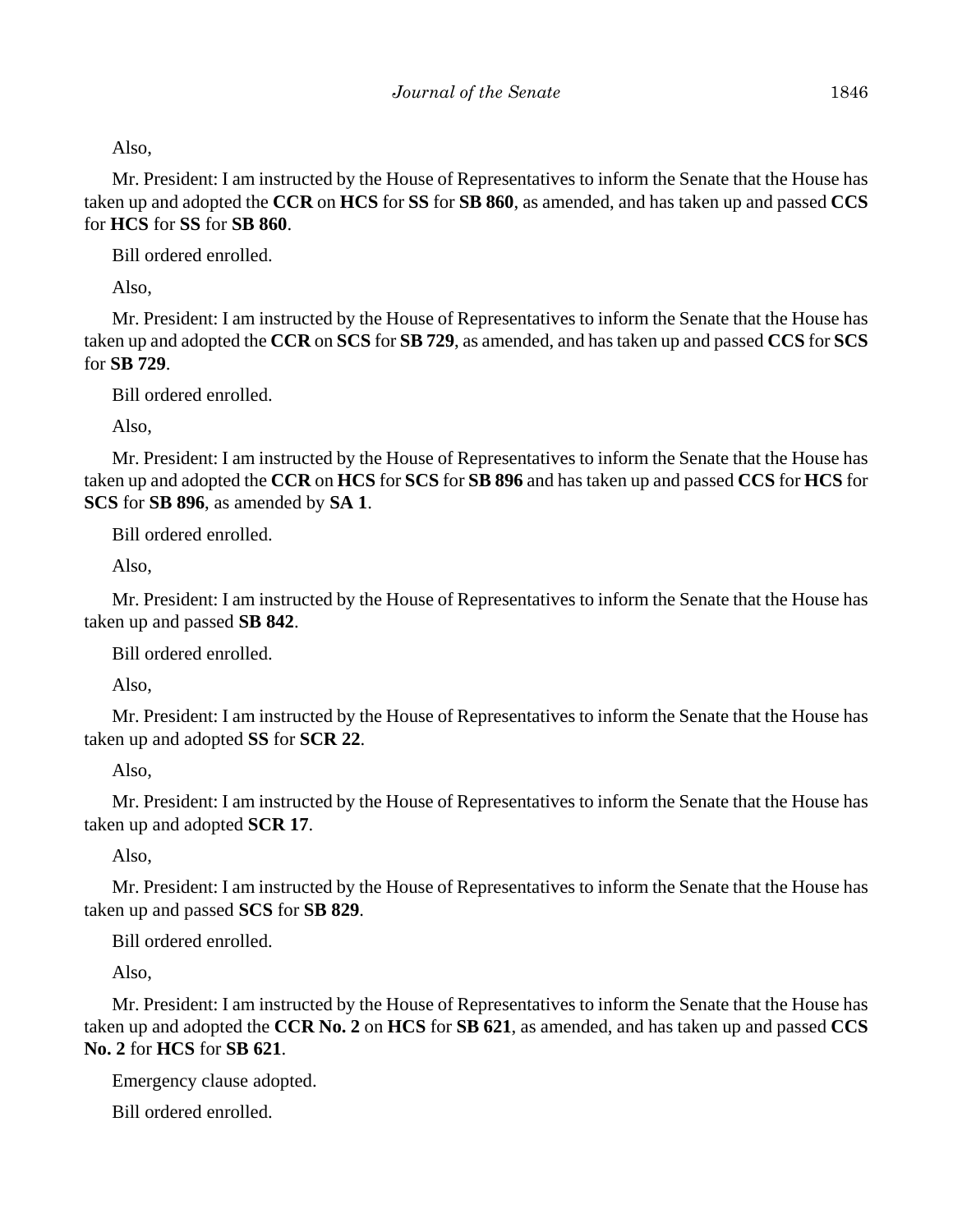Also,

Mr. President: I am instructed by the House of Representatives to inform the Senate that the House has taken up and adopted the **CCR** on **HCS** for **SS** for **SB 860**, as amended, and has taken up and passed **CCS** for **HCS** for **SS** for **SB 860**.

Bill ordered enrolled.

Also,

Mr. President: I am instructed by the House of Representatives to inform the Senate that the House has taken up and adopted the **CCR** on **SCS** for **SB 729**, as amended, and has taken up and passed **CCS** for **SCS** for **SB 729**.

Bill ordered enrolled.

Also,

Mr. President: I am instructed by the House of Representatives to inform the Senate that the House has taken up and adopted the **CCR** on **HCS** for **SCS** for **SB 896** and has taken up and passed **CCS** for **HCS** for **SCS** for **SB 896**, as amended by **SA 1**.

Bill ordered enrolled.

Also,

Mr. President: I am instructed by the House of Representatives to inform the Senate that the House has taken up and passed **SB 842**.

Bill ordered enrolled.

Also,

Mr. President: I am instructed by the House of Representatives to inform the Senate that the House has taken up and adopted **SS** for **SCR 22**.

Also,

Mr. President: I am instructed by the House of Representatives to inform the Senate that the House has taken up and adopted **SCR 17**.

Also,

Mr. President: I am instructed by the House of Representatives to inform the Senate that the House has taken up and passed **SCS** for **SB 829**.

Bill ordered enrolled.

Also,

Mr. President: I am instructed by the House of Representatives to inform the Senate that the House has taken up and adopted the **CCR No. 2** on **HCS** for **SB 621**, as amended, and has taken up and passed **CCS No. 2** for **HCS** for **SB 621**.

Emergency clause adopted.

Bill ordered enrolled.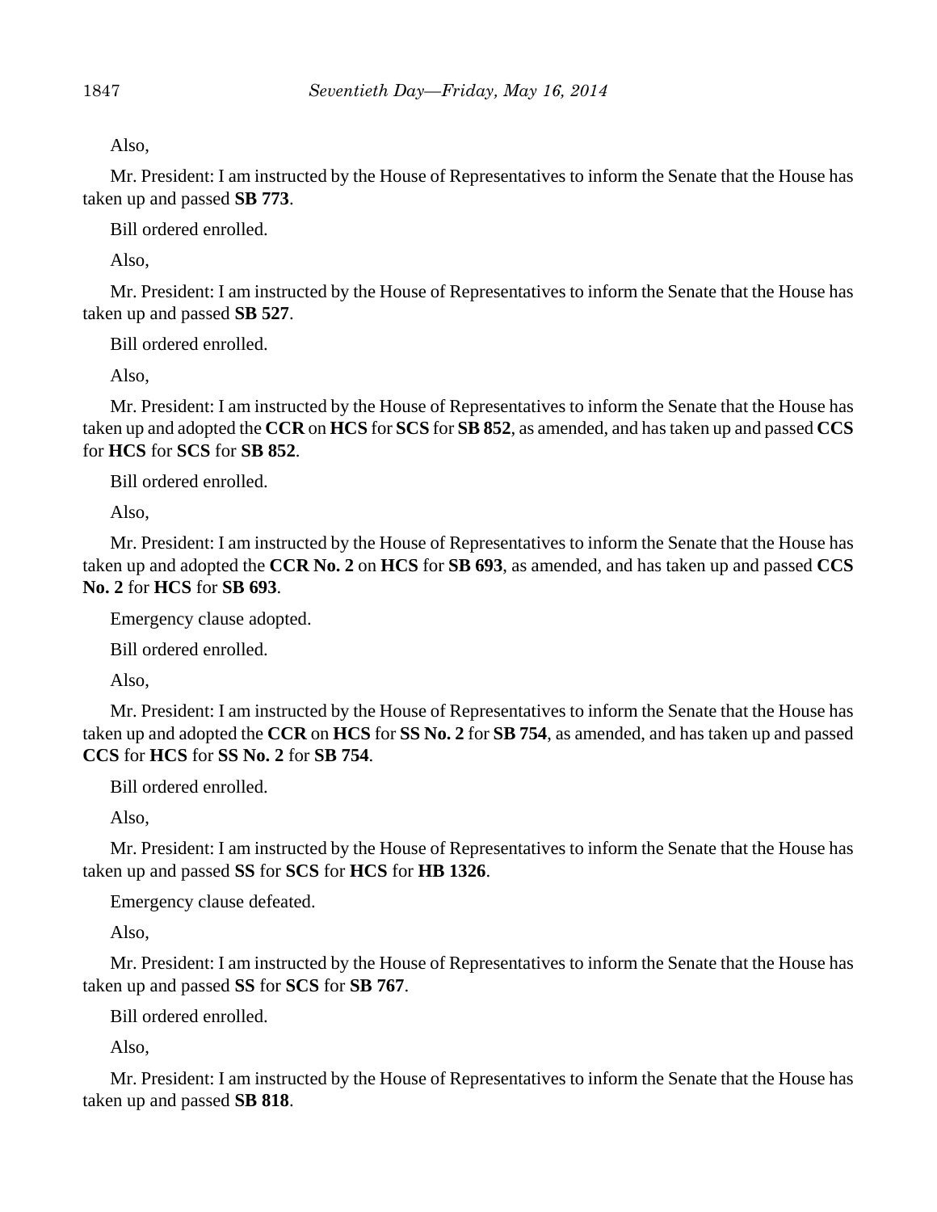Also,

Mr. President: I am instructed by the House of Representatives to inform the Senate that the House has taken up and passed **SB 773**.

Bill ordered enrolled.

Also,

Mr. President: I am instructed by the House of Representatives to inform the Senate that the House has taken up and passed **SB 527**.

Bill ordered enrolled.

Also,

Mr. President: I am instructed by the House of Representatives to inform the Senate that the House has taken up and adopted the **CCR** on **HCS** for **SCS** for **SB 852**, as amended, and has taken up and passed **CCS** for **HCS** for **SCS** for **SB 852**.

Bill ordered enrolled.

Also,

Mr. President: I am instructed by the House of Representatives to inform the Senate that the House has taken up and adopted the **CCR No. 2** on **HCS** for **SB 693**, as amended, and has taken up and passed **CCS No. 2** for **HCS** for **SB 693**.

Emergency clause adopted.

Bill ordered enrolled.

Also,

Mr. President: I am instructed by the House of Representatives to inform the Senate that the House has taken up and adopted the **CCR** on **HCS** for **SS No. 2** for **SB 754**, as amended, and has taken up and passed **CCS** for **HCS** for **SS No. 2** for **SB 754**.

Bill ordered enrolled.

Also,

Mr. President: I am instructed by the House of Representatives to inform the Senate that the House has taken up and passed **SS** for **SCS** for **HCS** for **HB 1326**.

Emergency clause defeated.

Also,

Mr. President: I am instructed by the House of Representatives to inform the Senate that the House has taken up and passed **SS** for **SCS** for **SB 767**.

Bill ordered enrolled.

Also,

Mr. President: I am instructed by the House of Representatives to inform the Senate that the House has taken up and passed **SB 818**.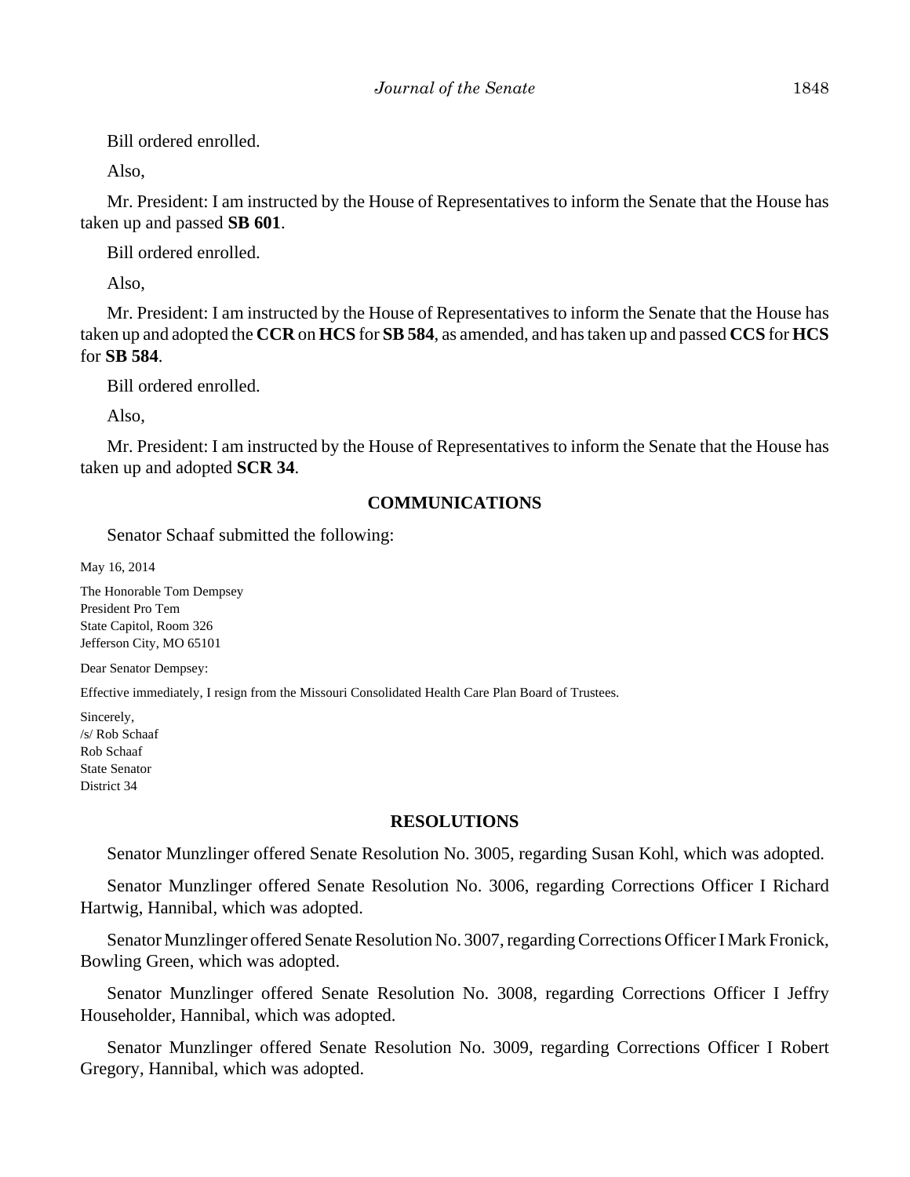Bill ordered enrolled.

Also,

Mr. President: I am instructed by the House of Representatives to inform the Senate that the House has taken up and passed **SB 601**.

Bill ordered enrolled.

Also,

Mr. President: I am instructed by the House of Representatives to inform the Senate that the House has taken up and adopted the **CCR** on **HCS** for **SB 584**, as amended, and has taken up and passed **CCS** for **HCS** for **SB 584**.

Bill ordered enrolled.

Also,

Mr. President: I am instructed by the House of Representatives to inform the Senate that the House has taken up and adopted **SCR 34**.

## COMMUNICATIONS

Senator Schaaf submitted the following:

May 16, 2014

The Honorable Tom Dempsey
President Pro Tem
State Capitol, Room 326
Jefferson City, MO 65101

Dear Senator Dempsey:

Effective immediately, I resign from the Missouri Consolidated Health Care Plan Board of Trustees.

Sincerely,
/s/ Rob Schaaf
Rob Schaaf
State Senator
District 34

## RESOLUTIONS

Senator Munzlinger offered Senate Resolution No. 3005, regarding Susan Kohl, which was adopted.

Senator Munzlinger offered Senate Resolution No. 3006, regarding Corrections Officer I Richard Hartwig, Hannibal, which was adopted.

Senator Munzlinger offered Senate Resolution No. 3007, regarding Corrections Officer I Mark Fronick, Bowling Green, which was adopted.

Senator Munzlinger offered Senate Resolution No. 3008, regarding Corrections Officer I Jeffry Householder, Hannibal, which was adopted.

Senator Munzlinger offered Senate Resolution No. 3009, regarding Corrections Officer I Robert Gregory, Hannibal, which was adopted.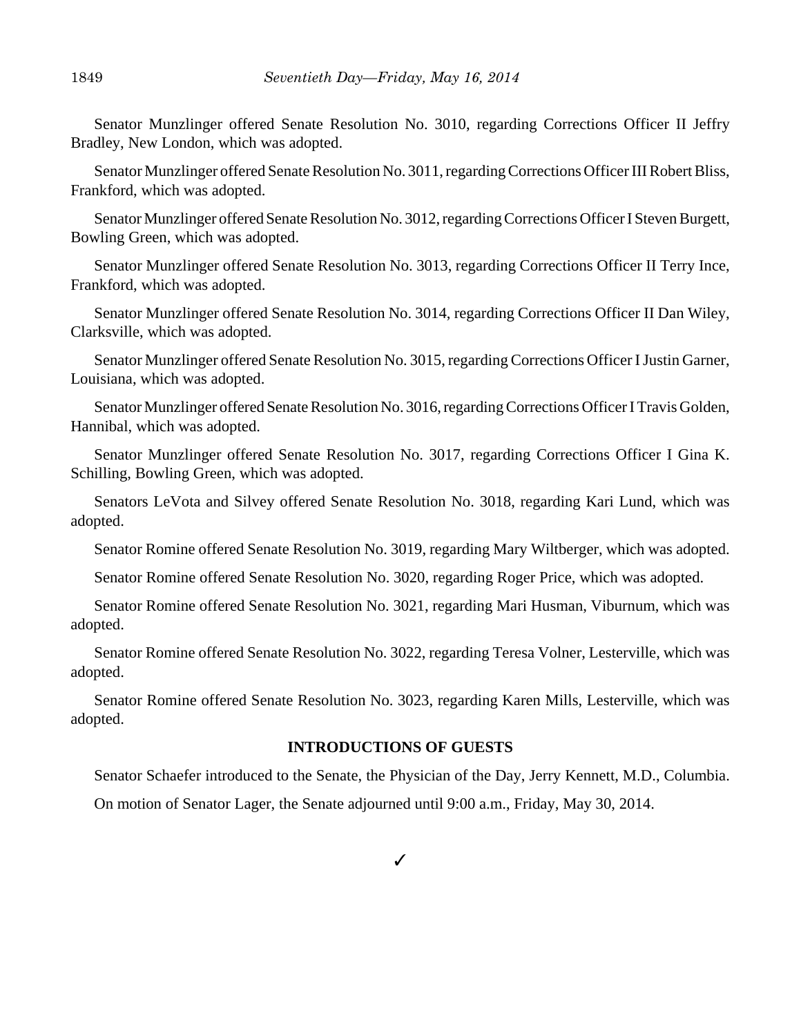Senator Munzlinger offered Senate Resolution No. 3010, regarding Corrections Officer II Jeffry Bradley, New London, which was adopted.

Senator Munzlinger offered Senate Resolution No. 3011, regarding Corrections Officer III Robert Bliss, Frankford, which was adopted.

Senator Munzlinger offered Senate Resolution No. 3012, regarding Corrections Officer I Steven Burgett, Bowling Green, which was adopted.

Senator Munzlinger offered Senate Resolution No. 3013, regarding Corrections Officer II Terry Ince, Frankford, which was adopted.

Senator Munzlinger offered Senate Resolution No. 3014, regarding Corrections Officer II Dan Wiley, Clarksville, which was adopted.

Senator Munzlinger offered Senate Resolution No. 3015, regarding Corrections Officer I Justin Garner, Louisiana, which was adopted.

Senator Munzlinger offered Senate Resolution No. 3016, regarding Corrections Officer I Travis Golden, Hannibal, which was adopted.

Senator Munzlinger offered Senate Resolution No. 3017, regarding Corrections Officer I Gina K. Schilling, Bowling Green, which was adopted.

Senators LeVota and Silvey offered Senate Resolution No. 3018, regarding Kari Lund, which was adopted.

Senator Romine offered Senate Resolution No. 3019, regarding Mary Wiltberger, which was adopted.

Senator Romine offered Senate Resolution No. 3020, regarding Roger Price, which was adopted.

Senator Romine offered Senate Resolution No. 3021, regarding Mari Husman, Viburnum, which was adopted.

Senator Romine offered Senate Resolution No. 3022, regarding Teresa Volner, Lesterville, which was adopted.

Senator Romine offered Senate Resolution No. 3023, regarding Karen Mills, Lesterville, which was adopted.

## INTRODUCTIONS OF GUESTS

Senator Schaefer introduced to the Senate, the Physician of the Day, Jerry Kennett, M.D., Columbia.

On motion of Senator Lager, the Senate adjourned until 9:00 a.m., Friday, May 30, 2014.

✓